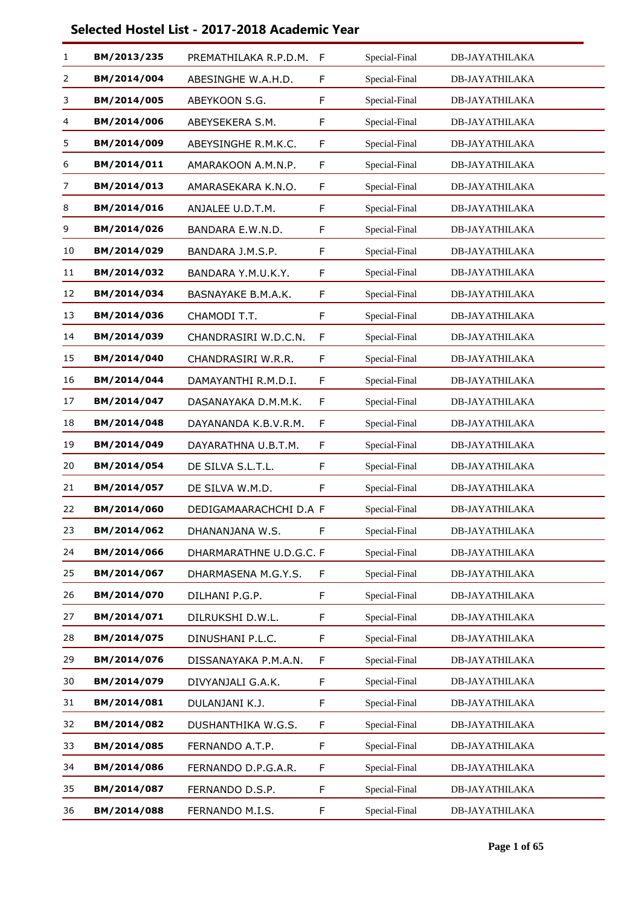## Selected Hostel List - 2017-2018 Academic Year

| | | | | | |
|---|---|---|---|---|---|
| 1 | **BM/2013/235** | PREMATHILAKA R.P.D.M. | F | Special-Final | DB-JAYATHILAKA |
| 2 | **BM/2014/004** | ABESINGHE W.A.H.D. | F | Special-Final | DB-JAYATHILAKA |
| 3 | **BM/2014/005** | ABEYKOON S.G. | F | Special-Final | DB-JAYATHILAKA |
| 4 | **BM/2014/006** | ABEYSEKERA S.M. | F | Special-Final | DB-JAYATHILAKA |
| 5 | **BM/2014/009** | ABEYSINGHE R.M.K.C. | F | Special-Final | DB-JAYATHILAKA |
| 6 | **BM/2014/011** | AMARAKOON A.M.N.P. | F | Special-Final | DB-JAYATHILAKA |
| 7 | **BM/2014/013** | AMARASEKARA K.N.O. | F | Special-Final | DB-JAYATHILAKA |
| 8 | **BM/2014/016** | ANJALEE U.D.T.M. | F | Special-Final | DB-JAYATHILAKA |
| 9 | **BM/2014/026** | BANDARA E.W.N.D. | F | Special-Final | DB-JAYATHILAKA |
| 10 | **BM/2014/029** | BANDARA J.M.S.P. | F | Special-Final | DB-JAYATHILAKA |
| 11 | **BM/2014/032** | BANDARA Y.M.U.K.Y. | F | Special-Final | DB-JAYATHILAKA |
| 12 | **BM/2014/034** | BASNAYAKE B.M.A.K. | F | Special-Final | DB-JAYATHILAKA |
| 13 | **BM/2014/036** | CHAMODI T.T. | F | Special-Final | DB-JAYATHILAKA |
| 14 | **BM/2014/039** | CHANDRASIRI W.D.C.N. | F | Special-Final | DB-JAYATHILAKA |
| 15 | **BM/2014/040** | CHANDRASIRI W.R.R. | F | Special-Final | DB-JAYATHILAKA |
| 16 | **BM/2014/044** | DAMAYANTHI R.M.D.I. | F | Special-Final | DB-JAYATHILAKA |
| 17 | **BM/2014/047** | DASANAYAKA D.M.M.K. | F | Special-Final | DB-JAYATHILAKA |
| 18 | **BM/2014/048** | DAYANANDA K.B.V.R.M. | F | Special-Final | DB-JAYATHILAKA |
| 19 | **BM/2014/049** | DAYARATHNA U.B.T.M. | F | Special-Final | DB-JAYATHILAKA |
| 20 | **BM/2014/054** | DE SILVA S.L.T.L. | F | Special-Final | DB-JAYATHILAKA |
| 21 | **BM/2014/057** | DE SILVA W.M.D. | F | Special-Final | DB-JAYATHILAKA |
| 22 | **BM/2014/060** | DEDIGAMAARACHCHI D.A | F | Special-Final | DB-JAYATHILAKA |
| 23 | **BM/2014/062** | DHANANJANA W.S. | F | Special-Final | DB-JAYATHILAKA |
| 24 | **BM/2014/066** | DHARMARATHNE U.D.G.C. | F | Special-Final | DB-JAYATHILAKA |
| 25 | **BM/2014/067** | DHARMASENA M.G.Y.S. | F | Special-Final | DB-JAYATHILAKA |
| 26 | **BM/2014/070** | DILHANI P.G.P. | F | Special-Final | DB-JAYATHILAKA |
| 27 | **BM/2014/071** | DILRUKSHI D.W.L. | F | Special-Final | DB-JAYATHILAKA |
| 28 | **BM/2014/075** | DINUSHANI P.L.C. | F | Special-Final | DB-JAYATHILAKA |
| 29 | **BM/2014/076** | DISSANAYAKA P.M.A.N. | F | Special-Final | DB-JAYATHILAKA |
| 30 | **BM/2014/079** | DIVYANJALI G.A.K. | F | Special-Final | DB-JAYATHILAKA |
| 31 | **BM/2014/081** | DULANJANI K.J. | F | Special-Final | DB-JAYATHILAKA |
| 32 | **BM/2014/082** | DUSHANTHIKA W.G.S. | F | Special-Final | DB-JAYATHILAKA |
| 33 | **BM/2014/085** | FERNANDO A.T.P. | F | Special-Final | DB-JAYATHILAKA |
| 34 | **BM/2014/086** | FERNANDO D.P.G.A.R. | F | Special-Final | DB-JAYATHILAKA |
| 35 | **BM/2014/087** | FERNANDO D.S.P. | F | Special-Final | DB-JAYATHILAKA |
| 36 | **BM/2014/088** | FERNANDO M.I.S. | F | Special-Final | DB-JAYATHILAKA |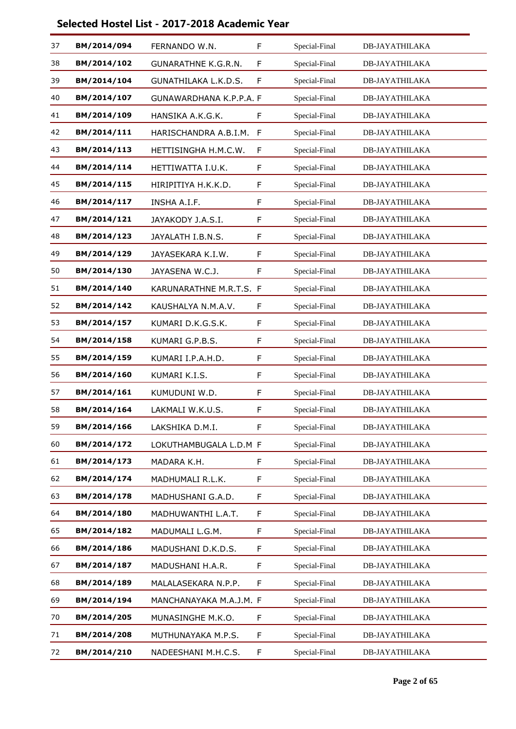## Selected Hostel List - 2017-2018 Academic Year

| | | | | | |
|---|---|---|---|---|---|
| 37 | **BM/2014/094** | FERNANDO W.N. | F | Special-Final | DB-JAYATHILAKA |
| 38 | **BM/2014/102** | GUNARATHNE K.G.R.N. | F | Special-Final | DB-JAYATHILAKA |
| 39 | **BM/2014/104** | GUNATHILAKA L.K.D.S. | F | Special-Final | DB-JAYATHILAKA |
| 40 | **BM/2014/107** | GUNAWARDHANA K.P.P.A. | F | Special-Final | DB-JAYATHILAKA |
| 41 | **BM/2014/109** | HANSIKA A.K.G.K. | F | Special-Final | DB-JAYATHILAKA |
| 42 | **BM/2014/111** | HARISCHANDRA A.B.I.M. | F | Special-Final | DB-JAYATHILAKA |
| 43 | **BM/2014/113** | HETTISINGHA H.M.C.W. | F | Special-Final | DB-JAYATHILAKA |
| 44 | **BM/2014/114** | HETTIWATTA I.U.K. | F | Special-Final | DB-JAYATHILAKA |
| 45 | **BM/2014/115** | HIRIPITIYA H.K.K.D. | F | Special-Final | DB-JAYATHILAKA |
| 46 | **BM/2014/117** | INSHA A.I.F. | F | Special-Final | DB-JAYATHILAKA |
| 47 | **BM/2014/121** | JAYAKODY J.A.S.I. | F | Special-Final | DB-JAYATHILAKA |
| 48 | **BM/2014/123** | JAYALATH I.B.N.S. | F | Special-Final | DB-JAYATHILAKA |
| 49 | **BM/2014/129** | JAYASEKARA K.I.W. | F | Special-Final | DB-JAYATHILAKA |
| 50 | **BM/2014/130** | JAYASENA W.C.J. | F | Special-Final | DB-JAYATHILAKA |
| 51 | **BM/2014/140** | KARUNARATHNE M.R.T.S. | F | Special-Final | DB-JAYATHILAKA |
| 52 | **BM/2014/142** | KAUSHALYA N.M.A.V. | F | Special-Final | DB-JAYATHILAKA |
| 53 | **BM/2014/157** | KUMARI D.K.G.S.K. | F | Special-Final | DB-JAYATHILAKA |
| 54 | **BM/2014/158** | KUMARI G.P.B.S. | F | Special-Final | DB-JAYATHILAKA |
| 55 | **BM/2014/159** | KUMARI I.P.A.H.D. | F | Special-Final | DB-JAYATHILAKA |
| 56 | **BM/2014/160** | KUMARI K.I.S. | F | Special-Final | DB-JAYATHILAKA |
| 57 | **BM/2014/161** | KUMUDUNI W.D. | F | Special-Final | DB-JAYATHILAKA |
| 58 | **BM/2014/164** | LAKMALI W.K.U.S. | F | Special-Final | DB-JAYATHILAKA |
| 59 | **BM/2014/166** | LAKSHIKA D.M.I. | F | Special-Final | DB-JAYATHILAKA |
| 60 | **BM/2014/172** | LOKUTHAMBUGALA L.D.M | F | Special-Final | DB-JAYATHILAKA |
| 61 | **BM/2014/173** | MADARA K.H. | F | Special-Final | DB-JAYATHILAKA |
| 62 | **BM/2014/174** | MADHUMALI R.L.K. | F | Special-Final | DB-JAYATHILAKA |
| 63 | **BM/2014/178** | MADHUSHANI G.A.D. | F | Special-Final | DB-JAYATHILAKA |
| 64 | **BM/2014/180** | MADHUWANTHI L.A.T. | F | Special-Final | DB-JAYATHILAKA |
| 65 | **BM/2014/182** | MADUMALI L.G.M. | F | Special-Final | DB-JAYATHILAKA |
| 66 | **BM/2014/186** | MADUSHANI D.K.D.S. | F | Special-Final | DB-JAYATHILAKA |
| 67 | **BM/2014/187** | MADUSHANI H.A.R. | F | Special-Final | DB-JAYATHILAKA |
| 68 | **BM/2014/189** | MALALASEKARA N.P.P. | F | Special-Final | DB-JAYATHILAKA |
| 69 | **BM/2014/194** | MANCHANAYAKA M.A.J.M. | F | Special-Final | DB-JAYATHILAKA |
| 70 | **BM/2014/205** | MUNASINGHE M.K.O. | F | Special-Final | DB-JAYATHILAKA |
| 71 | **BM/2014/208** | MUTHUNAYAKA M.P.S. | F | Special-Final | DB-JAYATHILAKA |
| 72 | **BM/2014/210** | NADEESHANI M.H.C.S. | F | Special-Final | DB-JAYATHILAKA |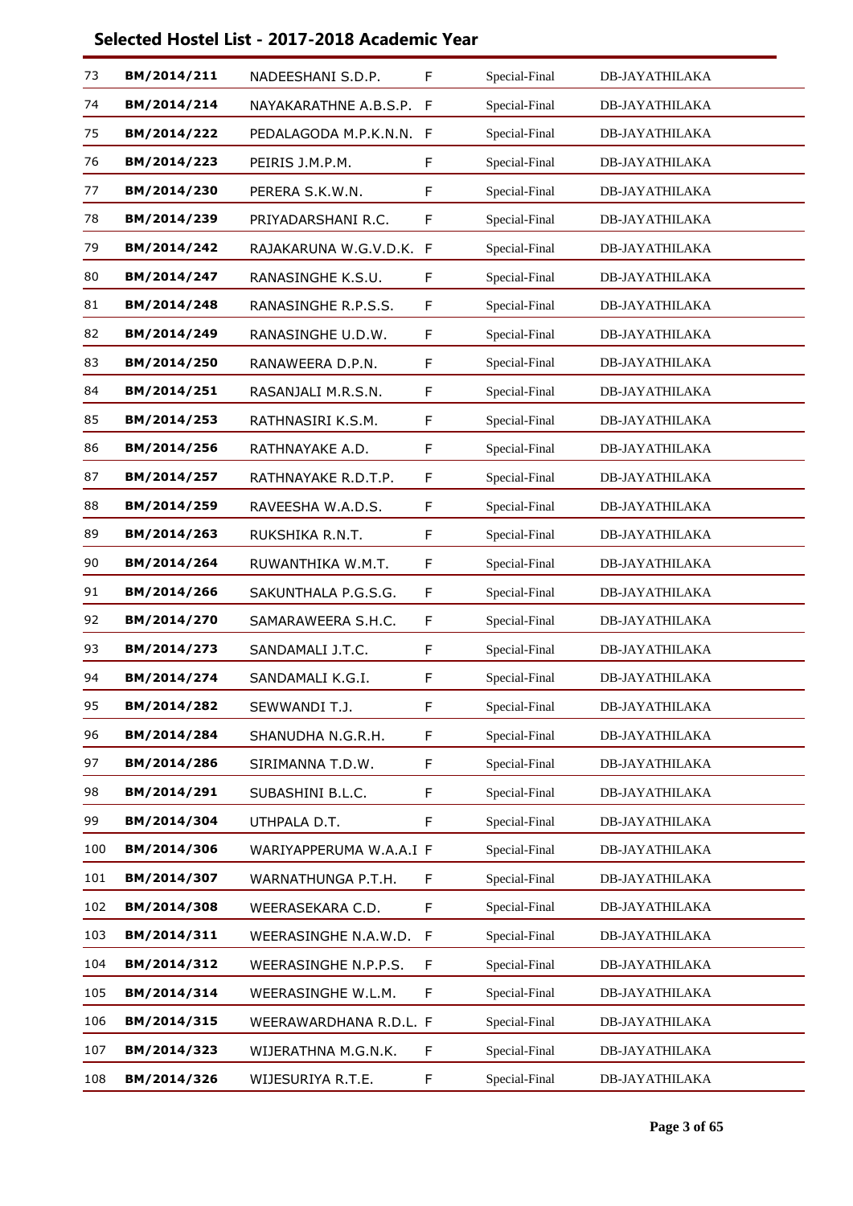## Selected Hostel List - 2017-2018 Academic Year

| | | | | | |
|---|---|---|---|---|---|
| 73 | **BM/2014/211** | NADEESHANI S.D.P. | F | Special-Final | DB-JAYATHILAKA |
| 74 | **BM/2014/214** | NAYAKARATHNE A.B.S.P. | F | Special-Final | DB-JAYATHILAKA |
| 75 | **BM/2014/222** | PEDALAGODA M.P.K.N.N. | F | Special-Final | DB-JAYATHILAKA |
| 76 | **BM/2014/223** | PEIRIS J.M.P.M. | F | Special-Final | DB-JAYATHILAKA |
| 77 | **BM/2014/230** | PERERA S.K.W.N. | F | Special-Final | DB-JAYATHILAKA |
| 78 | **BM/2014/239** | PRIYADARSHANI R.C. | F | Special-Final | DB-JAYATHILAKA |
| 79 | **BM/2014/242** | RAJAKARUNA W.G.V.D.K. | F | Special-Final | DB-JAYATHILAKA |
| 80 | **BM/2014/247** | RANASINGHE K.S.U. | F | Special-Final | DB-JAYATHILAKA |
| 81 | **BM/2014/248** | RANASINGHE R.P.S.S. | F | Special-Final | DB-JAYATHILAKA |
| 82 | **BM/2014/249** | RANASINGHE U.D.W. | F | Special-Final | DB-JAYATHILAKA |
| 83 | **BM/2014/250** | RANAWEERA D.P.N. | F | Special-Final | DB-JAYATHILAKA |
| 84 | **BM/2014/251** | RASANJALI M.R.S.N. | F | Special-Final | DB-JAYATHILAKA |
| 85 | **BM/2014/253** | RATHNASIRI K.S.M. | F | Special-Final | DB-JAYATHILAKA |
| 86 | **BM/2014/256** | RATHNAYAKE A.D. | F | Special-Final | DB-JAYATHILAKA |
| 87 | **BM/2014/257** | RATHNAYAKE R.D.T.P. | F | Special-Final | DB-JAYATHILAKA |
| 88 | **BM/2014/259** | RAVEESHA W.A.D.S. | F | Special-Final | DB-JAYATHILAKA |
| 89 | **BM/2014/263** | RUKSHIKA R.N.T. | F | Special-Final | DB-JAYATHILAKA |
| 90 | **BM/2014/264** | RUWANTHIKA W.M.T. | F | Special-Final | DB-JAYATHILAKA |
| 91 | **BM/2014/266** | SAKUNTHALA P.G.S.G. | F | Special-Final | DB-JAYATHILAKA |
| 92 | **BM/2014/270** | SAMARAWEERA S.H.C. | F | Special-Final | DB-JAYATHILAKA |
| 93 | **BM/2014/273** | SANDAMALI J.T.C. | F | Special-Final | DB-JAYATHILAKA |
| 94 | **BM/2014/274** | SANDAMALI K.G.I. | F | Special-Final | DB-JAYATHILAKA |
| 95 | **BM/2014/282** | SEWWANDI T.J. | F | Special-Final | DB-JAYATHILAKA |
| 96 | **BM/2014/284** | SHANUDHA N.G.R.H. | F | Special-Final | DB-JAYATHILAKA |
| 97 | **BM/2014/286** | SIRIMANNA T.D.W. | F | Special-Final | DB-JAYATHILAKA |
| 98 | **BM/2014/291** | SUBASHINI B.L.C. | F | Special-Final | DB-JAYATHILAKA |
| 99 | **BM/2014/304** | UTHPALA D.T. | F | Special-Final | DB-JAYATHILAKA |
| 100 | **BM/2014/306** | WARIYAPPERUMA W.A.A.I | F | Special-Final | DB-JAYATHILAKA |
| 101 | **BM/2014/307** | WARNATHUNGA P.T.H. | F | Special-Final | DB-JAYATHILAKA |
| 102 | **BM/2014/308** | WEERASEKARA C.D. | F | Special-Final | DB-JAYATHILAKA |
| 103 | **BM/2014/311** | WEERASINGHE N.A.W.D. | F | Special-Final | DB-JAYATHILAKA |
| 104 | **BM/2014/312** | WEERASINGHE N.P.P.S. | F | Special-Final | DB-JAYATHILAKA |
| 105 | **BM/2014/314** | WEERASINGHE W.L.M. | F | Special-Final | DB-JAYATHILAKA |
| 106 | **BM/2014/315** | WEERAWARDHANA R.D.L. | F | Special-Final | DB-JAYATHILAKA |
| 107 | **BM/2014/323** | WIJERATHNA M.G.N.K. | F | Special-Final | DB-JAYATHILAKA |
| 108 | **BM/2014/326** | WIJESURIYA R.T.E. | F | Special-Final | DB-JAYATHILAKA |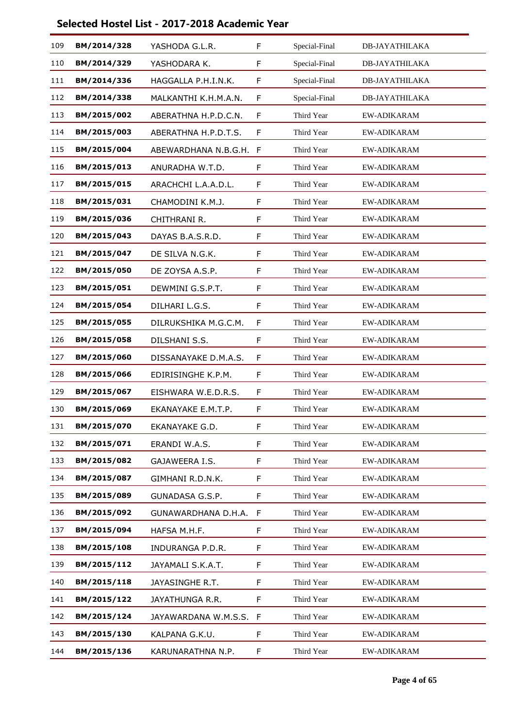## Selected Hostel List - 2017-2018 Academic Year

| | | | | | |
|---|---|---|---|---|---|
| 109 | **BM/2014/328** | YASHODA G.L.R. | F | Special-Final | DB-JAYATHILAKA |
| 110 | **BM/2014/329** | YASHODARA K. | F | Special-Final | DB-JAYATHILAKA |
| 111 | **BM/2014/336** | HAGGALLA P.H.I.N.K. | F | Special-Final | DB-JAYATHILAKA |
| 112 | **BM/2014/338** | MALKANTHI K.H.M.A.N. | F | Special-Final | DB-JAYATHILAKA |
| 113 | **BM/2015/002** | ABERATHNA H.P.D.C.N. | F | Third Year | EW-ADIKARAM |
| 114 | **BM/2015/003** | ABERATHNA H.P.D.T.S. | F | Third Year | EW-ADIKARAM |
| 115 | **BM/2015/004** | ABEWARDHANA N.B.G.H. | F | Third Year | EW-ADIKARAM |
| 116 | **BM/2015/013** | ANURADHA W.T.D. | F | Third Year | EW-ADIKARAM |
| 117 | **BM/2015/015** | ARACHCHI L.A.A.D.L. | F | Third Year | EW-ADIKARAM |
| 118 | **BM/2015/031** | CHAMODINI K.M.J. | F | Third Year | EW-ADIKARAM |
| 119 | **BM/2015/036** | CHITHRANI R. | F | Third Year | EW-ADIKARAM |
| 120 | **BM/2015/043** | DAYAS B.A.S.R.D. | F | Third Year | EW-ADIKARAM |
| 121 | **BM/2015/047** | DE SILVA N.G.K. | F | Third Year | EW-ADIKARAM |
| 122 | **BM/2015/050** | DE ZOYSA A.S.P. | F | Third Year | EW-ADIKARAM |
| 123 | **BM/2015/051** | DEWMINI G.S.P.T. | F | Third Year | EW-ADIKARAM |
| 124 | **BM/2015/054** | DILHARI L.G.S. | F | Third Year | EW-ADIKARAM |
| 125 | **BM/2015/055** | DILRUKSHIKA M.G.C.M. | F | Third Year | EW-ADIKARAM |
| 126 | **BM/2015/058** | DILSHANI S.S. | F | Third Year | EW-ADIKARAM |
| 127 | **BM/2015/060** | DISSANAYAKE D.M.A.S. | F | Third Year | EW-ADIKARAM |
| 128 | **BM/2015/066** | EDIRISINGHE K.P.M. | F | Third Year | EW-ADIKARAM |
| 129 | **BM/2015/067** | EISHWARA W.E.D.R.S. | F | Third Year | EW-ADIKARAM |
| 130 | **BM/2015/069** | EKANAYAKE E.M.T.P. | F | Third Year | EW-ADIKARAM |
| 131 | **BM/2015/070** | EKANAYAKE G.D. | F | Third Year | EW-ADIKARAM |
| 132 | **BM/2015/071** | ERANDI W.A.S. | F | Third Year | EW-ADIKARAM |
| 133 | **BM/2015/082** | GAJAWEERA I.S. | F | Third Year | EW-ADIKARAM |
| 134 | **BM/2015/087** | GIMHANI R.D.N.K. | F | Third Year | EW-ADIKARAM |
| 135 | **BM/2015/089** | GUNADASA G.S.P. | F | Third Year | EW-ADIKARAM |
| 136 | **BM/2015/092** | GUNAWARDHANA D.H.A. | F | Third Year | EW-ADIKARAM |
| 137 | **BM/2015/094** | HAFSA M.H.F. | F | Third Year | EW-ADIKARAM |
| 138 | **BM/2015/108** | INDURANGA P.D.R. | F | Third Year | EW-ADIKARAM |
| 139 | **BM/2015/112** | JAYAMALI S.K.A.T. | F | Third Year | EW-ADIKARAM |
| 140 | **BM/2015/118** | JAYASINGHE R.T. | F | Third Year | EW-ADIKARAM |
| 141 | **BM/2015/122** | JAYATHUNGA R.R. | F | Third Year | EW-ADIKARAM |
| 142 | **BM/2015/124** | JAYAWARDANA W.M.S.S. | F | Third Year | EW-ADIKARAM |
| 143 | **BM/2015/130** | KALPANA G.K.U. | F | Third Year | EW-ADIKARAM |
| 144 | **BM/2015/136** | KARUNARATHNA N.P. | F | Third Year | EW-ADIKARAM |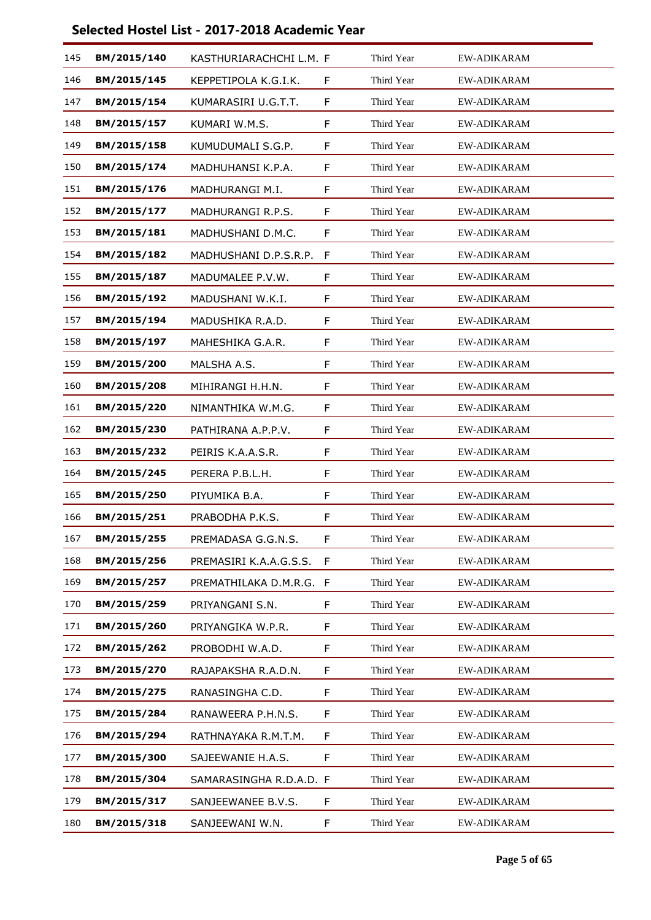## Selected Hostel List - 2017-2018 Academic Year

| | | | | | |
|---|---|---|---|---|---|
| 145 | **BM/2015/140** | KASTHURIARACHCHI L.M. | F | Third Year | EW-ADIKARAM |
| 146 | **BM/2015/145** | KEPPETIPOLA K.G.I.K. | F | Third Year | EW-ADIKARAM |
| 147 | **BM/2015/154** | KUMARASIRI U.G.T.T. | F | Third Year | EW-ADIKARAM |
| 148 | **BM/2015/157** | KUMARI W.M.S. | F | Third Year | EW-ADIKARAM |
| 149 | **BM/2015/158** | KUMUDUMALI S.G.P. | F | Third Year | EW-ADIKARAM |
| 150 | **BM/2015/174** | MADHUHANSI K.P.A. | F | Third Year | EW-ADIKARAM |
| 151 | **BM/2015/176** | MADHURANGI M.I. | F | Third Year | EW-ADIKARAM |
| 152 | **BM/2015/177** | MADHURANGI R.P.S. | F | Third Year | EW-ADIKARAM |
| 153 | **BM/2015/181** | MADHUSHANI D.M.C. | F | Third Year | EW-ADIKARAM |
| 154 | **BM/2015/182** | MADHUSHANI D.P.S.R.P. | F | Third Year | EW-ADIKARAM |
| 155 | **BM/2015/187** | MADUMALEE P.V.W. | F | Third Year | EW-ADIKARAM |
| 156 | **BM/2015/192** | MADUSHANI W.K.I. | F | Third Year | EW-ADIKARAM |
| 157 | **BM/2015/194** | MADUSHIKA R.A.D. | F | Third Year | EW-ADIKARAM |
| 158 | **BM/2015/197** | MAHESHIKA G.A.R. | F | Third Year | EW-ADIKARAM |
| 159 | **BM/2015/200** | MALSHA A.S. | F | Third Year | EW-ADIKARAM |
| 160 | **BM/2015/208** | MIHIRANGI H.H.N. | F | Third Year | EW-ADIKARAM |
| 161 | **BM/2015/220** | NIMANTHIKA W.M.G. | F | Third Year | EW-ADIKARAM |
| 162 | **BM/2015/230** | PATHIRANA A.P.P.V. | F | Third Year | EW-ADIKARAM |
| 163 | **BM/2015/232** | PEIRIS K.A.A.S.R. | F | Third Year | EW-ADIKARAM |
| 164 | **BM/2015/245** | PERERA P.B.L.H. | F | Third Year | EW-ADIKARAM |
| 165 | **BM/2015/250** | PIYUMIKA B.A. | F | Third Year | EW-ADIKARAM |
| 166 | **BM/2015/251** | PRABODHA P.K.S. | F | Third Year | EW-ADIKARAM |
| 167 | **BM/2015/255** | PREMADASA G.G.N.S. | F | Third Year | EW-ADIKARAM |
| 168 | **BM/2015/256** | PREMASIRI K.A.A.G.S.S. | F | Third Year | EW-ADIKARAM |
| 169 | **BM/2015/257** | PREMATHILAKA D.M.R.G. | F | Third Year | EW-ADIKARAM |
| 170 | **BM/2015/259** | PRIYANGANI S.N. | F | Third Year | EW-ADIKARAM |
| 171 | **BM/2015/260** | PRIYANGIKA W.P.R. | F | Third Year | EW-ADIKARAM |
| 172 | **BM/2015/262** | PROBODHI W.A.D. | F | Third Year | EW-ADIKARAM |
| 173 | **BM/2015/270** | RAJAPAKSHA R.A.D.N. | F | Third Year | EW-ADIKARAM |
| 174 | **BM/2015/275** | RANASINGHA C.D. | F | Third Year | EW-ADIKARAM |
| 175 | **BM/2015/284** | RANAWEERA P.H.N.S. | F | Third Year | EW-ADIKARAM |
| 176 | **BM/2015/294** | RATHNAYAKA R.M.T.M. | F | Third Year | EW-ADIKARAM |
| 177 | **BM/2015/300** | SAJEEWANIE H.A.S. | F | Third Year | EW-ADIKARAM |
| 178 | **BM/2015/304** | SAMARASINGHA R.D.A.D. | F | Third Year | EW-ADIKARAM |
| 179 | **BM/2015/317** | SANJEEWANEE B.V.S. | F | Third Year | EW-ADIKARAM |
| 180 | **BM/2015/318** | SANJEEWANI W.N. | F | Third Year | EW-ADIKARAM |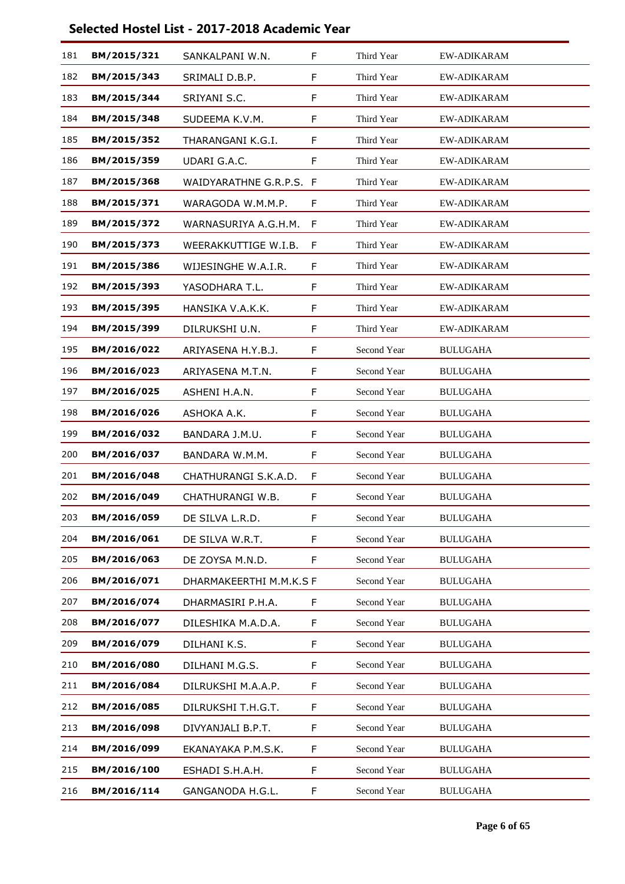## Selected Hostel List - 2017-2018 Academic Year

| | | | | | |
|---|---|---|---|---|---|
| 181 | **BM/2015/321** | SANKALPANI W.N. | F | Third Year | EW-ADIKARAM |
| 182 | **BM/2015/343** | SRIMALI D.B.P. | F | Third Year | EW-ADIKARAM |
| 183 | **BM/2015/344** | SRIYANI S.C. | F | Third Year | EW-ADIKARAM |
| 184 | **BM/2015/348** | SUDEEMA K.V.M. | F | Third Year | EW-ADIKARAM |
| 185 | **BM/2015/352** | THARANGANI K.G.I. | F | Third Year | EW-ADIKARAM |
| 186 | **BM/2015/359** | UDARI G.A.C. | F | Third Year | EW-ADIKARAM |
| 187 | **BM/2015/368** | WAIDYARATHNE G.R.P.S. | F | Third Year | EW-ADIKARAM |
| 188 | **BM/2015/371** | WARAGODA W.M.M.P. | F | Third Year | EW-ADIKARAM |
| 189 | **BM/2015/372** | WARNASURIYA A.G.H.M. | F | Third Year | EW-ADIKARAM |
| 190 | **BM/2015/373** | WEERAKKUTTIGE W.I.B. | F | Third Year | EW-ADIKARAM |
| 191 | **BM/2015/386** | WIJESINGHE W.A.I.R. | F | Third Year | EW-ADIKARAM |
| 192 | **BM/2015/393** | YASODHARA T.L. | F | Third Year | EW-ADIKARAM |
| 193 | **BM/2015/395** | HANSIKA V.A.K.K. | F | Third Year | EW-ADIKARAM |
| 194 | **BM/2015/399** | DILRUKSHI U.N. | F | Third Year | EW-ADIKARAM |
| 195 | **BM/2016/022** | ARIYASENA H.Y.B.J. | F | Second Year | BULUGAHA |
| 196 | **BM/2016/023** | ARIYASENA M.T.N. | F | Second Year | BULUGAHA |
| 197 | **BM/2016/025** | ASHENI H.A.N. | F | Second Year | BULUGAHA |
| 198 | **BM/2016/026** | ASHOKA A.K. | F | Second Year | BULUGAHA |
| 199 | **BM/2016/032** | BANDARA J.M.U. | F | Second Year | BULUGAHA |
| 200 | **BM/2016/037** | BANDARA W.M.M. | F | Second Year | BULUGAHA |
| 201 | **BM/2016/048** | CHATHURANGI S.K.A.D. | F | Second Year | BULUGAHA |
| 202 | **BM/2016/049** | CHATHURANGI W.B. | F | Second Year | BULUGAHA |
| 203 | **BM/2016/059** | DE SILVA L.R.D. | F | Second Year | BULUGAHA |
| 204 | **BM/2016/061** | DE SILVA W.R.T. | F | Second Year | BULUGAHA |
| 205 | **BM/2016/063** | DE ZOYSA M.N.D. | F | Second Year | BULUGAHA |
| 206 | **BM/2016/071** | DHARMAKEERTHI M.M.K.S | F | Second Year | BULUGAHA |
| 207 | **BM/2016/074** | DHARMASIRI P.H.A. | F | Second Year | BULUGAHA |
| 208 | **BM/2016/077** | DILESHIKA M.A.D.A. | F | Second Year | BULUGAHA |
| 209 | **BM/2016/079** | DILHANI K.S. | F | Second Year | BULUGAHA |
| 210 | **BM/2016/080** | DILHANI M.G.S. | F | Second Year | BULUGAHA |
| 211 | **BM/2016/084** | DILRUKSHI M.A.A.P. | F | Second Year | BULUGAHA |
| 212 | **BM/2016/085** | DILRUKSHI T.H.G.T. | F | Second Year | BULUGAHA |
| 213 | **BM/2016/098** | DIVYANJALI B.P.T. | F | Second Year | BULUGAHA |
| 214 | **BM/2016/099** | EKANAYAKA P.M.S.K. | F | Second Year | BULUGAHA |
| 215 | **BM/2016/100** | ESHADI S.H.A.H. | F | Second Year | BULUGAHA |
| 216 | **BM/2016/114** | GANGANODA H.G.L. | F | Second Year | BULUGAHA |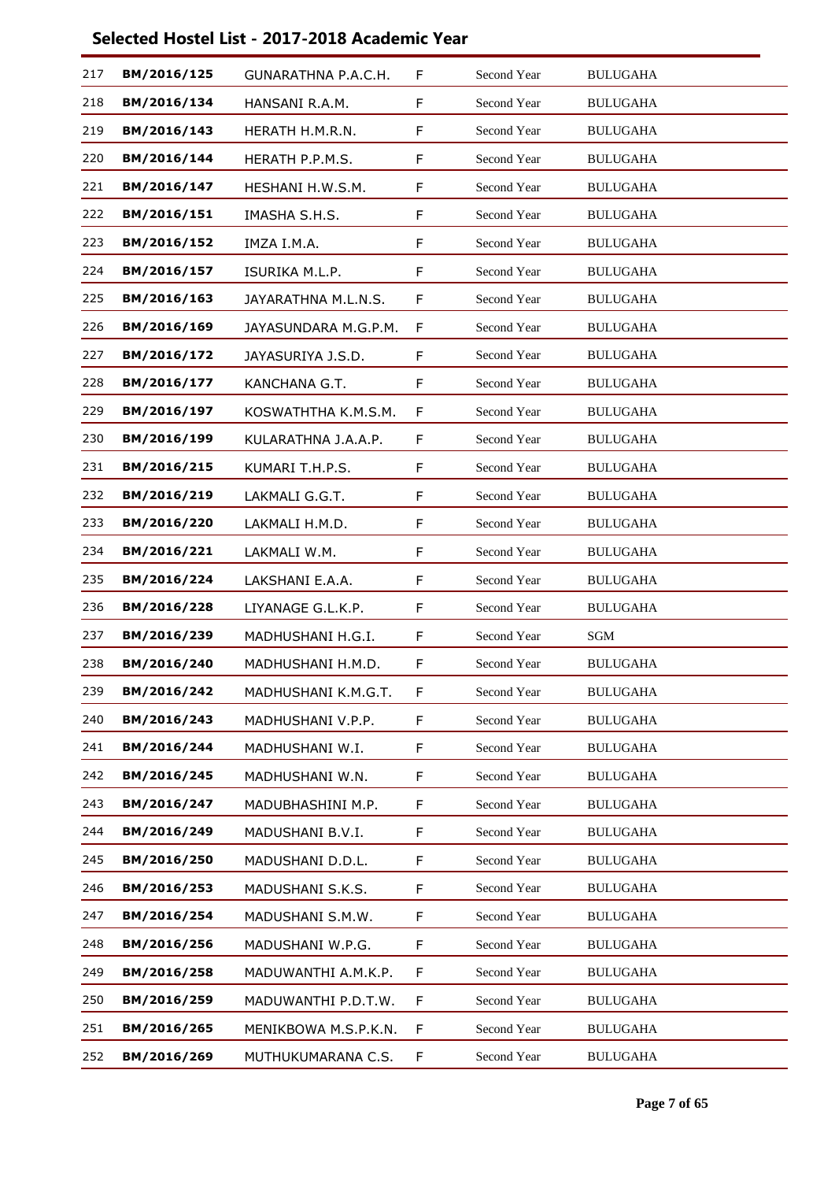# Selected Hostel List - 2017-2018 Academic Year

| | | | | | |
|---|---|---|---|---|---|
| 217 | **BM/2016/125** | GUNARATHNA P.A.C.H. | F | Second Year | BULUGAHA |
| 218 | **BM/2016/134** | HANSANI R.A.M. | F | Second Year | BULUGAHA |
| 219 | **BM/2016/143** | HERATH H.M.R.N. | F | Second Year | BULUGAHA |
| 220 | **BM/2016/144** | HERATH P.P.M.S. | F | Second Year | BULUGAHA |
| 221 | **BM/2016/147** | HESHANI H.W.S.M. | F | Second Year | BULUGAHA |
| 222 | **BM/2016/151** | IMASHA S.H.S. | F | Second Year | BULUGAHA |
| 223 | **BM/2016/152** | IMZA I.M.A. | F | Second Year | BULUGAHA |
| 224 | **BM/2016/157** | ISURIKA M.L.P. | F | Second Year | BULUGAHA |
| 225 | **BM/2016/163** | JAYARATHNA M.L.N.S. | F | Second Year | BULUGAHA |
| 226 | **BM/2016/169** | JAYASUNDARA M.G.P.M. | F | Second Year | BULUGAHA |
| 227 | **BM/2016/172** | JAYASURIYA J.S.D. | F | Second Year | BULUGAHA |
| 228 | **BM/2016/177** | KANCHANA G.T. | F | Second Year | BULUGAHA |
| 229 | **BM/2016/197** | KOSWATHTHA K.M.S.M. | F | Second Year | BULUGAHA |
| 230 | **BM/2016/199** | KULARATHNA J.A.A.P. | F | Second Year | BULUGAHA |
| 231 | **BM/2016/215** | KUMARI T.H.P.S. | F | Second Year | BULUGAHA |
| 232 | **BM/2016/219** | LAKMALI G.G.T. | F | Second Year | BULUGAHA |
| 233 | **BM/2016/220** | LAKMALI H.M.D. | F | Second Year | BULUGAHA |
| 234 | **BM/2016/221** | LAKMALI W.M. | F | Second Year | BULUGAHA |
| 235 | **BM/2016/224** | LAKSHANI E.A.A. | F | Second Year | BULUGAHA |
| 236 | **BM/2016/228** | LIYANAGE G.L.K.P. | F | Second Year | BULUGAHA |
| 237 | **BM/2016/239** | MADHUSHANI H.G.I. | F | Second Year | SGM |
| 238 | **BM/2016/240** | MADHUSHANI H.M.D. | F | Second Year | BULUGAHA |
| 239 | **BM/2016/242** | MADHUSHANI K.M.G.T. | F | Second Year | BULUGAHA |
| 240 | **BM/2016/243** | MADHUSHANI V.P.P. | F | Second Year | BULUGAHA |
| 241 | **BM/2016/244** | MADHUSHANI W.I. | F | Second Year | BULUGAHA |
| 242 | **BM/2016/245** | MADHUSHANI W.N. | F | Second Year | BULUGAHA |
| 243 | **BM/2016/247** | MADUBHASHINI M.P. | F | Second Year | BULUGAHA |
| 244 | **BM/2016/249** | MADUSHANI B.V.I. | F | Second Year | BULUGAHA |
| 245 | **BM/2016/250** | MADUSHANI D.D.L. | F | Second Year | BULUGAHA |
| 246 | **BM/2016/253** | MADUSHANI S.K.S. | F | Second Year | BULUGAHA |
| 247 | **BM/2016/254** | MADUSHANI S.M.W. | F | Second Year | BULUGAHA |
| 248 | **BM/2016/256** | MADUSHANI W.P.G. | F | Second Year | BULUGAHA |
| 249 | **BM/2016/258** | MADUWANTHI A.M.K.P. | F | Second Year | BULUGAHA |
| 250 | **BM/2016/259** | MADUWANTHI P.D.T.W. | F | Second Year | BULUGAHA |
| 251 | **BM/2016/265** | MENIKBOWA M.S.P.K.N. | F | Second Year | BULUGAHA |
| 252 | **BM/2016/269** | MUTHUKUMARANA C.S. | F | Second Year | BULUGAHA |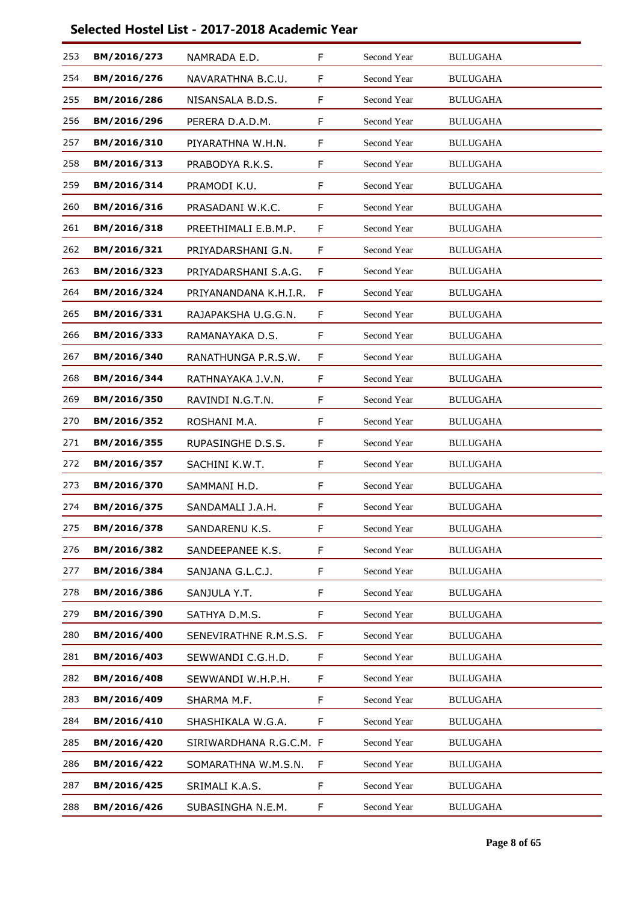## Selected Hostel List - 2017-2018 Academic Year

| | | | | | |
|---|---|---|---|---|---|
| 253 | **BM/2016/273** | NAMRADA E.D. | F | Second Year | BULUGAHA |
| 254 | **BM/2016/276** | NAVARATHNA B.C.U. | F | Second Year | BULUGAHA |
| 255 | **BM/2016/286** | NISANSALA B.D.S. | F | Second Year | BULUGAHA |
| 256 | **BM/2016/296** | PERERA D.A.D.M. | F | Second Year | BULUGAHA |
| 257 | **BM/2016/310** | PIYARATHNA W.H.N. | F | Second Year | BULUGAHA |
| 258 | **BM/2016/313** | PRABODYA R.K.S. | F | Second Year | BULUGAHA |
| 259 | **BM/2016/314** | PRAMODI K.U. | F | Second Year | BULUGAHA |
| 260 | **BM/2016/316** | PRASADANI W.K.C. | F | Second Year | BULUGAHA |
| 261 | **BM/2016/318** | PREETHIMALI E.B.M.P. | F | Second Year | BULUGAHA |
| 262 | **BM/2016/321** | PRIYADARSHANI G.N. | F | Second Year | BULUGAHA |
| 263 | **BM/2016/323** | PRIYADARSHANI S.A.G. | F | Second Year | BULUGAHA |
| 264 | **BM/2016/324** | PRIYANANDANA K.H.I.R. | F | Second Year | BULUGAHA |
| 265 | **BM/2016/331** | RAJAPAKSHA U.G.G.N. | F | Second Year | BULUGAHA |
| 266 | **BM/2016/333** | RAMANAYAKA D.S. | F | Second Year | BULUGAHA |
| 267 | **BM/2016/340** | RANATHUNGA P.R.S.W. | F | Second Year | BULUGAHA |
| 268 | **BM/2016/344** | RATHNAYAKA J.V.N. | F | Second Year | BULUGAHA |
| 269 | **BM/2016/350** | RAVINDI N.G.T.N. | F | Second Year | BULUGAHA |
| 270 | **BM/2016/352** | ROSHANI M.A. | F | Second Year | BULUGAHA |
| 271 | **BM/2016/355** | RUPASINGHE D.S.S. | F | Second Year | BULUGAHA |
| 272 | **BM/2016/357** | SACHINI K.W.T. | F | Second Year | BULUGAHA |
| 273 | **BM/2016/370** | SAMMANI H.D. | F | Second Year | BULUGAHA |
| 274 | **BM/2016/375** | SANDAMALI J.A.H. | F | Second Year | BULUGAHA |
| 275 | **BM/2016/378** | SANDARENU K.S. | F | Second Year | BULUGAHA |
| 276 | **BM/2016/382** | SANDEEPANEE K.S. | F | Second Year | BULUGAHA |
| 277 | **BM/2016/384** | SANJANA G.L.C.J. | F | Second Year | BULUGAHA |
| 278 | **BM/2016/386** | SANJULA Y.T. | F | Second Year | BULUGAHA |
| 279 | **BM/2016/390** | SATHYA D.M.S. | F | Second Year | BULUGAHA |
| 280 | **BM/2016/400** | SENEVIRATHNE R.M.S.S. | F | Second Year | BULUGAHA |
| 281 | **BM/2016/403** | SEWWANDI C.G.H.D. | F | Second Year | BULUGAHA |
| 282 | **BM/2016/408** | SEWWANDI W.H.P.H. | F | Second Year | BULUGAHA |
| 283 | **BM/2016/409** | SHARMA M.F. | F | Second Year | BULUGAHA |
| 284 | **BM/2016/410** | SHASHIKALA W.G.A. | F | Second Year | BULUGAHA |
| 285 | **BM/2016/420** | SIRIWARDHANA R.G.C.M. | F | Second Year | BULUGAHA |
| 286 | **BM/2016/422** | SOMARATHNA W.M.S.N. | F | Second Year | BULUGAHA |
| 287 | **BM/2016/425** | SRIMALI K.A.S. | F | Second Year | BULUGAHA |
| 288 | **BM/2016/426** | SUBASINGHA N.E.M. | F | Second Year | BULUGAHA |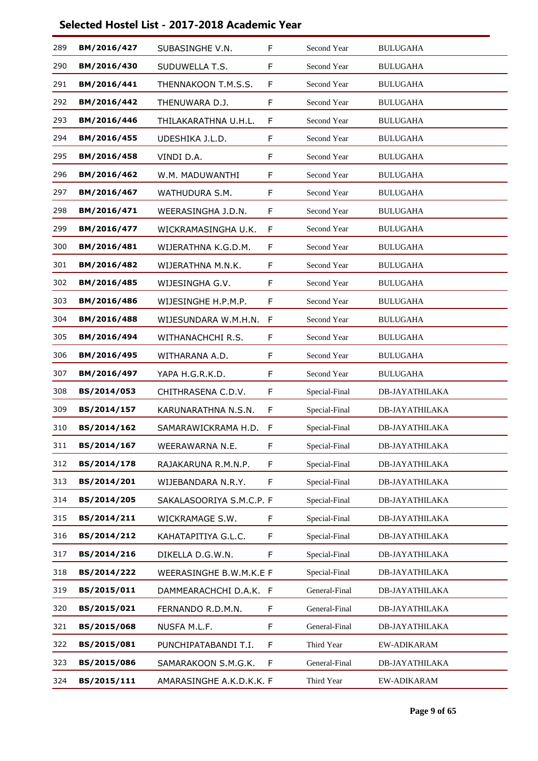## Selected Hostel List - 2017-2018 Academic Year

| | | | | | |
|---|---|---|---|---|---|
| 289 | **BM/2016/427** | SUBASINGHE V.N. | F | Second Year | BULUGAHA |
| 290 | **BM/2016/430** | SUDUWELLA T.S. | F | Second Year | BULUGAHA |
| 291 | **BM/2016/441** | THENNAKOON T.M.S.S. | F | Second Year | BULUGAHA |
| 292 | **BM/2016/442** | THENUWARA D.J. | F | Second Year | BULUGAHA |
| 293 | **BM/2016/446** | THILAKARATHNA U.H.L. | F | Second Year | BULUGAHA |
| 294 | **BM/2016/455** | UDESHIKA J.L.D. | F | Second Year | BULUGAHA |
| 295 | **BM/2016/458** | VINDI D.A. | F | Second Year | BULUGAHA |
| 296 | **BM/2016/462** | W.M. MADUWANTHI | F | Second Year | BULUGAHA |
| 297 | **BM/2016/467** | WATHUDURA S.M. | F | Second Year | BULUGAHA |
| 298 | **BM/2016/471** | WEERASINGHA J.D.N. | F | Second Year | BULUGAHA |
| 299 | **BM/2016/477** | WICKRAMASINGHA U.K. | F | Second Year | BULUGAHA |
| 300 | **BM/2016/481** | WIJERATHNA K.G.D.M. | F | Second Year | BULUGAHA |
| 301 | **BM/2016/482** | WIJERATHNA M.N.K. | F | Second Year | BULUGAHA |
| 302 | **BM/2016/485** | WIJESINGHA G.V. | F | Second Year | BULUGAHA |
| 303 | **BM/2016/486** | WIJESINGHE H.P.M.P. | F | Second Year | BULUGAHA |
| 304 | **BM/2016/488** | WIJESUNDARA W.M.H.N. | F | Second Year | BULUGAHA |
| 305 | **BM/2016/494** | WITHANACHCHI R.S. | F | Second Year | BULUGAHA |
| 306 | **BM/2016/495** | WITHARANA A.D. | F | Second Year | BULUGAHA |
| 307 | **BM/2016/497** | YAPA H.G.R.K.D. | F | Second Year | BULUGAHA |
| 308 | **BS/2014/053** | CHITHRASENA C.D.V. | F | Special-Final | DB-JAYATHILAKA |
| 309 | **BS/2014/157** | KARUNARATHNA N.S.N. | F | Special-Final | DB-JAYATHILAKA |
| 310 | **BS/2014/162** | SAMARAWICKRAMA H.D. | F | Special-Final | DB-JAYATHILAKA |
| 311 | **BS/2014/167** | WEERAWARNA N.E. | F | Special-Final | DB-JAYATHILAKA |
| 312 | **BS/2014/178** | RAJAKARUNA R.M.N.P. | F | Special-Final | DB-JAYATHILAKA |
| 313 | **BS/2014/201** | WIJEBANDARA N.R.Y. | F | Special-Final | DB-JAYATHILAKA |
| 314 | **BS/2014/205** | SAKALASOORIYA S.M.C.P. | F | Special-Final | DB-JAYATHILAKA |
| 315 | **BS/2014/211** | WICKRAMAGE S.W. | F | Special-Final | DB-JAYATHILAKA |
| 316 | **BS/2014/212** | KAHATAPITIYA G.L.C. | F | Special-Final | DB-JAYATHILAKA |
| 317 | **BS/2014/216** | DIKELLA D.G.W.N. | F | Special-Final | DB-JAYATHILAKA |
| 318 | **BS/2014/222** | WEERASINGHE B.W.M.K.E | F | Special-Final | DB-JAYATHILAKA |
| 319 | **BS/2015/011** | DAMMEARACHCHI D.A.K. | F | General-Final | DB-JAYATHILAKA |
| 320 | **BS/2015/021** | FERNANDO R.D.M.N. | F | General-Final | DB-JAYATHILAKA |
| 321 | **BS/2015/068** | NUSFA M.L.F. | F | General-Final | DB-JAYATHILAKA |
| 322 | **BS/2015/081** | PUNCHIPATABANDI T.I. | F | Third Year | EW-ADIKARAM |
| 323 | **BS/2015/086** | SAMARAKOON S.M.G.K. | F | General-Final | DB-JAYATHILAKA |
| 324 | **BS/2015/111** | AMARASINGHE A.K.D.K.K. | F | Third Year | EW-ADIKARAM |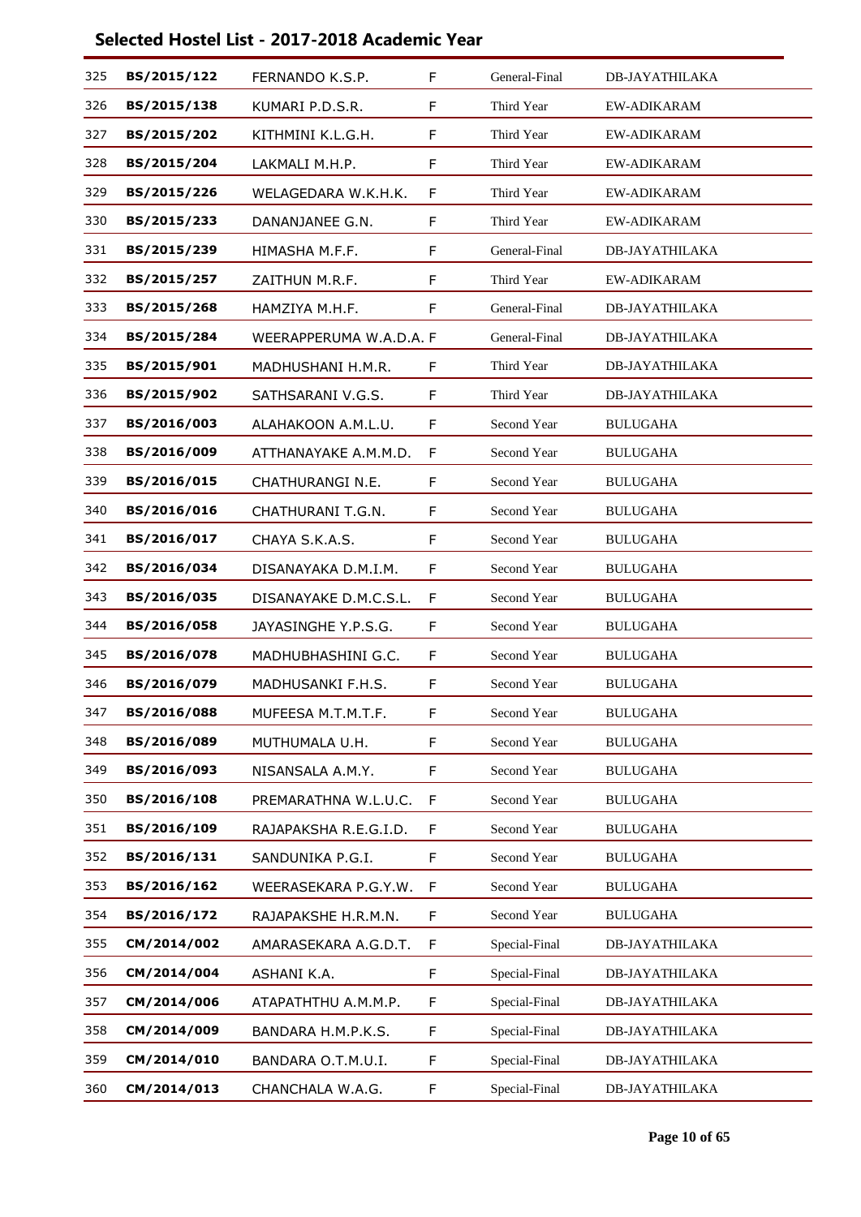## Selected Hostel List - 2017-2018 Academic Year

| | | | | | |
|---|---|---|---|---|---|
| 325 | **BS/2015/122** | FERNANDO K.S.P. | F | General-Final | DB-JAYATHILAKA |
| 326 | **BS/2015/138** | KUMARI P.D.S.R. | F | Third Year | EW-ADIKARAM |
| 327 | **BS/2015/202** | KITHMINI K.L.G.H. | F | Third Year | EW-ADIKARAM |
| 328 | **BS/2015/204** | LAKMALI M.H.P. | F | Third Year | EW-ADIKARAM |
| 329 | **BS/2015/226** | WELAGEDARA W.K.H.K. | F | Third Year | EW-ADIKARAM |
| 330 | **BS/2015/233** | DANANJANEE G.N. | F | Third Year | EW-ADIKARAM |
| 331 | **BS/2015/239** | HIMASHA M.F.F. | F | General-Final | DB-JAYATHILAKA |
| 332 | **BS/2015/257** | ZAITHUN M.R.F. | F | Third Year | EW-ADIKARAM |
| 333 | **BS/2015/268** | HAMZIYA M.H.F. | F | General-Final | DB-JAYATHILAKA |
| 334 | **BS/2015/284** | WEERAPPERUMA W.A.D.A. | F | General-Final | DB-JAYATHILAKA |
| 335 | **BS/2015/901** | MADHUSHANI H.M.R. | F | Third Year | DB-JAYATHILAKA |
| 336 | **BS/2015/902** | SATHSARANI V.G.S. | F | Third Year | DB-JAYATHILAKA |
| 337 | **BS/2016/003** | ALAHAKOON A.M.L.U. | F | Second Year | BULUGAHA |
| 338 | **BS/2016/009** | ATTHANAYAKE A.M.M.D. | F | Second Year | BULUGAHA |
| 339 | **BS/2016/015** | CHATHURANGI N.E. | F | Second Year | BULUGAHA |
| 340 | **BS/2016/016** | CHATHURANI T.G.N. | F | Second Year | BULUGAHA |
| 341 | **BS/2016/017** | CHAYA S.K.A.S. | F | Second Year | BULUGAHA |
| 342 | **BS/2016/034** | DISANAYAKA D.M.I.M. | F | Second Year | BULUGAHA |
| 343 | **BS/2016/035** | DISANAYAKE D.M.C.S.L. | F | Second Year | BULUGAHA |
| 344 | **BS/2016/058** | JAYASINGHE Y.P.S.G. | F | Second Year | BULUGAHA |
| 345 | **BS/2016/078** | MADHUBHASHINI G.C. | F | Second Year | BULUGAHA |
| 346 | **BS/2016/079** | MADHUSANKI F.H.S. | F | Second Year | BULUGAHA |
| 347 | **BS/2016/088** | MUFEESA M.T.M.T.F. | F | Second Year | BULUGAHA |
| 348 | **BS/2016/089** | MUTHUMALA U.H. | F | Second Year | BULUGAHA |
| 349 | **BS/2016/093** | NISANSALA A.M.Y. | F | Second Year | BULUGAHA |
| 350 | **BS/2016/108** | PREMARATHNA W.L.U.C. | F | Second Year | BULUGAHA |
| 351 | **BS/2016/109** | RAJAPAKSHA R.E.G.I.D. | F | Second Year | BULUGAHA |
| 352 | **BS/2016/131** | SANDUNIKA P.G.I. | F | Second Year | BULUGAHA |
| 353 | **BS/2016/162** | WEERASEKARA P.G.Y.W. | F | Second Year | BULUGAHA |
| 354 | **BS/2016/172** | RAJAPAKSHE H.R.M.N. | F | Second Year | BULUGAHA |
| 355 | **CM/2014/002** | AMARASEKARA A.G.D.T. | F | Special-Final | DB-JAYATHILAKA |
| 356 | **CM/2014/004** | ASHANI K.A. | F | Special-Final | DB-JAYATHILAKA |
| 357 | **CM/2014/006** | ATAPATHTHU A.M.M.P. | F | Special-Final | DB-JAYATHILAKA |
| 358 | **CM/2014/009** | BANDARA H.M.P.K.S. | F | Special-Final | DB-JAYATHILAKA |
| 359 | **CM/2014/010** | BANDARA O.T.M.U.I. | F | Special-Final | DB-JAYATHILAKA |
| 360 | **CM/2014/013** | CHANCHALA W.A.G. | F | Special-Final | DB-JAYATHILAKA |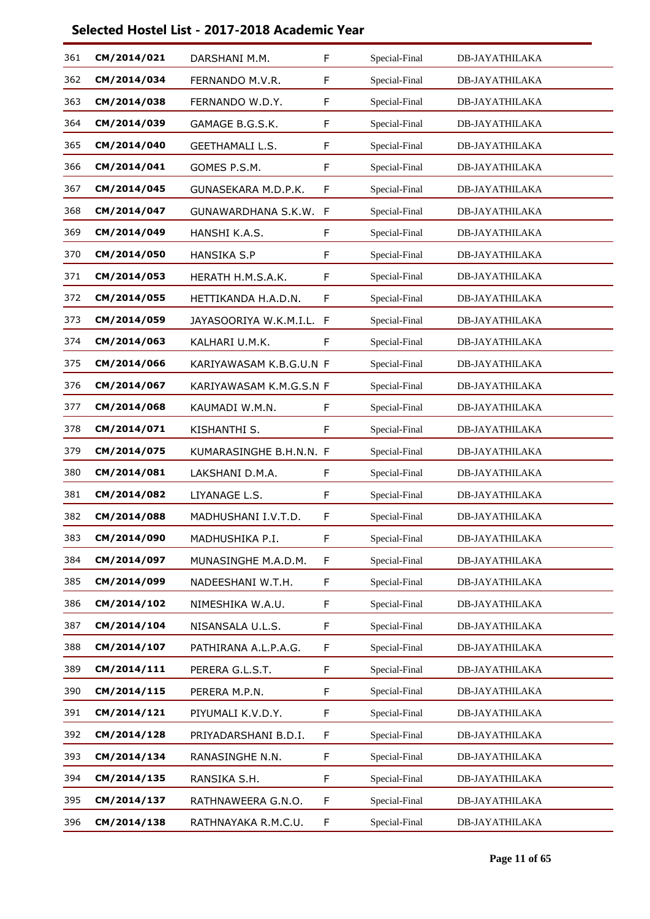## Selected Hostel List - 2017-2018 Academic Year

| | | | | | |
|---|---|---|---|---|---|
| 361 | **CM/2014/021** | DARSHANI M.M. | F | Special-Final | DB-JAYATHILAKA |
| 362 | **CM/2014/034** | FERNANDO M.V.R. | F | Special-Final | DB-JAYATHILAKA |
| 363 | **CM/2014/038** | FERNANDO W.D.Y. | F | Special-Final | DB-JAYATHILAKA |
| 364 | **CM/2014/039** | GAMAGE B.G.S.K. | F | Special-Final | DB-JAYATHILAKA |
| 365 | **CM/2014/040** | GEETHAMALI L.S. | F | Special-Final | DB-JAYATHILAKA |
| 366 | **CM/2014/041** | GOMES P.S.M. | F | Special-Final | DB-JAYATHILAKA |
| 367 | **CM/2014/045** | GUNASEKARA M.D.P.K. | F | Special-Final | DB-JAYATHILAKA |
| 368 | **CM/2014/047** | GUNAWARDHANA S.K.W. | F | Special-Final | DB-JAYATHILAKA |
| 369 | **CM/2014/049** | HANSHI K.A.S. | F | Special-Final | DB-JAYATHILAKA |
| 370 | **CM/2014/050** | HANSIKA S.P | F | Special-Final | DB-JAYATHILAKA |
| 371 | **CM/2014/053** | HERATH H.M.S.A.K. | F | Special-Final | DB-JAYATHILAKA |
| 372 | **CM/2014/055** | HETTIKANDA H.A.D.N. | F | Special-Final | DB-JAYATHILAKA |
| 373 | **CM/2014/059** | JAYASOORIYA W.K.M.I.L. | F | Special-Final | DB-JAYATHILAKA |
| 374 | **CM/2014/063** | KALHARI U.M.K. | F | Special-Final | DB-JAYATHILAKA |
| 375 | **CM/2014/066** | KARIYAWASAM K.B.G.U.N | F | Special-Final | DB-JAYATHILAKA |
| 376 | **CM/2014/067** | KARIYAWASAM K.M.G.S.N | F | Special-Final | DB-JAYATHILAKA |
| 377 | **CM/2014/068** | KAUMADI W.M.N. | F | Special-Final | DB-JAYATHILAKA |
| 378 | **CM/2014/071** | KISHANTHI S. | F | Special-Final | DB-JAYATHILAKA |
| 379 | **CM/2014/075** | KUMARASINGHE B.H.N.N. | F | Special-Final | DB-JAYATHILAKA |
| 380 | **CM/2014/081** | LAKSHANI D.M.A. | F | Special-Final | DB-JAYATHILAKA |
| 381 | **CM/2014/082** | LIYANAGE L.S. | F | Special-Final | DB-JAYATHILAKA |
| 382 | **CM/2014/088** | MADHUSHANI I.V.T.D. | F | Special-Final | DB-JAYATHILAKA |
| 383 | **CM/2014/090** | MADHUSHIKA P.I. | F | Special-Final | DB-JAYATHILAKA |
| 384 | **CM/2014/097** | MUNASINGHE M.A.D.M. | F | Special-Final | DB-JAYATHILAKA |
| 385 | **CM/2014/099** | NADEESHANI W.T.H. | F | Special-Final | DB-JAYATHILAKA |
| 386 | **CM/2014/102** | NIMESHIKA W.A.U. | F | Special-Final | DB-JAYATHILAKA |
| 387 | **CM/2014/104** | NISANSALA U.L.S. | F | Special-Final | DB-JAYATHILAKA |
| 388 | **CM/2014/107** | PATHIRANA A.L.P.A.G. | F | Special-Final | DB-JAYATHILAKA |
| 389 | **CM/2014/111** | PERERA G.L.S.T. | F | Special-Final | DB-JAYATHILAKA |
| 390 | **CM/2014/115** | PERERA M.P.N. | F | Special-Final | DB-JAYATHILAKA |
| 391 | **CM/2014/121** | PIYUMALI K.V.D.Y. | F | Special-Final | DB-JAYATHILAKA |
| 392 | **CM/2014/128** | PRIYADARSHANI B.D.I. | F | Special-Final | DB-JAYATHILAKA |
| 393 | **CM/2014/134** | RANASINGHE N.N. | F | Special-Final | DB-JAYATHILAKA |
| 394 | **CM/2014/135** | RANSIKA S.H. | F | Special-Final | DB-JAYATHILAKA |
| 395 | **CM/2014/137** | RATHNAWEERA G.N.O. | F | Special-Final | DB-JAYATHILAKA |
| 396 | **CM/2014/138** | RATHNAYAKA R.M.C.U. | F | Special-Final | DB-JAYATHILAKA |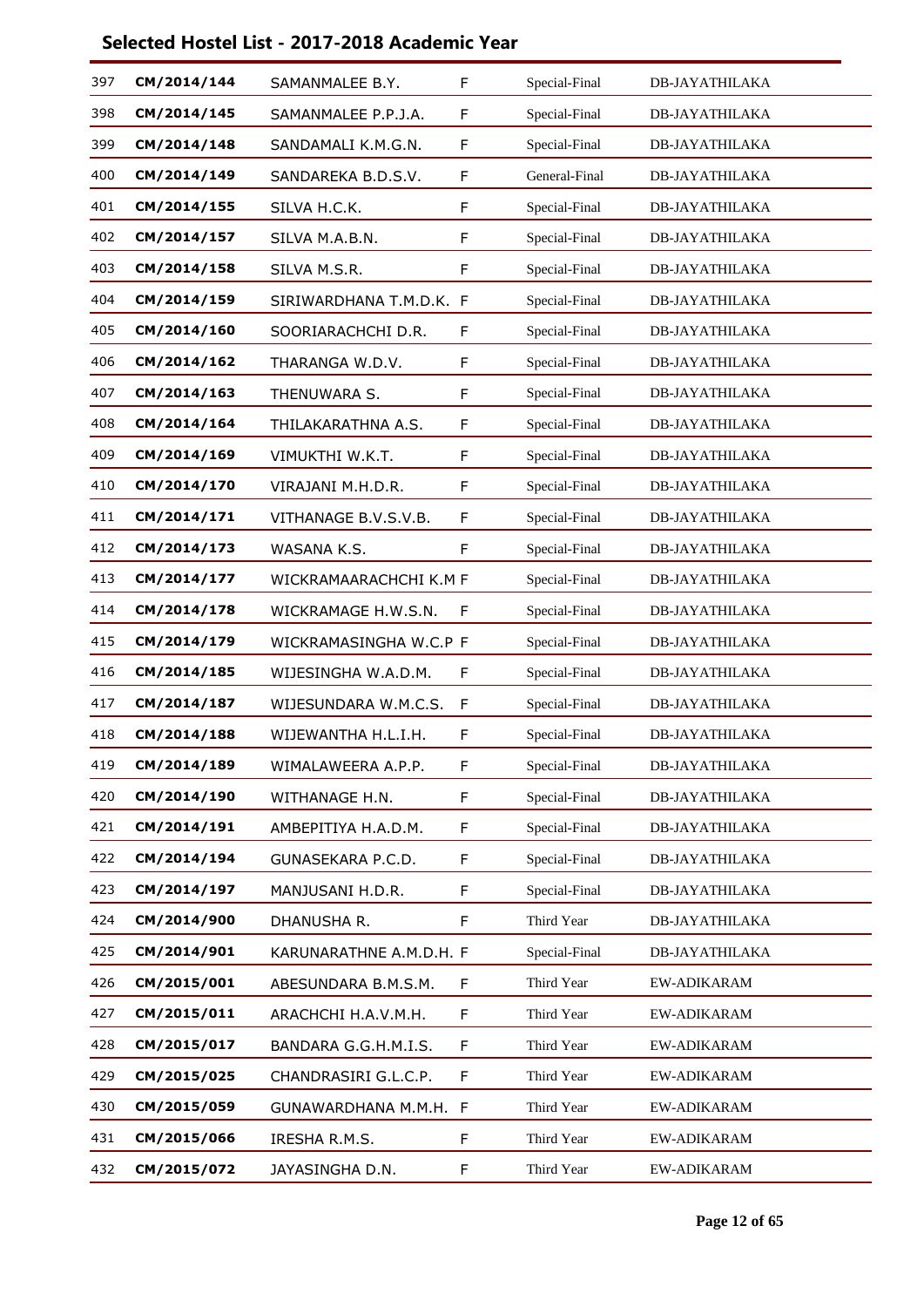## Selected Hostel List - 2017-2018 Academic Year

| | | | | | |
|---|---|---|---|---|---|
| 397 | **CM/2014/144** | SAMANMALEE B.Y. | F | Special-Final | DB-JAYATHILAKA |
| 398 | **CM/2014/145** | SAMANMALEE P.P.J.A. | F | Special-Final | DB-JAYATHILAKA |
| 399 | **CM/2014/148** | SANDAMALI K.M.G.N. | F | Special-Final | DB-JAYATHILAKA |
| 400 | **CM/2014/149** | SANDAREKA B.D.S.V. | F | General-Final | DB-JAYATHILAKA |
| 401 | **CM/2014/155** | SILVA H.C.K. | F | Special-Final | DB-JAYATHILAKA |
| 402 | **CM/2014/157** | SILVA M.A.B.N. | F | Special-Final | DB-JAYATHILAKA |
| 403 | **CM/2014/158** | SILVA M.S.R. | F | Special-Final | DB-JAYATHILAKA |
| 404 | **CM/2014/159** | SIRIWARDHANA T.M.D.K. | F | Special-Final | DB-JAYATHILAKA |
| 405 | **CM/2014/160** | SOORIARACHCHI D.R. | F | Special-Final | DB-JAYATHILAKA |
| 406 | **CM/2014/162** | THARANGA W.D.V. | F | Special-Final | DB-JAYATHILAKA |
| 407 | **CM/2014/163** | THENUWARA S. | F | Special-Final | DB-JAYATHILAKA |
| 408 | **CM/2014/164** | THILAKARATHNA A.S. | F | Special-Final | DB-JAYATHILAKA |
| 409 | **CM/2014/169** | VIMUKTHI W.K.T. | F | Special-Final | DB-JAYATHILAKA |
| 410 | **CM/2014/170** | VIRAJANI M.H.D.R. | F | Special-Final | DB-JAYATHILAKA |
| 411 | **CM/2014/171** | VITHANAGE B.V.S.V.B. | F | Special-Final | DB-JAYATHILAKA |
| 412 | **CM/2014/173** | WASANA K.S. | F | Special-Final | DB-JAYATHILAKA |
| 413 | **CM/2014/177** | WICKRAMAARACHCHI K.M | F | Special-Final | DB-JAYATHILAKA |
| 414 | **CM/2014/178** | WICKRAMAGE H.W.S.N. | F | Special-Final | DB-JAYATHILAKA |
| 415 | **CM/2014/179** | WICKRAMASINGHA W.C.P | F | Special-Final | DB-JAYATHILAKA |
| 416 | **CM/2014/185** | WIJESINGHA W.A.D.M. | F | Special-Final | DB-JAYATHILAKA |
| 417 | **CM/2014/187** | WIJESUNDARA W.M.C.S. | F | Special-Final | DB-JAYATHILAKA |
| 418 | **CM/2014/188** | WIJEWANTHA H.L.I.H. | F | Special-Final | DB-JAYATHILAKA |
| 419 | **CM/2014/189** | WIMALAWEERA A.P.P. | F | Special-Final | DB-JAYATHILAKA |
| 420 | **CM/2014/190** | WITHANAGE H.N. | F | Special-Final | DB-JAYATHILAKA |
| 421 | **CM/2014/191** | AMBEPITIYA H.A.D.M. | F | Special-Final | DB-JAYATHILAKA |
| 422 | **CM/2014/194** | GUNASEKARA P.C.D. | F | Special-Final | DB-JAYATHILAKA |
| 423 | **CM/2014/197** | MANJUSANI H.D.R. | F | Special-Final | DB-JAYATHILAKA |
| 424 | **CM/2014/900** | DHANUSHA R. | F | Third Year | DB-JAYATHILAKA |
| 425 | **CM/2014/901** | KARUNARATHNE A.M.D.H. | F | Special-Final | DB-JAYATHILAKA |
| 426 | **CM/2015/001** | ABESUNDARA B.M.S.M. | F | Third Year | EW-ADIKARAM |
| 427 | **CM/2015/011** | ARACHCHI H.A.V.M.H. | F | Third Year | EW-ADIKARAM |
| 428 | **CM/2015/017** | BANDARA G.G.H.M.I.S. | F | Third Year | EW-ADIKARAM |
| 429 | **CM/2015/025** | CHANDRASIRI G.L.C.P. | F | Third Year | EW-ADIKARAM |
| 430 | **CM/2015/059** | GUNAWARDHANA M.M.H. | F | Third Year | EW-ADIKARAM |
| 431 | **CM/2015/066** | IRESHA R.M.S. | F | Third Year | EW-ADIKARAM |
| 432 | **CM/2015/072** | JAYASINGHA D.N. | F | Third Year | EW-ADIKARAM |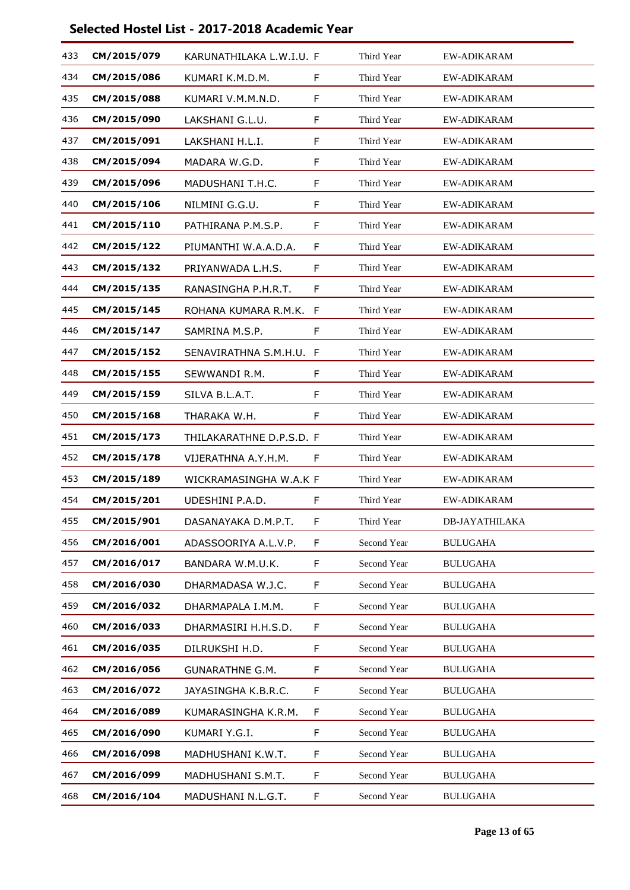## Selected Hostel List - 2017-2018 Academic Year

| | | | | | |
|---|---|---|---|---|---|
| 433 | **CM/2015/079** | KARUNATHILAKA L.W.I.U. | F | Third Year | EW-ADIKARAM |
| 434 | **CM/2015/086** | KUMARI K.M.D.M. | F | Third Year | EW-ADIKARAM |
| 435 | **CM/2015/088** | KUMARI V.M.M.N.D. | F | Third Year | EW-ADIKARAM |
| 436 | **CM/2015/090** | LAKSHANI G.L.U. | F | Third Year | EW-ADIKARAM |
| 437 | **CM/2015/091** | LAKSHANI H.L.I. | F | Third Year | EW-ADIKARAM |
| 438 | **CM/2015/094** | MADARA W.G.D. | F | Third Year | EW-ADIKARAM |
| 439 | **CM/2015/096** | MADUSHANI T.H.C. | F | Third Year | EW-ADIKARAM |
| 440 | **CM/2015/106** | NILMINI G.G.U. | F | Third Year | EW-ADIKARAM |
| 441 | **CM/2015/110** | PATHIRANA P.M.S.P. | F | Third Year | EW-ADIKARAM |
| 442 | **CM/2015/122** | PIUMANTHI W.A.A.D.A. | F | Third Year | EW-ADIKARAM |
| 443 | **CM/2015/132** | PRIYANWADA L.H.S. | F | Third Year | EW-ADIKARAM |
| 444 | **CM/2015/135** | RANASINGHA P.H.R.T. | F | Third Year | EW-ADIKARAM |
| 445 | **CM/2015/145** | ROHANA KUMARA R.M.K. | F | Third Year | EW-ADIKARAM |
| 446 | **CM/2015/147** | SAMRINA M.S.P. | F | Third Year | EW-ADIKARAM |
| 447 | **CM/2015/152** | SENAVIRATHNA S.M.H.U. | F | Third Year | EW-ADIKARAM |
| 448 | **CM/2015/155** | SEWWANDI R.M. | F | Third Year | EW-ADIKARAM |
| 449 | **CM/2015/159** | SILVA B.L.A.T. | F | Third Year | EW-ADIKARAM |
| 450 | **CM/2015/168** | THARAKA W.H. | F | Third Year | EW-ADIKARAM |
| 451 | **CM/2015/173** | THILAKARATHNE D.P.S.D. | F | Third Year | EW-ADIKARAM |
| 452 | **CM/2015/178** | VIJERATHNA A.Y.H.M. | F | Third Year | EW-ADIKARAM |
| 453 | **CM/2015/189** | WICKRAMASINGHA W.A.K | F | Third Year | EW-ADIKARAM |
| 454 | **CM/2015/201** | UDESHINI P.A.D. | F | Third Year | EW-ADIKARAM |
| 455 | **CM/2015/901** | DASANAYAKA D.M.P.T. | F | Third Year | DB-JAYATHILAKA |
| 456 | **CM/2016/001** | ADASSOORIYA A.L.V.P. | F | Second Year | BULUGAHA |
| 457 | **CM/2016/017** | BANDARA W.M.U.K. | F | Second Year | BULUGAHA |
| 458 | **CM/2016/030** | DHARMADASA W.J.C. | F | Second Year | BULUGAHA |
| 459 | **CM/2016/032** | DHARMAPALA I.M.M. | F | Second Year | BULUGAHA |
| 460 | **CM/2016/033** | DHARMASIRI H.H.S.D. | F | Second Year | BULUGAHA |
| 461 | **CM/2016/035** | DILRUKSHI H.D. | F | Second Year | BULUGAHA |
| 462 | **CM/2016/056** | GUNARATHNE G.M. | F | Second Year | BULUGAHA |
| 463 | **CM/2016/072** | JAYASINGHA K.B.R.C. | F | Second Year | BULUGAHA |
| 464 | **CM/2016/089** | KUMARASINGHA K.R.M. | F | Second Year | BULUGAHA |
| 465 | **CM/2016/090** | KUMARI Y.G.I. | F | Second Year | BULUGAHA |
| 466 | **CM/2016/098** | MADHUSHANI K.W.T. | F | Second Year | BULUGAHA |
| 467 | **CM/2016/099** | MADHUSHANI S.M.T. | F | Second Year | BULUGAHA |
| 468 | **CM/2016/104** | MADUSHANI N.L.G.T. | F | Second Year | BULUGAHA |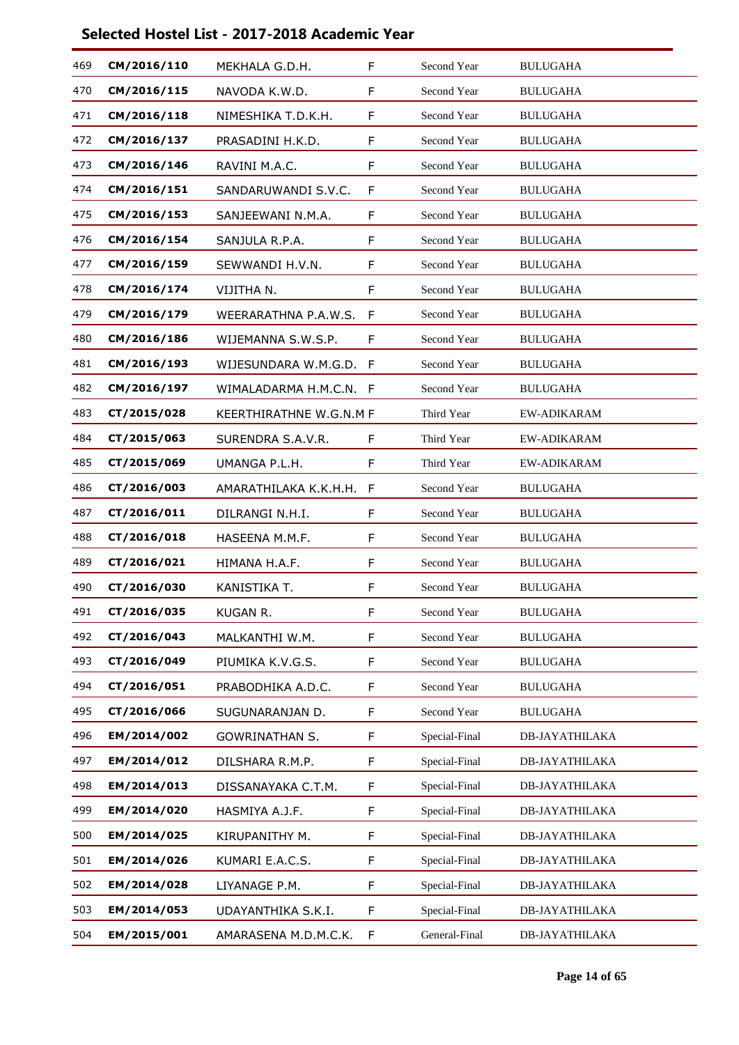## Selected Hostel List - 2017-2018 Academic Year

| | | | | | |
|---|---|---|---|---|---|
| 469 | **CM/2016/110** | MEKHALA G.D.H. | F | Second Year | BULUGAHA |
| 470 | **CM/2016/115** | NAVODA K.W.D. | F | Second Year | BULUGAHA |
| 471 | **CM/2016/118** | NIMESHIKA T.D.K.H. | F | Second Year | BULUGAHA |
| 472 | **CM/2016/137** | PRASADINI H.K.D. | F | Second Year | BULUGAHA |
| 473 | **CM/2016/146** | RAVINI M.A.C. | F | Second Year | BULUGAHA |
| 474 | **CM/2016/151** | SANDARUWANDI S.V.C. | F | Second Year | BULUGAHA |
| 475 | **CM/2016/153** | SANJEEWANI N.M.A. | F | Second Year | BULUGAHA |
| 476 | **CM/2016/154** | SANJULA R.P.A. | F | Second Year | BULUGAHA |
| 477 | **CM/2016/159** | SEWWANDI H.V.N. | F | Second Year | BULUGAHA |
| 478 | **CM/2016/174** | VIJITHA N. | F | Second Year | BULUGAHA |
| 479 | **CM/2016/179** | WEERARATHNA P.A.W.S. | F | Second Year | BULUGAHA |
| 480 | **CM/2016/186** | WIJEMANNA S.W.S.P. | F | Second Year | BULUGAHA |
| 481 | **CM/2016/193** | WIJESUNDARA W.M.G.D. | F | Second Year | BULUGAHA |
| 482 | **CM/2016/197** | WIMALADARMA H.M.C.N. | F | Second Year | BULUGAHA |
| 483 | **CT/2015/028** | KEERTHIRATHNE W.G.N.M | F | Third Year | EW-ADIKARAM |
| 484 | **CT/2015/063** | SURENDRA S.A.V.R. | F | Third Year | EW-ADIKARAM |
| 485 | **CT/2015/069** | UMANGA P.L.H. | F | Third Year | EW-ADIKARAM |
| 486 | **CT/2016/003** | AMARATHILAKA K.K.H.H. | F | Second Year | BULUGAHA |
| 487 | **CT/2016/011** | DILRANGI N.H.I. | F | Second Year | BULUGAHA |
| 488 | **CT/2016/018** | HASEENA M.M.F. | F | Second Year | BULUGAHA |
| 489 | **CT/2016/021** | HIMANA H.A.F. | F | Second Year | BULUGAHA |
| 490 | **CT/2016/030** | KANISTIKA T. | F | Second Year | BULUGAHA |
| 491 | **CT/2016/035** | KUGAN R. | F | Second Year | BULUGAHA |
| 492 | **CT/2016/043** | MALKANTHI W.M. | F | Second Year | BULUGAHA |
| 493 | **CT/2016/049** | PIUMIKA K.V.G.S. | F | Second Year | BULUGAHA |
| 494 | **CT/2016/051** | PRABODHIKA A.D.C. | F | Second Year | BULUGAHA |
| 495 | **CT/2016/066** | SUGUNARANJAN D. | F | Second Year | BULUGAHA |
| 496 | **EM/2014/002** | GOWRINATHAN S. | F | Special-Final | DB-JAYATHILAKA |
| 497 | **EM/2014/012** | DILSHARA R.M.P. | F | Special-Final | DB-JAYATHILAKA |
| 498 | **EM/2014/013** | DISSANAYAKA C.T.M. | F | Special-Final | DB-JAYATHILAKA |
| 499 | **EM/2014/020** | HASMIYA A.J.F. | F | Special-Final | DB-JAYATHILAKA |
| 500 | **EM/2014/025** | KIRUPANITHY M. | F | Special-Final | DB-JAYATHILAKA |
| 501 | **EM/2014/026** | KUMARI E.A.C.S. | F | Special-Final | DB-JAYATHILAKA |
| 502 | **EM/2014/028** | LIYANAGE P.M. | F | Special-Final | DB-JAYATHILAKA |
| 503 | **EM/2014/053** | UDAYANTHIKA S.K.I. | F | Special-Final | DB-JAYATHILAKA |
| 504 | **EM/2015/001** | AMARASENA M.D.M.C.K. | F | General-Final | DB-JAYATHILAKA |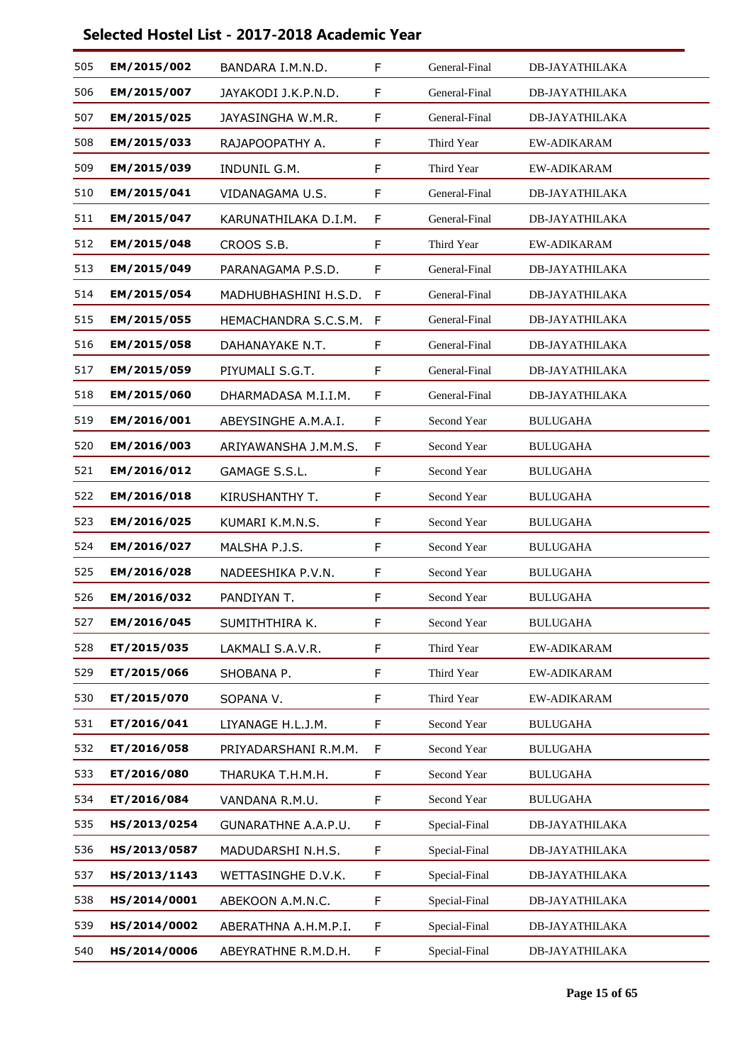## Selected Hostel List - 2017-2018 Academic Year

| | | | | | |
|---|---|---|---|---|---|
| 505 | **EM/2015/002** | BANDARA I.M.N.D. | F | General-Final | DB-JAYATHILAKA |
| 506 | **EM/2015/007** | JAYAKODI J.K.P.N.D. | F | General-Final | DB-JAYATHILAKA |
| 507 | **EM/2015/025** | JAYASINGHA W.M.R. | F | General-Final | DB-JAYATHILAKA |
| 508 | **EM/2015/033** | RAJAPOOPATHY A. | F | Third Year | EW-ADIKARAM |
| 509 | **EM/2015/039** | INDUNIL G.M. | F | Third Year | EW-ADIKARAM |
| 510 | **EM/2015/041** | VIDANAGAMA U.S. | F | General-Final | DB-JAYATHILAKA |
| 511 | **EM/2015/047** | KARUNATHILAKA D.I.M. | F | General-Final | DB-JAYATHILAKA |
| 512 | **EM/2015/048** | CROOS S.B. | F | Third Year | EW-ADIKARAM |
| 513 | **EM/2015/049** | PARANAGAMA P.S.D. | F | General-Final | DB-JAYATHILAKA |
| 514 | **EM/2015/054** | MADHUBHASHINI H.S.D. | F | General-Final | DB-JAYATHILAKA |
| 515 | **EM/2015/055** | HEMACHANDRA S.C.S.M. | F | General-Final | DB-JAYATHILAKA |
| 516 | **EM/2015/058** | DAHANAYAKE N.T. | F | General-Final | DB-JAYATHILAKA |
| 517 | **EM/2015/059** | PIYUMALI S.G.T. | F | General-Final | DB-JAYATHILAKA |
| 518 | **EM/2015/060** | DHARMADASA M.I.I.M. | F | General-Final | DB-JAYATHILAKA |
| 519 | **EM/2016/001** | ABEYSINGHE A.M.A.I. | F | Second Year | BULUGAHA |
| 520 | **EM/2016/003** | ARIYAWANSHA J.M.M.S. | F | Second Year | BULUGAHA |
| 521 | **EM/2016/012** | GAMAGE S.S.L. | F | Second Year | BULUGAHA |
| 522 | **EM/2016/018** | KIRUSHANTHY T. | F | Second Year | BULUGAHA |
| 523 | **EM/2016/025** | KUMARI K.M.N.S. | F | Second Year | BULUGAHA |
| 524 | **EM/2016/027** | MALSHA P.J.S. | F | Second Year | BULUGAHA |
| 525 | **EM/2016/028** | NADEESHIKA P.V.N. | F | Second Year | BULUGAHA |
| 526 | **EM/2016/032** | PANDIYAN T. | F | Second Year | BULUGAHA |
| 527 | **EM/2016/045** | SUMITHTHIRA K. | F | Second Year | BULUGAHA |
| 528 | **ET/2015/035** | LAKMALI S.A.V.R. | F | Third Year | EW-ADIKARAM |
| 529 | **ET/2015/066** | SHOBANA P. | F | Third Year | EW-ADIKARAM |
| 530 | **ET/2015/070** | SOPANA V. | F | Third Year | EW-ADIKARAM |
| 531 | **ET/2016/041** | LIYANAGE H.L.J.M. | F | Second Year | BULUGAHA |
| 532 | **ET/2016/058** | PRIYADARSHANI R.M.M. | F | Second Year | BULUGAHA |
| 533 | **ET/2016/080** | THARUKA T.H.M.H. | F | Second Year | BULUGAHA |
| 534 | **ET/2016/084** | VANDANA R.M.U. | F | Second Year | BULUGAHA |
| 535 | **HS/2013/0254** | GUNARATHNE A.A.P.U. | F | Special-Final | DB-JAYATHILAKA |
| 536 | **HS/2013/0587** | MADUDARSHI N.H.S. | F | Special-Final | DB-JAYATHILAKA |
| 537 | **HS/2013/1143** | WETTASINGHE D.V.K. | F | Special-Final | DB-JAYATHILAKA |
| 538 | **HS/2014/0001** | ABEKOON A.M.N.C. | F | Special-Final | DB-JAYATHILAKA |
| 539 | **HS/2014/0002** | ABERATHNA A.H.M.P.I. | F | Special-Final | DB-JAYATHILAKA |
| 540 | **HS/2014/0006** | ABEYRATHNE R.M.D.H. | F | Special-Final | DB-JAYATHILAKA |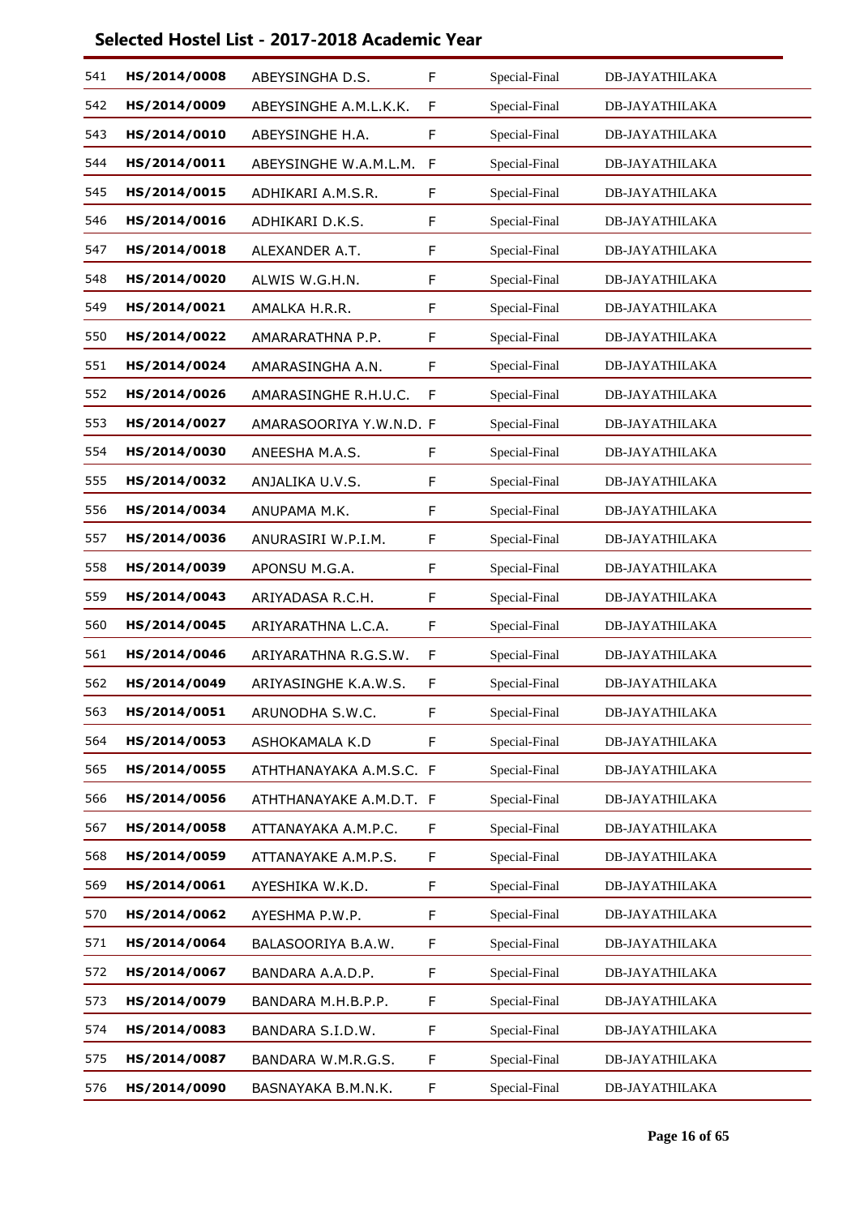## Selected Hostel List - 2017-2018 Academic Year

| | | | | | |
|---|---|---|---|---|---|
| 541 | **HS/2014/0008** | ABEYSINGHA D.S. | F | Special-Final | DB-JAYATHILAKA |
| 542 | **HS/2014/0009** | ABEYSINGHE A.M.L.K.K. | F | Special-Final | DB-JAYATHILAKA |
| 543 | **HS/2014/0010** | ABEYSINGHE H.A. | F | Special-Final | DB-JAYATHILAKA |
| 544 | **HS/2014/0011** | ABEYSINGHE W.A.M.L.M. | F | Special-Final | DB-JAYATHILAKA |
| 545 | **HS/2014/0015** | ADHIKARI A.M.S.R. | F | Special-Final | DB-JAYATHILAKA |
| 546 | **HS/2014/0016** | ADHIKARI D.K.S. | F | Special-Final | DB-JAYATHILAKA |
| 547 | **HS/2014/0018** | ALEXANDER A.T. | F | Special-Final | DB-JAYATHILAKA |
| 548 | **HS/2014/0020** | ALWIS W.G.H.N. | F | Special-Final | DB-JAYATHILAKA |
| 549 | **HS/2014/0021** | AMALKA H.R.R. | F | Special-Final | DB-JAYATHILAKA |
| 550 | **HS/2014/0022** | AMARARATHNA P.P. | F | Special-Final | DB-JAYATHILAKA |
| 551 | **HS/2014/0024** | AMARASINGHA A.N. | F | Special-Final | DB-JAYATHILAKA |
| 552 | **HS/2014/0026** | AMARASINGHE R.H.U.C. | F | Special-Final | DB-JAYATHILAKA |
| 553 | **HS/2014/0027** | AMARASOORIYA Y.W.N.D. | F | Special-Final | DB-JAYATHILAKA |
| 554 | **HS/2014/0030** | ANEESHA M.A.S. | F | Special-Final | DB-JAYATHILAKA |
| 555 | **HS/2014/0032** | ANJALIKA U.V.S. | F | Special-Final | DB-JAYATHILAKA |
| 556 | **HS/2014/0034** | ANUPAMA M.K. | F | Special-Final | DB-JAYATHILAKA |
| 557 | **HS/2014/0036** | ANURASIRI W.P.I.M. | F | Special-Final | DB-JAYATHILAKA |
| 558 | **HS/2014/0039** | APONSU M.G.A. | F | Special-Final | DB-JAYATHILAKA |
| 559 | **HS/2014/0043** | ARIYADASA R.C.H. | F | Special-Final | DB-JAYATHILAKA |
| 560 | **HS/2014/0045** | ARIYARATHNA L.C.A. | F | Special-Final | DB-JAYATHILAKA |
| 561 | **HS/2014/0046** | ARIYARATHNA R.G.S.W. | F | Special-Final | DB-JAYATHILAKA |
| 562 | **HS/2014/0049** | ARIYASINGHE K.A.W.S. | F | Special-Final | DB-JAYATHILAKA |
| 563 | **HS/2014/0051** | ARUNODHA S.W.C. | F | Special-Final | DB-JAYATHILAKA |
| 564 | **HS/2014/0053** | ASHOKAMALA K.D | F | Special-Final | DB-JAYATHILAKA |
| 565 | **HS/2014/0055** | ATHTHANAYAKA A.M.S.C. | F | Special-Final | DB-JAYATHILAKA |
| 566 | **HS/2014/0056** | ATHTHANAYAKE A.M.D.T. | F | Special-Final | DB-JAYATHILAKA |
| 567 | **HS/2014/0058** | ATTANAYAKA A.M.P.C. | F | Special-Final | DB-JAYATHILAKA |
| 568 | **HS/2014/0059** | ATTANAYAKE A.M.P.S. | F | Special-Final | DB-JAYATHILAKA |
| 569 | **HS/2014/0061** | AYESHIKA W.K.D. | F | Special-Final | DB-JAYATHILAKA |
| 570 | **HS/2014/0062** | AYESHMA P.W.P. | F | Special-Final | DB-JAYATHILAKA |
| 571 | **HS/2014/0064** | BALASOORIYA B.A.W. | F | Special-Final | DB-JAYATHILAKA |
| 572 | **HS/2014/0067** | BANDARA A.A.D.P. | F | Special-Final | DB-JAYATHILAKA |
| 573 | **HS/2014/0079** | BANDARA M.H.B.P.P. | F | Special-Final | DB-JAYATHILAKA |
| 574 | **HS/2014/0083** | BANDARA S.I.D.W. | F | Special-Final | DB-JAYATHILAKA |
| 575 | **HS/2014/0087** | BANDARA W.M.R.G.S. | F | Special-Final | DB-JAYATHILAKA |
| 576 | **HS/2014/0090** | BASNAYAKA B.M.N.K. | F | Special-Final | DB-JAYATHILAKA |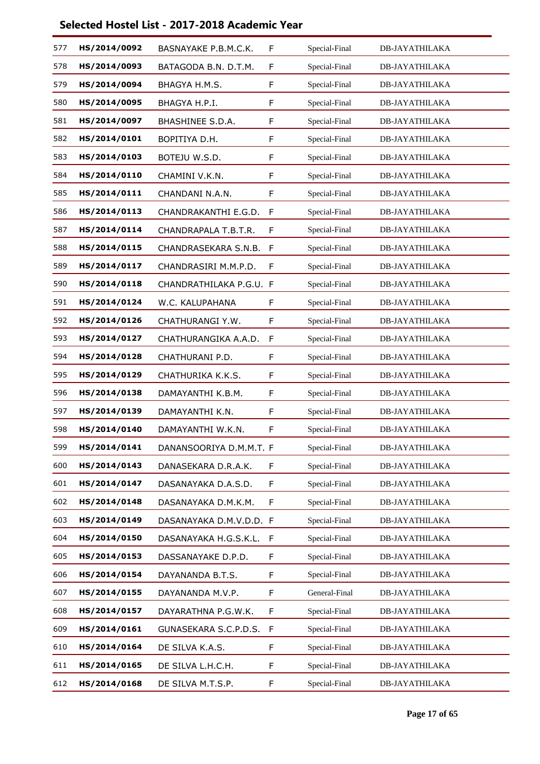## Selected Hostel List - 2017-2018 Academic Year

| | | | | | |
|---|---|---|---|---|---|
| 577 | **HS/2014/0092** | BASNAYAKE P.B.M.C.K. | F | Special-Final | DB-JAYATHILAKA |
| 578 | **HS/2014/0093** | BATAGODA B.N. D.T.M. | F | Special-Final | DB-JAYATHILAKA |
| 579 | **HS/2014/0094** | BHAGYA H.M.S. | F | Special-Final | DB-JAYATHILAKA |
| 580 | **HS/2014/0095** | BHAGYA H.P.I. | F | Special-Final | DB-JAYATHILAKA |
| 581 | **HS/2014/0097** | BHASHINEE S.D.A. | F | Special-Final | DB-JAYATHILAKA |
| 582 | **HS/2014/0101** | BOPITIYA D.H. | F | Special-Final | DB-JAYATHILAKA |
| 583 | **HS/2014/0103** | BOTEJU W.S.D. | F | Special-Final | DB-JAYATHILAKA |
| 584 | **HS/2014/0110** | CHAMINI V.K.N. | F | Special-Final | DB-JAYATHILAKA |
| 585 | **HS/2014/0111** | CHANDANI N.A.N. | F | Special-Final | DB-JAYATHILAKA |
| 586 | **HS/2014/0113** | CHANDRAKANTHI E.G.D. | F | Special-Final | DB-JAYATHILAKA |
| 587 | **HS/2014/0114** | CHANDRAPALA T.B.T.R. | F | Special-Final | DB-JAYATHILAKA |
| 588 | **HS/2014/0115** | CHANDRASEKARA S.N.B. | F | Special-Final | DB-JAYATHILAKA |
| 589 | **HS/2014/0117** | CHANDRASIRI M.M.P.D. | F | Special-Final | DB-JAYATHILAKA |
| 590 | **HS/2014/0118** | CHANDRATHILAKA P.G.U. | F | Special-Final | DB-JAYATHILAKA |
| 591 | **HS/2014/0124** | W.C. KALUPAHANA | F | Special-Final | DB-JAYATHILAKA |
| 592 | **HS/2014/0126** | CHATHURANGI Y.W. | F | Special-Final | DB-JAYATHILAKA |
| 593 | **HS/2014/0127** | CHATHURANGIKA A.A.D. | F | Special-Final | DB-JAYATHILAKA |
| 594 | **HS/2014/0128** | CHATHURANI P.D. | F | Special-Final | DB-JAYATHILAKA |
| 595 | **HS/2014/0129** | CHATHURIKA K.K.S. | F | Special-Final | DB-JAYATHILAKA |
| 596 | **HS/2014/0138** | DAMAYANTHI K.B.M. | F | Special-Final | DB-JAYATHILAKA |
| 597 | **HS/2014/0139** | DAMAYANTHI K.N. | F | Special-Final | DB-JAYATHILAKA |
| 598 | **HS/2014/0140** | DAMAYANTHI W.K.N. | F | Special-Final | DB-JAYATHILAKA |
| 599 | **HS/2014/0141** | DANANSOORIYA D.M.M.T. | F | Special-Final | DB-JAYATHILAKA |
| 600 | **HS/2014/0143** | DANASEKARA D.R.A.K. | F | Special-Final | DB-JAYATHILAKA |
| 601 | **HS/2014/0147** | DASANAYAKA D.A.S.D. | F | Special-Final | DB-JAYATHILAKA |
| 602 | **HS/2014/0148** | DASANAYAKA D.M.K.M. | F | Special-Final | DB-JAYATHILAKA |
| 603 | **HS/2014/0149** | DASANAYAKA D.M.V.D.D. | F | Special-Final | DB-JAYATHILAKA |
| 604 | **HS/2014/0150** | DASANAYAKA H.G.S.K.L. | F | Special-Final | DB-JAYATHILAKA |
| 605 | **HS/2014/0153** | DASSANAYAKE D.P.D. | F | Special-Final | DB-JAYATHILAKA |
| 606 | **HS/2014/0154** | DAYANANDA B.T.S. | F | Special-Final | DB-JAYATHILAKA |
| 607 | **HS/2014/0155** | DAYANANDA M.V.P. | F | General-Final | DB-JAYATHILAKA |
| 608 | **HS/2014/0157** | DAYARATHNA P.G.W.K. | F | Special-Final | DB-JAYATHILAKA |
| 609 | **HS/2014/0161** | GUNASEKARA S.C.P.D.S. | F | Special-Final | DB-JAYATHILAKA |
| 610 | **HS/2014/0164** | DE SILVA K.A.S. | F | Special-Final | DB-JAYATHILAKA |
| 611 | **HS/2014/0165** | DE SILVA L.H.C.H. | F | Special-Final | DB-JAYATHILAKA |
| 612 | **HS/2014/0168** | DE SILVA M.T.S.P. | F | Special-Final | DB-JAYATHILAKA |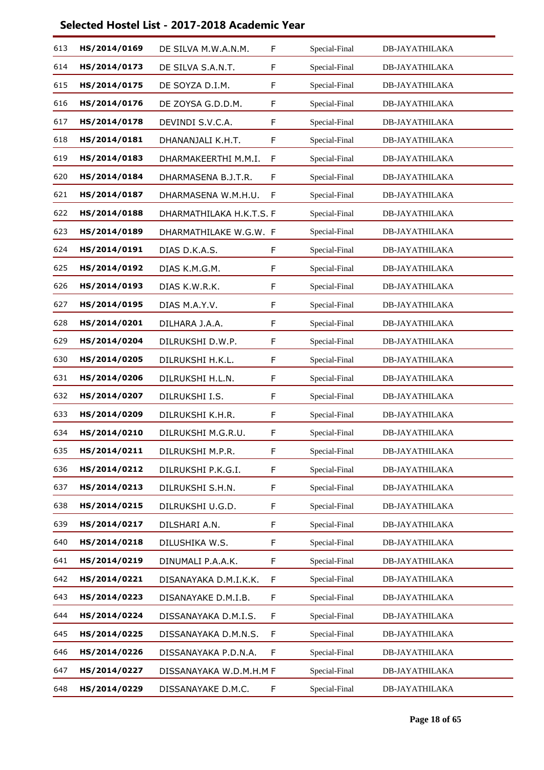## Selected Hostel List - 2017-2018 Academic Year

| | | | | | |
|---|---|---|---|---|---|
| 613 | **HS/2014/0169** | DE SILVA M.W.A.N.M. | F | Special-Final | DB-JAYATHILAKA |
| 614 | **HS/2014/0173** | DE SILVA S.A.N.T. | F | Special-Final | DB-JAYATHILAKA |
| 615 | **HS/2014/0175** | DE SOYZA D.I.M. | F | Special-Final | DB-JAYATHILAKA |
| 616 | **HS/2014/0176** | DE ZOYSA G.D.D.M. | F | Special-Final | DB-JAYATHILAKA |
| 617 | **HS/2014/0178** | DEVINDI S.V.C.A. | F | Special-Final | DB-JAYATHILAKA |
| 618 | **HS/2014/0181** | DHANANJALI K.H.T. | F | Special-Final | DB-JAYATHILAKA |
| 619 | **HS/2014/0183** | DHARMAKEERTHI M.M.I. | F | Special-Final | DB-JAYATHILAKA |
| 620 | **HS/2014/0184** | DHARMASENA B.J.T.R. | F | Special-Final | DB-JAYATHILAKA |
| 621 | **HS/2014/0187** | DHARMASENA W.M.H.U. | F | Special-Final | DB-JAYATHILAKA |
| 622 | **HS/2014/0188** | DHARMATHILAKA H.K.T.S. | F | Special-Final | DB-JAYATHILAKA |
| 623 | **HS/2014/0189** | DHARMATHILAKE W.G.W. | F | Special-Final | DB-JAYATHILAKA |
| 624 | **HS/2014/0191** | DIAS D.K.A.S. | F | Special-Final | DB-JAYATHILAKA |
| 625 | **HS/2014/0192** | DIAS K.M.G.M. | F | Special-Final | DB-JAYATHILAKA |
| 626 | **HS/2014/0193** | DIAS K.W.R.K. | F | Special-Final | DB-JAYATHILAKA |
| 627 | **HS/2014/0195** | DIAS M.A.Y.V. | F | Special-Final | DB-JAYATHILAKA |
| 628 | **HS/2014/0201** | DILHARA J.A.A. | F | Special-Final | DB-JAYATHILAKA |
| 629 | **HS/2014/0204** | DILRUKSHI D.W.P. | F | Special-Final | DB-JAYATHILAKA |
| 630 | **HS/2014/0205** | DILRUKSHI H.K.L. | F | Special-Final | DB-JAYATHILAKA |
| 631 | **HS/2014/0206** | DILRUKSHI H.L.N. | F | Special-Final | DB-JAYATHILAKA |
| 632 | **HS/2014/0207** | DILRUKSHI I.S. | F | Special-Final | DB-JAYATHILAKA |
| 633 | **HS/2014/0209** | DILRUKSHI K.H.R. | F | Special-Final | DB-JAYATHILAKA |
| 634 | **HS/2014/0210** | DILRUKSHI M.G.R.U. | F | Special-Final | DB-JAYATHILAKA |
| 635 | **HS/2014/0211** | DILRUKSHI M.P.R. | F | Special-Final | DB-JAYATHILAKA |
| 636 | **HS/2014/0212** | DILRUKSHI P.K.G.I. | F | Special-Final | DB-JAYATHILAKA |
| 637 | **HS/2014/0213** | DILRUKSHI S.H.N. | F | Special-Final | DB-JAYATHILAKA |
| 638 | **HS/2014/0215** | DILRUKSHI U.G.D. | F | Special-Final | DB-JAYATHILAKA |
| 639 | **HS/2014/0217** | DILSHARI A.N. | F | Special-Final | DB-JAYATHILAKA |
| 640 | **HS/2014/0218** | DILUSHIKA W.S. | F | Special-Final | DB-JAYATHILAKA |
| 641 | **HS/2014/0219** | DINUMALI P.A.A.K. | F | Special-Final | DB-JAYATHILAKA |
| 642 | **HS/2014/0221** | DISANAYAKA D.M.I.K.K. | F | Special-Final | DB-JAYATHILAKA |
| 643 | **HS/2014/0223** | DISANAYAKE D.M.I.B. | F | Special-Final | DB-JAYATHILAKA |
| 644 | **HS/2014/0224** | DISSANAYAKA D.M.I.S. | F | Special-Final | DB-JAYATHILAKA |
| 645 | **HS/2014/0225** | DISSANAYAKA D.M.N.S. | F | Special-Final | DB-JAYATHILAKA |
| 646 | **HS/2014/0226** | DISSANAYAKA P.D.N.A. | F | Special-Final | DB-JAYATHILAKA |
| 647 | **HS/2014/0227** | DISSANAYAKA W.D.M.H.M | F | Special-Final | DB-JAYATHILAKA |
| 648 | **HS/2014/0229** | DISSANAYAKE D.M.C. | F | Special-Final | DB-JAYATHILAKA |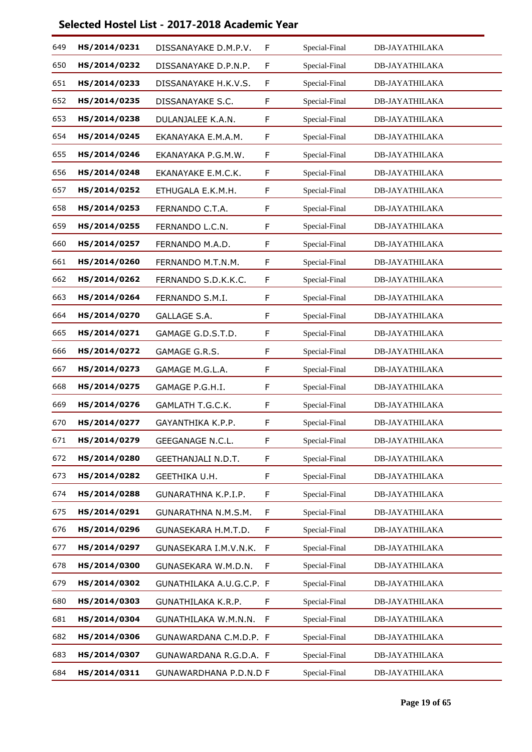## Selected Hostel List - 2017-2018 Academic Year

| | | | | | |
|---|---|---|---|---|---|
| 649 | **HS/2014/0231** | DISSANAYAKE D.M.P.V. | F | Special-Final | DB-JAYATHILAKA |
| 650 | **HS/2014/0232** | DISSANAYAKE D.P.N.P. | F | Special-Final | DB-JAYATHILAKA |
| 651 | **HS/2014/0233** | DISSANAYAKE H.K.V.S. | F | Special-Final | DB-JAYATHILAKA |
| 652 | **HS/2014/0235** | DISSANAYAKE S.C. | F | Special-Final | DB-JAYATHILAKA |
| 653 | **HS/2014/0238** | DULANJALEE K.A.N. | F | Special-Final | DB-JAYATHILAKA |
| 654 | **HS/2014/0245** | EKANAYAKA E.M.A.M. | F | Special-Final | DB-JAYATHILAKA |
| 655 | **HS/2014/0246** | EKANAYAKA P.G.M.W. | F | Special-Final | DB-JAYATHILAKA |
| 656 | **HS/2014/0248** | EKANAYAKE E.M.C.K. | F | Special-Final | DB-JAYATHILAKA |
| 657 | **HS/2014/0252** | ETHUGALA E.K.M.H. | F | Special-Final | DB-JAYATHILAKA |
| 658 | **HS/2014/0253** | FERNANDO C.T.A. | F | Special-Final | DB-JAYATHILAKA |
| 659 | **HS/2014/0255** | FERNANDO L.C.N. | F | Special-Final | DB-JAYATHILAKA |
| 660 | **HS/2014/0257** | FERNANDO M.A.D. | F | Special-Final | DB-JAYATHILAKA |
| 661 | **HS/2014/0260** | FERNANDO M.T.N.M. | F | Special-Final | DB-JAYATHILAKA |
| 662 | **HS/2014/0262** | FERNANDO S.D.K.K.C. | F | Special-Final | DB-JAYATHILAKA |
| 663 | **HS/2014/0264** | FERNANDO S.M.I. | F | Special-Final | DB-JAYATHILAKA |
| 664 | **HS/2014/0270** | GALLAGE S.A. | F | Special-Final | DB-JAYATHILAKA |
| 665 | **HS/2014/0271** | GAMAGE G.D.S.T.D. | F | Special-Final | DB-JAYATHILAKA |
| 666 | **HS/2014/0272** | GAMAGE G.R.S. | F | Special-Final | DB-JAYATHILAKA |
| 667 | **HS/2014/0273** | GAMAGE M.G.L.A. | F | Special-Final | DB-JAYATHILAKA |
| 668 | **HS/2014/0275** | GAMAGE P.G.H.I. | F | Special-Final | DB-JAYATHILAKA |
| 669 | **HS/2014/0276** | GAMLATH T.G.C.K. | F | Special-Final | DB-JAYATHILAKA |
| 670 | **HS/2014/0277** | GAYANTHIKA K.P.P. | F | Special-Final | DB-JAYATHILAKA |
| 671 | **HS/2014/0279** | GEEGANAGE N.C.L. | F | Special-Final | DB-JAYATHILAKA |
| 672 | **HS/2014/0280** | GEETHANJALI N.D.T. | F | Special-Final | DB-JAYATHILAKA |
| 673 | **HS/2014/0282** | GEETHIKA U.H. | F | Special-Final | DB-JAYATHILAKA |
| 674 | **HS/2014/0288** | GUNARATHNA K.P.I.P. | F | Special-Final | DB-JAYATHILAKA |
| 675 | **HS/2014/0291** | GUNARATHNA N.M.S.M. | F | Special-Final | DB-JAYATHILAKA |
| 676 | **HS/2014/0296** | GUNASEKARA H.M.T.D. | F | Special-Final | DB-JAYATHILAKA |
| 677 | **HS/2014/0297** | GUNASEKARA I.M.V.N.K. | F | Special-Final | DB-JAYATHILAKA |
| 678 | **HS/2014/0300** | GUNASEKARA W.M.D.N. | F | Special-Final | DB-JAYATHILAKA |
| 679 | **HS/2014/0302** | GUNATHILAKA A.U.G.C.P. | F | Special-Final | DB-JAYATHILAKA |
| 680 | **HS/2014/0303** | GUNATHILAKA K.R.P. | F | Special-Final | DB-JAYATHILAKA |
| 681 | **HS/2014/0304** | GUNATHILAKA W.M.N.N. | F | Special-Final | DB-JAYATHILAKA |
| 682 | **HS/2014/0306** | GUNAWARDANA C.M.D.P. | F | Special-Final | DB-JAYATHILAKA |
| 683 | **HS/2014/0307** | GUNAWARDANA R.G.D.A. | F | Special-Final | DB-JAYATHILAKA |
| 684 | **HS/2014/0311** | GUNAWARDHANA P.D.N.D | F | Special-Final | DB-JAYATHILAKA |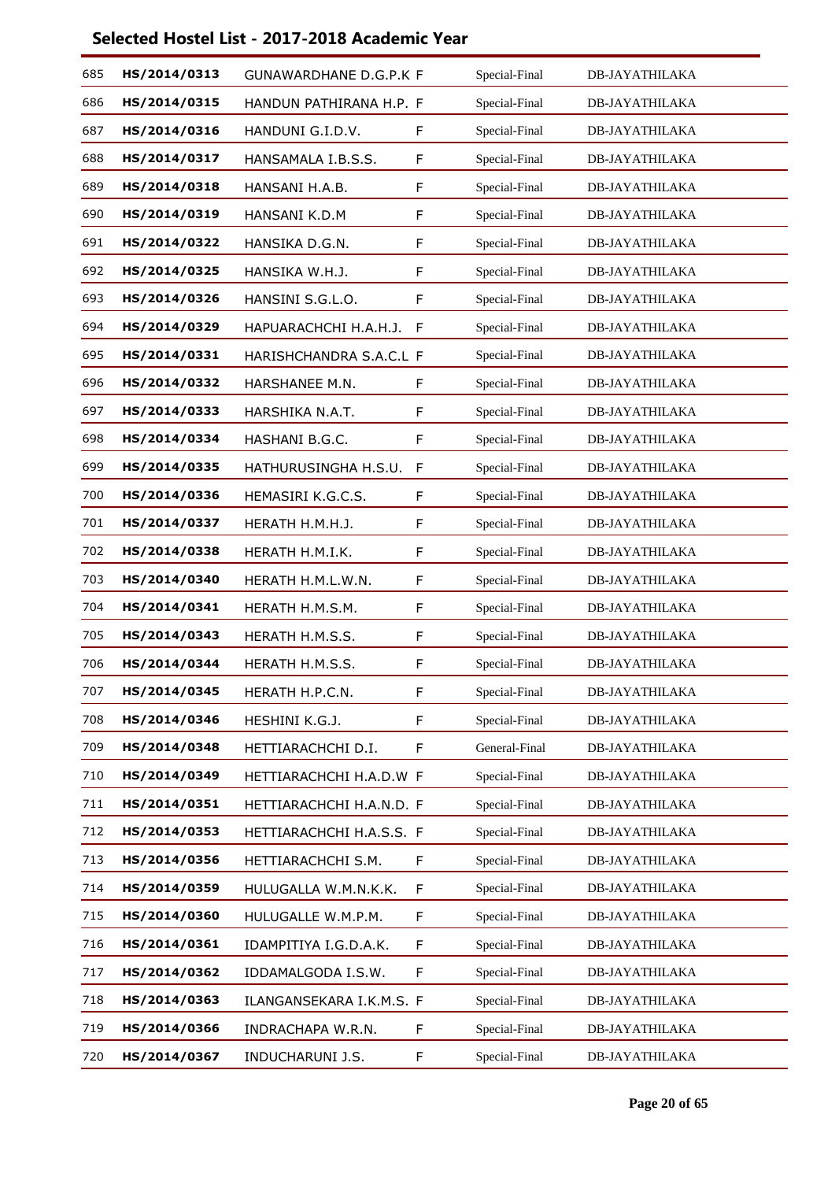## Selected Hostel List - 2017-2018 Academic Year

| | | | | | |
|---|---|---|---|---|---|
| 685 | HS/2014/0313 | GUNAWARDHANE D.G.P.K | F | Special-Final | DB-JAYATHILAKA |
| 686 | HS/2014/0315 | HANDUN PATHIRANA H.P. | F | Special-Final | DB-JAYATHILAKA |
| 687 | HS/2014/0316 | HANDUNI G.I.D.V. | F | Special-Final | DB-JAYATHILAKA |
| 688 | HS/2014/0317 | HANSAMALA I.B.S.S. | F | Special-Final | DB-JAYATHILAKA |
| 689 | HS/2014/0318 | HANSANI H.A.B. | F | Special-Final | DB-JAYATHILAKA |
| 690 | HS/2014/0319 | HANSANI K.D.M | F | Special-Final | DB-JAYATHILAKA |
| 691 | HS/2014/0322 | HANSIKA D.G.N. | F | Special-Final | DB-JAYATHILAKA |
| 692 | HS/2014/0325 | HANSIKA W.H.J. | F | Special-Final | DB-JAYATHILAKA |
| 693 | HS/2014/0326 | HANSINI S.G.L.O. | F | Special-Final | DB-JAYATHILAKA |
| 694 | HS/2014/0329 | HAPUARACHCHI H.A.H.J. | F | Special-Final | DB-JAYATHILAKA |
| 695 | HS/2014/0331 | HARISHCHANDRA S.A.C.L | F | Special-Final | DB-JAYATHILAKA |
| 696 | HS/2014/0332 | HARSHANEE M.N. | F | Special-Final | DB-JAYATHILAKA |
| 697 | HS/2014/0333 | HARSHIKA N.A.T. | F | Special-Final | DB-JAYATHILAKA |
| 698 | HS/2014/0334 | HASHANI B.G.C. | F | Special-Final | DB-JAYATHILAKA |
| 699 | HS/2014/0335 | HATHURUSINGHA H.S.U. | F | Special-Final | DB-JAYATHILAKA |
| 700 | HS/2014/0336 | HEMASIRI K.G.C.S. | F | Special-Final | DB-JAYATHILAKA |
| 701 | HS/2014/0337 | HERATH H.M.H.J. | F | Special-Final | DB-JAYATHILAKA |
| 702 | HS/2014/0338 | HERATH H.M.I.K. | F | Special-Final | DB-JAYATHILAKA |
| 703 | HS/2014/0340 | HERATH H.M.L.W.N. | F | Special-Final | DB-JAYATHILAKA |
| 704 | HS/2014/0341 | HERATH H.M.S.M. | F | Special-Final | DB-JAYATHILAKA |
| 705 | HS/2014/0343 | HERATH H.M.S.S. | F | Special-Final | DB-JAYATHILAKA |
| 706 | HS/2014/0344 | HERATH H.M.S.S. | F | Special-Final | DB-JAYATHILAKA |
| 707 | HS/2014/0345 | HERATH H.P.C.N. | F | Special-Final | DB-JAYATHILAKA |
| 708 | HS/2014/0346 | HESHINI K.G.J. | F | Special-Final | DB-JAYATHILAKA |
| 709 | HS/2014/0348 | HETTIARACHCHI D.I. | F | General-Final | DB-JAYATHILAKA |
| 710 | HS/2014/0349 | HETTIARACHCHI H.A.D.W | F | Special-Final | DB-JAYATHILAKA |
| 711 | HS/2014/0351 | HETTIARACHCHI H.A.N.D. | F | Special-Final | DB-JAYATHILAKA |
| 712 | HS/2014/0353 | HETTIARACHCHI H.A.S.S. | F | Special-Final | DB-JAYATHILAKA |
| 713 | HS/2014/0356 | HETTIARACHCHI S.M. | F | Special-Final | DB-JAYATHILAKA |
| 714 | HS/2014/0359 | HULUGALLA W.M.N.K.K. | F | Special-Final | DB-JAYATHILAKA |
| 715 | HS/2014/0360 | HULUGALLE W.M.P.M. | F | Special-Final | DB-JAYATHILAKA |
| 716 | HS/2014/0361 | IDAMPITIYA I.G.D.A.K. | F | Special-Final | DB-JAYATHILAKA |
| 717 | HS/2014/0362 | IDDAMALGODA I.S.W. | F | Special-Final | DB-JAYATHILAKA |
| 718 | HS/2014/0363 | ILANGANSEKARA I.K.M.S. | F | Special-Final | DB-JAYATHILAKA |
| 719 | HS/2014/0366 | INDRACHAPA W.R.N. | F | Special-Final | DB-JAYATHILAKA |
| 720 | HS/2014/0367 | INDUCHARUNI J.S. | F | Special-Final | DB-JAYATHILAKA |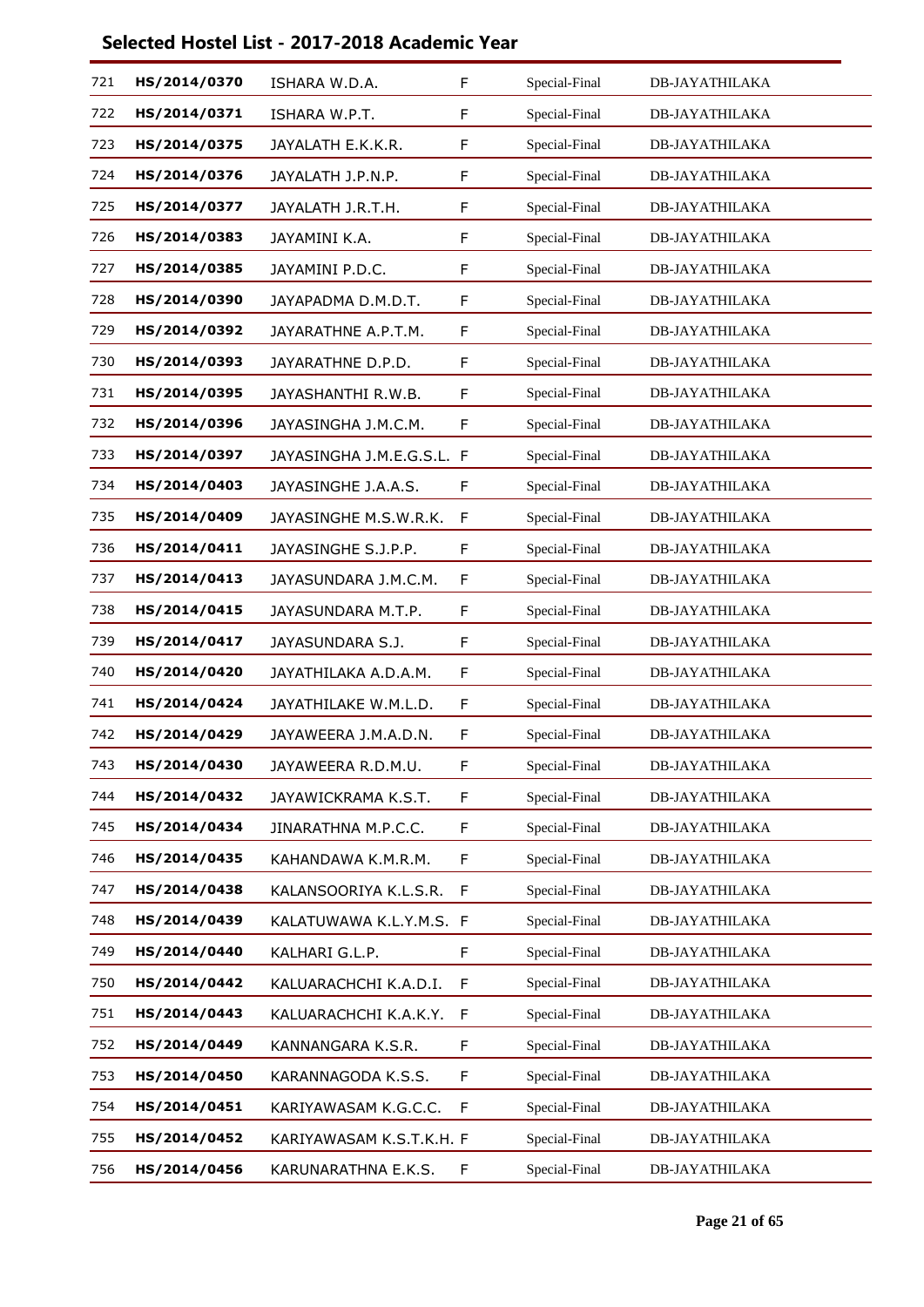## Selected Hostel List - 2017-2018 Academic Year

| | | | | | |
|---|---|---|---|---|---|
| 721 | **HS/2014/0370** | ISHARA W.D.A. | F | Special-Final | DB-JAYATHILAKA |
| 722 | **HS/2014/0371** | ISHARA W.P.T. | F | Special-Final | DB-JAYATHILAKA |
| 723 | **HS/2014/0375** | JAYALATH E.K.K.R. | F | Special-Final | DB-JAYATHILAKA |
| 724 | **HS/2014/0376** | JAYALATH J.P.N.P. | F | Special-Final | DB-JAYATHILAKA |
| 725 | **HS/2014/0377** | JAYALATH J.R.T.H. | F | Special-Final | DB-JAYATHILAKA |
| 726 | **HS/2014/0383** | JAYAMINI K.A. | F | Special-Final | DB-JAYATHILAKA |
| 727 | **HS/2014/0385** | JAYAMINI P.D.C. | F | Special-Final | DB-JAYATHILAKA |
| 728 | **HS/2014/0390** | JAYAPADMA D.M.D.T. | F | Special-Final | DB-JAYATHILAKA |
| 729 | **HS/2014/0392** | JAYARATHNE A.P.T.M. | F | Special-Final | DB-JAYATHILAKA |
| 730 | **HS/2014/0393** | JAYARATHNE D.P.D. | F | Special-Final | DB-JAYATHILAKA |
| 731 | **HS/2014/0395** | JAYASHANTHI R.W.B. | F | Special-Final | DB-JAYATHILAKA |
| 732 | **HS/2014/0396** | JAYASINGHA J.M.C.M. | F | Special-Final | DB-JAYATHILAKA |
| 733 | **HS/2014/0397** | JAYASINGHA J.M.E.G.S.L. | F | Special-Final | DB-JAYATHILAKA |
| 734 | **HS/2014/0403** | JAYASINGHE J.A.A.S. | F | Special-Final | DB-JAYATHILAKA |
| 735 | **HS/2014/0409** | JAYASINGHE M.S.W.R.K. | F | Special-Final | DB-JAYATHILAKA |
| 736 | **HS/2014/0411** | JAYASINGHE S.J.P.P. | F | Special-Final | DB-JAYATHILAKA |
| 737 | **HS/2014/0413** | JAYASUNDARA J.M.C.M. | F | Special-Final | DB-JAYATHILAKA |
| 738 | **HS/2014/0415** | JAYASUNDARA M.T.P. | F | Special-Final | DB-JAYATHILAKA |
| 739 | **HS/2014/0417** | JAYASUNDARA S.J. | F | Special-Final | DB-JAYATHILAKA |
| 740 | **HS/2014/0420** | JAYATHILAKA A.D.A.M. | F | Special-Final | DB-JAYATHILAKA |
| 741 | **HS/2014/0424** | JAYATHILAKE W.M.L.D. | F | Special-Final | DB-JAYATHILAKA |
| 742 | **HS/2014/0429** | JAYAWEERA J.M.A.D.N. | F | Special-Final | DB-JAYATHILAKA |
| 743 | **HS/2014/0430** | JAYAWEERA R.D.M.U. | F | Special-Final | DB-JAYATHILAKA |
| 744 | **HS/2014/0432** | JAYAWICKRAMA K.S.T. | F | Special-Final | DB-JAYATHILAKA |
| 745 | **HS/2014/0434** | JINARATHNA M.P.C.C. | F | Special-Final | DB-JAYATHILAKA |
| 746 | **HS/2014/0435** | KAHANDAWA K.M.R.M. | F | Special-Final | DB-JAYATHILAKA |
| 747 | **HS/2014/0438** | KALANSOORIYA K.L.S.R. | F | Special-Final | DB-JAYATHILAKA |
| 748 | **HS/2014/0439** | KALATUWAWA K.L.Y.M.S. | F | Special-Final | DB-JAYATHILAKA |
| 749 | **HS/2014/0440** | KALHARI G.L.P. | F | Special-Final | DB-JAYATHILAKA |
| 750 | **HS/2014/0442** | KALUARACHCHI K.A.D.I. | F | Special-Final | DB-JAYATHILAKA |
| 751 | **HS/2014/0443** | KALUARACHCHI K.A.K.Y. | F | Special-Final | DB-JAYATHILAKA |
| 752 | **HS/2014/0449** | KANNANGARA K.S.R. | F | Special-Final | DB-JAYATHILAKA |
| 753 | **HS/2014/0450** | KARANNAGODA K.S.S. | F | Special-Final | DB-JAYATHILAKA |
| 754 | **HS/2014/0451** | KARIYAWASAM K.G.C.C. | F | Special-Final | DB-JAYATHILAKA |
| 755 | **HS/2014/0452** | KARIYAWASAM K.S.T.K.H. | F | Special-Final | DB-JAYATHILAKA |
| 756 | **HS/2014/0456** | KARUNARATHNA E.K.S. | F | Special-Final | DB-JAYATHILAKA |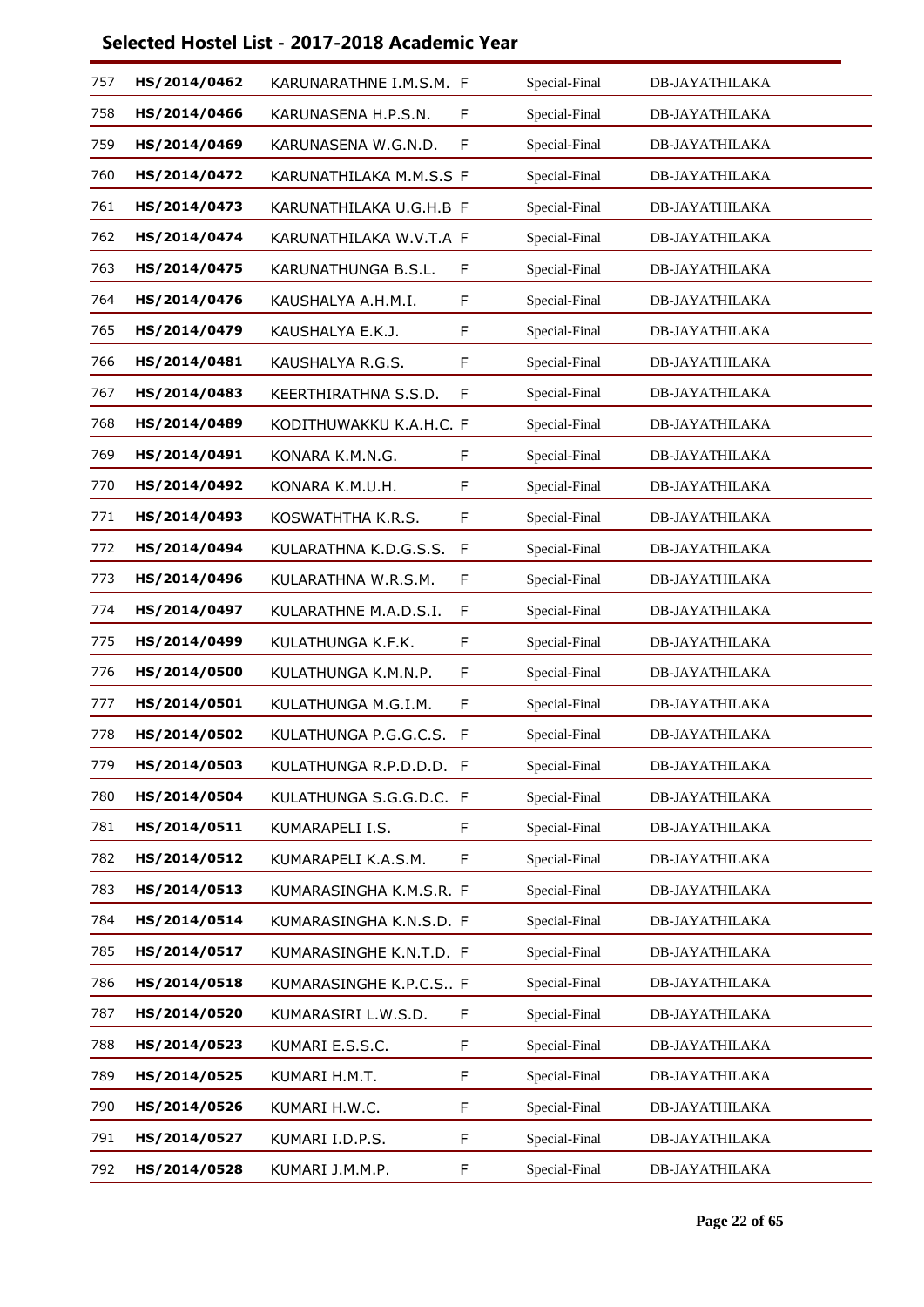## Selected Hostel List - 2017-2018 Academic Year

| | | | | | |
|---|---|---|---|---|---|
| 757 | HS/2014/0462 | KARUNARATHNE I.M.S.M. | F | Special-Final | DB-JAYATHILAKA |
| 758 | HS/2014/0466 | KARUNASENA H.P.S.N. | F | Special-Final | DB-JAYATHILAKA |
| 759 | HS/2014/0469 | KARUNASENA W.G.N.D. | F | Special-Final | DB-JAYATHILAKA |
| 760 | HS/2014/0472 | KARUNATHILAKA M.M.S.S | F | Special-Final | DB-JAYATHILAKA |
| 761 | HS/2014/0473 | KARUNATHILAKA U.G.H.B | F | Special-Final | DB-JAYATHILAKA |
| 762 | HS/2014/0474 | KARUNATHILAKA W.V.T.A | F | Special-Final | DB-JAYATHILAKA |
| 763 | HS/2014/0475 | KARUNATHUNGA B.S.L. | F | Special-Final | DB-JAYATHILAKA |
| 764 | HS/2014/0476 | KAUSHALYA A.H.M.I. | F | Special-Final | DB-JAYATHILAKA |
| 765 | HS/2014/0479 | KAUSHALYA E.K.J. | F | Special-Final | DB-JAYATHILAKA |
| 766 | HS/2014/0481 | KAUSHALYA R.G.S. | F | Special-Final | DB-JAYATHILAKA |
| 767 | HS/2014/0483 | KEERTHIRATHNA S.S.D. | F | Special-Final | DB-JAYATHILAKA |
| 768 | HS/2014/0489 | KODITHUWAKKU K.A.H.C. | F | Special-Final | DB-JAYATHILAKA |
| 769 | HS/2014/0491 | KONARA K.M.N.G. | F | Special-Final | DB-JAYATHILAKA |
| 770 | HS/2014/0492 | KONARA K.M.U.H. | F | Special-Final | DB-JAYATHILAKA |
| 771 | HS/2014/0493 | KOSWATHTHA K.R.S. | F | Special-Final | DB-JAYATHILAKA |
| 772 | HS/2014/0494 | KULARATHNA K.D.G.S.S. | F | Special-Final | DB-JAYATHILAKA |
| 773 | HS/2014/0496 | KULARATHNA W.R.S.M. | F | Special-Final | DB-JAYATHILAKA |
| 774 | HS/2014/0497 | KULARATHNE M.A.D.S.I. | F | Special-Final | DB-JAYATHILAKA |
| 775 | HS/2014/0499 | KULATHUNGA K.F.K. | F | Special-Final | DB-JAYATHILAKA |
| 776 | HS/2014/0500 | KULATHUNGA K.M.N.P. | F | Special-Final | DB-JAYATHILAKA |
| 777 | HS/2014/0501 | KULATHUNGA M.G.I.M. | F | Special-Final | DB-JAYATHILAKA |
| 778 | HS/2014/0502 | KULATHUNGA P.G.G.C.S. | F | Special-Final | DB-JAYATHILAKA |
| 779 | HS/2014/0503 | KULATHUNGA R.P.D.D.D. | F | Special-Final | DB-JAYATHILAKA |
| 780 | HS/2014/0504 | KULATHUNGA S.G.G.D.C. | F | Special-Final | DB-JAYATHILAKA |
| 781 | HS/2014/0511 | KUMARAPELI I.S. | F | Special-Final | DB-JAYATHILAKA |
| 782 | HS/2014/0512 | KUMARAPELI K.A.S.M. | F | Special-Final | DB-JAYATHILAKA |
| 783 | HS/2014/0513 | KUMARASINGHA K.M.S.R. | F | Special-Final | DB-JAYATHILAKA |
| 784 | HS/2014/0514 | KUMARASINGHA K.N.S.D. | F | Special-Final | DB-JAYATHILAKA |
| 785 | HS/2014/0517 | KUMARASINGHE K.N.T.D. | F | Special-Final | DB-JAYATHILAKA |
| 786 | HS/2014/0518 | KUMARASINGHE K.P.C.S.. | F | Special-Final | DB-JAYATHILAKA |
| 787 | HS/2014/0520 | KUMARASIRI L.W.S.D. | F | Special-Final | DB-JAYATHILAKA |
| 788 | HS/2014/0523 | KUMARI E.S.S.C. | F | Special-Final | DB-JAYATHILAKA |
| 789 | HS/2014/0525 | KUMARI H.M.T. | F | Special-Final | DB-JAYATHILAKA |
| 790 | HS/2014/0526 | KUMARI H.W.C. | F | Special-Final | DB-JAYATHILAKA |
| 791 | HS/2014/0527 | KUMARI I.D.P.S. | F | Special-Final | DB-JAYATHILAKA |
| 792 | HS/2014/0528 | KUMARI J.M.M.P. | F | Special-Final | DB-JAYATHILAKA |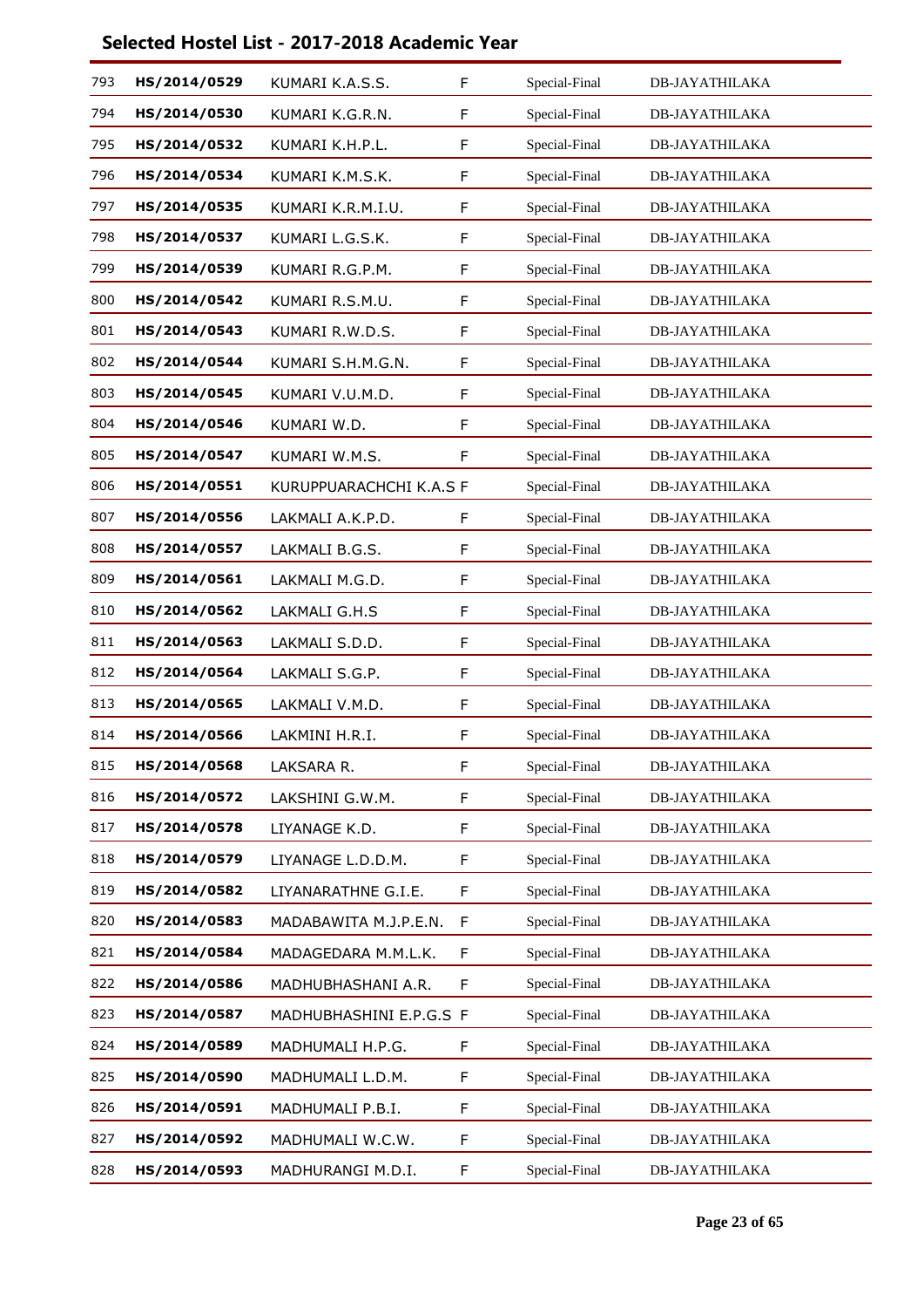## Selected Hostel List - 2017-2018 Academic Year

| | | | | | |
|---|---|---|---|---|---|
| 793 | **HS/2014/0529** | KUMARI K.A.S.S. | F | Special-Final | DB-JAYATHILAKA |
| 794 | **HS/2014/0530** | KUMARI K.G.R.N. | F | Special-Final | DB-JAYATHILAKA |
| 795 | **HS/2014/0532** | KUMARI K.H.P.L. | F | Special-Final | DB-JAYATHILAKA |
| 796 | **HS/2014/0534** | KUMARI K.M.S.K. | F | Special-Final | DB-JAYATHILAKA |
| 797 | **HS/2014/0535** | KUMARI K.R.M.I.U. | F | Special-Final | DB-JAYATHILAKA |
| 798 | **HS/2014/0537** | KUMARI L.G.S.K. | F | Special-Final | DB-JAYATHILAKA |
| 799 | **HS/2014/0539** | KUMARI R.G.P.M. | F | Special-Final | DB-JAYATHILAKA |
| 800 | **HS/2014/0542** | KUMARI R.S.M.U. | F | Special-Final | DB-JAYATHILAKA |
| 801 | **HS/2014/0543** | KUMARI R.W.D.S. | F | Special-Final | DB-JAYATHILAKA |
| 802 | **HS/2014/0544** | KUMARI S.H.M.G.N. | F | Special-Final | DB-JAYATHILAKA |
| 803 | **HS/2014/0545** | KUMARI V.U.M.D. | F | Special-Final | DB-JAYATHILAKA |
| 804 | **HS/2014/0546** | KUMARI W.D. | F | Special-Final | DB-JAYATHILAKA |
| 805 | **HS/2014/0547** | KUMARI W.M.S. | F | Special-Final | DB-JAYATHILAKA |
| 806 | **HS/2014/0551** | KURUPPUARACHCHI K.A.S | F | Special-Final | DB-JAYATHILAKA |
| 807 | **HS/2014/0556** | LAKMALI A.K.P.D. | F | Special-Final | DB-JAYATHILAKA |
| 808 | **HS/2014/0557** | LAKMALI B.G.S. | F | Special-Final | DB-JAYATHILAKA |
| 809 | **HS/2014/0561** | LAKMALI M.G.D. | F | Special-Final | DB-JAYATHILAKA |
| 810 | **HS/2014/0562** | LAKMALI G.H.S | F | Special-Final | DB-JAYATHILAKA |
| 811 | **HS/2014/0563** | LAKMALI S.D.D. | F | Special-Final | DB-JAYATHILAKA |
| 812 | **HS/2014/0564** | LAKMALI S.G.P. | F | Special-Final | DB-JAYATHILAKA |
| 813 | **HS/2014/0565** | LAKMALI V.M.D. | F | Special-Final | DB-JAYATHILAKA |
| 814 | **HS/2014/0566** | LAKMINI H.R.I. | F | Special-Final | DB-JAYATHILAKA |
| 815 | **HS/2014/0568** | LAKSARA R. | F | Special-Final | DB-JAYATHILAKA |
| 816 | **HS/2014/0572** | LAKSHINI G.W.M. | F | Special-Final | DB-JAYATHILAKA |
| 817 | **HS/2014/0578** | LIYANAGE K.D. | F | Special-Final | DB-JAYATHILAKA |
| 818 | **HS/2014/0579** | LIYANAGE L.D.D.M. | F | Special-Final | DB-JAYATHILAKA |
| 819 | **HS/2014/0582** | LIYANARATHNE G.I.E. | F | Special-Final | DB-JAYATHILAKA |
| 820 | **HS/2014/0583** | MADABAWITA M.J.P.E.N. | F | Special-Final | DB-JAYATHILAKA |
| 821 | **HS/2014/0584** | MADAGEDARA M.M.L.K. | F | Special-Final | DB-JAYATHILAKA |
| 822 | **HS/2014/0586** | MADHUBHASHANI A.R. | F | Special-Final | DB-JAYATHILAKA |
| 823 | **HS/2014/0587** | MADHUBHASHINI E.P.G.S | F | Special-Final | DB-JAYATHILAKA |
| 824 | **HS/2014/0589** | MADHUMALI H.P.G. | F | Special-Final | DB-JAYATHILAKA |
| 825 | **HS/2014/0590** | MADHUMALI L.D.M. | F | Special-Final | DB-JAYATHILAKA |
| 826 | **HS/2014/0591** | MADHUMALI P.B.I. | F | Special-Final | DB-JAYATHILAKA |
| 827 | **HS/2014/0592** | MADHUMALI W.C.W. | F | Special-Final | DB-JAYATHILAKA |
| 828 | **HS/2014/0593** | MADHURANGI M.D.I. | F | Special-Final | DB-JAYATHILAKA |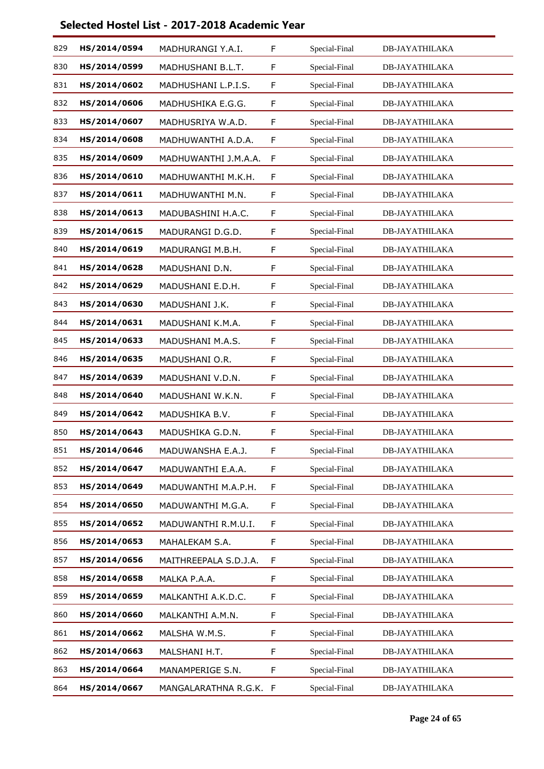## Selected Hostel List - 2017-2018 Academic Year

| | | | | | |
|---|---|---|---|---|---|
| 829 | **HS/2014/0594** | MADHURANGI Y.A.I. | F | Special-Final | DB-JAYATHILAKA |
| 830 | **HS/2014/0599** | MADHUSHANI B.L.T. | F | Special-Final | DB-JAYATHILAKA |
| 831 | **HS/2014/0602** | MADHUSHANI L.P.I.S. | F | Special-Final | DB-JAYATHILAKA |
| 832 | **HS/2014/0606** | MADHUSHIKA E.G.G. | F | Special-Final | DB-JAYATHILAKA |
| 833 | **HS/2014/0607** | MADHUSRIYA W.A.D. | F | Special-Final | DB-JAYATHILAKA |
| 834 | **HS/2014/0608** | MADHUWANTHI A.D.A. | F | Special-Final | DB-JAYATHILAKA |
| 835 | **HS/2014/0609** | MADHUWANTHI J.M.A.A. | F | Special-Final | DB-JAYATHILAKA |
| 836 | **HS/2014/0610** | MADHUWANTHI M.K.H. | F | Special-Final | DB-JAYATHILAKA |
| 837 | **HS/2014/0611** | MADHUWANTHI M.N. | F | Special-Final | DB-JAYATHILAKA |
| 838 | **HS/2014/0613** | MADUBASHINI H.A.C. | F | Special-Final | DB-JAYATHILAKA |
| 839 | **HS/2014/0615** | MADURANGI D.G.D. | F | Special-Final | DB-JAYATHILAKA |
| 840 | **HS/2014/0619** | MADURANGI M.B.H. | F | Special-Final | DB-JAYATHILAKA |
| 841 | **HS/2014/0628** | MADUSHANI D.N. | F | Special-Final | DB-JAYATHILAKA |
| 842 | **HS/2014/0629** | MADUSHANI E.D.H. | F | Special-Final | DB-JAYATHILAKA |
| 843 | **HS/2014/0630** | MADUSHANI J.K. | F | Special-Final | DB-JAYATHILAKA |
| 844 | **HS/2014/0631** | MADUSHANI K.M.A. | F | Special-Final | DB-JAYATHILAKA |
| 845 | **HS/2014/0633** | MADUSHANI M.A.S. | F | Special-Final | DB-JAYATHILAKA |
| 846 | **HS/2014/0635** | MADUSHANI O.R. | F | Special-Final | DB-JAYATHILAKA |
| 847 | **HS/2014/0639** | MADUSHANI V.D.N. | F | Special-Final | DB-JAYATHILAKA |
| 848 | **HS/2014/0640** | MADUSHANI W.K.N. | F | Special-Final | DB-JAYATHILAKA |
| 849 | **HS/2014/0642** | MADUSHIKA B.V. | F | Special-Final | DB-JAYATHILAKA |
| 850 | **HS/2014/0643** | MADUSHIKA G.D.N. | F | Special-Final | DB-JAYATHILAKA |
| 851 | **HS/2014/0646** | MADUWANSHA E.A.J. | F | Special-Final | DB-JAYATHILAKA |
| 852 | **HS/2014/0647** | MADUWANTHI E.A.A. | F | Special-Final | DB-JAYATHILAKA |
| 853 | **HS/2014/0649** | MADUWANTHI M.A.P.H. | F | Special-Final | DB-JAYATHILAKA |
| 854 | **HS/2014/0650** | MADUWANTHI M.G.A. | F | Special-Final | DB-JAYATHILAKA |
| 855 | **HS/2014/0652** | MADUWANTHI R.M.U.I. | F | Special-Final | DB-JAYATHILAKA |
| 856 | **HS/2014/0653** | MAHALEKAM S.A. | F | Special-Final | DB-JAYATHILAKA |
| 857 | **HS/2014/0656** | MAITHREEPALA S.D.J.A. | F | Special-Final | DB-JAYATHILAKA |
| 858 | **HS/2014/0658** | MALKA P.A.A. | F | Special-Final | DB-JAYATHILAKA |
| 859 | **HS/2014/0659** | MALKANTHI A.K.D.C. | F | Special-Final | DB-JAYATHILAKA |
| 860 | **HS/2014/0660** | MALKANTHI A.M.N. | F | Special-Final | DB-JAYATHILAKA |
| 861 | **HS/2014/0662** | MALSHA W.M.S. | F | Special-Final | DB-JAYATHILAKA |
| 862 | **HS/2014/0663** | MALSHANI H.T. | F | Special-Final | DB-JAYATHILAKA |
| 863 | **HS/2014/0664** | MANAMPERIGE S.N. | F | Special-Final | DB-JAYATHILAKA |
| 864 | **HS/2014/0667** | MANGALARATHNA R.G.K. | F | Special-Final | DB-JAYATHILAKA |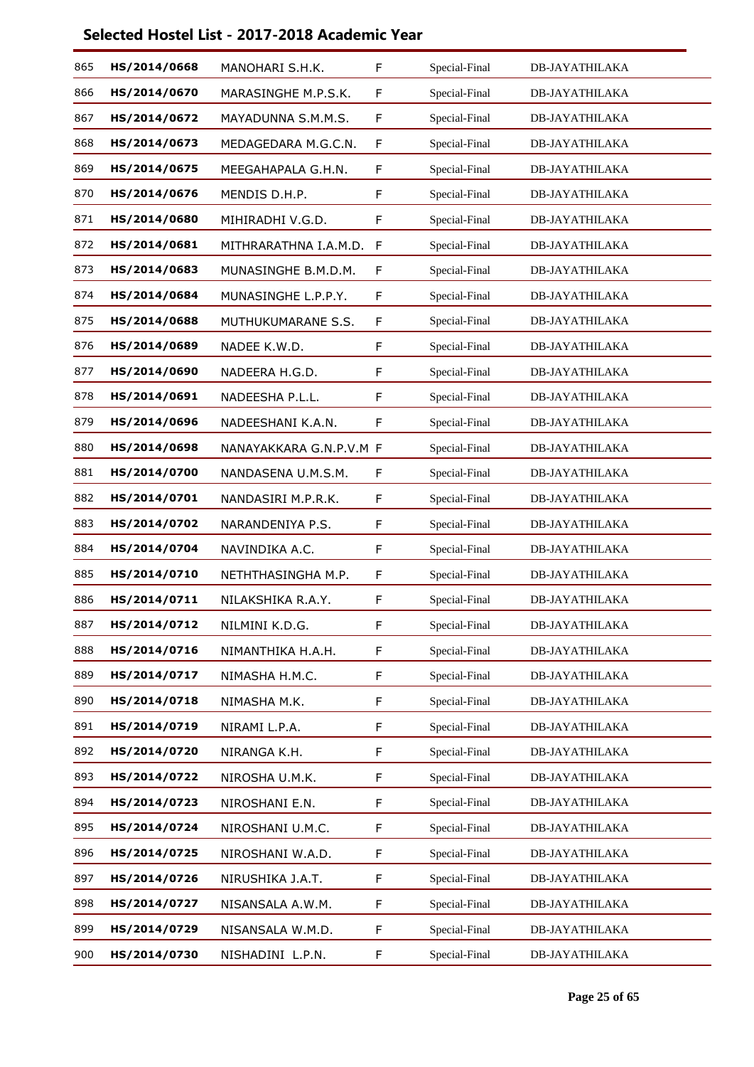## Selected Hostel List - 2017-2018 Academic Year

| | | | | | |
|---|---|---|---|---|---|
| 865 | **HS/2014/0668** | MANOHARI S.H.K. | F | Special-Final | DB-JAYATHILAKA |
| 866 | **HS/2014/0670** | MARASINGHE M.P.S.K. | F | Special-Final | DB-JAYATHILAKA |
| 867 | **HS/2014/0672** | MAYADUNNA S.M.M.S. | F | Special-Final | DB-JAYATHILAKA |
| 868 | **HS/2014/0673** | MEDAGEDARA M.G.C.N. | F | Special-Final | DB-JAYATHILAKA |
| 869 | **HS/2014/0675** | MEEGAHAPALA G.H.N. | F | Special-Final | DB-JAYATHILAKA |
| 870 | **HS/2014/0676** | MENDIS D.H.P. | F | Special-Final | DB-JAYATHILAKA |
| 871 | **HS/2014/0680** | MIHIRADHI V.G.D. | F | Special-Final | DB-JAYATHILAKA |
| 872 | **HS/2014/0681** | MITHRARATHNA I.A.M.D. | F | Special-Final | DB-JAYATHILAKA |
| 873 | **HS/2014/0683** | MUNASINGHE B.M.D.M. | F | Special-Final | DB-JAYATHILAKA |
| 874 | **HS/2014/0684** | MUNASINGHE L.P.P.Y. | F | Special-Final | DB-JAYATHILAKA |
| 875 | **HS/2014/0688** | MUTHUKUMARANE S.S. | F | Special-Final | DB-JAYATHILAKA |
| 876 | **HS/2014/0689** | NADEE K.W.D. | F | Special-Final | DB-JAYATHILAKA |
| 877 | **HS/2014/0690** | NADEERA H.G.D. | F | Special-Final | DB-JAYATHILAKA |
| 878 | **HS/2014/0691** | NADEESHA P.L.L. | F | Special-Final | DB-JAYATHILAKA |
| 879 | **HS/2014/0696** | NADEESHANI K.A.N. | F | Special-Final | DB-JAYATHILAKA |
| 880 | **HS/2014/0698** | NANAYAKKARA G.N.P.V.M | F | Special-Final | DB-JAYATHILAKA |
| 881 | **HS/2014/0700** | NANDASENA U.M.S.M. | F | Special-Final | DB-JAYATHILAKA |
| 882 | **HS/2014/0701** | NANDASIRI M.P.R.K. | F | Special-Final | DB-JAYATHILAKA |
| 883 | **HS/2014/0702** | NARANDENIYA P.S. | F | Special-Final | DB-JAYATHILAKA |
| 884 | **HS/2014/0704** | NAVINDIKA A.C. | F | Special-Final | DB-JAYATHILAKA |
| 885 | **HS/2014/0710** | NETHTHASINGHA M.P. | F | Special-Final | DB-JAYATHILAKA |
| 886 | **HS/2014/0711** | NILAKSHIKA R.A.Y. | F | Special-Final | DB-JAYATHILAKA |
| 887 | **HS/2014/0712** | NILMINI K.D.G. | F | Special-Final | DB-JAYATHILAKA |
| 888 | **HS/2014/0716** | NIMANTHIKA H.A.H. | F | Special-Final | DB-JAYATHILAKA |
| 889 | **HS/2014/0717** | NIMASHA H.M.C. | F | Special-Final | DB-JAYATHILAKA |
| 890 | **HS/2014/0718** | NIMASHA M.K. | F | Special-Final | DB-JAYATHILAKA |
| 891 | **HS/2014/0719** | NIRAMI L.P.A. | F | Special-Final | DB-JAYATHILAKA |
| 892 | **HS/2014/0720** | NIRANGA K.H. | F | Special-Final | DB-JAYATHILAKA |
| 893 | **HS/2014/0722** | NIROSHA U.M.K. | F | Special-Final | DB-JAYATHILAKA |
| 894 | **HS/2014/0723** | NIROSHANI E.N. | F | Special-Final | DB-JAYATHILAKA |
| 895 | **HS/2014/0724** | NIROSHANI U.M.C. | F | Special-Final | DB-JAYATHILAKA |
| 896 | **HS/2014/0725** | NIROSHANI W.A.D. | F | Special-Final | DB-JAYATHILAKA |
| 897 | **HS/2014/0726** | NIRUSHIKA J.A.T. | F | Special-Final | DB-JAYATHILAKA |
| 898 | **HS/2014/0727** | NISANSALA A.W.M. | F | Special-Final | DB-JAYATHILAKA |
| 899 | **HS/2014/0729** | NISANSALA W.M.D. | F | Special-Final | DB-JAYATHILAKA |
| 900 | **HS/2014/0730** | NISHADINI L.P.N. | F | Special-Final | DB-JAYATHILAKA |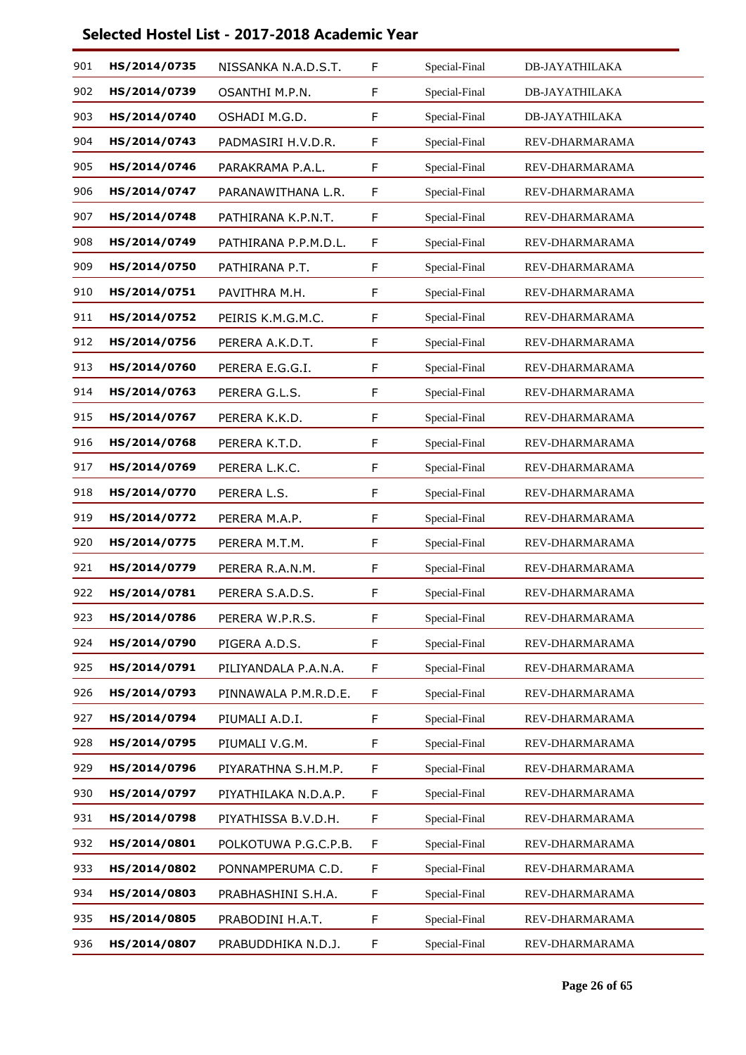## Selected Hostel List - 2017-2018 Academic Year

| | | | | | |
|---|---|---|---|---|---|
| 901 | **HS/2014/0735** | NISSANKA N.A.D.S.T. | F | Special-Final | DB-JAYATHILAKA |
| 902 | **HS/2014/0739** | OSANTHI M.P.N. | F | Special-Final | DB-JAYATHILAKA |
| 903 | **HS/2014/0740** | OSHADI M.G.D. | F | Special-Final | DB-JAYATHILAKA |
| 904 | **HS/2014/0743** | PADMASIRI H.V.D.R. | F | Special-Final | REV-DHARMARAMA |
| 905 | **HS/2014/0746** | PARAKRAMA P.A.L. | F | Special-Final | REV-DHARMARAMA |
| 906 | **HS/2014/0747** | PARANAWITHANA L.R. | F | Special-Final | REV-DHARMARAMA |
| 907 | **HS/2014/0748** | PATHIRANA K.P.N.T. | F | Special-Final | REV-DHARMARAMA |
| 908 | **HS/2014/0749** | PATHIRANA P.P.M.D.L. | F | Special-Final | REV-DHARMARAMA |
| 909 | **HS/2014/0750** | PATHIRANA P.T. | F | Special-Final | REV-DHARMARAMA |
| 910 | **HS/2014/0751** | PAVITHRA M.H. | F | Special-Final | REV-DHARMARAMA |
| 911 | **HS/2014/0752** | PEIRIS K.M.G.M.C. | F | Special-Final | REV-DHARMARAMA |
| 912 | **HS/2014/0756** | PERERA A.K.D.T. | F | Special-Final | REV-DHARMARAMA |
| 913 | **HS/2014/0760** | PERERA E.G.G.I. | F | Special-Final | REV-DHARMARAMA |
| 914 | **HS/2014/0763** | PERERA G.L.S. | F | Special-Final | REV-DHARMARAMA |
| 915 | **HS/2014/0767** | PERERA K.K.D. | F | Special-Final | REV-DHARMARAMA |
| 916 | **HS/2014/0768** | PERERA K.T.D. | F | Special-Final | REV-DHARMARAMA |
| 917 | **HS/2014/0769** | PERERA L.K.C. | F | Special-Final | REV-DHARMARAMA |
| 918 | **HS/2014/0770** | PERERA L.S. | F | Special-Final | REV-DHARMARAMA |
| 919 | **HS/2014/0772** | PERERA M.A.P. | F | Special-Final | REV-DHARMARAMA |
| 920 | **HS/2014/0775** | PERERA M.T.M. | F | Special-Final | REV-DHARMARAMA |
| 921 | **HS/2014/0779** | PERERA R.A.N.M. | F | Special-Final | REV-DHARMARAMA |
| 922 | **HS/2014/0781** | PERERA S.A.D.S. | F | Special-Final | REV-DHARMARAMA |
| 923 | **HS/2014/0786** | PERERA W.P.R.S. | F | Special-Final | REV-DHARMARAMA |
| 924 | **HS/2014/0790** | PIGERA A.D.S. | F | Special-Final | REV-DHARMARAMA |
| 925 | **HS/2014/0791** | PILIYANDALA P.A.N.A. | F | Special-Final | REV-DHARMARAMA |
| 926 | **HS/2014/0793** | PINNAWALA P.M.R.D.E. | F | Special-Final | REV-DHARMARAMA |
| 927 | **HS/2014/0794** | PIUMALI A.D.I. | F | Special-Final | REV-DHARMARAMA |
| 928 | **HS/2014/0795** | PIUMALI V.G.M. | F | Special-Final | REV-DHARMARAMA |
| 929 | **HS/2014/0796** | PIYARATHNA S.H.M.P. | F | Special-Final | REV-DHARMARAMA |
| 930 | **HS/2014/0797** | PIYATHILAKA N.D.A.P. | F | Special-Final | REV-DHARMARAMA |
| 931 | **HS/2014/0798** | PIYATHISSA B.V.D.H. | F | Special-Final | REV-DHARMARAMA |
| 932 | **HS/2014/0801** | POLKOTUWA P.G.C.P.B. | F | Special-Final | REV-DHARMARAMA |
| 933 | **HS/2014/0802** | PONNAMPERUMA C.D. | F | Special-Final | REV-DHARMARAMA |
| 934 | **HS/2014/0803** | PRABHASHINI S.H.A. | F | Special-Final | REV-DHARMARAMA |
| 935 | **HS/2014/0805** | PRABODINI H.A.T. | F | Special-Final | REV-DHARMARAMA |
| 936 | **HS/2014/0807** | PRABUDDHIKA N.D.J. | F | Special-Final | REV-DHARMARAMA |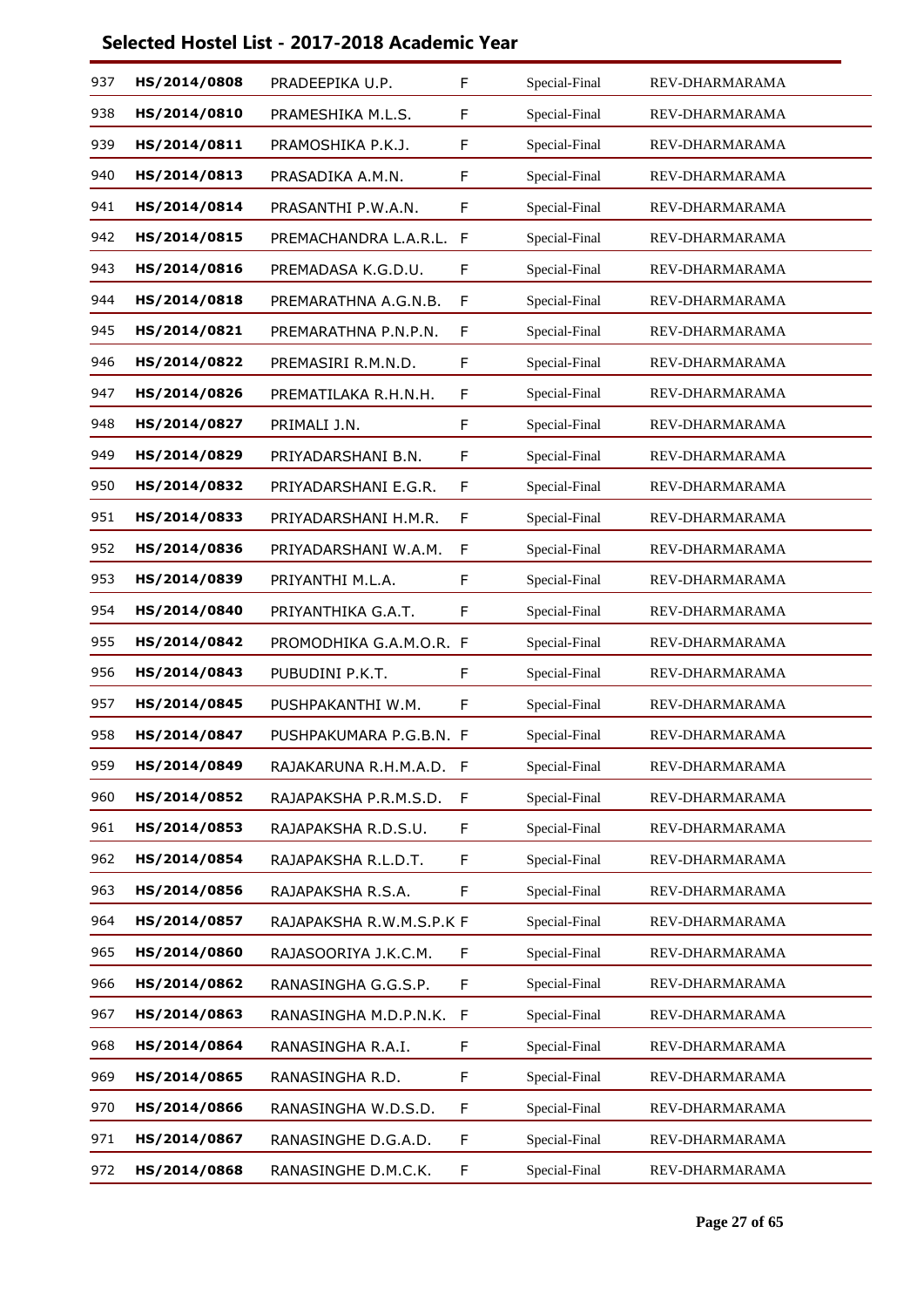# Selected Hostel List - 2017-2018 Academic Year

| | | | | | |
|---|---|---|---|---|---|
| 937 | HS/2014/0808 | PRADEEPIKA U.P. | F | Special-Final | REV-DHARMARAMA |
| 938 | HS/2014/0810 | PRAMESHIKA M.L.S. | F | Special-Final | REV-DHARMARAMA |
| 939 | HS/2014/0811 | PRAMOSHIKA P.K.J. | F | Special-Final | REV-DHARMARAMA |
| 940 | HS/2014/0813 | PRASADIKA A.M.N. | F | Special-Final | REV-DHARMARAMA |
| 941 | HS/2014/0814 | PRASANTHI P.W.A.N. | F | Special-Final | REV-DHARMARAMA |
| 942 | HS/2014/0815 | PREMACHANDRA L.A.R.L. | F | Special-Final | REV-DHARMARAMA |
| 943 | HS/2014/0816 | PREMADASA K.G.D.U. | F | Special-Final | REV-DHARMARAMA |
| 944 | HS/2014/0818 | PREMARATHNA A.G.N.B. | F | Special-Final | REV-DHARMARAMA |
| 945 | HS/2014/0821 | PREMARATHNA P.N.P.N. | F | Special-Final | REV-DHARMARAMA |
| 946 | HS/2014/0822 | PREMASIRI R.M.N.D. | F | Special-Final | REV-DHARMARAMA |
| 947 | HS/2014/0826 | PREMATILAKA R.H.N.H. | F | Special-Final | REV-DHARMARAMA |
| 948 | HS/2014/0827 | PRIMALI J.N. | F | Special-Final | REV-DHARMARAMA |
| 949 | HS/2014/0829 | PRIYADARSHANI B.N. | F | Special-Final | REV-DHARMARAMA |
| 950 | HS/2014/0832 | PRIYADARSHANI E.G.R. | F | Special-Final | REV-DHARMARAMA |
| 951 | HS/2014/0833 | PRIYADARSHANI H.M.R. | F | Special-Final | REV-DHARMARAMA |
| 952 | HS/2014/0836 | PRIYADARSHANI W.A.M. | F | Special-Final | REV-DHARMARAMA |
| 953 | HS/2014/0839 | PRIYANTHI M.L.A. | F | Special-Final | REV-DHARMARAMA |
| 954 | HS/2014/0840 | PRIYANTHIKA G.A.T. | F | Special-Final | REV-DHARMARAMA |
| 955 | HS/2014/0842 | PROMODHIKA G.A.M.O.R. | F | Special-Final | REV-DHARMARAMA |
| 956 | HS/2014/0843 | PUBUDINI P.K.T. | F | Special-Final | REV-DHARMARAMA |
| 957 | HS/2014/0845 | PUSHPAKANTHI W.M. | F | Special-Final | REV-DHARMARAMA |
| 958 | HS/2014/0847 | PUSHPAKUMARA P.G.B.N. | F | Special-Final | REV-DHARMARAMA |
| 959 | HS/2014/0849 | RAJAKARUNA R.H.M.A.D. | F | Special-Final | REV-DHARMARAMA |
| 960 | HS/2014/0852 | RAJAPAKSHA P.R.M.S.D. | F | Special-Final | REV-DHARMARAMA |
| 961 | HS/2014/0853 | RAJAPAKSHA R.D.S.U. | F | Special-Final | REV-DHARMARAMA |
| 962 | HS/2014/0854 | RAJAPAKSHA R.L.D.T. | F | Special-Final | REV-DHARMARAMA |
| 963 | HS/2014/0856 | RAJAPAKSHA R.S.A. | F | Special-Final | REV-DHARMARAMA |
| 964 | HS/2014/0857 | RAJAPAKSHA R.W.M.S.P.K | F | Special-Final | REV-DHARMARAMA |
| 965 | HS/2014/0860 | RAJASOORIYA J.K.C.M. | F | Special-Final | REV-DHARMARAMA |
| 966 | HS/2014/0862 | RANASINGHA G.G.S.P. | F | Special-Final | REV-DHARMARAMA |
| 967 | HS/2014/0863 | RANASINGHA M.D.P.N.K. | F | Special-Final | REV-DHARMARAMA |
| 968 | HS/2014/0864 | RANASINGHA R.A.I. | F | Special-Final | REV-DHARMARAMA |
| 969 | HS/2014/0865 | RANASINGHA R.D. | F | Special-Final | REV-DHARMARAMA |
| 970 | HS/2014/0866 | RANASINGHA W.D.S.D. | F | Special-Final | REV-DHARMARAMA |
| 971 | HS/2014/0867 | RANASINGHE D.G.A.D. | F | Special-Final | REV-DHARMARAMA |
| 972 | HS/2014/0868 | RANASINGHE D.M.C.K. | F | Special-Final | REV-DHARMARAMA |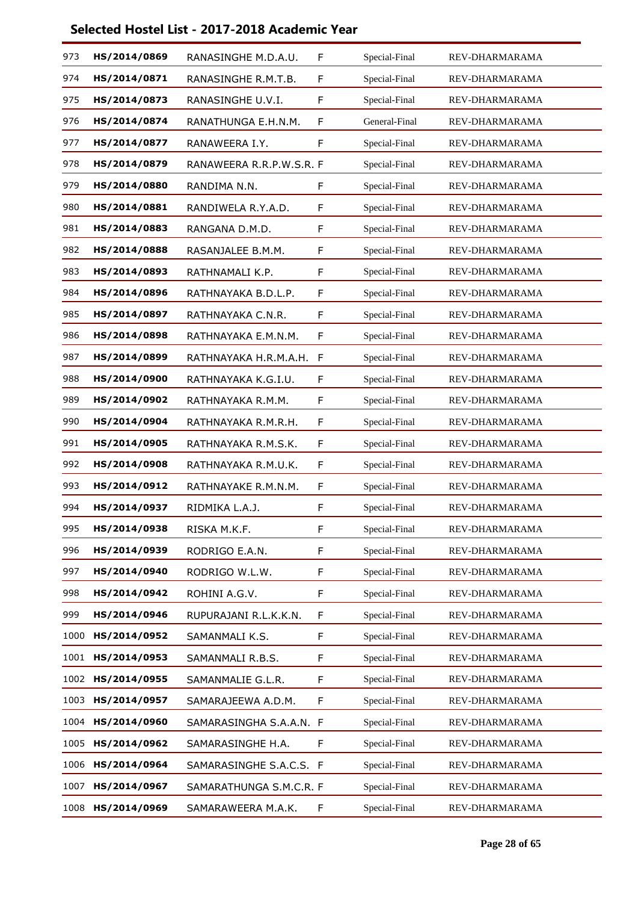## Selected Hostel List - 2017-2018 Academic Year

| | | | | | |
|---|---|---|---|---|---|
| 973 | HS/2014/0869 | RANASINGHE M.D.A.U. | F | Special-Final | REV-DHARMARAMA |
| 974 | HS/2014/0871 | RANASINGHE R.M.T.B. | F | Special-Final | REV-DHARMARAMA |
| 975 | HS/2014/0873 | RANASINGHE U.V.I. | F | Special-Final | REV-DHARMARAMA |
| 976 | HS/2014/0874 | RANATHUNGA E.H.N.M. | F | General-Final | REV-DHARMARAMA |
| 977 | HS/2014/0877 | RANAWEERA I.Y. | F | Special-Final | REV-DHARMARAMA |
| 978 | HS/2014/0879 | RANAWEERA R.R.P.W.S.R. | F | Special-Final | REV-DHARMARAMA |
| 979 | HS/2014/0880 | RANDIMA N.N. | F | Special-Final | REV-DHARMARAMA |
| 980 | HS/2014/0881 | RANDIWELA R.Y.A.D. | F | Special-Final | REV-DHARMARAMA |
| 981 | HS/2014/0883 | RANGANA D.M.D. | F | Special-Final | REV-DHARMARAMA |
| 982 | HS/2014/0888 | RASANJALEE B.M.M. | F | Special-Final | REV-DHARMARAMA |
| 983 | HS/2014/0893 | RATHNAMALI K.P. | F | Special-Final | REV-DHARMARAMA |
| 984 | HS/2014/0896 | RATHNAYAKA B.D.L.P. | F | Special-Final | REV-DHARMARAMA |
| 985 | HS/2014/0897 | RATHNAYAKA C.N.R. | F | Special-Final | REV-DHARMARAMA |
| 986 | HS/2014/0898 | RATHNAYAKA E.M.N.M. | F | Special-Final | REV-DHARMARAMA |
| 987 | HS/2014/0899 | RATHNAYAKA H.R.M.A.H. | F | Special-Final | REV-DHARMARAMA |
| 988 | HS/2014/0900 | RATHNAYAKA K.G.I.U. | F | Special-Final | REV-DHARMARAMA |
| 989 | HS/2014/0902 | RATHNAYAKA R.M.M. | F | Special-Final | REV-DHARMARAMA |
| 990 | HS/2014/0904 | RATHNAYAKA R.M.R.H. | F | Special-Final | REV-DHARMARAMA |
| 991 | HS/2014/0905 | RATHNAYAKA R.M.S.K. | F | Special-Final | REV-DHARMARAMA |
| 992 | HS/2014/0908 | RATHNAYAKA R.M.U.K. | F | Special-Final | REV-DHARMARAMA |
| 993 | HS/2014/0912 | RATHNAYAKE R.M.N.M. | F | Special-Final | REV-DHARMARAMA |
| 994 | HS/2014/0937 | RIDMIKA L.A.J. | F | Special-Final | REV-DHARMARAMA |
| 995 | HS/2014/0938 | RISKA M.K.F. | F | Special-Final | REV-DHARMARAMA |
| 996 | HS/2014/0939 | RODRIGO E.A.N. | F | Special-Final | REV-DHARMARAMA |
| 997 | HS/2014/0940 | RODRIGO W.L.W. | F | Special-Final | REV-DHARMARAMA |
| 998 | HS/2014/0942 | ROHINI A.G.V. | F | Special-Final | REV-DHARMARAMA |
| 999 | HS/2014/0946 | RUPURAJANI R.L.K.K.N. | F | Special-Final | REV-DHARMARAMA |
| 1000 | HS/2014/0952 | SAMANMALI K.S. | F | Special-Final | REV-DHARMARAMA |
| 1001 | HS/2014/0953 | SAMANMALI R.B.S. | F | Special-Final | REV-DHARMARAMA |
| 1002 | HS/2014/0955 | SAMANMALIE G.L.R. | F | Special-Final | REV-DHARMARAMA |
| 1003 | HS/2014/0957 | SAMARAJEEWA A.D.M. | F | Special-Final | REV-DHARMARAMA |
| 1004 | HS/2014/0960 | SAMARASINGHA S.A.A.N. | F | Special-Final | REV-DHARMARAMA |
| 1005 | HS/2014/0962 | SAMARASINGHE H.A. | F | Special-Final | REV-DHARMARAMA |
| 1006 | HS/2014/0964 | SAMARASINGHE S.A.C.S. | F | Special-Final | REV-DHARMARAMA |
| 1007 | HS/2014/0967 | SAMARATHUNGA S.M.C.R. | F | Special-Final | REV-DHARMARAMA |
| 1008 | HS/2014/0969 | SAMARAWEERA M.A.K. | F | Special-Final | REV-DHARMARAMA |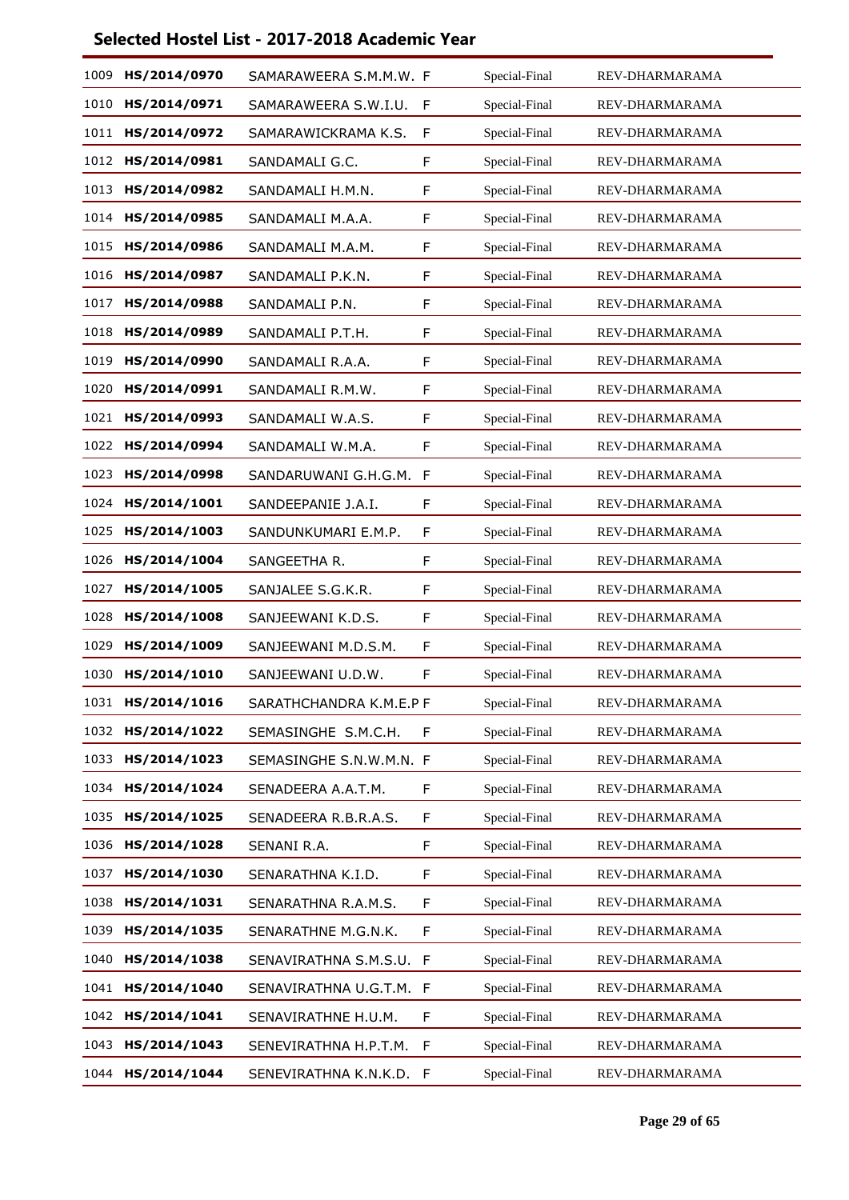# Selected Hostel List - 2017-2018 Academic Year

| | | | | | |
|---|---|---|---|---|---|
| 1009 | **HS/2014/0970** | SAMARAWEERA S.M.M.W. | F | Special-Final | REV-DHARMARAMA |
| 1010 | **HS/2014/0971** | SAMARAWEERA S.W.I.U. | F | Special-Final | REV-DHARMARAMA |
| 1011 | **HS/2014/0972** | SAMARAWICKRAMA K.S. | F | Special-Final | REV-DHARMARAMA |
| 1012 | **HS/2014/0981** | SANDAMALI G.C. | F | Special-Final | REV-DHARMARAMA |
| 1013 | **HS/2014/0982** | SANDAMALI H.M.N. | F | Special-Final | REV-DHARMARAMA |
| 1014 | **HS/2014/0985** | SANDAMALI M.A.A. | F | Special-Final | REV-DHARMARAMA |
| 1015 | **HS/2014/0986** | SANDAMALI M.A.M. | F | Special-Final | REV-DHARMARAMA |
| 1016 | **HS/2014/0987** | SANDAMALI P.K.N. | F | Special-Final | REV-DHARMARAMA |
| 1017 | **HS/2014/0988** | SANDAMALI P.N. | F | Special-Final | REV-DHARMARAMA |
| 1018 | **HS/2014/0989** | SANDAMALI P.T.H. | F | Special-Final | REV-DHARMARAMA |
| 1019 | **HS/2014/0990** | SANDAMALI R.A.A. | F | Special-Final | REV-DHARMARAMA |
| 1020 | **HS/2014/0991** | SANDAMALI R.M.W. | F | Special-Final | REV-DHARMARAMA |
| 1021 | **HS/2014/0993** | SANDAMALI W.A.S. | F | Special-Final | REV-DHARMARAMA |
| 1022 | **HS/2014/0994** | SANDAMALI W.M.A. | F | Special-Final | REV-DHARMARAMA |
| 1023 | **HS/2014/0998** | SANDARUWANI G.H.G.M. | F | Special-Final | REV-DHARMARAMA |
| 1024 | **HS/2014/1001** | SANDEEPANIE J.A.I. | F | Special-Final | REV-DHARMARAMA |
| 1025 | **HS/2014/1003** | SANDUNKUMARI E.M.P. | F | Special-Final | REV-DHARMARAMA |
| 1026 | **HS/2014/1004** | SANGEETHA R. | F | Special-Final | REV-DHARMARAMA |
| 1027 | **HS/2014/1005** | SANJALEE S.G.K.R. | F | Special-Final | REV-DHARMARAMA |
| 1028 | **HS/2014/1008** | SANJEEWANI K.D.S. | F | Special-Final | REV-DHARMARAMA |
| 1029 | **HS/2014/1009** | SANJEEWANI M.D.S.M. | F | Special-Final | REV-DHARMARAMA |
| 1030 | **HS/2014/1010** | SANJEEWANI U.D.W. | F | Special-Final | REV-DHARMARAMA |
| 1031 | **HS/2014/1016** | SARATHCHANDRA K.M.E.P | F | Special-Final | REV-DHARMARAMA |
| 1032 | **HS/2014/1022** | SEMASINGHE S.M.C.H. | F | Special-Final | REV-DHARMARAMA |
| 1033 | **HS/2014/1023** | SEMASINGHE S.N.W.M.N. | F | Special-Final | REV-DHARMARAMA |
| 1034 | **HS/2014/1024** | SENADEERA A.A.T.M. | F | Special-Final | REV-DHARMARAMA |
| 1035 | **HS/2014/1025** | SENADEERA R.B.R.A.S. | F | Special-Final | REV-DHARMARAMA |
| 1036 | **HS/2014/1028** | SENANI R.A. | F | Special-Final | REV-DHARMARAMA |
| 1037 | **HS/2014/1030** | SENARATHNA K.I.D. | F | Special-Final | REV-DHARMARAMA |
| 1038 | **HS/2014/1031** | SENARATHNA R.A.M.S. | F | Special-Final | REV-DHARMARAMA |
| 1039 | **HS/2014/1035** | SENARATHNE M.G.N.K. | F | Special-Final | REV-DHARMARAMA |
| 1040 | **HS/2014/1038** | SENAVIRATHNA S.M.S.U. | F | Special-Final | REV-DHARMARAMA |
| 1041 | **HS/2014/1040** | SENAVIRATHNA U.G.T.M. | F | Special-Final | REV-DHARMARAMA |
| 1042 | **HS/2014/1041** | SENAVIRATHNE H.U.M. | F | Special-Final | REV-DHARMARAMA |
| 1043 | **HS/2014/1043** | SENEVIRATHNA H.P.T.M. | F | Special-Final | REV-DHARMARAMA |
| 1044 | **HS/2014/1044** | SENEVIRATHNA K.N.K.D. | F | Special-Final | REV-DHARMARAMA |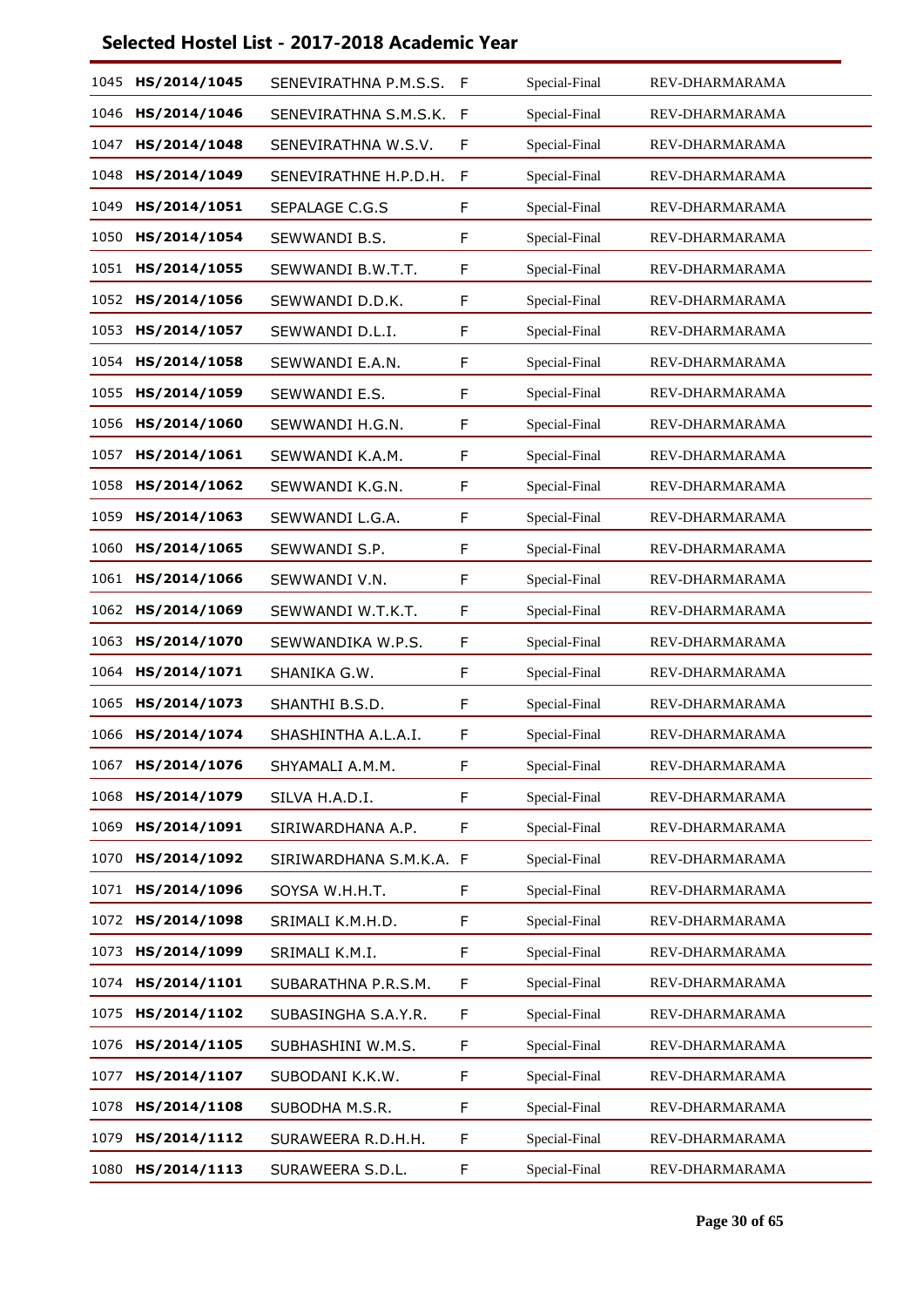## Selected Hostel List - 2017-2018 Academic Year

| | | | | | |
|---|---|---|---|---|---|
| 1045 | **HS/2014/1045** | SENEVIRATHNA P.M.S.S. | F | Special-Final | REV-DHARMARAMA |
| 1046 | **HS/2014/1046** | SENEVIRATHNA S.M.S.K. | F | Special-Final | REV-DHARMARAMA |
| 1047 | **HS/2014/1048** | SENEVIRATHNA W.S.V. | F | Special-Final | REV-DHARMARAMA |
| 1048 | **HS/2014/1049** | SENEVIRATHNE H.P.D.H. | F | Special-Final | REV-DHARMARAMA |
| 1049 | **HS/2014/1051** | SEPALAGE C.G.S | F | Special-Final | REV-DHARMARAMA |
| 1050 | **HS/2014/1054** | SEWWANDI B.S. | F | Special-Final | REV-DHARMARAMA |
| 1051 | **HS/2014/1055** | SEWWANDI B.W.T.T. | F | Special-Final | REV-DHARMARAMA |
| 1052 | **HS/2014/1056** | SEWWANDI D.D.K. | F | Special-Final | REV-DHARMARAMA |
| 1053 | **HS/2014/1057** | SEWWANDI D.L.I. | F | Special-Final | REV-DHARMARAMA |
| 1054 | **HS/2014/1058** | SEWWANDI E.A.N. | F | Special-Final | REV-DHARMARAMA |
| 1055 | **HS/2014/1059** | SEWWANDI E.S. | F | Special-Final | REV-DHARMARAMA |
| 1056 | **HS/2014/1060** | SEWWANDI H.G.N. | F | Special-Final | REV-DHARMARAMA |
| 1057 | **HS/2014/1061** | SEWWANDI K.A.M. | F | Special-Final | REV-DHARMARAMA |
| 1058 | **HS/2014/1062** | SEWWANDI K.G.N. | F | Special-Final | REV-DHARMARAMA |
| 1059 | **HS/2014/1063** | SEWWANDI L.G.A. | F | Special-Final | REV-DHARMARAMA |
| 1060 | **HS/2014/1065** | SEWWANDI S.P. | F | Special-Final | REV-DHARMARAMA |
| 1061 | **HS/2014/1066** | SEWWANDI V.N. | F | Special-Final | REV-DHARMARAMA |
| 1062 | **HS/2014/1069** | SEWWANDI W.T.K.T. | F | Special-Final | REV-DHARMARAMA |
| 1063 | **HS/2014/1070** | SEWWANDIKA W.P.S. | F | Special-Final | REV-DHARMARAMA |
| 1064 | **HS/2014/1071** | SHANIKA G.W. | F | Special-Final | REV-DHARMARAMA |
| 1065 | **HS/2014/1073** | SHANTHI B.S.D. | F | Special-Final | REV-DHARMARAMA |
| 1066 | **HS/2014/1074** | SHASHINTHA A.L.A.I. | F | Special-Final | REV-DHARMARAMA |
| 1067 | **HS/2014/1076** | SHYAMALI A.M.M. | F | Special-Final | REV-DHARMARAMA |
| 1068 | **HS/2014/1079** | SILVA H.A.D.I. | F | Special-Final | REV-DHARMARAMA |
| 1069 | **HS/2014/1091** | SIRIWARDHANA A.P. | F | Special-Final | REV-DHARMARAMA |
| 1070 | **HS/2014/1092** | SIRIWARDHANA S.M.K.A. | F | Special-Final | REV-DHARMARAMA |
| 1071 | **HS/2014/1096** | SOYSA W.H.H.T. | F | Special-Final | REV-DHARMARAMA |
| 1072 | **HS/2014/1098** | SRIMALI K.M.H.D. | F | Special-Final | REV-DHARMARAMA |
| 1073 | **HS/2014/1099** | SRIMALI K.M.I. | F | Special-Final | REV-DHARMARAMA |
| 1074 | **HS/2014/1101** | SUBARATHNA P.R.S.M. | F | Special-Final | REV-DHARMARAMA |
| 1075 | **HS/2014/1102** | SUBASINGHA S.A.Y.R. | F | Special-Final | REV-DHARMARAMA |
| 1076 | **HS/2014/1105** | SUBHASHINI W.M.S. | F | Special-Final | REV-DHARMARAMA |
| 1077 | **HS/2014/1107** | SUBODANI K.K.W. | F | Special-Final | REV-DHARMARAMA |
| 1078 | **HS/2014/1108** | SUBODHA M.S.R. | F | Special-Final | REV-DHARMARAMA |
| 1079 | **HS/2014/1112** | SURAWEERA R.D.H.H. | F | Special-Final | REV-DHARMARAMA |
| 1080 | **HS/2014/1113** | SURAWEERA S.D.L. | F | Special-Final | REV-DHARMARAMA |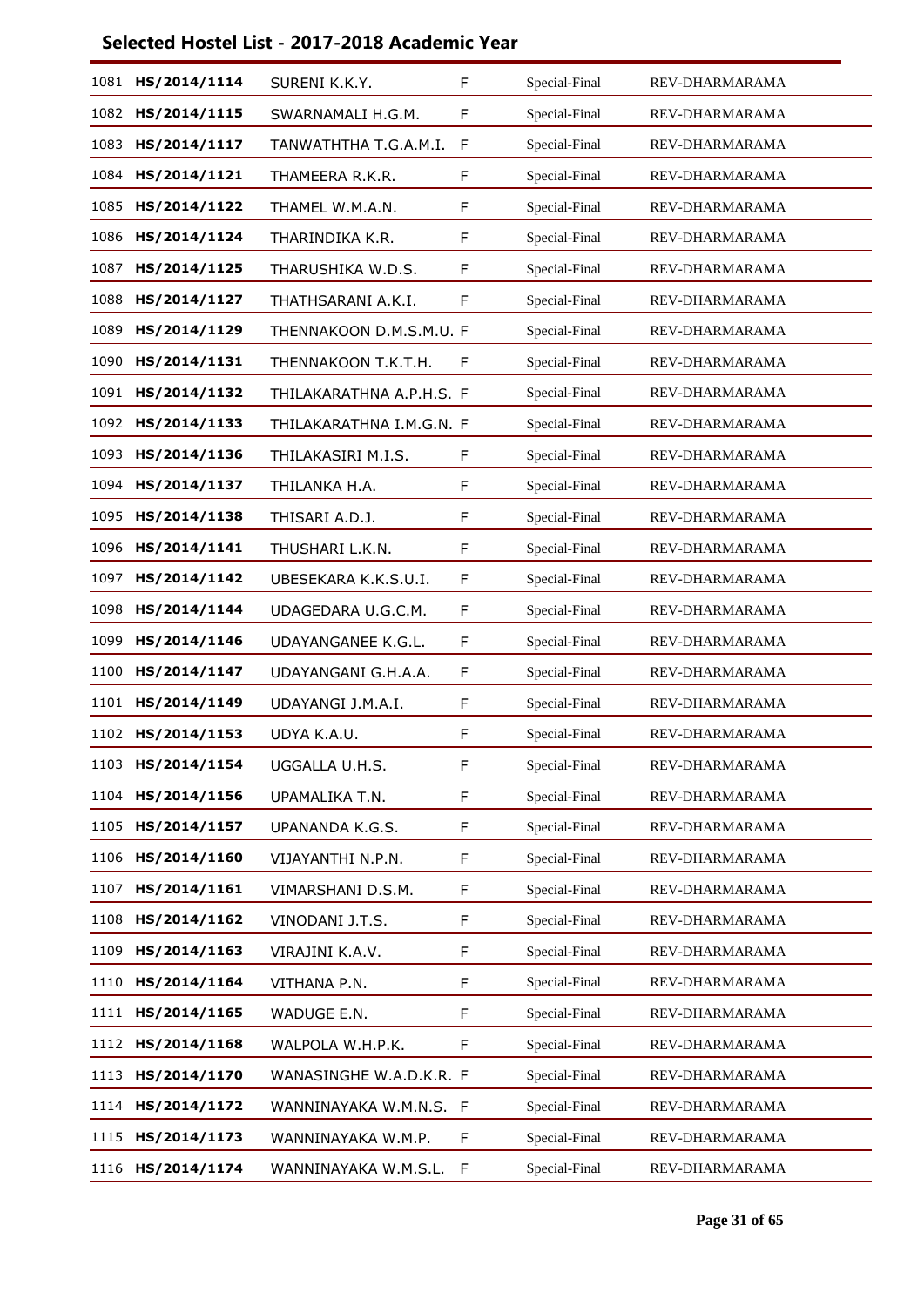## Selected Hostel List - 2017-2018 Academic Year

| | | | | | |
|---|---|---|---|---|---|
| 1081 | HS/2014/1114 | SURENI K.K.Y. | F | Special-Final | REV-DHARMARAMA |
| 1082 | HS/2014/1115 | SWARNAMALI H.G.M. | F | Special-Final | REV-DHARMARAMA |
| 1083 | HS/2014/1117 | TANWATHTHA T.G.A.M.I. | F | Special-Final | REV-DHARMARAMA |
| 1084 | HS/2014/1121 | THAMEERA R.K.R. | F | Special-Final | REV-DHARMARAMA |
| 1085 | HS/2014/1122 | THAMEL W.M.A.N. | F | Special-Final | REV-DHARMARAMA |
| 1086 | HS/2014/1124 | THARINDIKA K.R. | F | Special-Final | REV-DHARMARAMA |
| 1087 | HS/2014/1125 | THARUSHIKA W.D.S. | F | Special-Final | REV-DHARMARAMA |
| 1088 | HS/2014/1127 | THATHSARANI A.K.I. | F | Special-Final | REV-DHARMARAMA |
| 1089 | HS/2014/1129 | THENNAKOON D.M.S.M.U. | F | Special-Final | REV-DHARMARAMA |
| 1090 | HS/2014/1131 | THENNAKOON T.K.T.H. | F | Special-Final | REV-DHARMARAMA |
| 1091 | HS/2014/1132 | THILAKARATHNA A.P.H.S. | F | Special-Final | REV-DHARMARAMA |
| 1092 | HS/2014/1133 | THILAKARATHNA I.M.G.N. | F | Special-Final | REV-DHARMARAMA |
| 1093 | HS/2014/1136 | THILAKASIRI M.I.S. | F | Special-Final | REV-DHARMARAMA |
| 1094 | HS/2014/1137 | THILANKA H.A. | F | Special-Final | REV-DHARMARAMA |
| 1095 | HS/2014/1138 | THISARI A.D.J. | F | Special-Final | REV-DHARMARAMA |
| 1096 | HS/2014/1141 | THUSHARI L.K.N. | F | Special-Final | REV-DHARMARAMA |
| 1097 | HS/2014/1142 | UBESEKARA K.K.S.U.I. | F | Special-Final | REV-DHARMARAMA |
| 1098 | HS/2014/1144 | UDAGEDARA U.G.C.M. | F | Special-Final | REV-DHARMARAMA |
| 1099 | HS/2014/1146 | UDAYANGANEE K.G.L. | F | Special-Final | REV-DHARMARAMA |
| 1100 | HS/2014/1147 | UDAYANGANI G.H.A.A. | F | Special-Final | REV-DHARMARAMA |
| 1101 | HS/2014/1149 | UDAYANGI J.M.A.I. | F | Special-Final | REV-DHARMARAMA |
| 1102 | HS/2014/1153 | UDYA K.A.U. | F | Special-Final | REV-DHARMARAMA |
| 1103 | HS/2014/1154 | UGGALLA U.H.S. | F | Special-Final | REV-DHARMARAMA |
| 1104 | HS/2014/1156 | UPAMALIKA T.N. | F | Special-Final | REV-DHARMARAMA |
| 1105 | HS/2014/1157 | UPANANDA K.G.S. | F | Special-Final | REV-DHARMARAMA |
| 1106 | HS/2014/1160 | VIJAYANTHI N.P.N. | F | Special-Final | REV-DHARMARAMA |
| 1107 | HS/2014/1161 | VIMARSHANI D.S.M. | F | Special-Final | REV-DHARMARAMA |
| 1108 | HS/2014/1162 | VINODANI J.T.S. | F | Special-Final | REV-DHARMARAMA |
| 1109 | HS/2014/1163 | VIRAJINI K.A.V. | F | Special-Final | REV-DHARMARAMA |
| 1110 | HS/2014/1164 | VITHANA P.N. | F | Special-Final | REV-DHARMARAMA |
| 1111 | HS/2014/1165 | WADUGE E.N. | F | Special-Final | REV-DHARMARAMA |
| 1112 | HS/2014/1168 | WALPOLA W.H.P.K. | F | Special-Final | REV-DHARMARAMA |
| 1113 | HS/2014/1170 | WANASINGHE W.A.D.K.R. | F | Special-Final | REV-DHARMARAMA |
| 1114 | HS/2014/1172 | WANNINAYAKA W.M.N.S. | F | Special-Final | REV-DHARMARAMA |
| 1115 | HS/2014/1173 | WANNINAYAKA W.M.P. | F | Special-Final | REV-DHARMARAMA |
| 1116 | HS/2014/1174 | WANNINAYAKA W.M.S.L. | F | Special-Final | REV-DHARMARAMA |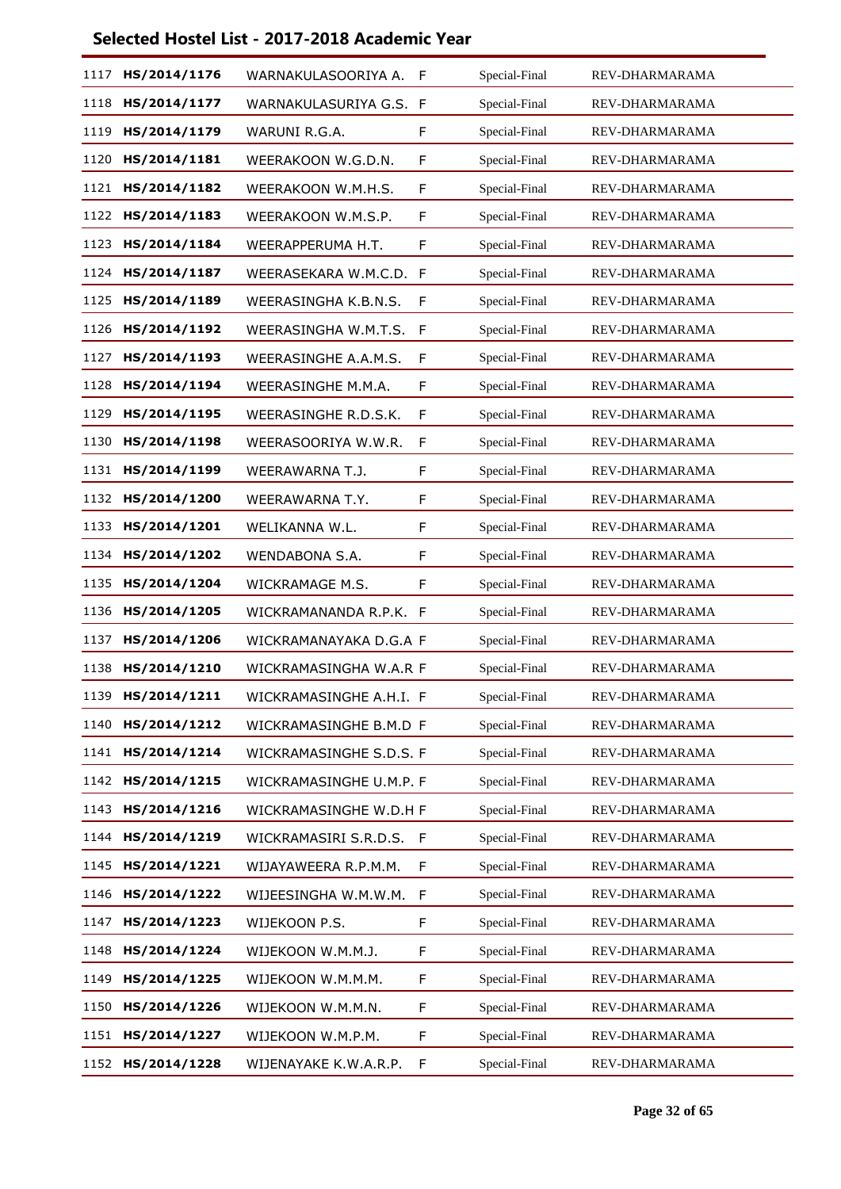# Selected Hostel List - 2017-2018 Academic Year

| | | | | | |
|---|---|---|---|---|---|
| 1117 | HS/2014/1176 | WARNAKULASOORIYA A. | F | Special-Final | REV-DHARMARAMA |
| 1118 | HS/2014/1177 | WARNAKULASURIYA G.S. | F | Special-Final | REV-DHARMARAMA |
| 1119 | HS/2014/1179 | WARUNI R.G.A. | F | Special-Final | REV-DHARMARAMA |
| 1120 | HS/2014/1181 | WEERAKOON W.G.D.N. | F | Special-Final | REV-DHARMARAMA |
| 1121 | HS/2014/1182 | WEERAKOON W.M.H.S. | F | Special-Final | REV-DHARMARAMA |
| 1122 | HS/2014/1183 | WEERAKOON W.M.S.P. | F | Special-Final | REV-DHARMARAMA |
| 1123 | HS/2014/1184 | WEERAPPERUMA H.T. | F | Special-Final | REV-DHARMARAMA |
| 1124 | HS/2014/1187 | WEERASEKARA W.M.C.D. | F | Special-Final | REV-DHARMARAMA |
| 1125 | HS/2014/1189 | WEERASINGHA K.B.N.S. | F | Special-Final | REV-DHARMARAMA |
| 1126 | HS/2014/1192 | WEERASINGHA W.M.T.S. | F | Special-Final | REV-DHARMARAMA |
| 1127 | HS/2014/1193 | WEERASINGHE A.A.M.S. | F | Special-Final | REV-DHARMARAMA |
| 1128 | HS/2014/1194 | WEERASINGHE M.M.A. | F | Special-Final | REV-DHARMARAMA |
| 1129 | HS/2014/1195 | WEERASINGHE R.D.S.K. | F | Special-Final | REV-DHARMARAMA |
| 1130 | HS/2014/1198 | WEERASOORIYA W.W.R. | F | Special-Final | REV-DHARMARAMA |
| 1131 | HS/2014/1199 | WEERAWARNA T.J. | F | Special-Final | REV-DHARMARAMA |
| 1132 | HS/2014/1200 | WEERAWARNA T.Y. | F | Special-Final | REV-DHARMARAMA |
| 1133 | HS/2014/1201 | WELIKANNA W.L. | F | Special-Final | REV-DHARMARAMA |
| 1134 | HS/2014/1202 | WENDABONA S.A. | F | Special-Final | REV-DHARMARAMA |
| 1135 | HS/2014/1204 | WICKRAMAGE M.S. | F | Special-Final | REV-DHARMARAMA |
| 1136 | HS/2014/1205 | WICKRAMANANDA R.P.K. | F | Special-Final | REV-DHARMARAMA |
| 1137 | HS/2014/1206 | WICKRAMANAYAKA D.G.A | F | Special-Final | REV-DHARMARAMA |
| 1138 | HS/2014/1210 | WICKRAMASINGHA W.A.R | F | Special-Final | REV-DHARMARAMA |
| 1139 | HS/2014/1211 | WICKRAMASINGHE A.H.I. | F | Special-Final | REV-DHARMARAMA |
| 1140 | HS/2014/1212 | WICKRAMASINGHE B.M.D | F | Special-Final | REV-DHARMARAMA |
| 1141 | HS/2014/1214 | WICKRAMASINGHE S.D.S. | F | Special-Final | REV-DHARMARAMA |
| 1142 | HS/2014/1215 | WICKRAMASINGHE U.M.P. | F | Special-Final | REV-DHARMARAMA |
| 1143 | HS/2014/1216 | WICKRAMASINGHE W.D.H | F | Special-Final | REV-DHARMARAMA |
| 1144 | HS/2014/1219 | WICKRAMASIRI S.R.D.S. | F | Special-Final | REV-DHARMARAMA |
| 1145 | HS/2014/1221 | WIJAYAWEERA R.P.M.M. | F | Special-Final | REV-DHARMARAMA |
| 1146 | HS/2014/1222 | WIJEESINGHA W.M.W.M. | F | Special-Final | REV-DHARMARAMA |
| 1147 | HS/2014/1223 | WIJEKOON P.S. | F | Special-Final | REV-DHARMARAMA |
| 1148 | HS/2014/1224 | WIJEKOON W.M.M.J. | F | Special-Final | REV-DHARMARAMA |
| 1149 | HS/2014/1225 | WIJEKOON W.M.M.M. | F | Special-Final | REV-DHARMARAMA |
| 1150 | HS/2014/1226 | WIJEKOON W.M.M.N. | F | Special-Final | REV-DHARMARAMA |
| 1151 | HS/2014/1227 | WIJEKOON W.M.P.M. | F | Special-Final | REV-DHARMARAMA |
| 1152 | HS/2014/1228 | WIJENAYAKE K.W.A.R.P. | F | Special-Final | REV-DHARMARAMA |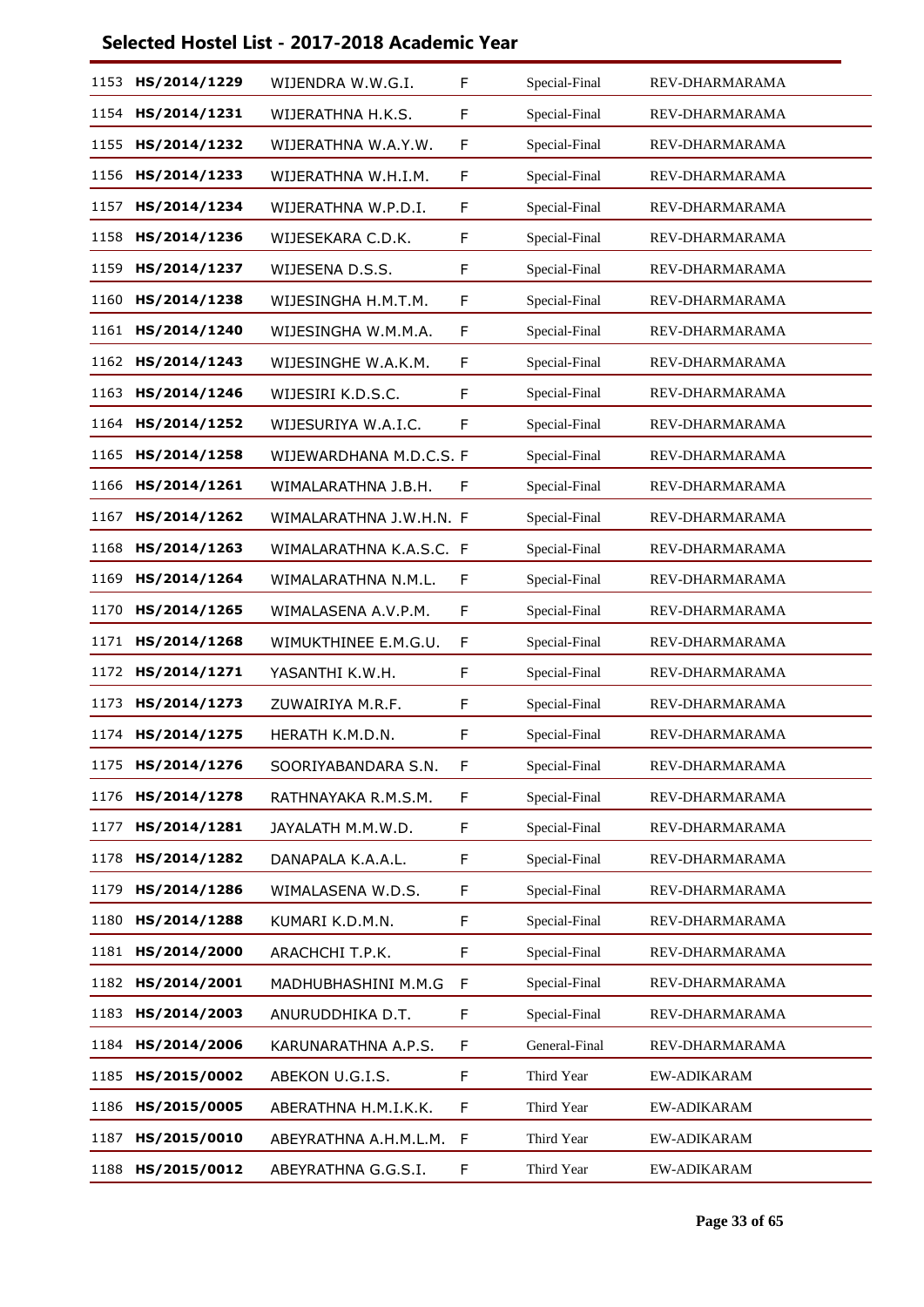## Selected Hostel List - 2017-2018 Academic Year

| | | | | | |
|---|---|---|---|---|---|
| 1153 | **HS/2014/1229** | WIJENDRA W.W.G.I. | F | Special-Final | REV-DHARMARAMA |
| 1154 | **HS/2014/1231** | WIJERATHNA H.K.S. | F | Special-Final | REV-DHARMARAMA |
| 1155 | **HS/2014/1232** | WIJERATHNA W.A.Y.W. | F | Special-Final | REV-DHARMARAMA |
| 1156 | **HS/2014/1233** | WIJERATHNA W.H.I.M. | F | Special-Final | REV-DHARMARAMA |
| 1157 | **HS/2014/1234** | WIJERATHNA W.P.D.I. | F | Special-Final | REV-DHARMARAMA |
| 1158 | **HS/2014/1236** | WIJESEKARA C.D.K. | F | Special-Final | REV-DHARMARAMA |
| 1159 | **HS/2014/1237** | WIJESENA D.S.S. | F | Special-Final | REV-DHARMARAMA |
| 1160 | **HS/2014/1238** | WIJESINGHA H.M.T.M. | F | Special-Final | REV-DHARMARAMA |
| 1161 | **HS/2014/1240** | WIJESINGHA W.M.M.A. | F | Special-Final | REV-DHARMARAMA |
| 1162 | **HS/2014/1243** | WIJESINGHE W.A.K.M. | F | Special-Final | REV-DHARMARAMA |
| 1163 | **HS/2014/1246** | WIJESIRI K.D.S.C. | F | Special-Final | REV-DHARMARAMA |
| 1164 | **HS/2014/1252** | WIJESURIYA W.A.I.C. | F | Special-Final | REV-DHARMARAMA |
| 1165 | **HS/2014/1258** | WIJEWARDHANA M.D.C.S. | F | Special-Final | REV-DHARMARAMA |
| 1166 | **HS/2014/1261** | WIMALARATHNA J.B.H. | F | Special-Final | REV-DHARMARAMA |
| 1167 | **HS/2014/1262** | WIMALARATHNA J.W.H.N. | F | Special-Final | REV-DHARMARAMA |
| 1168 | **HS/2014/1263** | WIMALARATHNA K.A.S.C. | F | Special-Final | REV-DHARMARAMA |
| 1169 | **HS/2014/1264** | WIMALARATHNA N.M.L. | F | Special-Final | REV-DHARMARAMA |
| 1170 | **HS/2014/1265** | WIMALASENA A.V.P.M. | F | Special-Final | REV-DHARMARAMA |
| 1171 | **HS/2014/1268** | WIMUKTHINEE E.M.G.U. | F | Special-Final | REV-DHARMARAMA |
| 1172 | **HS/2014/1271** | YASANTHI K.W.H. | F | Special-Final | REV-DHARMARAMA |
| 1173 | **HS/2014/1273** | ZUWAIRIYA M.R.F. | F | Special-Final | REV-DHARMARAMA |
| 1174 | **HS/2014/1275** | HERATH K.M.D.N. | F | Special-Final | REV-DHARMARAMA |
| 1175 | **HS/2014/1276** | SOORIYABANDARA S.N. | F | Special-Final | REV-DHARMARAMA |
| 1176 | **HS/2014/1278** | RATHNAYAKA R.M.S.M. | F | Special-Final | REV-DHARMARAMA |
| 1177 | **HS/2014/1281** | JAYALATH M.M.W.D. | F | Special-Final | REV-DHARMARAMA |
| 1178 | **HS/2014/1282** | DANAPALA K.A.A.L. | F | Special-Final | REV-DHARMARAMA |
| 1179 | **HS/2014/1286** | WIMALASENA W.D.S. | F | Special-Final | REV-DHARMARAMA |
| 1180 | **HS/2014/1288** | KUMARI K.D.M.N. | F | Special-Final | REV-DHARMARAMA |
| 1181 | **HS/2014/2000** | ARACHCHI T.P.K. | F | Special-Final | REV-DHARMARAMA |
| 1182 | **HS/2014/2001** | MADHUBHASHINI M.M.G | F | Special-Final | REV-DHARMARAMA |
| 1183 | **HS/2014/2003** | ANURUDDHIKA D.T. | F | Special-Final | REV-DHARMARAMA |
| 1184 | **HS/2014/2006** | KARUNARATHNA A.P.S. | F | General-Final | REV-DHARMARAMA |
| 1185 | **HS/2015/0002** | ABEKON U.G.I.S. | F | Third Year | EW-ADIKARAM |
| 1186 | **HS/2015/0005** | ABERATHNA H.M.I.K.K. | F | Third Year | EW-ADIKARAM |
| 1187 | **HS/2015/0010** | ABEYRATHNA A.H.M.L.M. | F | Third Year | EW-ADIKARAM |
| 1188 | **HS/2015/0012** | ABEYRATHNA G.G.S.I. | F | Third Year | EW-ADIKARAM |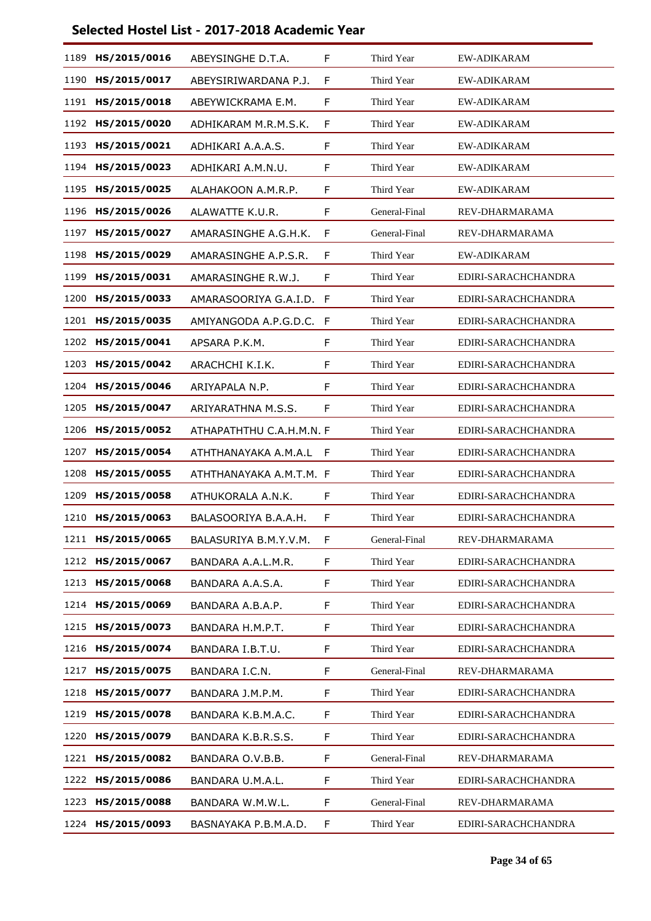## Selected Hostel List - 2017-2018 Academic Year

| | | | | | |
|---|---|---|---|---|---|
| 1189 | HS/2015/0016 | ABEYSINGHE D.T.A. | F | Third Year | EW-ADIKARAM |
| 1190 | HS/2015/0017 | ABEYSIRIWARDANA P.J. | F | Third Year | EW-ADIKARAM |
| 1191 | HS/2015/0018 | ABEYWICKRAMA E.M. | F | Third Year | EW-ADIKARAM |
| 1192 | HS/2015/0020 | ADHIKARAM M.R.M.S.K. | F | Third Year | EW-ADIKARAM |
| 1193 | HS/2015/0021 | ADHIKARI A.A.A.S. | F | Third Year | EW-ADIKARAM |
| 1194 | HS/2015/0023 | ADHIKARI A.M.N.U. | F | Third Year | EW-ADIKARAM |
| 1195 | HS/2015/0025 | ALAHAKOON A.M.R.P. | F | Third Year | EW-ADIKARAM |
| 1196 | HS/2015/0026 | ALAWATTE K.U.R. | F | General-Final | REV-DHARMARAMA |
| 1197 | HS/2015/0027 | AMARASINGHE A.G.H.K. | F | General-Final | REV-DHARMARAMA |
| 1198 | HS/2015/0029 | AMARASINGHE A.P.S.R. | F | Third Year | EW-ADIKARAM |
| 1199 | HS/2015/0031 | AMARASINGHE R.W.J. | F | Third Year | EDIRI-SARACHCHANDRA |
| 1200 | HS/2015/0033 | AMARASOORIYA G.A.I.D. | F | Third Year | EDIRI-SARACHCHANDRA |
| 1201 | HS/2015/0035 | AMIYANGODA A.P.G.D.C. | F | Third Year | EDIRI-SARACHCHANDRA |
| 1202 | HS/2015/0041 | APSARA P.K.M. | F | Third Year | EDIRI-SARACHCHANDRA |
| 1203 | HS/2015/0042 | ARACHCHI K.I.K. | F | Third Year | EDIRI-SARACHCHANDRA |
| 1204 | HS/2015/0046 | ARIYAPALA N.P. | F | Third Year | EDIRI-SARACHCHANDRA |
| 1205 | HS/2015/0047 | ARIYARATHNA M.S.S. | F | Third Year | EDIRI-SARACHCHANDRA |
| 1206 | HS/2015/0052 | ATHAPATHTHU C.A.H.M.N. | F | Third Year | EDIRI-SARACHCHANDRA |
| 1207 | HS/2015/0054 | ATHTHANAYAKA A.M.A.L | F | Third Year | EDIRI-SARACHCHANDRA |
| 1208 | HS/2015/0055 | ATHTHANAYAKA A.M.T.M. | F | Third Year | EDIRI-SARACHCHANDRA |
| 1209 | HS/2015/0058 | ATHUKORALA A.N.K. | F | Third Year | EDIRI-SARACHCHANDRA |
| 1210 | HS/2015/0063 | BALASOORIYA B.A.A.H. | F | Third Year | EDIRI-SARACHCHANDRA |
| 1211 | HS/2015/0065 | BALASURIYA B.M.Y.V.M. | F | General-Final | REV-DHARMARAMA |
| 1212 | HS/2015/0067 | BANDARA A.A.L.M.R. | F | Third Year | EDIRI-SARACHCHANDRA |
| 1213 | HS/2015/0068 | BANDARA A.A.S.A. | F | Third Year | EDIRI-SARACHCHANDRA |
| 1214 | HS/2015/0069 | BANDARA A.B.A.P. | F | Third Year | EDIRI-SARACHCHANDRA |
| 1215 | HS/2015/0073 | BANDARA H.M.P.T. | F | Third Year | EDIRI-SARACHCHANDRA |
| 1216 | HS/2015/0074 | BANDARA I.B.T.U. | F | Third Year | EDIRI-SARACHCHANDRA |
| 1217 | HS/2015/0075 | BANDARA I.C.N. | F | General-Final | REV-DHARMARAMA |
| 1218 | HS/2015/0077 | BANDARA J.M.P.M. | F | Third Year | EDIRI-SARACHCHANDRA |
| 1219 | HS/2015/0078 | BANDARA K.B.M.A.C. | F | Third Year | EDIRI-SARACHCHANDRA |
| 1220 | HS/2015/0079 | BANDARA K.B.R.S.S. | F | Third Year | EDIRI-SARACHCHANDRA |
| 1221 | HS/2015/0082 | BANDARA O.V.B.B. | F | General-Final | REV-DHARMARAMA |
| 1222 | HS/2015/0086 | BANDARA U.M.A.L. | F | Third Year | EDIRI-SARACHCHANDRA |
| 1223 | HS/2015/0088 | BANDARA W.M.W.L. | F | General-Final | REV-DHARMARAMA |
| 1224 | HS/2015/0093 | BASNAYAKA P.B.M.A.D. | F | Third Year | EDIRI-SARACHCHANDRA |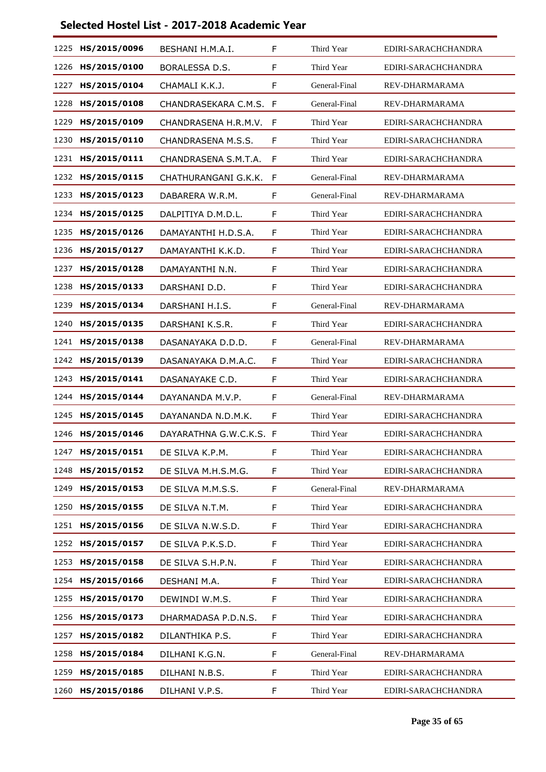## Selected Hostel List - 2017-2018 Academic Year

| | | | | | |
|---|---|---|---|---|---|
| 1225 | **HS/2015/0096** | BESHANI H.M.A.I. | F | Third Year | EDIRI-SARACHCHANDRA |
| 1226 | **HS/2015/0100** | BORALESSA D.S. | F | Third Year | EDIRI-SARACHCHANDRA |
| 1227 | **HS/2015/0104** | CHAMALI K.K.J. | F | General-Final | REV-DHARMARAMA |
| 1228 | **HS/2015/0108** | CHANDRASEKARA C.M.S. | F | General-Final | REV-DHARMARAMA |
| 1229 | **HS/2015/0109** | CHANDRASENA H.R.M.V. | F | Third Year | EDIRI-SARACHCHANDRA |
| 1230 | **HS/2015/0110** | CHANDRASENA M.S.S. | F | Third Year | EDIRI-SARACHCHANDRA |
| 1231 | **HS/2015/0111** | CHANDRASENA S.M.T.A. | F | Third Year | EDIRI-SARACHCHANDRA |
| 1232 | **HS/2015/0115** | CHATHURANGANI G.K.K. | F | General-Final | REV-DHARMARAMA |
| 1233 | **HS/2015/0123** | DABARERA W.R.M. | F | General-Final | REV-DHARMARAMA |
| 1234 | **HS/2015/0125** | DALPITIYA D.M.D.L. | F | Third Year | EDIRI-SARACHCHANDRA |
| 1235 | **HS/2015/0126** | DAMAYANTHI H.D.S.A. | F | Third Year | EDIRI-SARACHCHANDRA |
| 1236 | **HS/2015/0127** | DAMAYANTHI K.K.D. | F | Third Year | EDIRI-SARACHCHANDRA |
| 1237 | **HS/2015/0128** | DAMAYANTHI N.N. | F | Third Year | EDIRI-SARACHCHANDRA |
| 1238 | **HS/2015/0133** | DARSHANI D.D. | F | Third Year | EDIRI-SARACHCHANDRA |
| 1239 | **HS/2015/0134** | DARSHANI H.I.S. | F | General-Final | REV-DHARMARAMA |
| 1240 | **HS/2015/0135** | DARSHANI K.S.R. | F | Third Year | EDIRI-SARACHCHANDRA |
| 1241 | **HS/2015/0138** | DASANAYAKA D.D.D. | F | General-Final | REV-DHARMARAMA |
| 1242 | **HS/2015/0139** | DASANAYAKA D.M.A.C. | F | Third Year | EDIRI-SARACHCHANDRA |
| 1243 | **HS/2015/0141** | DASANAYAKE C.D. | F | Third Year | EDIRI-SARACHCHANDRA |
| 1244 | **HS/2015/0144** | DAYANANDA M.V.P. | F | General-Final | REV-DHARMARAMA |
| 1245 | **HS/2015/0145** | DAYANANDA N.D.M.K. | F | Third Year | EDIRI-SARACHCHANDRA |
| 1246 | **HS/2015/0146** | DAYARATHNA G.W.C.K.S. | F | Third Year | EDIRI-SARACHCHANDRA |
| 1247 | **HS/2015/0151** | DE SILVA K.P.M. | F | Third Year | EDIRI-SARACHCHANDRA |
| 1248 | **HS/2015/0152** | DE SILVA M.H.S.M.G. | F | Third Year | EDIRI-SARACHCHANDRA |
| 1249 | **HS/2015/0153** | DE SILVA M.M.S.S. | F | General-Final | REV-DHARMARAMA |
| 1250 | **HS/2015/0155** | DE SILVA N.T.M. | F | Third Year | EDIRI-SARACHCHANDRA |
| 1251 | **HS/2015/0156** | DE SILVA N.W.S.D. | F | Third Year | EDIRI-SARACHCHANDRA |
| 1252 | **HS/2015/0157** | DE SILVA P.K.S.D. | F | Third Year | EDIRI-SARACHCHANDRA |
| 1253 | **HS/2015/0158** | DE SILVA S.H.P.N. | F | Third Year | EDIRI-SARACHCHANDRA |
| 1254 | **HS/2015/0166** | DESHANI M.A. | F | Third Year | EDIRI-SARACHCHANDRA |
| 1255 | **HS/2015/0170** | DEWINDI W.M.S. | F | Third Year | EDIRI-SARACHCHANDRA |
| 1256 | **HS/2015/0173** | DHARMADASA P.D.N.S. | F | Third Year | EDIRI-SARACHCHANDRA |
| 1257 | **HS/2015/0182** | DILANTHIKA P.S. | F | Third Year | EDIRI-SARACHCHANDRA |
| 1258 | **HS/2015/0184** | DILHANI K.G.N. | F | General-Final | REV-DHARMARAMA |
| 1259 | **HS/2015/0185** | DILHANI N.B.S. | F | Third Year | EDIRI-SARACHCHANDRA |
| 1260 | **HS/2015/0186** | DILHANI V.P.S. | F | Third Year | EDIRI-SARACHCHANDRA |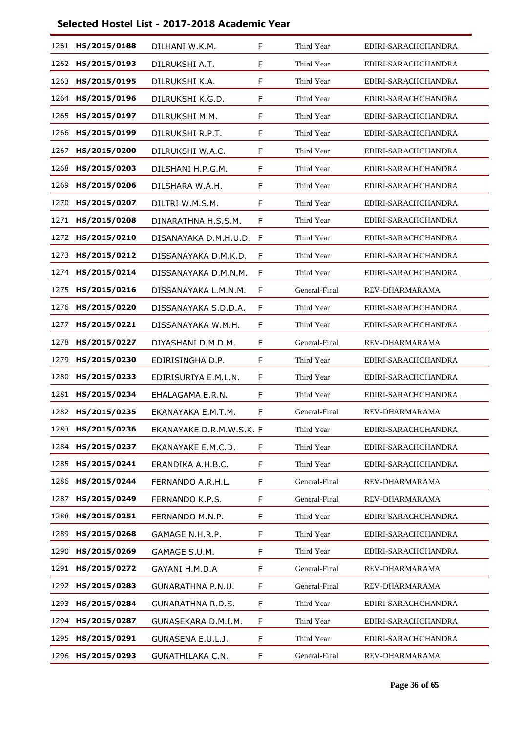## Selected Hostel List - 2017-2018 Academic Year

| | | | | | |
|---|---|---|---|---|---|
| 1261 | HS/2015/0188 | DILHANI W.K.M. | F | Third Year | EDIRI-SARACHCHANDRA |
| 1262 | HS/2015/0193 | DILRUKSHI A.T. | F | Third Year | EDIRI-SARACHCHANDRA |
| 1263 | HS/2015/0195 | DILRUKSHI K.A. | F | Third Year | EDIRI-SARACHCHANDRA |
| 1264 | HS/2015/0196 | DILRUKSHI K.G.D. | F | Third Year | EDIRI-SARACHCHANDRA |
| 1265 | HS/2015/0197 | DILRUKSHI M.M. | F | Third Year | EDIRI-SARACHCHANDRA |
| 1266 | HS/2015/0199 | DILRUKSHI R.P.T. | F | Third Year | EDIRI-SARACHCHANDRA |
| 1267 | HS/2015/0200 | DILRUKSHI W.A.C. | F | Third Year | EDIRI-SARACHCHANDRA |
| 1268 | HS/2015/0203 | DILSHANI H.P.G.M. | F | Third Year | EDIRI-SARACHCHANDRA |
| 1269 | HS/2015/0206 | DILSHARA W.A.H. | F | Third Year | EDIRI-SARACHCHANDRA |
| 1270 | HS/2015/0207 | DILTRI W.M.S.M. | F | Third Year | EDIRI-SARACHCHANDRA |
| 1271 | HS/2015/0208 | DINARATHNA H.S.S.M. | F | Third Year | EDIRI-SARACHCHANDRA |
| 1272 | HS/2015/0210 | DISANAYAKA D.M.H.U.D. | F | Third Year | EDIRI-SARACHCHANDRA |
| 1273 | HS/2015/0212 | DISSANAYAKA D.M.K.D. | F | Third Year | EDIRI-SARACHCHANDRA |
| 1274 | HS/2015/0214 | DISSANAYAKA D.M.N.M. | F | Third Year | EDIRI-SARACHCHANDRA |
| 1275 | HS/2015/0216 | DISSANAYAKA L.M.N.M. | F | General-Final | REV-DHARMARAMA |
| 1276 | HS/2015/0220 | DISSANAYAKA S.D.D.A. | F | Third Year | EDIRI-SARACHCHANDRA |
| 1277 | HS/2015/0221 | DISSANAYAKA W.M.H. | F | Third Year | EDIRI-SARACHCHANDRA |
| 1278 | HS/2015/0227 | DIYASHANI D.M.D.M. | F | General-Final | REV-DHARMARAMA |
| 1279 | HS/2015/0230 | EDIRISINGHA D.P. | F | Third Year | EDIRI-SARACHCHANDRA |
| 1280 | HS/2015/0233 | EDIRISURIYA E.M.L.N. | F | Third Year | EDIRI-SARACHCHANDRA |
| 1281 | HS/2015/0234 | EHALAGAMA E.R.N. | F | Third Year | EDIRI-SARACHCHANDRA |
| 1282 | HS/2015/0235 | EKANAYAKA E.M.T.M. | F | General-Final | REV-DHARMARAMA |
| 1283 | HS/2015/0236 | EKANAYAKE D.R.M.W.S.K. | F | Third Year | EDIRI-SARACHCHANDRA |
| 1284 | HS/2015/0237 | EKANAYAKE E.M.C.D. | F | Third Year | EDIRI-SARACHCHANDRA |
| 1285 | HS/2015/0241 | ERANDIKA A.H.B.C. | F | Third Year | EDIRI-SARACHCHANDRA |
| 1286 | HS/2015/0244 | FERNANDO A.R.H.L. | F | General-Final | REV-DHARMARAMA |
| 1287 | HS/2015/0249 | FERNANDO K.P.S. | F | General-Final | REV-DHARMARAMA |
| 1288 | HS/2015/0251 | FERNANDO M.N.P. | F | Third Year | EDIRI-SARACHCHANDRA |
| 1289 | HS/2015/0268 | GAMAGE N.H.R.P. | F | Third Year | EDIRI-SARACHCHANDRA |
| 1290 | HS/2015/0269 | GAMAGE S.U.M. | F | Third Year | EDIRI-SARACHCHANDRA |
| 1291 | HS/2015/0272 | GAYANI H.M.D.A | F | General-Final | REV-DHARMARAMA |
| 1292 | HS/2015/0283 | GUNARATHNA P.N.U. | F | General-Final | REV-DHARMARAMA |
| 1293 | HS/2015/0284 | GUNARATHNA R.D.S. | F | Third Year | EDIRI-SARACHCHANDRA |
| 1294 | HS/2015/0287 | GUNASEKARA D.M.I.M. | F | Third Year | EDIRI-SARACHCHANDRA |
| 1295 | HS/2015/0291 | GUNASENA E.U.L.J. | F | Third Year | EDIRI-SARACHCHANDRA |
| 1296 | HS/2015/0293 | GUNATHILAKA C.N. | F | General-Final | REV-DHARMARAMA |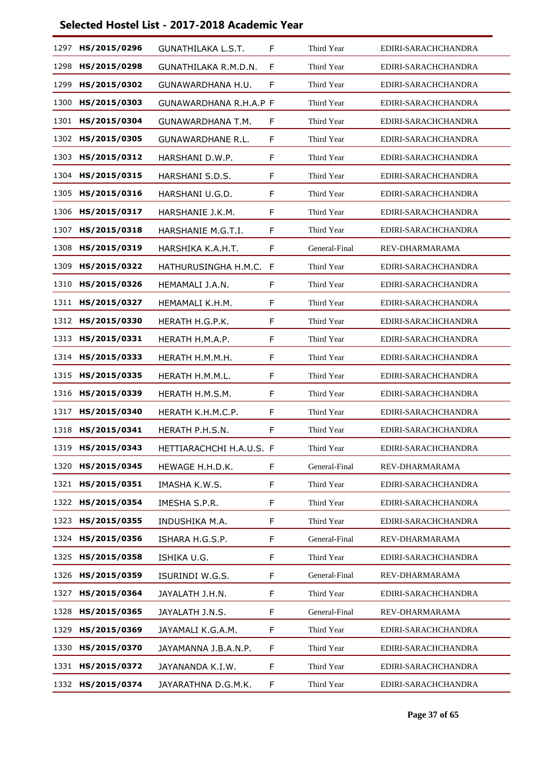## Selected Hostel List - 2017-2018 Academic Year

| | | | | | |
|---|---|---|---|---|---|
| 1297 | **HS/2015/0296** | GUNATHILAKA L.S.T. | F | Third Year | EDIRI-SARACHCHANDRA |
| 1298 | **HS/2015/0298** | GUNATHILAKA R.M.D.N. | F | Third Year | EDIRI-SARACHCHANDRA |
| 1299 | **HS/2015/0302** | GUNAWARDHANA H.U. | F | Third Year | EDIRI-SARACHCHANDRA |
| 1300 | **HS/2015/0303** | GUNAWARDHANA R.H.A.P | F | Third Year | EDIRI-SARACHCHANDRA |
| 1301 | **HS/2015/0304** | GUNAWARDHANA T.M. | F | Third Year | EDIRI-SARACHCHANDRA |
| 1302 | **HS/2015/0305** | GUNAWARDHANE R.L. | F | Third Year | EDIRI-SARACHCHANDRA |
| 1303 | **HS/2015/0312** | HARSHANI D.W.P. | F | Third Year | EDIRI-SARACHCHANDRA |
| 1304 | **HS/2015/0315** | HARSHANI S.D.S. | F | Third Year | EDIRI-SARACHCHANDRA |
| 1305 | **HS/2015/0316** | HARSHANI U.G.D. | F | Third Year | EDIRI-SARACHCHANDRA |
| 1306 | **HS/2015/0317** | HARSHANIE J.K.M. | F | Third Year | EDIRI-SARACHCHANDRA |
| 1307 | **HS/2015/0318** | HARSHANIE M.G.T.I. | F | Third Year | EDIRI-SARACHCHANDRA |
| 1308 | **HS/2015/0319** | HARSHIKA K.A.H.T. | F | General-Final | REV-DHARMARAMA |
| 1309 | **HS/2015/0322** | HATHURUSINGHA H.M.C. | F | Third Year | EDIRI-SARACHCHANDRA |
| 1310 | **HS/2015/0326** | HEMAMALI J.A.N. | F | Third Year | EDIRI-SARACHCHANDRA |
| 1311 | **HS/2015/0327** | HEMAMALI K.H.M. | F | Third Year | EDIRI-SARACHCHANDRA |
| 1312 | **HS/2015/0330** | HERATH H.G.P.K. | F | Third Year | EDIRI-SARACHCHANDRA |
| 1313 | **HS/2015/0331** | HERATH H.M.A.P. | F | Third Year | EDIRI-SARACHCHANDRA |
| 1314 | **HS/2015/0333** | HERATH H.M.M.H. | F | Third Year | EDIRI-SARACHCHANDRA |
| 1315 | **HS/2015/0335** | HERATH H.M.M.L. | F | Third Year | EDIRI-SARACHCHANDRA |
| 1316 | **HS/2015/0339** | HERATH H.M.S.M. | F | Third Year | EDIRI-SARACHCHANDRA |
| 1317 | **HS/2015/0340** | HERATH K.H.M.C.P. | F | Third Year | EDIRI-SARACHCHANDRA |
| 1318 | **HS/2015/0341** | HERATH P.H.S.N. | F | Third Year | EDIRI-SARACHCHANDRA |
| 1319 | **HS/2015/0343** | HETTIARACHCHI H.A.U.S. | F | Third Year | EDIRI-SARACHCHANDRA |
| 1320 | **HS/2015/0345** | HEWAGE H.H.D.K. | F | General-Final | REV-DHARMARAMA |
| 1321 | **HS/2015/0351** | IMASHA K.W.S. | F | Third Year | EDIRI-SARACHCHANDRA |
| 1322 | **HS/2015/0354** | IMESHA S.P.R. | F | Third Year | EDIRI-SARACHCHANDRA |
| 1323 | **HS/2015/0355** | INDUSHIKA M.A. | F | Third Year | EDIRI-SARACHCHANDRA |
| 1324 | **HS/2015/0356** | ISHARA H.G.S.P. | F | General-Final | REV-DHARMARAMA |
| 1325 | **HS/2015/0358** | ISHIKA U.G. | F | Third Year | EDIRI-SARACHCHANDRA |
| 1326 | **HS/2015/0359** | ISURINDI W.G.S. | F | General-Final | REV-DHARMARAMA |
| 1327 | **HS/2015/0364** | JAYALATH J.H.N. | F | Third Year | EDIRI-SARACHCHANDRA |
| 1328 | **HS/2015/0365** | JAYALATH J.N.S. | F | General-Final | REV-DHARMARAMA |
| 1329 | **HS/2015/0369** | JAYAMALI K.G.A.M. | F | Third Year | EDIRI-SARACHCHANDRA |
| 1330 | **HS/2015/0370** | JAYAMANNA J.B.A.N.P. | F | Third Year | EDIRI-SARACHCHANDRA |
| 1331 | **HS/2015/0372** | JAYANANDA K.I.W. | F | Third Year | EDIRI-SARACHCHANDRA |
| 1332 | **HS/2015/0374** | JAYARATHNA D.G.M.K. | F | Third Year | EDIRI-SARACHCHANDRA |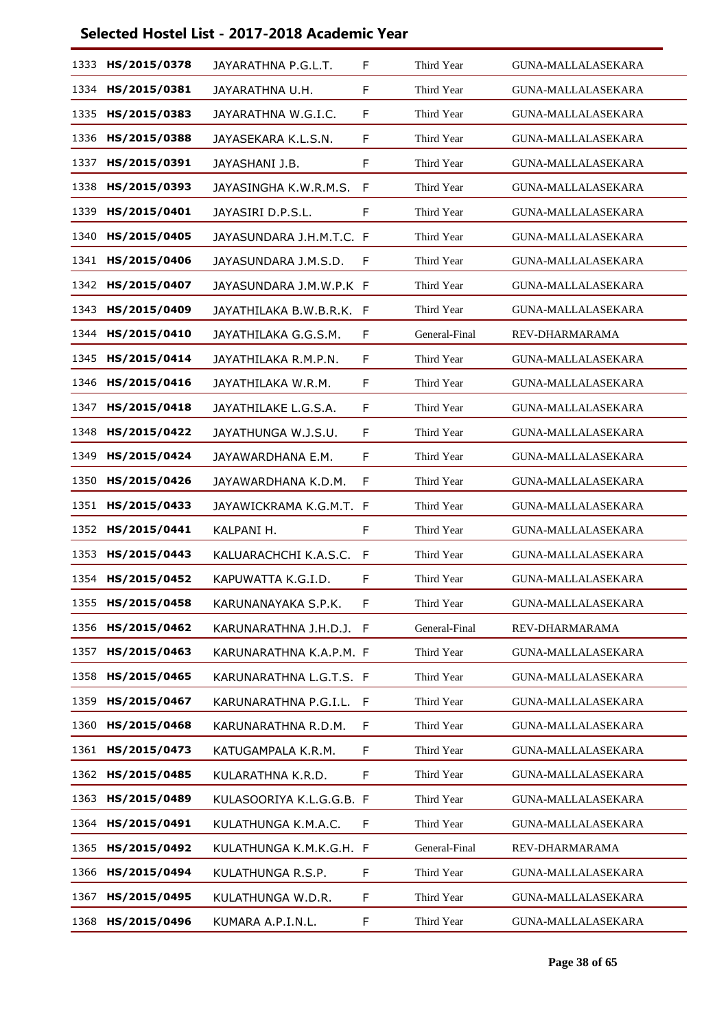## Selected Hostel List - 2017-2018 Academic Year

| | | | | | |
|---|---|---|---|---|---|
| 1333 | HS/2015/0378 | JAYARATHNA P.G.L.T. | F | Third Year | GUNA-MALLALASEKARA |
| 1334 | HS/2015/0381 | JAYARATHNA U.H. | F | Third Year | GUNA-MALLALASEKARA |
| 1335 | HS/2015/0383 | JAYARATHNA W.G.I.C. | F | Third Year | GUNA-MALLALASEKARA |
| 1336 | HS/2015/0388 | JAYASEKARA K.L.S.N. | F | Third Year | GUNA-MALLALASEKARA |
| 1337 | HS/2015/0391 | JAYASHANI J.B. | F | Third Year | GUNA-MALLALASEKARA |
| 1338 | HS/2015/0393 | JAYASINGHA K.W.R.M.S. | F | Third Year | GUNA-MALLALASEKARA |
| 1339 | HS/2015/0401 | JAYASIRI D.P.S.L. | F | Third Year | GUNA-MALLALASEKARA |
| 1340 | HS/2015/0405 | JAYASUNDARA J.H.M.T.C. | F | Third Year | GUNA-MALLALASEKARA |
| 1341 | HS/2015/0406 | JAYASUNDARA J.M.S.D. | F | Third Year | GUNA-MALLALASEKARA |
| 1342 | HS/2015/0407 | JAYASUNDARA J.M.W.P.K | F | Third Year | GUNA-MALLALASEKARA |
| 1343 | HS/2015/0409 | JAYATHILAKA B.W.B.R.K. | F | Third Year | GUNA-MALLALASEKARA |
| 1344 | HS/2015/0410 | JAYATHILAKA G.G.S.M. | F | General-Final | REV-DHARMARAMA |
| 1345 | HS/2015/0414 | JAYATHILAKA R.M.P.N. | F | Third Year | GUNA-MALLALASEKARA |
| 1346 | HS/2015/0416 | JAYATHILAKA W.R.M. | F | Third Year | GUNA-MALLALASEKARA |
| 1347 | HS/2015/0418 | JAYATHILAKE L.G.S.A. | F | Third Year | GUNA-MALLALASEKARA |
| 1348 | HS/2015/0422 | JAYATHUNGA W.J.S.U. | F | Third Year | GUNA-MALLALASEKARA |
| 1349 | HS/2015/0424 | JAYAWARDHANA E.M. | F | Third Year | GUNA-MALLALASEKARA |
| 1350 | HS/2015/0426 | JAYAWARDHANA K.D.M. | F | Third Year | GUNA-MALLALASEKARA |
| 1351 | HS/2015/0433 | JAYAWICKRAMA K.G.M.T. | F | Third Year | GUNA-MALLALASEKARA |
| 1352 | HS/2015/0441 | KALPANI H. | F | Third Year | GUNA-MALLALASEKARA |
| 1353 | HS/2015/0443 | KALUARACHCHI K.A.S.C. | F | Third Year | GUNA-MALLALASEKARA |
| 1354 | HS/2015/0452 | KAPUWATTA K.G.I.D. | F | Third Year | GUNA-MALLALASEKARA |
| 1355 | HS/2015/0458 | KARUNANAYAKA S.P.K. | F | Third Year | GUNA-MALLALASEKARA |
| 1356 | HS/2015/0462 | KARUNARATHNA J.H.D.J. | F | General-Final | REV-DHARMARAMA |
| 1357 | HS/2015/0463 | KARUNARATHNA K.A.P.M. | F | Third Year | GUNA-MALLALASEKARA |
| 1358 | HS/2015/0465 | KARUNARATHNA L.G.T.S. | F | Third Year | GUNA-MALLALASEKARA |
| 1359 | HS/2015/0467 | KARUNARATHNA P.G.I.L. | F | Third Year | GUNA-MALLALASEKARA |
| 1360 | HS/2015/0468 | KARUNARATHNA R.D.M. | F | Third Year | GUNA-MALLALASEKARA |
| 1361 | HS/2015/0473 | KATUGAMPALA K.R.M. | F | Third Year | GUNA-MALLALASEKARA |
| 1362 | HS/2015/0485 | KULARATHNA K.R.D. | F | Third Year | GUNA-MALLALASEKARA |
| 1363 | HS/2015/0489 | KULASOORIYA K.L.G.G.B. | F | Third Year | GUNA-MALLALASEKARA |
| 1364 | HS/2015/0491 | KULATHUNGA K.M.A.C. | F | Third Year | GUNA-MALLALASEKARA |
| 1365 | HS/2015/0492 | KULATHUNGA K.M.K.G.H. | F | General-Final | REV-DHARMARAMA |
| 1366 | HS/2015/0494 | KULATHUNGA R.S.P. | F | Third Year | GUNA-MALLALASEKARA |
| 1367 | HS/2015/0495 | KULATHUNGA W.D.R. | F | Third Year | GUNA-MALLALASEKARA |
| 1368 | HS/2015/0496 | KUMARA A.P.I.N.L. | F | Third Year | GUNA-MALLALASEKARA |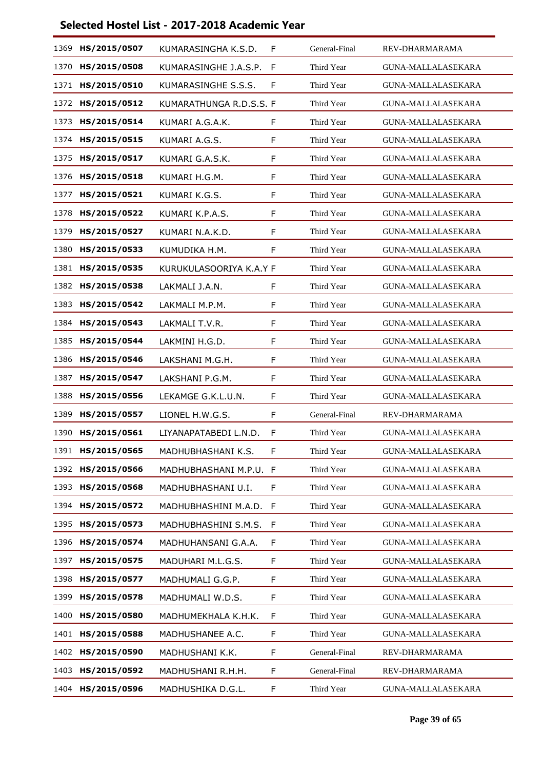## Selected Hostel List - 2017-2018 Academic Year

| | | | | | |
|---|---|---|---|---|---|
| 1369 | **HS/2015/0507** | KUMARASINGHA K.S.D. | F | General-Final | REV-DHARMARAMA |
| 1370 | **HS/2015/0508** | KUMARASINGHE J.A.S.P. | F | Third Year | GUNA-MALLALASEKARA |
| 1371 | **HS/2015/0510** | KUMARASINGHE S.S.S. | F | Third Year | GUNA-MALLALASEKARA |
| 1372 | **HS/2015/0512** | KUMARATHUNGA R.D.S.S. | F | Third Year | GUNA-MALLALASEKARA |
| 1373 | **HS/2015/0514** | KUMARI A.G.A.K. | F | Third Year | GUNA-MALLALASEKARA |
| 1374 | **HS/2015/0515** | KUMARI A.G.S. | F | Third Year | GUNA-MALLALASEKARA |
| 1375 | **HS/2015/0517** | KUMARI G.A.S.K. | F | Third Year | GUNA-MALLALASEKARA |
| 1376 | **HS/2015/0518** | KUMARI H.G.M. | F | Third Year | GUNA-MALLALASEKARA |
| 1377 | **HS/2015/0521** | KUMARI K.G.S. | F | Third Year | GUNA-MALLALASEKARA |
| 1378 | **HS/2015/0522** | KUMARI K.P.A.S. | F | Third Year | GUNA-MALLALASEKARA |
| 1379 | **HS/2015/0527** | KUMARI N.A.K.D. | F | Third Year | GUNA-MALLALASEKARA |
| 1380 | **HS/2015/0533** | KUMUDIKA H.M. | F | Third Year | GUNA-MALLALASEKARA |
| 1381 | **HS/2015/0535** | KURUKULASOORIYA K.A.Y | F | Third Year | GUNA-MALLALASEKARA |
| 1382 | **HS/2015/0538** | LAKMALI J.A.N. | F | Third Year | GUNA-MALLALASEKARA |
| 1383 | **HS/2015/0542** | LAKMALI M.P.M. | F | Third Year | GUNA-MALLALASEKARA |
| 1384 | **HS/2015/0543** | LAKMALI T.V.R. | F | Third Year | GUNA-MALLALASEKARA |
| 1385 | **HS/2015/0544** | LAKMINI H.G.D. | F | Third Year | GUNA-MALLALASEKARA |
| 1386 | **HS/2015/0546** | LAKSHANI M.G.H. | F | Third Year | GUNA-MALLALASEKARA |
| 1387 | **HS/2015/0547** | LAKSHANI P.G.M. | F | Third Year | GUNA-MALLALASEKARA |
| 1388 | **HS/2015/0556** | LEKAMGE G.K.L.U.N. | F | Third Year | GUNA-MALLALASEKARA |
| 1389 | **HS/2015/0557** | LIONEL H.W.G.S. | F | General-Final | REV-DHARMARAMA |
| 1390 | **HS/2015/0561** | LIYANAPATABEDI L.N.D. | F | Third Year | GUNA-MALLALASEKARA |
| 1391 | **HS/2015/0565** | MADHUBHASHANI K.S. | F | Third Year | GUNA-MALLALASEKARA |
| 1392 | **HS/2015/0566** | MADHUBHASHANI M.P.U. | F | Third Year | GUNA-MALLALASEKARA |
| 1393 | **HS/2015/0568** | MADHUBHASHANI U.I. | F | Third Year | GUNA-MALLALASEKARA |
| 1394 | **HS/2015/0572** | MADHUBHASHINI M.A.D. | F | Third Year | GUNA-MALLALASEKARA |
| 1395 | **HS/2015/0573** | MADHUBHASHINI S.M.S. | F | Third Year | GUNA-MALLALASEKARA |
| 1396 | **HS/2015/0574** | MADHUHANSANI G.A.A. | F | Third Year | GUNA-MALLALASEKARA |
| 1397 | **HS/2015/0575** | MADUHARI M.L.G.S. | F | Third Year | GUNA-MALLALASEKARA |
| 1398 | **HS/2015/0577** | MADHUMALI G.G.P. | F | Third Year | GUNA-MALLALASEKARA |
| 1399 | **HS/2015/0578** | MADHUMALI W.D.S. | F | Third Year | GUNA-MALLALASEKARA |
| 1400 | **HS/2015/0580** | MADHUMEKHALA K.H.K. | F | Third Year | GUNA-MALLALASEKARA |
| 1401 | **HS/2015/0588** | MADHUSHANEE A.C. | F | Third Year | GUNA-MALLALASEKARA |
| 1402 | **HS/2015/0590** | MADHUSHANI K.K. | F | General-Final | REV-DHARMARAMA |
| 1403 | **HS/2015/0592** | MADHUSHANI R.H.H. | F | General-Final | REV-DHARMARAMA |
| 1404 | **HS/2015/0596** | MADHUSHIKA D.G.L. | F | Third Year | GUNA-MALLALASEKARA |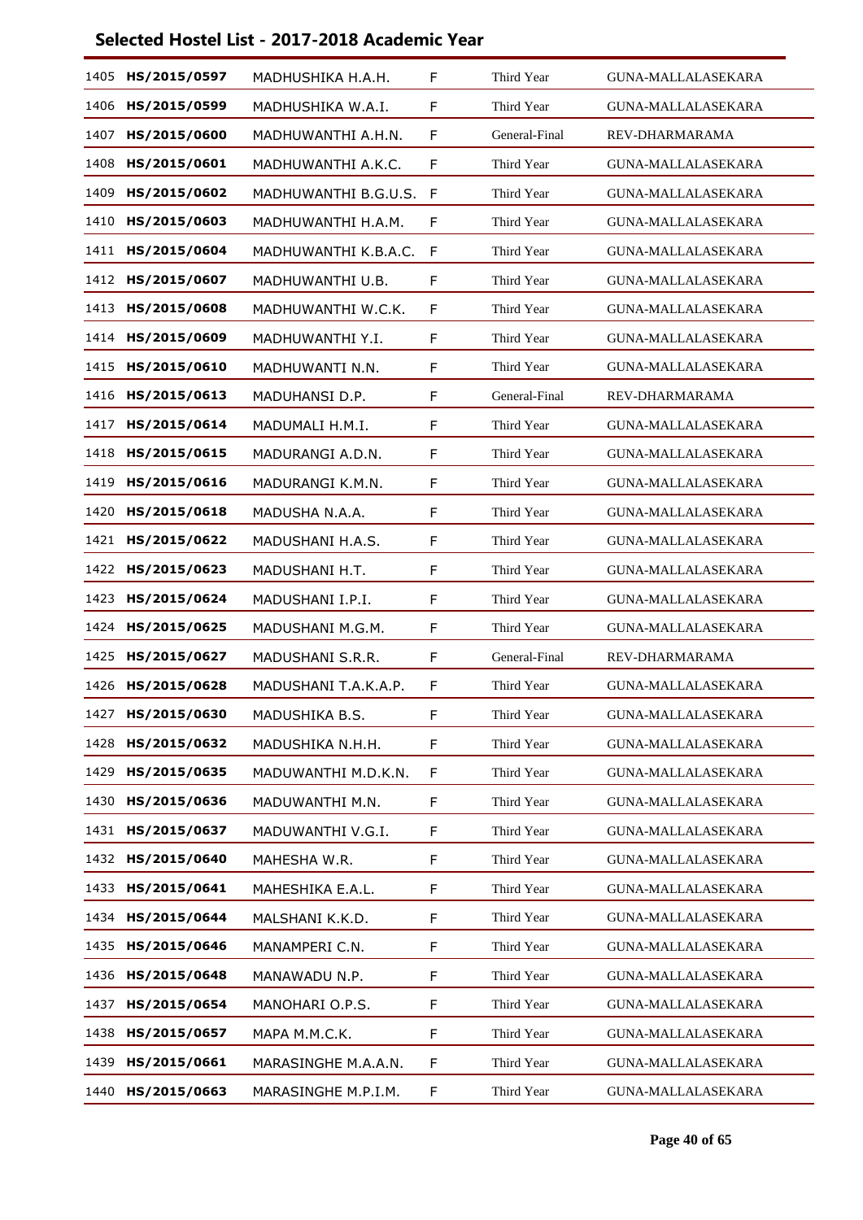## Selected Hostel List - 2017-2018 Academic Year

| | | | | | |
|---|---|---|---|---|---|
| 1405 | **HS/2015/0597** | MADHUSHIKA H.A.H. | F | Third Year | GUNA-MALLALASEKARA |
| 1406 | **HS/2015/0599** | MADHUSHIKA W.A.I. | F | Third Year | GUNA-MALLALASEKARA |
| 1407 | **HS/2015/0600** | MADHUWANTHI A.H.N. | F | General-Final | REV-DHARMARAMA |
| 1408 | **HS/2015/0601** | MADHUWANTHI A.K.C. | F | Third Year | GUNA-MALLALASEKARA |
| 1409 | **HS/2015/0602** | MADHUWANTHI B.G.U.S. | F | Third Year | GUNA-MALLALASEKARA |
| 1410 | **HS/2015/0603** | MADHUWANTHI H.A.M. | F | Third Year | GUNA-MALLALASEKARA |
| 1411 | **HS/2015/0604** | MADHUWANTHI K.B.A.C. | F | Third Year | GUNA-MALLALASEKARA |
| 1412 | **HS/2015/0607** | MADHUWANTHI U.B. | F | Third Year | GUNA-MALLALASEKARA |
| 1413 | **HS/2015/0608** | MADHUWANTHI W.C.K. | F | Third Year | GUNA-MALLALASEKARA |
| 1414 | **HS/2015/0609** | MADHUWANTHI Y.I. | F | Third Year | GUNA-MALLALASEKARA |
| 1415 | **HS/2015/0610** | MADHUWANTI N.N. | F | Third Year | GUNA-MALLALASEKARA |
| 1416 | **HS/2015/0613** | MADUHANSI D.P. | F | General-Final | REV-DHARMARAMA |
| 1417 | **HS/2015/0614** | MADUMALI H.M.I. | F | Third Year | GUNA-MALLALASEKARA |
| 1418 | **HS/2015/0615** | MADURANGI A.D.N. | F | Third Year | GUNA-MALLALASEKARA |
| 1419 | **HS/2015/0616** | MADURANGI K.M.N. | F | Third Year | GUNA-MALLALASEKARA |
| 1420 | **HS/2015/0618** | MADUSHA N.A.A. | F | Third Year | GUNA-MALLALASEKARA |
| 1421 | **HS/2015/0622** | MADUSHANI H.A.S. | F | Third Year | GUNA-MALLALASEKARA |
| 1422 | **HS/2015/0623** | MADUSHANI H.T. | F | Third Year | GUNA-MALLALASEKARA |
| 1423 | **HS/2015/0624** | MADUSHANI I.P.I. | F | Third Year | GUNA-MALLALASEKARA |
| 1424 | **HS/2015/0625** | MADUSHANI M.G.M. | F | Third Year | GUNA-MALLALASEKARA |
| 1425 | **HS/2015/0627** | MADUSHANI S.R.R. | F | General-Final | REV-DHARMARAMA |
| 1426 | **HS/2015/0628** | MADUSHANI T.A.K.A.P. | F | Third Year | GUNA-MALLALASEKARA |
| 1427 | **HS/2015/0630** | MADUSHIKA B.S. | F | Third Year | GUNA-MALLALASEKARA |
| 1428 | **HS/2015/0632** | MADUSHIKA N.H.H. | F | Third Year | GUNA-MALLALASEKARA |
| 1429 | **HS/2015/0635** | MADUWANTHI M.D.K.N. | F | Third Year | GUNA-MALLALASEKARA |
| 1430 | **HS/2015/0636** | MADUWANTHI M.N. | F | Third Year | GUNA-MALLALASEKARA |
| 1431 | **HS/2015/0637** | MADUWANTHI V.G.I. | F | Third Year | GUNA-MALLALASEKARA |
| 1432 | **HS/2015/0640** | MAHESHA W.R. | F | Third Year | GUNA-MALLALASEKARA |
| 1433 | **HS/2015/0641** | MAHESHIKA E.A.L. | F | Third Year | GUNA-MALLALASEKARA |
| 1434 | **HS/2015/0644** | MALSHANI K.K.D. | F | Third Year | GUNA-MALLALASEKARA |
| 1435 | **HS/2015/0646** | MANAMPERI C.N. | F | Third Year | GUNA-MALLALASEKARA |
| 1436 | **HS/2015/0648** | MANAWADU N.P. | F | Third Year | GUNA-MALLALASEKARA |
| 1437 | **HS/2015/0654** | MANOHARI O.P.S. | F | Third Year | GUNA-MALLALASEKARA |
| 1438 | **HS/2015/0657** | MAPA M.M.C.K. | F | Third Year | GUNA-MALLALASEKARA |
| 1439 | **HS/2015/0661** | MARASINGHE M.A.A.N. | F | Third Year | GUNA-MALLALASEKARA |
| 1440 | **HS/2015/0663** | MARASINGHE M.P.I.M. | F | Third Year | GUNA-MALLALASEKARA |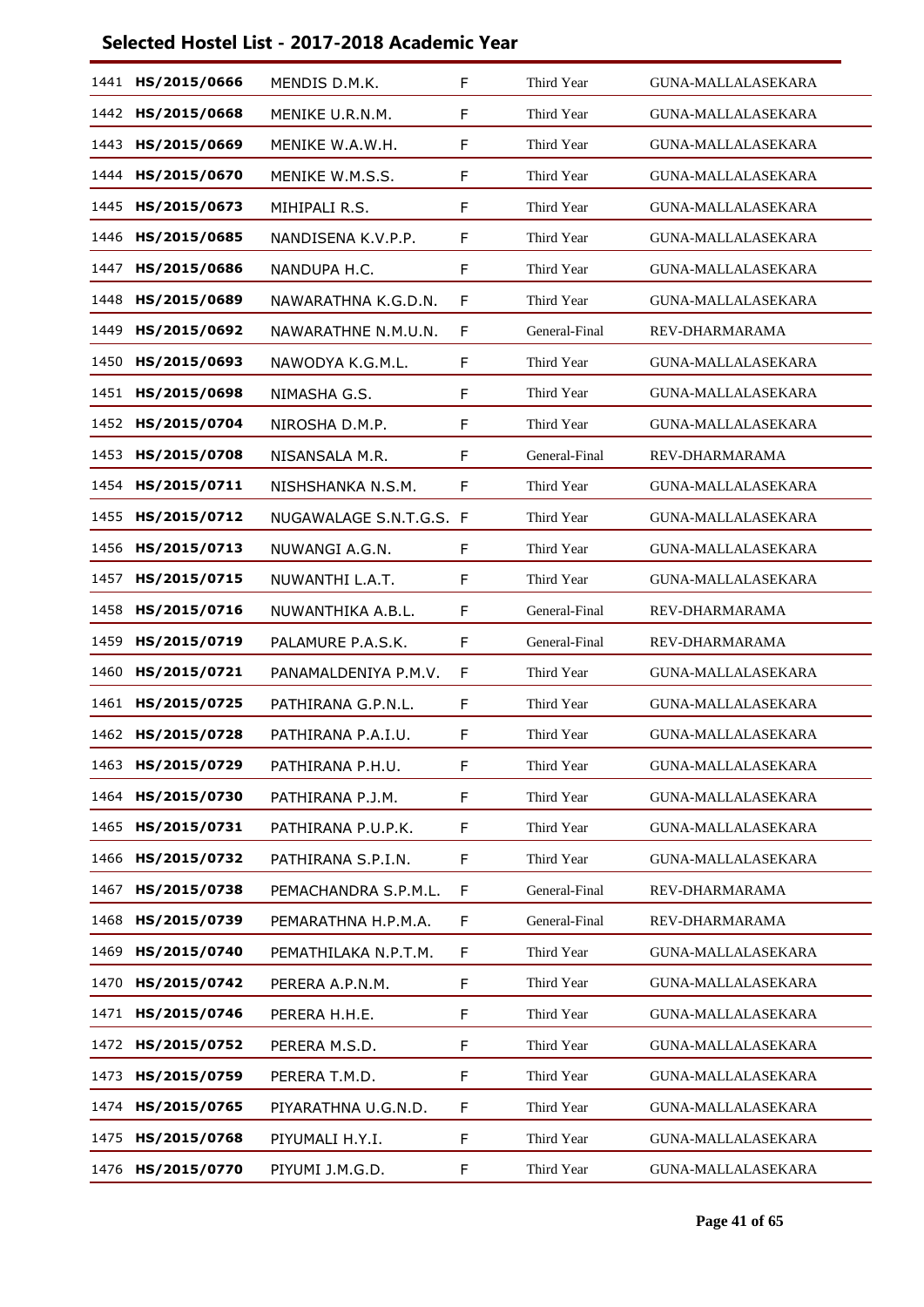## Selected Hostel List - 2017-2018 Academic Year

| | | | | | |
|---|---|---|---|---|---|
| 1441 | **HS/2015/0666** | MENDIS D.M.K. | F | Third Year | GUNA-MALLALASEKARA |
| 1442 | **HS/2015/0668** | MENIKE U.R.N.M. | F | Third Year | GUNA-MALLALASEKARA |
| 1443 | **HS/2015/0669** | MENIKE W.A.W.H. | F | Third Year | GUNA-MALLALASEKARA |
| 1444 | **HS/2015/0670** | MENIKE W.M.S.S. | F | Third Year | GUNA-MALLALASEKARA |
| 1445 | **HS/2015/0673** | MIHIPALI R.S. | F | Third Year | GUNA-MALLALASEKARA |
| 1446 | **HS/2015/0685** | NANDISENA K.V.P.P. | F | Third Year | GUNA-MALLALASEKARA |
| 1447 | **HS/2015/0686** | NANDUPA H.C. | F | Third Year | GUNA-MALLALASEKARA |
| 1448 | **HS/2015/0689** | NAWARATHNA K.G.D.N. | F | Third Year | GUNA-MALLALASEKARA |
| 1449 | **HS/2015/0692** | NAWARATHNE N.M.U.N. | F | General-Final | REV-DHARMARAMA |
| 1450 | **HS/2015/0693** | NAWODYA K.G.M.L. | F | Third Year | GUNA-MALLALASEKARA |
| 1451 | **HS/2015/0698** | NIMASHA G.S. | F | Third Year | GUNA-MALLALASEKARA |
| 1452 | **HS/2015/0704** | NIROSHA D.M.P. | F | Third Year | GUNA-MALLALASEKARA |
| 1453 | **HS/2015/0708** | NISANSALA M.R. | F | General-Final | REV-DHARMARAMA |
| 1454 | **HS/2015/0711** | NISHSHANKA N.S.M. | F | Third Year | GUNA-MALLALASEKARA |
| 1455 | **HS/2015/0712** | NUGAWALAGE S.N.T.G.S. | F | Third Year | GUNA-MALLALASEKARA |
| 1456 | **HS/2015/0713** | NUWANGI A.G.N. | F | Third Year | GUNA-MALLALASEKARA |
| 1457 | **HS/2015/0715** | NUWANTHI L.A.T. | F | Third Year | GUNA-MALLALASEKARA |
| 1458 | **HS/2015/0716** | NUWANTHIKA A.B.L. | F | General-Final | REV-DHARMARAMA |
| 1459 | **HS/2015/0719** | PALAMURE P.A.S.K. | F | General-Final | REV-DHARMARAMA |
| 1460 | **HS/2015/0721** | PANAMALDENIYA P.M.V. | F | Third Year | GUNA-MALLALASEKARA |
| 1461 | **HS/2015/0725** | PATHIRANA G.P.N.L. | F | Third Year | GUNA-MALLALASEKARA |
| 1462 | **HS/2015/0728** | PATHIRANA P.A.I.U. | F | Third Year | GUNA-MALLALASEKARA |
| 1463 | **HS/2015/0729** | PATHIRANA P.H.U. | F | Third Year | GUNA-MALLALASEKARA |
| 1464 | **HS/2015/0730** | PATHIRANA P.J.M. | F | Third Year | GUNA-MALLALASEKARA |
| 1465 | **HS/2015/0731** | PATHIRANA P.U.P.K. | F | Third Year | GUNA-MALLALASEKARA |
| 1466 | **HS/2015/0732** | PATHIRANA S.P.I.N. | F | Third Year | GUNA-MALLALASEKARA |
| 1467 | **HS/2015/0738** | PEMACHANDRA S.P.M.L. | F | General-Final | REV-DHARMARAMA |
| 1468 | **HS/2015/0739** | PEMARATHNA H.P.M.A. | F | General-Final | REV-DHARMARAMA |
| 1469 | **HS/2015/0740** | PEMATHILAKA N.P.T.M. | F | Third Year | GUNA-MALLALASEKARA |
| 1470 | **HS/2015/0742** | PERERA A.P.N.M. | F | Third Year | GUNA-MALLALASEKARA |
| 1471 | **HS/2015/0746** | PERERA H.H.E. | F | Third Year | GUNA-MALLALASEKARA |
| 1472 | **HS/2015/0752** | PERERA M.S.D. | F | Third Year | GUNA-MALLALASEKARA |
| 1473 | **HS/2015/0759** | PERERA T.M.D. | F | Third Year | GUNA-MALLALASEKARA |
| 1474 | **HS/2015/0765** | PIYARATHNA U.G.N.D. | F | Third Year | GUNA-MALLALASEKARA |
| 1475 | **HS/2015/0768** | PIYUMALI H.Y.I. | F | Third Year | GUNA-MALLALASEKARA |
| 1476 | **HS/2015/0770** | PIYUMI J.M.G.D. | F | Third Year | GUNA-MALLALASEKARA |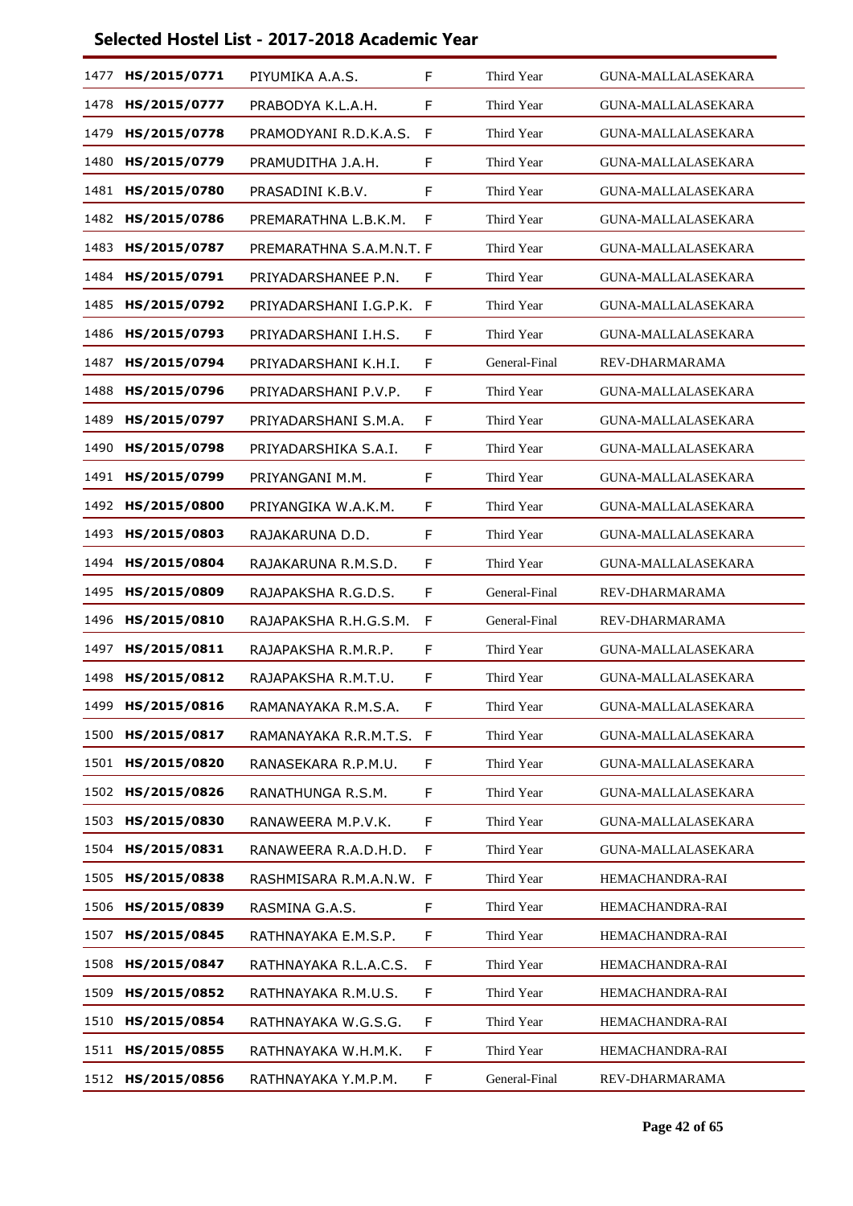## Selected Hostel List - 2017-2018 Academic Year

| | | | | | |
|---|---|---|---|---|---|
| 1477 | **HS/2015/0771** | PIYUMIKA A.A.S. | F | Third Year | GUNA-MALLALASEKARA |
| 1478 | **HS/2015/0777** | PRABODYA K.L.A.H. | F | Third Year | GUNA-MALLALASEKARA |
| 1479 | **HS/2015/0778** | PRAMODYANI R.D.K.A.S. | F | Third Year | GUNA-MALLALASEKARA |
| 1480 | **HS/2015/0779** | PRAMUDITHA J.A.H. | F | Third Year | GUNA-MALLALASEKARA |
| 1481 | **HS/2015/0780** | PRASADINI K.B.V. | F | Third Year | GUNA-MALLALASEKARA |
| 1482 | **HS/2015/0786** | PREMARATHNA L.B.K.M. | F | Third Year | GUNA-MALLALASEKARA |
| 1483 | **HS/2015/0787** | PREMARATHNA S.A.M.N.T. | F | Third Year | GUNA-MALLALASEKARA |
| 1484 | **HS/2015/0791** | PRIYADARSHANEE P.N. | F | Third Year | GUNA-MALLALASEKARA |
| 1485 | **HS/2015/0792** | PRIYADARSHANI I.G.P.K. | F | Third Year | GUNA-MALLALASEKARA |
| 1486 | **HS/2015/0793** | PRIYADARSHANI I.H.S. | F | Third Year | GUNA-MALLALASEKARA |
| 1487 | **HS/2015/0794** | PRIYADARSHANI K.H.I. | F | General-Final | REV-DHARMARAMA |
| 1488 | **HS/2015/0796** | PRIYADARSHANI P.V.P. | F | Third Year | GUNA-MALLALASEKARA |
| 1489 | **HS/2015/0797** | PRIYADARSHANI S.M.A. | F | Third Year | GUNA-MALLALASEKARA |
| 1490 | **HS/2015/0798** | PRIYADARSHIKA S.A.I. | F | Third Year | GUNA-MALLALASEKARA |
| 1491 | **HS/2015/0799** | PRIYANGANI M.M. | F | Third Year | GUNA-MALLALASEKARA |
| 1492 | **HS/2015/0800** | PRIYANGIKA W.A.K.M. | F | Third Year | GUNA-MALLALASEKARA |
| 1493 | **HS/2015/0803** | RAJAKARUNA D.D. | F | Third Year | GUNA-MALLALASEKARA |
| 1494 | **HS/2015/0804** | RAJAKARUNA R.M.S.D. | F | Third Year | GUNA-MALLALASEKARA |
| 1495 | **HS/2015/0809** | RAJAPAKSHA R.G.D.S. | F | General-Final | REV-DHARMARAMA |
| 1496 | **HS/2015/0810** | RAJAPAKSHA R.H.G.S.M. | F | General-Final | REV-DHARMARAMA |
| 1497 | **HS/2015/0811** | RAJAPAKSHA R.M.R.P. | F | Third Year | GUNA-MALLALASEKARA |
| 1498 | **HS/2015/0812** | RAJAPAKSHA R.M.T.U. | F | Third Year | GUNA-MALLALASEKARA |
| 1499 | **HS/2015/0816** | RAMANAYAKA R.M.S.A. | F | Third Year | GUNA-MALLALASEKARA |
| 1500 | **HS/2015/0817** | RAMANAYAKA R.R.M.T.S. | F | Third Year | GUNA-MALLALASEKARA |
| 1501 | **HS/2015/0820** | RANASEKARA R.P.M.U. | F | Third Year | GUNA-MALLALASEKARA |
| 1502 | **HS/2015/0826** | RANATHUNGA R.S.M. | F | Third Year | GUNA-MALLALASEKARA |
| 1503 | **HS/2015/0830** | RANAWEERA M.P.V.K. | F | Third Year | GUNA-MALLALASEKARA |
| 1504 | **HS/2015/0831** | RANAWEERA R.A.D.H.D. | F | Third Year | GUNA-MALLALASEKARA |
| 1505 | **HS/2015/0838** | RASHMISARA R.M.A.N.W. | F | Third Year | HEMACHANDRA-RAI |
| 1506 | **HS/2015/0839** | RASMINA G.A.S. | F | Third Year | HEMACHANDRA-RAI |
| 1507 | **HS/2015/0845** | RATHNAYAKA E.M.S.P. | F | Third Year | HEMACHANDRA-RAI |
| 1508 | **HS/2015/0847** | RATHNAYAKA R.L.A.C.S. | F | Third Year | HEMACHANDRA-RAI |
| 1509 | **HS/2015/0852** | RATHNAYAKA R.M.U.S. | F | Third Year | HEMACHANDRA-RAI |
| 1510 | **HS/2015/0854** | RATHNAYAKA W.G.S.G. | F | Third Year | HEMACHANDRA-RAI |
| 1511 | **HS/2015/0855** | RATHNAYAKA W.H.M.K. | F | Third Year | HEMACHANDRA-RAI |
| 1512 | **HS/2015/0856** | RATHNAYAKA Y.M.P.M. | F | General-Final | REV-DHARMARAMA |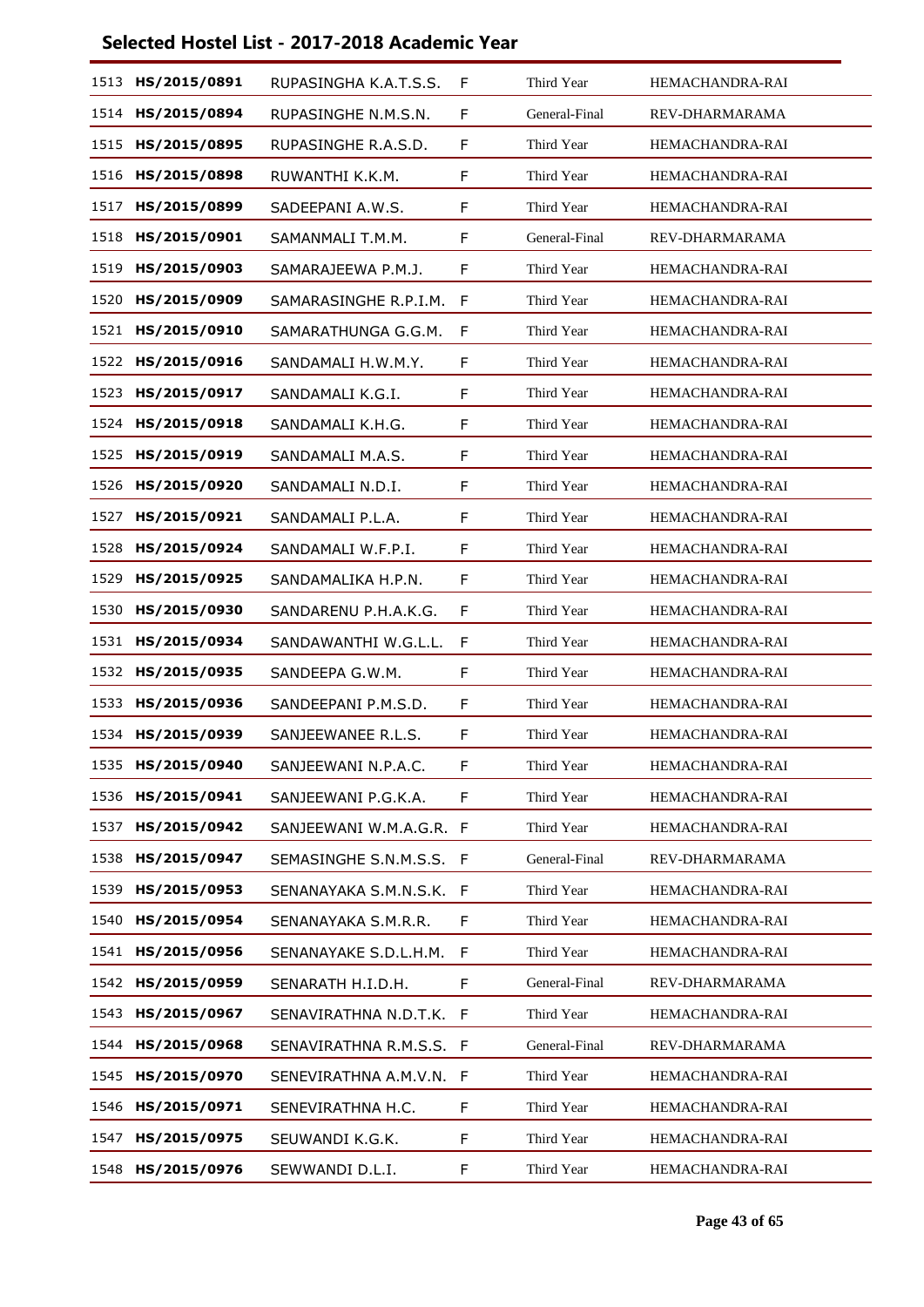## Selected Hostel List - 2017-2018 Academic Year

| | | | | | |
|---|---|---|---|---|---|
| 1513 | **HS/2015/0891** | RUPASINGHA K.A.T.S.S. | F | Third Year | HEMACHANDRA-RAI |
| 1514 | **HS/2015/0894** | RUPASINGHE N.M.S.N. | F | General-Final | REV-DHARMARAMA |
| 1515 | **HS/2015/0895** | RUPASINGHE R.A.S.D. | F | Third Year | HEMACHANDRA-RAI |
| 1516 | **HS/2015/0898** | RUWANTHI K.K.M. | F | Third Year | HEMACHANDRA-RAI |
| 1517 | **HS/2015/0899** | SADEEPANI A.W.S. | F | Third Year | HEMACHANDRA-RAI |
| 1518 | **HS/2015/0901** | SAMANMALI T.M.M. | F | General-Final | REV-DHARMARAMA |
| 1519 | **HS/2015/0903** | SAMARAJEEWA P.M.J. | F | Third Year | HEMACHANDRA-RAI |
| 1520 | **HS/2015/0909** | SAMARASINGHE R.P.I.M. | F | Third Year | HEMACHANDRA-RAI |
| 1521 | **HS/2015/0910** | SAMARATHUNGA G.G.M. | F | Third Year | HEMACHANDRA-RAI |
| 1522 | **HS/2015/0916** | SANDAMALI H.W.M.Y. | F | Third Year | HEMACHANDRA-RAI |
| 1523 | **HS/2015/0917** | SANDAMALI K.G.I. | F | Third Year | HEMACHANDRA-RAI |
| 1524 | **HS/2015/0918** | SANDAMALI K.H.G. | F | Third Year | HEMACHANDRA-RAI |
| 1525 | **HS/2015/0919** | SANDAMALI M.A.S. | F | Third Year | HEMACHANDRA-RAI |
| 1526 | **HS/2015/0920** | SANDAMALI N.D.I. | F | Third Year | HEMACHANDRA-RAI |
| 1527 | **HS/2015/0921** | SANDAMALI P.L.A. | F | Third Year | HEMACHANDRA-RAI |
| 1528 | **HS/2015/0924** | SANDAMALI W.F.P.I. | F | Third Year | HEMACHANDRA-RAI |
| 1529 | **HS/2015/0925** | SANDAMALIKA H.P.N. | F | Third Year | HEMACHANDRA-RAI |
| 1530 | **HS/2015/0930** | SANDARENU P.H.A.K.G. | F | Third Year | HEMACHANDRA-RAI |
| 1531 | **HS/2015/0934** | SANDAWANTHI W.G.L.L. | F | Third Year | HEMACHANDRA-RAI |
| 1532 | **HS/2015/0935** | SANDEEPA G.W.M. | F | Third Year | HEMACHANDRA-RAI |
| 1533 | **HS/2015/0936** | SANDEEPANI P.M.S.D. | F | Third Year | HEMACHANDRA-RAI |
| 1534 | **HS/2015/0939** | SANJEEWANEE R.L.S. | F | Third Year | HEMACHANDRA-RAI |
| 1535 | **HS/2015/0940** | SANJEEWANI N.P.A.C. | F | Third Year | HEMACHANDRA-RAI |
| 1536 | **HS/2015/0941** | SANJEEWANI P.G.K.A. | F | Third Year | HEMACHANDRA-RAI |
| 1537 | **HS/2015/0942** | SANJEEWANI W.M.A.G.R. | F | Third Year | HEMACHANDRA-RAI |
| 1538 | **HS/2015/0947** | SEMASINGHE S.N.M.S.S. | F | General-Final | REV-DHARMARAMA |
| 1539 | **HS/2015/0953** | SENANAYAKA S.M.N.S.K. | F | Third Year | HEMACHANDRA-RAI |
| 1540 | **HS/2015/0954** | SENANAYAKA S.M.R.R. | F | Third Year | HEMACHANDRA-RAI |
| 1541 | **HS/2015/0956** | SENANAYAKE S.D.L.H.M. | F | Third Year | HEMACHANDRA-RAI |
| 1542 | **HS/2015/0959** | SENARATH H.I.D.H. | F | General-Final | REV-DHARMARAMA |
| 1543 | **HS/2015/0967** | SENAVIRATHNA N.D.T.K. | F | Third Year | HEMACHANDRA-RAI |
| 1544 | **HS/2015/0968** | SENAVIRATHNA R.M.S.S. | F | General-Final | REV-DHARMARAMA |
| 1545 | **HS/2015/0970** | SENEVIRATHNA A.M.V.N. | F | Third Year | HEMACHANDRA-RAI |
| 1546 | **HS/2015/0971** | SENEVIRATHNA H.C. | F | Third Year | HEMACHANDRA-RAI |
| 1547 | **HS/2015/0975** | SEUWANDI K.G.K. | F | Third Year | HEMACHANDRA-RAI |
| 1548 | **HS/2015/0976** | SEWWANDI D.L.I. | F | Third Year | HEMACHANDRA-RAI |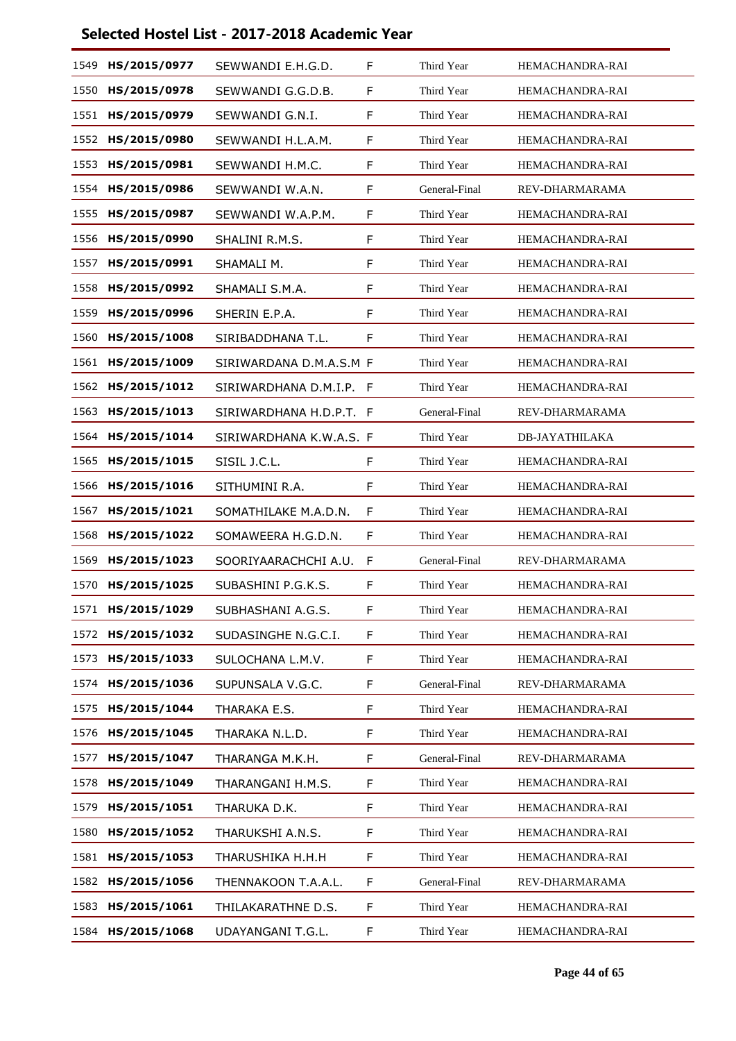## Selected Hostel List - 2017-2018 Academic Year

| | | | | | |
|---|---|---|---|---|---|
| 1549 | **HS/2015/0977** | SEWWANDI E.H.G.D. | F | Third Year | HEMACHANDRA-RAI |
| 1550 | **HS/2015/0978** | SEWWANDI G.G.D.B. | F | Third Year | HEMACHANDRA-RAI |
| 1551 | **HS/2015/0979** | SEWWANDI G.N.I. | F | Third Year | HEMACHANDRA-RAI |
| 1552 | **HS/2015/0980** | SEWWANDI H.L.A.M. | F | Third Year | HEMACHANDRA-RAI |
| 1553 | **HS/2015/0981** | SEWWANDI H.M.C. | F | Third Year | HEMACHANDRA-RAI |
| 1554 | **HS/2015/0986** | SEWWANDI W.A.N. | F | General-Final | REV-DHARMARAMA |
| 1555 | **HS/2015/0987** | SEWWANDI W.A.P.M. | F | Third Year | HEMACHANDRA-RAI |
| 1556 | **HS/2015/0990** | SHALINI R.M.S. | F | Third Year | HEMACHANDRA-RAI |
| 1557 | **HS/2015/0991** | SHAMALI M. | F | Third Year | HEMACHANDRA-RAI |
| 1558 | **HS/2015/0992** | SHAMALI S.M.A. | F | Third Year | HEMACHANDRA-RAI |
| 1559 | **HS/2015/0996** | SHERIN E.P.A. | F | Third Year | HEMACHANDRA-RAI |
| 1560 | **HS/2015/1008** | SIRIBADDHANA T.L. | F | Third Year | HEMACHANDRA-RAI |
| 1561 | **HS/2015/1009** | SIRIWARDANA D.M.A.S.M | F | Third Year | HEMACHANDRA-RAI |
| 1562 | **HS/2015/1012** | SIRIWARDHANA D.M.I.P. | F | Third Year | HEMACHANDRA-RAI |
| 1563 | **HS/2015/1013** | SIRIWARDHANA H.D.P.T. | F | General-Final | REV-DHARMARAMA |
| 1564 | **HS/2015/1014** | SIRIWARDHANA K.W.A.S. | F | Third Year | DB-JAYATHILAKA |
| 1565 | **HS/2015/1015** | SISIL J.C.L. | F | Third Year | HEMACHANDRA-RAI |
| 1566 | **HS/2015/1016** | SITHUMINI R.A. | F | Third Year | HEMACHANDRA-RAI |
| 1567 | **HS/2015/1021** | SOMATHILAKE M.A.D.N. | F | Third Year | HEMACHANDRA-RAI |
| 1568 | **HS/2015/1022** | SOMAWEERA H.G.D.N. | F | Third Year | HEMACHANDRA-RAI |
| 1569 | **HS/2015/1023** | SOORIYAARACHCHI A.U. | F | General-Final | REV-DHARMARAMA |
| 1570 | **HS/2015/1025** | SUBASHINI P.G.K.S. | F | Third Year | HEMACHANDRA-RAI |
| 1571 | **HS/2015/1029** | SUBHASHANI A.G.S. | F | Third Year | HEMACHANDRA-RAI |
| 1572 | **HS/2015/1032** | SUDASINGHE N.G.C.I. | F | Third Year | HEMACHANDRA-RAI |
| 1573 | **HS/2015/1033** | SULOCHANA L.M.V. | F | Third Year | HEMACHANDRA-RAI |
| 1574 | **HS/2015/1036** | SUPUNSALA V.G.C. | F | General-Final | REV-DHARMARAMA |
| 1575 | **HS/2015/1044** | THARAKA E.S. | F | Third Year | HEMACHANDRA-RAI |
| 1576 | **HS/2015/1045** | THARAKA N.L.D. | F | Third Year | HEMACHANDRA-RAI |
| 1577 | **HS/2015/1047** | THARANGA M.K.H. | F | General-Final | REV-DHARMARAMA |
| 1578 | **HS/2015/1049** | THARANGANI H.M.S. | F | Third Year | HEMACHANDRA-RAI |
| 1579 | **HS/2015/1051** | THARUKA D.K. | F | Third Year | HEMACHANDRA-RAI |
| 1580 | **HS/2015/1052** | THARUKSHI A.N.S. | F | Third Year | HEMACHANDRA-RAI |
| 1581 | **HS/2015/1053** | THARUSHIKA H.H.H | F | Third Year | HEMACHANDRA-RAI |
| 1582 | **HS/2015/1056** | THENNAKOON T.A.A.L. | F | General-Final | REV-DHARMARAMA |
| 1583 | **HS/2015/1061** | THILAKARATHNE D.S. | F | Third Year | HEMACHANDRA-RAI |
| 1584 | **HS/2015/1068** | UDAYANGANI T.G.L. | F | Third Year | HEMACHANDRA-RAI |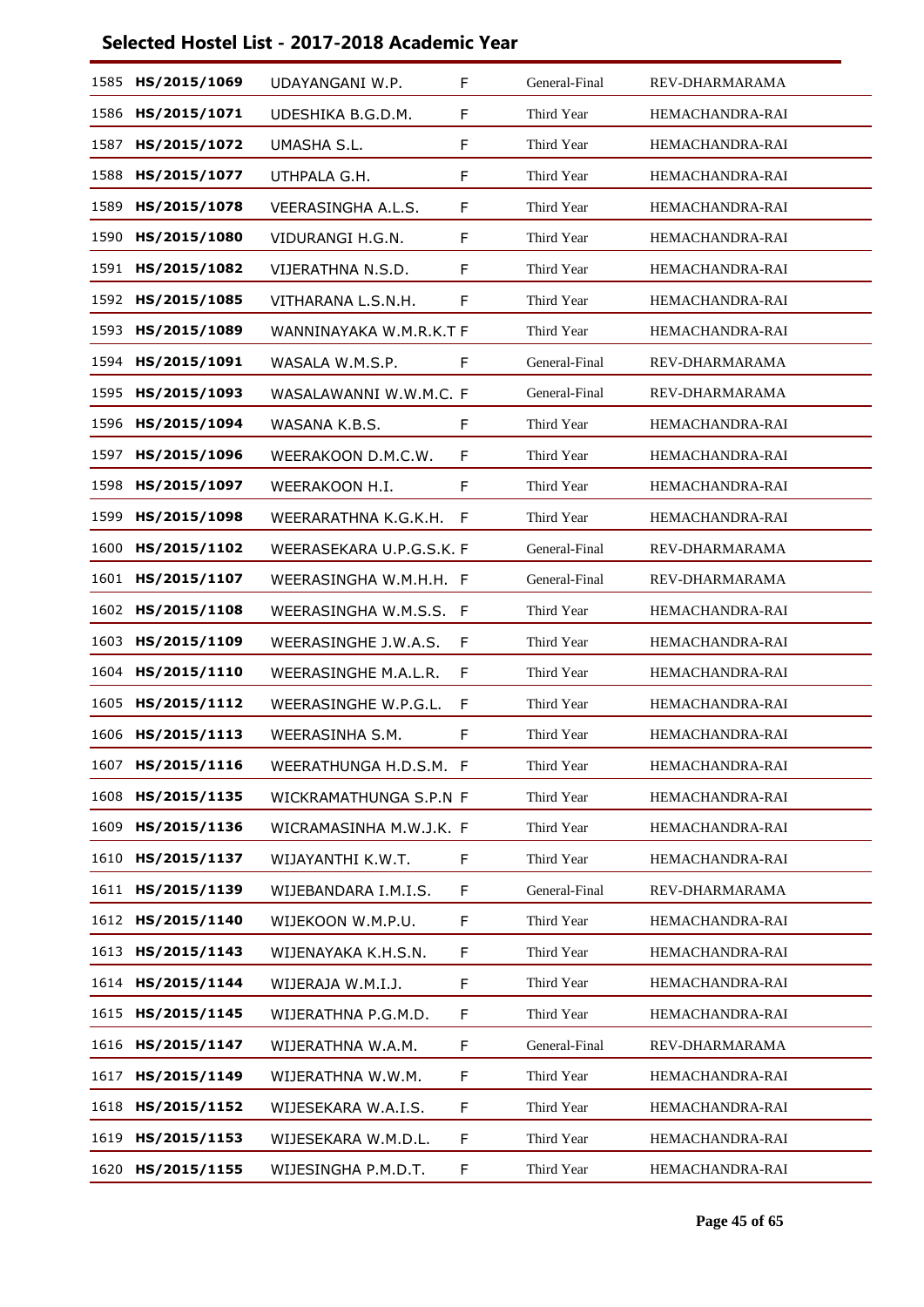## Selected Hostel List - 2017-2018 Academic Year

| | | | | | |
|---|---|---|---|---|---|
| 1585 | **HS/2015/1069** | UDAYANGANI W.P. | F | General-Final | REV-DHARMARAMA |
| 1586 | **HS/2015/1071** | UDESHIKA B.G.D.M. | F | Third Year | HEMACHANDRA-RAI |
| 1587 | **HS/2015/1072** | UMASHA S.L. | F | Third Year | HEMACHANDRA-RAI |
| 1588 | **HS/2015/1077** | UTHPALA G.H. | F | Third Year | HEMACHANDRA-RAI |
| 1589 | **HS/2015/1078** | VEERASINGHA A.L.S. | F | Third Year | HEMACHANDRA-RAI |
| 1590 | **HS/2015/1080** | VIDURANGI H.G.N. | F | Third Year | HEMACHANDRA-RAI |
| 1591 | **HS/2015/1082** | VIJERATHNA N.S.D. | F | Third Year | HEMACHANDRA-RAI |
| 1592 | **HS/2015/1085** | VITHARANA L.S.N.H. | F | Third Year | HEMACHANDRA-RAI |
| 1593 | **HS/2015/1089** | WANNINAYAKA W.M.R.K.T | F | Third Year | HEMACHANDRA-RAI |
| 1594 | **HS/2015/1091** | WASALA W.M.S.P. | F | General-Final | REV-DHARMARAMA |
| 1595 | **HS/2015/1093** | WASALAWANNI W.W.M.C. | F | General-Final | REV-DHARMARAMA |
| 1596 | **HS/2015/1094** | WASANA K.B.S. | F | Third Year | HEMACHANDRA-RAI |
| 1597 | **HS/2015/1096** | WEERAKOON D.M.C.W. | F | Third Year | HEMACHANDRA-RAI |
| 1598 | **HS/2015/1097** | WEERAKOON H.I. | F | Third Year | HEMACHANDRA-RAI |
| 1599 | **HS/2015/1098** | WEERARATHNA K.G.K.H. | F | Third Year | HEMACHANDRA-RAI |
| 1600 | **HS/2015/1102** | WEERASEKARA U.P.G.S.K. | F | General-Final | REV-DHARMARAMA |
| 1601 | **HS/2015/1107** | WEERASINGHA W.M.H.H. | F | General-Final | REV-DHARMARAMA |
| 1602 | **HS/2015/1108** | WEERASINGHA W.M.S.S. | F | Third Year | HEMACHANDRA-RAI |
| 1603 | **HS/2015/1109** | WEERASINGHE J.W.A.S. | F | Third Year | HEMACHANDRA-RAI |
| 1604 | **HS/2015/1110** | WEERASINGHE M.A.L.R. | F | Third Year | HEMACHANDRA-RAI |
| 1605 | **HS/2015/1112** | WEERASINGHE W.P.G.L. | F | Third Year | HEMACHANDRA-RAI |
| 1606 | **HS/2015/1113** | WEERASINHA S.M. | F | Third Year | HEMACHANDRA-RAI |
| 1607 | **HS/2015/1116** | WEERATHUNGA H.D.S.M. | F | Third Year | HEMACHANDRA-RAI |
| 1608 | **HS/2015/1135** | WICKRAMATHUNGA S.P.N | F | Third Year | HEMACHANDRA-RAI |
| 1609 | **HS/2015/1136** | WICRAMASINHA M.W.J.K. | F | Third Year | HEMACHANDRA-RAI |
| 1610 | **HS/2015/1137** | WIJAYANTHI K.W.T. | F | Third Year | HEMACHANDRA-RAI |
| 1611 | **HS/2015/1139** | WIJEBANDARA I.M.I.S. | F | General-Final | REV-DHARMARAMA |
| 1612 | **HS/2015/1140** | WIJEKOON W.M.P.U. | F | Third Year | HEMACHANDRA-RAI |
| 1613 | **HS/2015/1143** | WIJENAYAKA K.H.S.N. | F | Third Year | HEMACHANDRA-RAI |
| 1614 | **HS/2015/1144** | WIJERAJA W.M.I.J. | F | Third Year | HEMACHANDRA-RAI |
| 1615 | **HS/2015/1145** | WIJERATHNA P.G.M.D. | F | Third Year | HEMACHANDRA-RAI |
| 1616 | **HS/2015/1147** | WIJERATHNA W.A.M. | F | General-Final | REV-DHARMARAMA |
| 1617 | **HS/2015/1149** | WIJERATHNA W.W.M. | F | Third Year | HEMACHANDRA-RAI |
| 1618 | **HS/2015/1152** | WIJESEKARA W.A.I.S. | F | Third Year | HEMACHANDRA-RAI |
| 1619 | **HS/2015/1153** | WIJESEKARA W.M.D.L. | F | Third Year | HEMACHANDRA-RAI |
| 1620 | **HS/2015/1155** | WIJESINGHA P.M.D.T. | F | Third Year | HEMACHANDRA-RAI |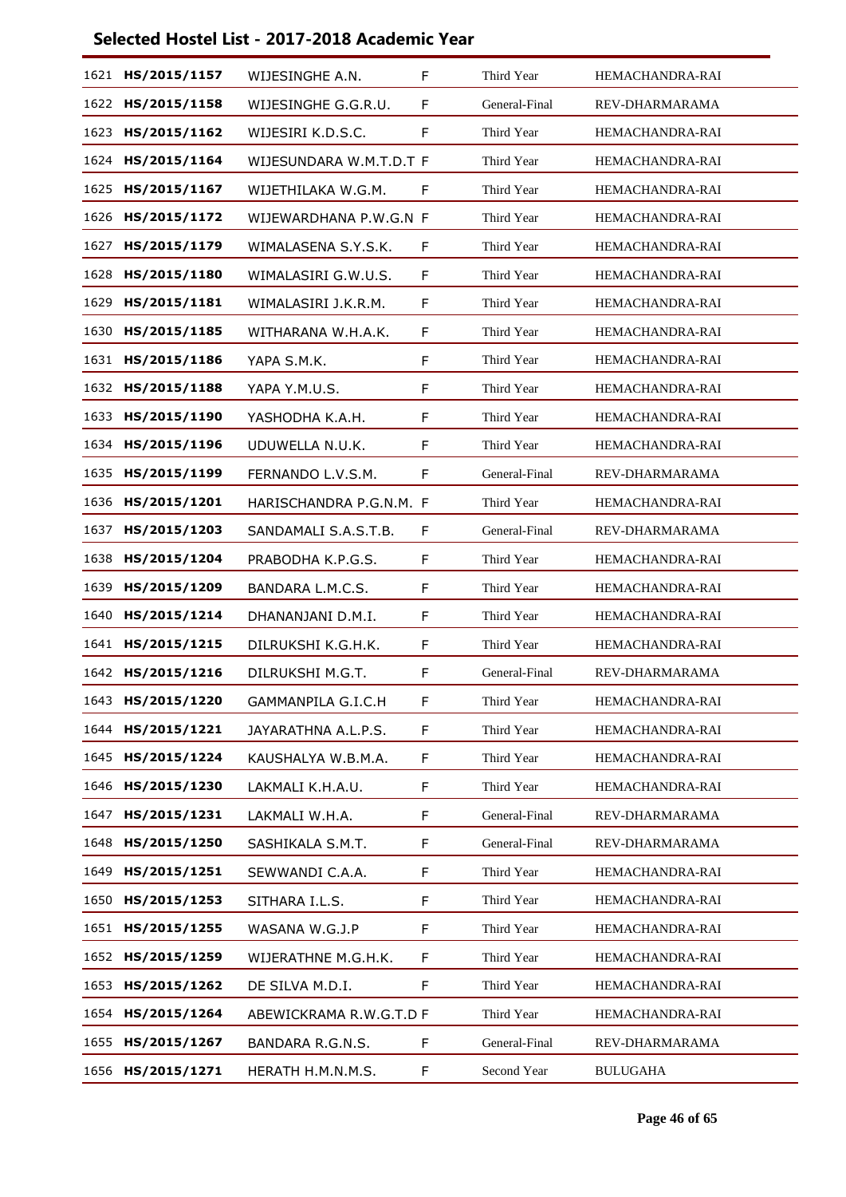## Selected Hostel List - 2017-2018 Academic Year

| | | | | | |
|---|---|---|---|---|---|
| 1621 | **HS/2015/1157** | WIJESINGHE A.N. | F | Third Year | HEMACHANDRA-RAI |
| 1622 | **HS/2015/1158** | WIJESINGHE G.G.R.U. | F | General-Final | REV-DHARMARAMA |
| 1623 | **HS/2015/1162** | WIJESIRI K.D.S.C. | F | Third Year | HEMACHANDRA-RAI |
| 1624 | **HS/2015/1164** | WIJESUNDARA W.M.T.D.T | F | Third Year | HEMACHANDRA-RAI |
| 1625 | **HS/2015/1167** | WIJETHILAKA W.G.M. | F | Third Year | HEMACHANDRA-RAI |
| 1626 | **HS/2015/1172** | WIJEWARDHANA P.W.G.N | F | Third Year | HEMACHANDRA-RAI |
| 1627 | **HS/2015/1179** | WIMALASENA S.Y.S.K. | F | Third Year | HEMACHANDRA-RAI |
| 1628 | **HS/2015/1180** | WIMALASIRI G.W.U.S. | F | Third Year | HEMACHANDRA-RAI |
| 1629 | **HS/2015/1181** | WIMALASIRI J.K.R.M. | F | Third Year | HEMACHANDRA-RAI |
| 1630 | **HS/2015/1185** | WITHARANA W.H.A.K. | F | Third Year | HEMACHANDRA-RAI |
| 1631 | **HS/2015/1186** | YAPA S.M.K. | F | Third Year | HEMACHANDRA-RAI |
| 1632 | **HS/2015/1188** | YAPA Y.M.U.S. | F | Third Year | HEMACHANDRA-RAI |
| 1633 | **HS/2015/1190** | YASHODHA K.A.H. | F | Third Year | HEMACHANDRA-RAI |
| 1634 | **HS/2015/1196** | UDUWELLA N.U.K. | F | Third Year | HEMACHANDRA-RAI |
| 1635 | **HS/2015/1199** | FERNANDO L.V.S.M. | F | General-Final | REV-DHARMARAMA |
| 1636 | **HS/2015/1201** | HARISCHANDRA P.G.N.M. | F | Third Year | HEMACHANDRA-RAI |
| 1637 | **HS/2015/1203** | SANDAMALI S.A.S.T.B. | F | General-Final | REV-DHARMARAMA |
| 1638 | **HS/2015/1204** | PRABODHA K.P.G.S. | F | Third Year | HEMACHANDRA-RAI |
| 1639 | **HS/2015/1209** | BANDARA L.M.C.S. | F | Third Year | HEMACHANDRA-RAI |
| 1640 | **HS/2015/1214** | DHANANJANI D.M.I. | F | Third Year | HEMACHANDRA-RAI |
| 1641 | **HS/2015/1215** | DILRUKSHI K.G.H.K. | F | Third Year | HEMACHANDRA-RAI |
| 1642 | **HS/2015/1216** | DILRUKSHI M.G.T. | F | General-Final | REV-DHARMARAMA |
| 1643 | **HS/2015/1220** | GAMMANPILA G.I.C.H | F | Third Year | HEMACHANDRA-RAI |
| 1644 | **HS/2015/1221** | JAYARATHNA A.L.P.S. | F | Third Year | HEMACHANDRA-RAI |
| 1645 | **HS/2015/1224** | KAUSHALYA W.B.M.A. | F | Third Year | HEMACHANDRA-RAI |
| 1646 | **HS/2015/1230** | LAKMALI K.H.A.U. | F | Third Year | HEMACHANDRA-RAI |
| 1647 | **HS/2015/1231** | LAKMALI W.H.A. | F | General-Final | REV-DHARMARAMA |
| 1648 | **HS/2015/1250** | SASHIKALA S.M.T. | F | General-Final | REV-DHARMARAMA |
| 1649 | **HS/2015/1251** | SEWWANDI C.A.A. | F | Third Year | HEMACHANDRA-RAI |
| 1650 | **HS/2015/1253** | SITHARA I.L.S. | F | Third Year | HEMACHANDRA-RAI |
| 1651 | **HS/2015/1255** | WASANA W.G.J.P | F | Third Year | HEMACHANDRA-RAI |
| 1652 | **HS/2015/1259** | WIJERATHNE M.G.H.K. | F | Third Year | HEMACHANDRA-RAI |
| 1653 | **HS/2015/1262** | DE SILVA M.D.I. | F | Third Year | HEMACHANDRA-RAI |
| 1654 | **HS/2015/1264** | ABEWICKRAMA R.W.G.T.D | F | Third Year | HEMACHANDRA-RAI |
| 1655 | **HS/2015/1267** | BANDARA R.G.N.S. | F | General-Final | REV-DHARMARAMA |
| 1656 | **HS/2015/1271** | HERATH H.M.N.M.S. | F | Second Year | BULUGAHA |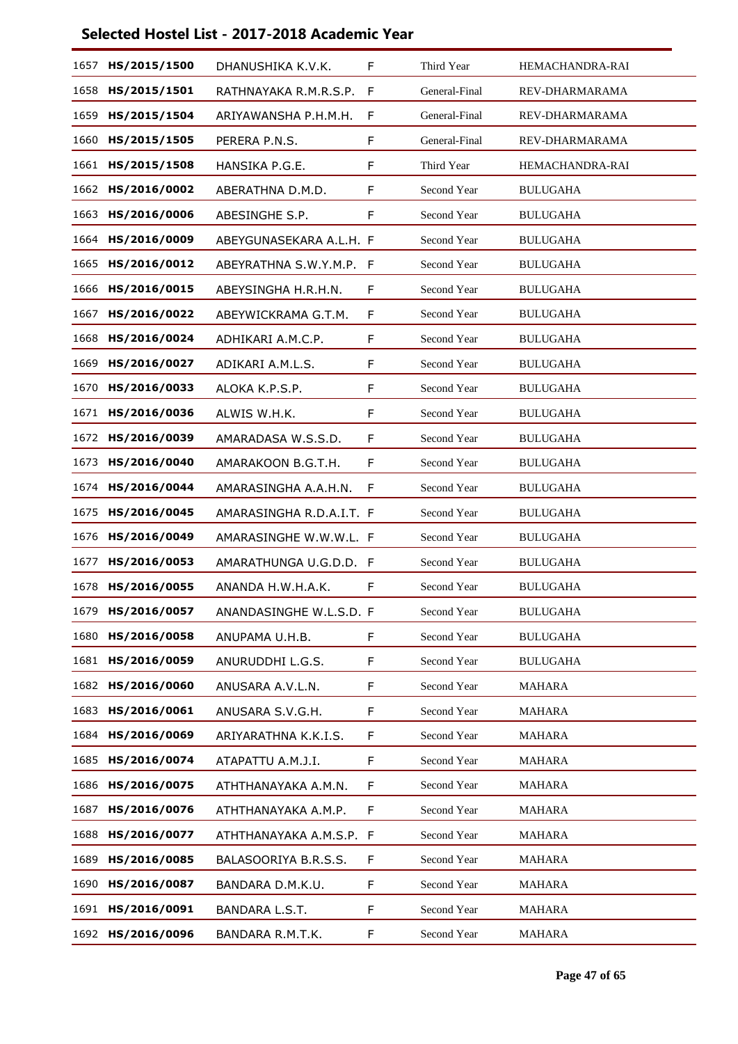## Selected Hostel List - 2017-2018 Academic Year

| | | | | | |
|---|---|---|---|---|---|
| 1657 | **HS/2015/1500** | DHANUSHIKA K.V.K. | F | Third Year | HEMACHANDRA-RAI |
| 1658 | **HS/2015/1501** | RATHNAYAKA R.M.R.S.P. | F | General-Final | REV-DHARMARAMA |
| 1659 | **HS/2015/1504** | ARIYAWANSHA P.H.M.H. | F | General-Final | REV-DHARMARAMA |
| 1660 | **HS/2015/1505** | PERERA P.N.S. | F | General-Final | REV-DHARMARAMA |
| 1661 | **HS/2015/1508** | HANSIKA P.G.E. | F | Third Year | HEMACHANDRA-RAI |
| 1662 | **HS/2016/0002** | ABERATHNA D.M.D. | F | Second Year | BULUGAHA |
| 1663 | **HS/2016/0006** | ABESINGHE S.P. | F | Second Year | BULUGAHA |
| 1664 | **HS/2016/0009** | ABEYGUNASEKARA A.L.H. | F | Second Year | BULUGAHA |
| 1665 | **HS/2016/0012** | ABEYRATHNA S.W.Y.M.P. | F | Second Year | BULUGAHA |
| 1666 | **HS/2016/0015** | ABEYSINGHA H.R.H.N. | F | Second Year | BULUGAHA |
| 1667 | **HS/2016/0022** | ABEYWICKRAMA G.T.M. | F | Second Year | BULUGAHA |
| 1668 | **HS/2016/0024** | ADHIKARI A.M.C.P. | F | Second Year | BULUGAHA |
| 1669 | **HS/2016/0027** | ADIKARI A.M.L.S. | F | Second Year | BULUGAHA |
| 1670 | **HS/2016/0033** | ALOKA K.P.S.P. | F | Second Year | BULUGAHA |
| 1671 | **HS/2016/0036** | ALWIS W.H.K. | F | Second Year | BULUGAHA |
| 1672 | **HS/2016/0039** | AMARADASA W.S.S.D. | F | Second Year | BULUGAHA |
| 1673 | **HS/2016/0040** | AMARAKOON B.G.T.H. | F | Second Year | BULUGAHA |
| 1674 | **HS/2016/0044** | AMARASINGHA A.A.H.N. | F | Second Year | BULUGAHA |
| 1675 | **HS/2016/0045** | AMARASINGHA R.D.A.I.T. | F | Second Year | BULUGAHA |
| 1676 | **HS/2016/0049** | AMARASINGHE W.W.W.L. | F | Second Year | BULUGAHA |
| 1677 | **HS/2016/0053** | AMARATHUNGA U.G.D.D. | F | Second Year | BULUGAHA |
| 1678 | **HS/2016/0055** | ANANDA H.W.H.A.K. | F | Second Year | BULUGAHA |
| 1679 | **HS/2016/0057** | ANANDASINGHE W.L.S.D. | F | Second Year | BULUGAHA |
| 1680 | **HS/2016/0058** | ANUPAMA U.H.B. | F | Second Year | BULUGAHA |
| 1681 | **HS/2016/0059** | ANURUDDHI L.G.S. | F | Second Year | BULUGAHA |
| 1682 | **HS/2016/0060** | ANUSARA A.V.L.N. | F | Second Year | MAHARA |
| 1683 | **HS/2016/0061** | ANUSARA S.V.G.H. | F | Second Year | MAHARA |
| 1684 | **HS/2016/0069** | ARIYARATHNA K.K.I.S. | F | Second Year | MAHARA |
| 1685 | **HS/2016/0074** | ATAPATTU A.M.J.I. | F | Second Year | MAHARA |
| 1686 | **HS/2016/0075** | ATHTHANAYAKA A.M.N. | F | Second Year | MAHARA |
| 1687 | **HS/2016/0076** | ATHTHANAYAKA A.M.P. | F | Second Year | MAHARA |
| 1688 | **HS/2016/0077** | ATHTHANAYAKA A.M.S.P. | F | Second Year | MAHARA |
| 1689 | **HS/2016/0085** | BALASOORIYA B.R.S.S. | F | Second Year | MAHARA |
| 1690 | **HS/2016/0087** | BANDARA D.M.K.U. | F | Second Year | MAHARA |
| 1691 | **HS/2016/0091** | BANDARA L.S.T. | F | Second Year | MAHARA |
| 1692 | **HS/2016/0096** | BANDARA R.M.T.K. | F | Second Year | MAHARA |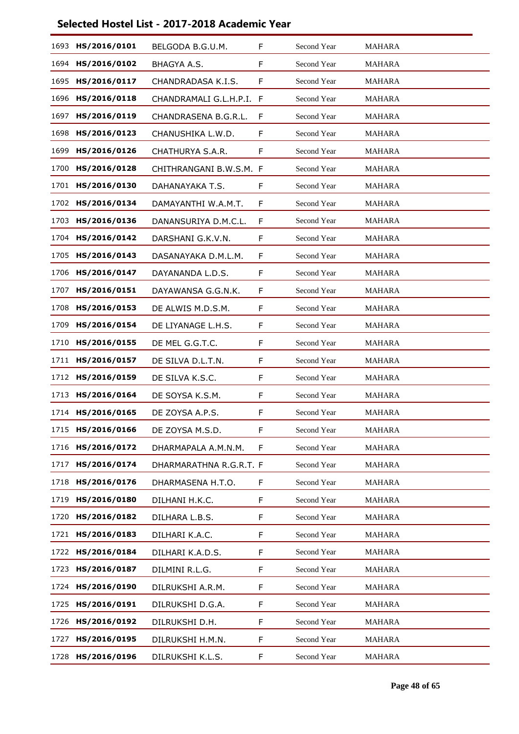## Selected Hostel List - 2017-2018 Academic Year

| | | | | | |
|---|---|---|---|---|---|
| 1693 | **HS/2016/0101** | BELGODA B.G.U.M. | F | Second Year | MAHARA |
| 1694 | **HS/2016/0102** | BHAGYA A.S. | F | Second Year | MAHARA |
| 1695 | **HS/2016/0117** | CHANDRADASA K.I.S. | F | Second Year | MAHARA |
| 1696 | **HS/2016/0118** | CHANDRAMALI G.L.H.P.I. | F | Second Year | MAHARA |
| 1697 | **HS/2016/0119** | CHANDRASENA B.G.R.L. | F | Second Year | MAHARA |
| 1698 | **HS/2016/0123** | CHANUSHIKA L.W.D. | F | Second Year | MAHARA |
| 1699 | **HS/2016/0126** | CHATHURYA S.A.R. | F | Second Year | MAHARA |
| 1700 | **HS/2016/0128** | CHITHRANGANI B.W.S.M. | F | Second Year | MAHARA |
| 1701 | **HS/2016/0130** | DAHANAYAKA T.S. | F | Second Year | MAHARA |
| 1702 | **HS/2016/0134** | DAMAYANTHI W.A.M.T. | F | Second Year | MAHARA |
| 1703 | **HS/2016/0136** | DANANSURIYA D.M.C.L. | F | Second Year | MAHARA |
| 1704 | **HS/2016/0142** | DARSHANI G.K.V.N. | F | Second Year | MAHARA |
| 1705 | **HS/2016/0143** | DASANAYAKA D.M.L.M. | F | Second Year | MAHARA |
| 1706 | **HS/2016/0147** | DAYANANDA L.D.S. | F | Second Year | MAHARA |
| 1707 | **HS/2016/0151** | DAYAWANSA G.G.N.K. | F | Second Year | MAHARA |
| 1708 | **HS/2016/0153** | DE ALWIS M.D.S.M. | F | Second Year | MAHARA |
| 1709 | **HS/2016/0154** | DE LIYANAGE L.H.S. | F | Second Year | MAHARA |
| 1710 | **HS/2016/0155** | DE MEL G.G.T.C. | F | Second Year | MAHARA |
| 1711 | **HS/2016/0157** | DE SILVA D.L.T.N. | F | Second Year | MAHARA |
| 1712 | **HS/2016/0159** | DE SILVA K.S.C. | F | Second Year | MAHARA |
| 1713 | **HS/2016/0164** | DE SOYSA K.S.M. | F | Second Year | MAHARA |
| 1714 | **HS/2016/0165** | DE ZOYSA A.P.S. | F | Second Year | MAHARA |
| 1715 | **HS/2016/0166** | DE ZOYSA M.S.D. | F | Second Year | MAHARA |
| 1716 | **HS/2016/0172** | DHARMAPALA A.M.N.M. | F | Second Year | MAHARA |
| 1717 | **HS/2016/0174** | DHARMARATHNA R.G.R.T. | F | Second Year | MAHARA |
| 1718 | **HS/2016/0176** | DHARMASENA H.T.O. | F | Second Year | MAHARA |
| 1719 | **HS/2016/0180** | DILHANI H.K.C. | F | Second Year | MAHARA |
| 1720 | **HS/2016/0182** | DILHARA L.B.S. | F | Second Year | MAHARA |
| 1721 | **HS/2016/0183** | DILHARI K.A.C. | F | Second Year | MAHARA |
| 1722 | **HS/2016/0184** | DILHARI K.A.D.S. | F | Second Year | MAHARA |
| 1723 | **HS/2016/0187** | DILMINI R.L.G. | F | Second Year | MAHARA |
| 1724 | **HS/2016/0190** | DILRUKSHI A.R.M. | F | Second Year | MAHARA |
| 1725 | **HS/2016/0191** | DILRUKSHI D.G.A. | F | Second Year | MAHARA |
| 1726 | **HS/2016/0192** | DILRUKSHI D.H. | F | Second Year | MAHARA |
| 1727 | **HS/2016/0195** | DILRUKSHI H.M.N. | F | Second Year | MAHARA |
| 1728 | **HS/2016/0196** | DILRUKSHI K.L.S. | F | Second Year | MAHARA |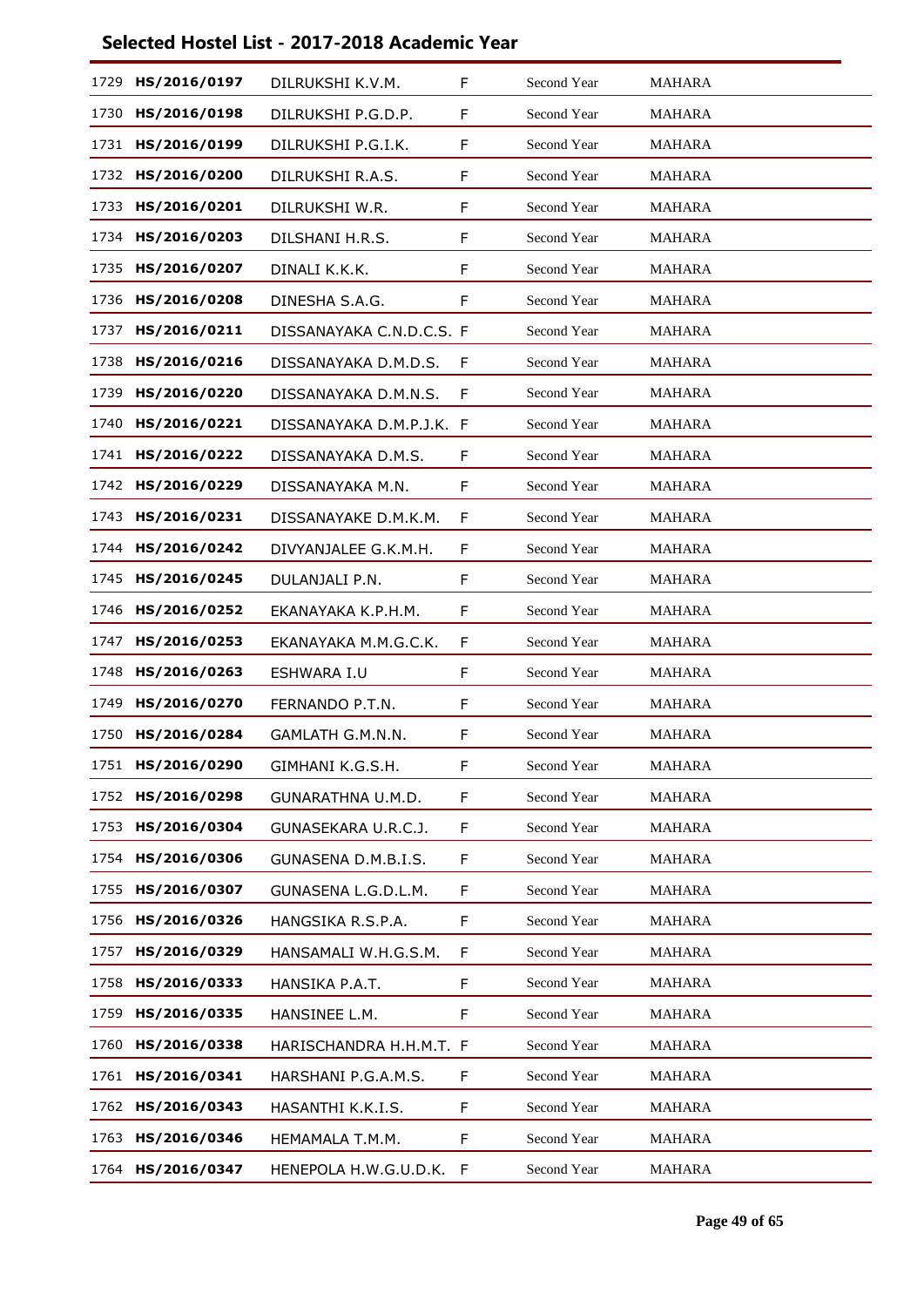## Selected Hostel List - 2017-2018 Academic Year

| | | | | | |
|---|---|---|---|---|---|
| 1729 | **HS/2016/0197** | DILRUKSHI K.V.M. | F | Second Year | MAHARA |
| 1730 | **HS/2016/0198** | DILRUKSHI P.G.D.P. | F | Second Year | MAHARA |
| 1731 | **HS/2016/0199** | DILRUKSHI P.G.I.K. | F | Second Year | MAHARA |
| 1732 | **HS/2016/0200** | DILRUKSHI R.A.S. | F | Second Year | MAHARA |
| 1733 | **HS/2016/0201** | DILRUKSHI W.R. | F | Second Year | MAHARA |
| 1734 | **HS/2016/0203** | DILSHANI H.R.S. | F | Second Year | MAHARA |
| 1735 | **HS/2016/0207** | DINALI K.K.K. | F | Second Year | MAHARA |
| 1736 | **HS/2016/0208** | DINESHA S.A.G. | F | Second Year | MAHARA |
| 1737 | **HS/2016/0211** | DISSANAYAKA C.N.D.C.S. | F | Second Year | MAHARA |
| 1738 | **HS/2016/0216** | DISSANAYAKA D.M.D.S. | F | Second Year | MAHARA |
| 1739 | **HS/2016/0220** | DISSANAYAKA D.M.N.S. | F | Second Year | MAHARA |
| 1740 | **HS/2016/0221** | DISSANAYAKA D.M.P.J.K. | F | Second Year | MAHARA |
| 1741 | **HS/2016/0222** | DISSANAYAKA D.M.S. | F | Second Year | MAHARA |
| 1742 | **HS/2016/0229** | DISSANAYAKA M.N. | F | Second Year | MAHARA |
| 1743 | **HS/2016/0231** | DISSANAYAKE D.M.K.M. | F | Second Year | MAHARA |
| 1744 | **HS/2016/0242** | DIVYANJALEE G.K.M.H. | F | Second Year | MAHARA |
| 1745 | **HS/2016/0245** | DULANJALI P.N. | F | Second Year | MAHARA |
| 1746 | **HS/2016/0252** | EKANAYAKA K.P.H.M. | F | Second Year | MAHARA |
| 1747 | **HS/2016/0253** | EKANAYAKA M.M.G.C.K. | F | Second Year | MAHARA |
| 1748 | **HS/2016/0263** | ESHWARA I.U | F | Second Year | MAHARA |
| 1749 | **HS/2016/0270** | FERNANDO P.T.N. | F | Second Year | MAHARA |
| 1750 | **HS/2016/0284** | GAMLATH G.M.N.N. | F | Second Year | MAHARA |
| 1751 | **HS/2016/0290** | GIMHANI K.G.S.H. | F | Second Year | MAHARA |
| 1752 | **HS/2016/0298** | GUNARATHNA U.M.D. | F | Second Year | MAHARA |
| 1753 | **HS/2016/0304** | GUNASEKARA U.R.C.J. | F | Second Year | MAHARA |
| 1754 | **HS/2016/0306** | GUNASENA D.M.B.I.S. | F | Second Year | MAHARA |
| 1755 | **HS/2016/0307** | GUNASENA L.G.D.L.M. | F | Second Year | MAHARA |
| 1756 | **HS/2016/0326** | HANGSIKA R.S.P.A. | F | Second Year | MAHARA |
| 1757 | **HS/2016/0329** | HANSAMALI W.H.G.S.M. | F | Second Year | MAHARA |
| 1758 | **HS/2016/0333** | HANSIKA P.A.T. | F | Second Year | MAHARA |
| 1759 | **HS/2016/0335** | HANSINEE L.M. | F | Second Year | MAHARA |
| 1760 | **HS/2016/0338** | HARISCHANDRA H.H.M.T. | F | Second Year | MAHARA |
| 1761 | **HS/2016/0341** | HARSHANI P.G.A.M.S. | F | Second Year | MAHARA |
| 1762 | **HS/2016/0343** | HASANTHI K.K.I.S. | F | Second Year | MAHARA |
| 1763 | **HS/2016/0346** | HEMAMALA T.M.M. | F | Second Year | MAHARA |
| 1764 | **HS/2016/0347** | HENEPOLA H.W.G.U.D.K. | F | Second Year | MAHARA |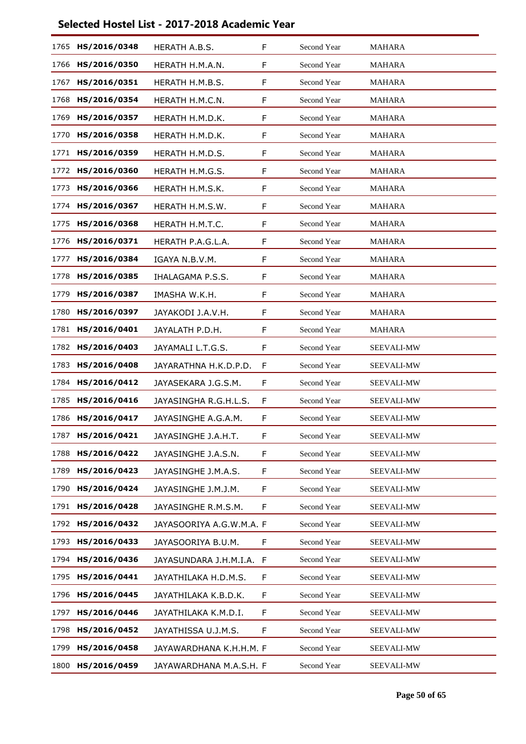# Selected Hostel List - 2017-2018 Academic Year

| | | | | | |
|---|---|---|---|---|---|
| 1765 | **HS/2016/0348** | HERATH A.B.S. | F | Second Year | MAHARA |
| 1766 | **HS/2016/0350** | HERATH H.M.A.N. | F | Second Year | MAHARA |
| 1767 | **HS/2016/0351** | HERATH H.M.B.S. | F | Second Year | MAHARA |
| 1768 | **HS/2016/0354** | HERATH H.M.C.N. | F | Second Year | MAHARA |
| 1769 | **HS/2016/0357** | HERATH H.M.D.K. | F | Second Year | MAHARA |
| 1770 | **HS/2016/0358** | HERATH H.M.D.K. | F | Second Year | MAHARA |
| 1771 | **HS/2016/0359** | HERATH H.M.D.S. | F | Second Year | MAHARA |
| 1772 | **HS/2016/0360** | HERATH H.M.G.S. | F | Second Year | MAHARA |
| 1773 | **HS/2016/0366** | HERATH H.M.S.K. | F | Second Year | MAHARA |
| 1774 | **HS/2016/0367** | HERATH H.M.S.W. | F | Second Year | MAHARA |
| 1775 | **HS/2016/0368** | HERATH H.M.T.C. | F | Second Year | MAHARA |
| 1776 | **HS/2016/0371** | HERATH P.A.G.L.A. | F | Second Year | MAHARA |
| 1777 | **HS/2016/0384** | IGAYA N.B.V.M. | F | Second Year | MAHARA |
| 1778 | **HS/2016/0385** | IHALAGAMA P.S.S. | F | Second Year | MAHARA |
| 1779 | **HS/2016/0387** | IMASHA W.K.H. | F | Second Year | MAHARA |
| 1780 | **HS/2016/0397** | JAYAKODI J.A.V.H. | F | Second Year | MAHARA |
| 1781 | **HS/2016/0401** | JAYALATH P.D.H. | F | Second Year | MAHARA |
| 1782 | **HS/2016/0403** | JAYAMALI L.T.G.S. | F | Second Year | SEEVALI-MW |
| 1783 | **HS/2016/0408** | JAYARATHNA H.K.D.P.D. | F | Second Year | SEEVALI-MW |
| 1784 | **HS/2016/0412** | JAYASEKARA J.G.S.M. | F | Second Year | SEEVALI-MW |
| 1785 | **HS/2016/0416** | JAYASINGHA R.G.H.L.S. | F | Second Year | SEEVALI-MW |
| 1786 | **HS/2016/0417** | JAYASINGHE A.G.A.M. | F | Second Year | SEEVALI-MW |
| 1787 | **HS/2016/0421** | JAYASINGHE J.A.H.T. | F | Second Year | SEEVALI-MW |
| 1788 | **HS/2016/0422** | JAYASINGHE J.A.S.N. | F | Second Year | SEEVALI-MW |
| 1789 | **HS/2016/0423** | JAYASINGHE J.M.A.S. | F | Second Year | SEEVALI-MW |
| 1790 | **HS/2016/0424** | JAYASINGHE J.M.J.M. | F | Second Year | SEEVALI-MW |
| 1791 | **HS/2016/0428** | JAYASINGHE R.M.S.M. | F | Second Year | SEEVALI-MW |
| 1792 | **HS/2016/0432** | JAYASOORIYA A.G.W.M.A. | F | Second Year | SEEVALI-MW |
| 1793 | **HS/2016/0433** | JAYASOORIYA B.U.M. | F | Second Year | SEEVALI-MW |
| 1794 | **HS/2016/0436** | JAYASUNDARA J.H.M.I.A. | F | Second Year | SEEVALI-MW |
| 1795 | **HS/2016/0441** | JAYATHILAKA H.D.M.S. | F | Second Year | SEEVALI-MW |
| 1796 | **HS/2016/0445** | JAYATHILAKA K.B.D.K. | F | Second Year | SEEVALI-MW |
| 1797 | **HS/2016/0446** | JAYATHILAKA K.M.D.I. | F | Second Year | SEEVALI-MW |
| 1798 | **HS/2016/0452** | JAYATHISSA U.J.M.S. | F | Second Year | SEEVALI-MW |
| 1799 | **HS/2016/0458** | JAYAWARDHANA K.H.H.M. | F | Second Year | SEEVALI-MW |
| 1800 | **HS/2016/0459** | JAYAWARDHANA M.A.S.H. | F | Second Year | SEEVALI-MW |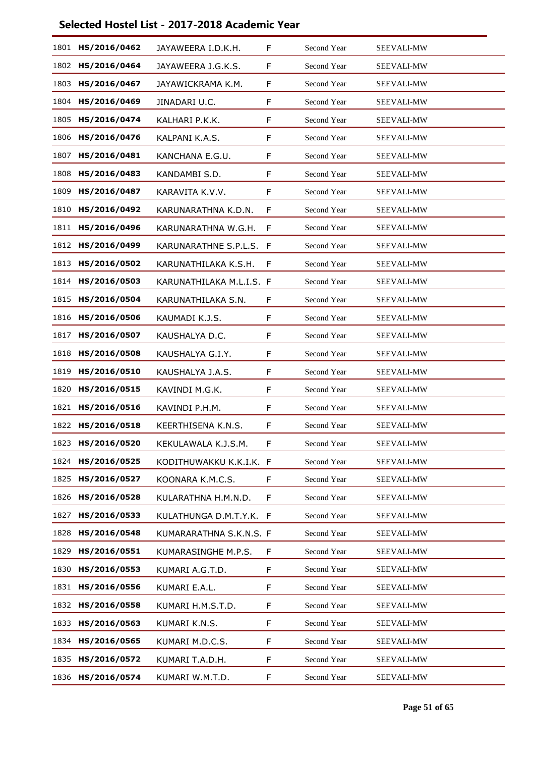## Selected Hostel List - 2017-2018 Academic Year

| | | | | | |
|---|---|---|---|---|---|
| 1801 | **HS/2016/0462** | JAYAWEERA I.D.K.H. | F | Second Year | SEEVALI-MW |
| 1802 | **HS/2016/0464** | JAYAWEERA J.G.K.S. | F | Second Year | SEEVALI-MW |
| 1803 | **HS/2016/0467** | JAYAWICKRAMA K.M. | F | Second Year | SEEVALI-MW |
| 1804 | **HS/2016/0469** | JINADARI U.C. | F | Second Year | SEEVALI-MW |
| 1805 | **HS/2016/0474** | KALHARI P.K.K. | F | Second Year | SEEVALI-MW |
| 1806 | **HS/2016/0476** | KALPANI K.A.S. | F | Second Year | SEEVALI-MW |
| 1807 | **HS/2016/0481** | KANCHANA E.G.U. | F | Second Year | SEEVALI-MW |
| 1808 | **HS/2016/0483** | KANDAMBI S.D. | F | Second Year | SEEVALI-MW |
| 1809 | **HS/2016/0487** | KARAVITA K.V.V. | F | Second Year | SEEVALI-MW |
| 1810 | **HS/2016/0492** | KARUNARATHNA K.D.N. | F | Second Year | SEEVALI-MW |
| 1811 | **HS/2016/0496** | KARUNARATHNA W.G.H. | F | Second Year | SEEVALI-MW |
| 1812 | **HS/2016/0499** | KARUNARATHNE S.P.L.S. | F | Second Year | SEEVALI-MW |
| 1813 | **HS/2016/0502** | KARUNATHILAKA K.S.H. | F | Second Year | SEEVALI-MW |
| 1814 | **HS/2016/0503** | KARUNATHILAKA M.L.I.S. | F | Second Year | SEEVALI-MW |
| 1815 | **HS/2016/0504** | KARUNATHILAKA S.N. | F | Second Year | SEEVALI-MW |
| 1816 | **HS/2016/0506** | KAUMADI K.J.S. | F | Second Year | SEEVALI-MW |
| 1817 | **HS/2016/0507** | KAUSHALYA D.C. | F | Second Year | SEEVALI-MW |
| 1818 | **HS/2016/0508** | KAUSHALYA G.I.Y. | F | Second Year | SEEVALI-MW |
| 1819 | **HS/2016/0510** | KAUSHALYA J.A.S. | F | Second Year | SEEVALI-MW |
| 1820 | **HS/2016/0515** | KAVINDI M.G.K. | F | Second Year | SEEVALI-MW |
| 1821 | **HS/2016/0516** | KAVINDI P.H.M. | F | Second Year | SEEVALI-MW |
| 1822 | **HS/2016/0518** | KEERTHISENA K.N.S. | F | Second Year | SEEVALI-MW |
| 1823 | **HS/2016/0520** | KEKULAWALA K.J.S.M. | F | Second Year | SEEVALI-MW |
| 1824 | **HS/2016/0525** | KODITHUWAKKU K.K.I.K. | F | Second Year | SEEVALI-MW |
| 1825 | **HS/2016/0527** | KOONARA K.M.C.S. | F | Second Year | SEEVALI-MW |
| 1826 | **HS/2016/0528** | KULARATHNA H.M.N.D. | F | Second Year | SEEVALI-MW |
| 1827 | **HS/2016/0533** | KULATHUNGA D.M.T.Y.K. | F | Second Year | SEEVALI-MW |
| 1828 | **HS/2016/0548** | KUMARARATHNA S.K.N.S. | F | Second Year | SEEVALI-MW |
| 1829 | **HS/2016/0551** | KUMARASINGHE M.P.S. | F | Second Year | SEEVALI-MW |
| 1830 | **HS/2016/0553** | KUMARI A.G.T.D. | F | Second Year | SEEVALI-MW |
| 1831 | **HS/2016/0556** | KUMARI E.A.L. | F | Second Year | SEEVALI-MW |
| 1832 | **HS/2016/0558** | KUMARI H.M.S.T.D. | F | Second Year | SEEVALI-MW |
| 1833 | **HS/2016/0563** | KUMARI K.N.S. | F | Second Year | SEEVALI-MW |
| 1834 | **HS/2016/0565** | KUMARI M.D.C.S. | F | Second Year | SEEVALI-MW |
| 1835 | **HS/2016/0572** | KUMARI T.A.D.H. | F | Second Year | SEEVALI-MW |
| 1836 | **HS/2016/0574** | KUMARI W.M.T.D. | F | Second Year | SEEVALI-MW |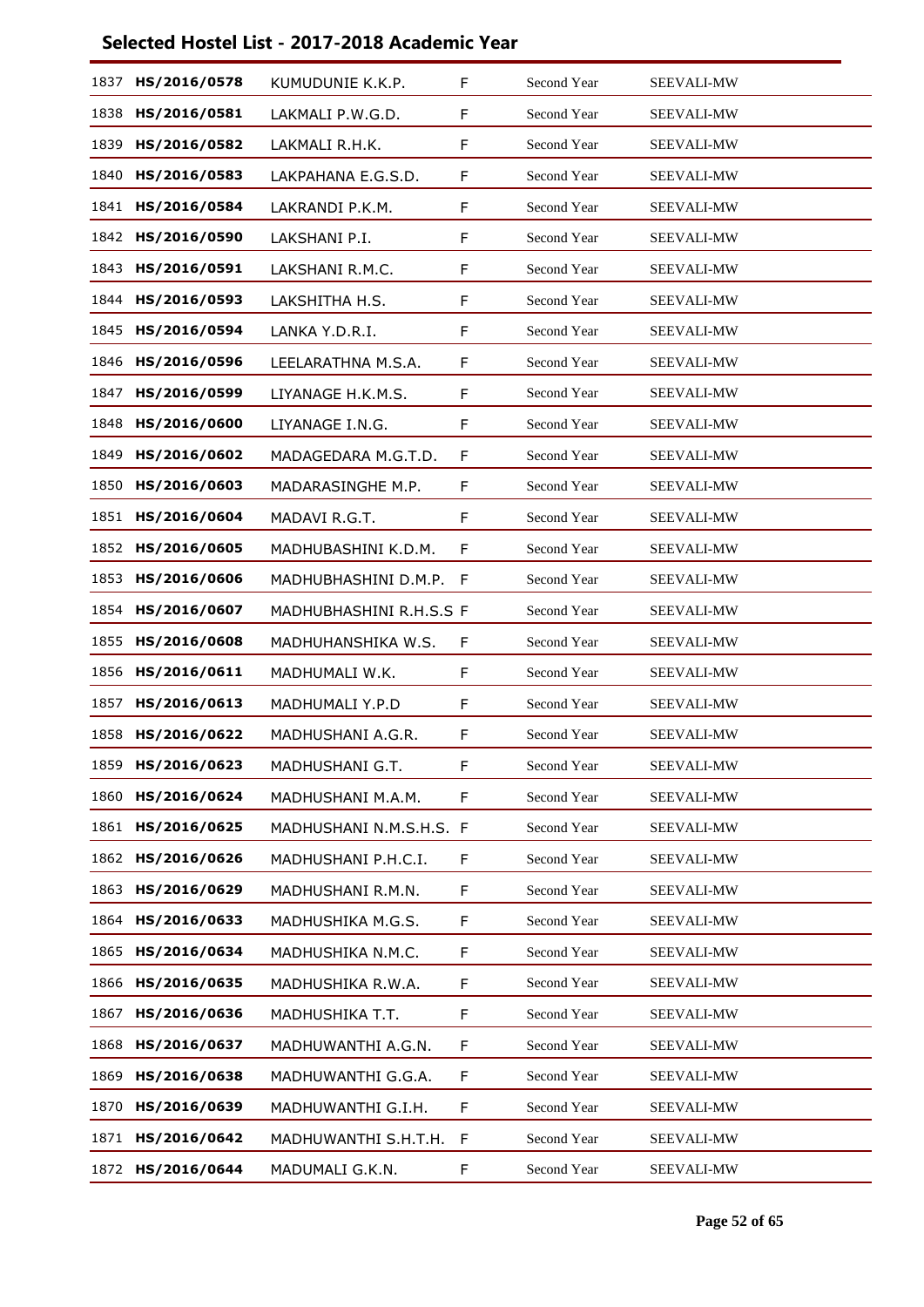## Selected Hostel List - 2017-2018 Academic Year

| | | | | | |
|---|---|---|---|---|---|
| 1837 | **HS/2016/0578** | KUMUDUNIE K.K.P. | F | Second Year | SEEVALI-MW |
| 1838 | **HS/2016/0581** | LAKMALI P.W.G.D. | F | Second Year | SEEVALI-MW |
| 1839 | **HS/2016/0582** | LAKMALI R.H.K. | F | Second Year | SEEVALI-MW |
| 1840 | **HS/2016/0583** | LAKPAHANA E.G.S.D. | F | Second Year | SEEVALI-MW |
| 1841 | **HS/2016/0584** | LAKRANDI P.K.M. | F | Second Year | SEEVALI-MW |
| 1842 | **HS/2016/0590** | LAKSHANI P.I. | F | Second Year | SEEVALI-MW |
| 1843 | **HS/2016/0591** | LAKSHANI R.M.C. | F | Second Year | SEEVALI-MW |
| 1844 | **HS/2016/0593** | LAKSHITHA H.S. | F | Second Year | SEEVALI-MW |
| 1845 | **HS/2016/0594** | LANKA Y.D.R.I. | F | Second Year | SEEVALI-MW |
| 1846 | **HS/2016/0596** | LEELARATHNA M.S.A. | F | Second Year | SEEVALI-MW |
| 1847 | **HS/2016/0599** | LIYANAGE H.K.M.S. | F | Second Year | SEEVALI-MW |
| 1848 | **HS/2016/0600** | LIYANAGE I.N.G. | F | Second Year | SEEVALI-MW |
| 1849 | **HS/2016/0602** | MADAGEDARA M.G.T.D. | F | Second Year | SEEVALI-MW |
| 1850 | **HS/2016/0603** | MADARASINGHE M.P. | F | Second Year | SEEVALI-MW |
| 1851 | **HS/2016/0604** | MADAVI R.G.T. | F | Second Year | SEEVALI-MW |
| 1852 | **HS/2016/0605** | MADHUBASHINI K.D.M. | F | Second Year | SEEVALI-MW |
| 1853 | **HS/2016/0606** | MADHUBHASHINI D.M.P. | F | Second Year | SEEVALI-MW |
| 1854 | **HS/2016/0607** | MADHUBHASHINI R.H.S.S | F | Second Year | SEEVALI-MW |
| 1855 | **HS/2016/0608** | MADHUHANSHIKA W.S. | F | Second Year | SEEVALI-MW |
| 1856 | **HS/2016/0611** | MADHUMALI W.K. | F | Second Year | SEEVALI-MW |
| 1857 | **HS/2016/0613** | MADHUMALI Y.P.D | F | Second Year | SEEVALI-MW |
| 1858 | **HS/2016/0622** | MADHUSHANI A.G.R. | F | Second Year | SEEVALI-MW |
| 1859 | **HS/2016/0623** | MADHUSHANI G.T. | F | Second Year | SEEVALI-MW |
| 1860 | **HS/2016/0624** | MADHUSHANI M.A.M. | F | Second Year | SEEVALI-MW |
| 1861 | **HS/2016/0625** | MADHUSHANI N.M.S.H.S. | F | Second Year | SEEVALI-MW |
| 1862 | **HS/2016/0626** | MADHUSHANI P.H.C.I. | F | Second Year | SEEVALI-MW |
| 1863 | **HS/2016/0629** | MADHUSHANI R.M.N. | F | Second Year | SEEVALI-MW |
| 1864 | **HS/2016/0633** | MADHUSHIKA M.G.S. | F | Second Year | SEEVALI-MW |
| 1865 | **HS/2016/0634** | MADHUSHIKA N.M.C. | F | Second Year | SEEVALI-MW |
| 1866 | **HS/2016/0635** | MADHUSHIKA R.W.A. | F | Second Year | SEEVALI-MW |
| 1867 | **HS/2016/0636** | MADHUSHIKA T.T. | F | Second Year | SEEVALI-MW |
| 1868 | **HS/2016/0637** | MADHUWANTHI A.G.N. | F | Second Year | SEEVALI-MW |
| 1869 | **HS/2016/0638** | MADHUWANTHI G.G.A. | F | Second Year | SEEVALI-MW |
| 1870 | **HS/2016/0639** | MADHUWANTHI G.I.H. | F | Second Year | SEEVALI-MW |
| 1871 | **HS/2016/0642** | MADHUWANTHI S.H.T.H. | F | Second Year | SEEVALI-MW |
| 1872 | **HS/2016/0644** | MADUMALI G.K.N. | F | Second Year | SEEVALI-MW |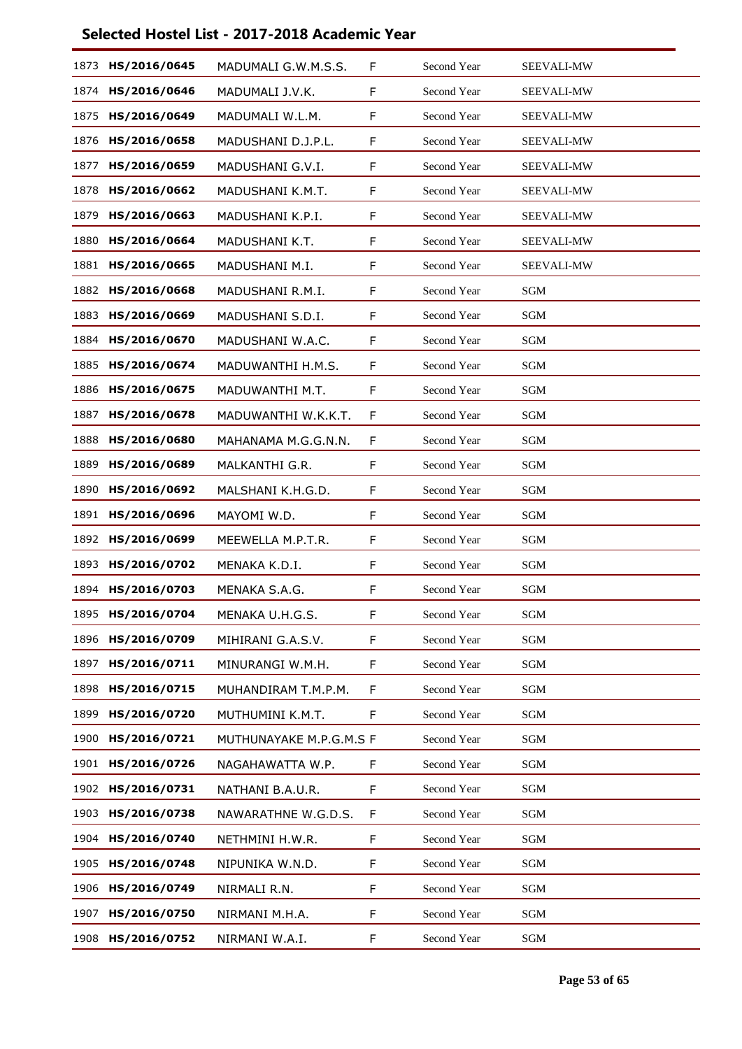## Selected Hostel List - 2017-2018 Academic Year

| | | | | | |
|---|---|---|---|---|---|
| 1873 | **HS/2016/0645** | MADUMALI G.W.M.S.S. | F | Second Year | SEEVALI-MW |
| 1874 | **HS/2016/0646** | MADUMALI J.V.K. | F | Second Year | SEEVALI-MW |
| 1875 | **HS/2016/0649** | MADUMALI W.L.M. | F | Second Year | SEEVALI-MW |
| 1876 | **HS/2016/0658** | MADUSHANI D.J.P.L. | F | Second Year | SEEVALI-MW |
| 1877 | **HS/2016/0659** | MADUSHANI G.V.I. | F | Second Year | SEEVALI-MW |
| 1878 | **HS/2016/0662** | MADUSHANI K.M.T. | F | Second Year | SEEVALI-MW |
| 1879 | **HS/2016/0663** | MADUSHANI K.P.I. | F | Second Year | SEEVALI-MW |
| 1880 | **HS/2016/0664** | MADUSHANI K.T. | F | Second Year | SEEVALI-MW |
| 1881 | **HS/2016/0665** | MADUSHANI M.I. | F | Second Year | SEEVALI-MW |
| 1882 | **HS/2016/0668** | MADUSHANI R.M.I. | F | Second Year | SGM |
| 1883 | **HS/2016/0669** | MADUSHANI S.D.I. | F | Second Year | SGM |
| 1884 | **HS/2016/0670** | MADUSHANI W.A.C. | F | Second Year | SGM |
| 1885 | **HS/2016/0674** | MADUWANTHI H.M.S. | F | Second Year | SGM |
| 1886 | **HS/2016/0675** | MADUWANTHI M.T. | F | Second Year | SGM |
| 1887 | **HS/2016/0678** | MADUWANTHI W.K.K.T. | F | Second Year | SGM |
| 1888 | **HS/2016/0680** | MAHANAMA M.G.G.N.N. | F | Second Year | SGM |
| 1889 | **HS/2016/0689** | MALKANTHI G.R. | F | Second Year | SGM |
| 1890 | **HS/2016/0692** | MALSHANI K.H.G.D. | F | Second Year | SGM |
| 1891 | **HS/2016/0696** | MAYOMI W.D. | F | Second Year | SGM |
| 1892 | **HS/2016/0699** | MEEWELLA M.P.T.R. | F | Second Year | SGM |
| 1893 | **HS/2016/0702** | MENAKA K.D.I. | F | Second Year | SGM |
| 1894 | **HS/2016/0703** | MENAKA S.A.G. | F | Second Year | SGM |
| 1895 | **HS/2016/0704** | MENAKA U.H.G.S. | F | Second Year | SGM |
| 1896 | **HS/2016/0709** | MIHIRANI G.A.S.V. | F | Second Year | SGM |
| 1897 | **HS/2016/0711** | MINURANGI W.M.H. | F | Second Year | SGM |
| 1898 | **HS/2016/0715** | MUHANDIRAM T.M.P.M. | F | Second Year | SGM |
| 1899 | **HS/2016/0720** | MUTHUMINI K.M.T. | F | Second Year | SGM |
| 1900 | **HS/2016/0721** | MUTHUNAYAKE M.P.G.M.S | F | Second Year | SGM |
| 1901 | **HS/2016/0726** | NAGAHAWATTA W.P. | F | Second Year | SGM |
| 1902 | **HS/2016/0731** | NATHANI B.A.U.R. | F | Second Year | SGM |
| 1903 | **HS/2016/0738** | NAWARATHNE W.G.D.S. | F | Second Year | SGM |
| 1904 | **HS/2016/0740** | NETHMINI H.W.R. | F | Second Year | SGM |
| 1905 | **HS/2016/0748** | NIPUNIKA W.N.D. | F | Second Year | SGM |
| 1906 | **HS/2016/0749** | NIRMALI R.N. | F | Second Year | SGM |
| 1907 | **HS/2016/0750** | NIRMANI M.H.A. | F | Second Year | SGM |
| 1908 | **HS/2016/0752** | NIRMANI W.A.I. | F | Second Year | SGM |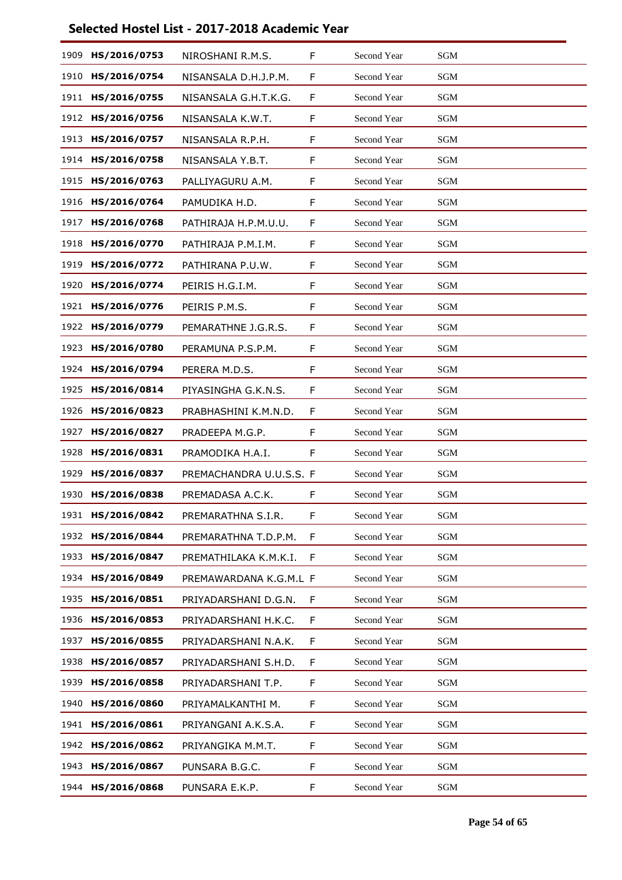## Selected Hostel List - 2017-2018 Academic Year

| | | | | | |
|---|---|---|---|---|---|
| 1909 | **HS/2016/0753** | NIROSHANI R.M.S. | F | Second Year | SGM |
| 1910 | **HS/2016/0754** | NISANSALA D.H.J.P.M. | F | Second Year | SGM |
| 1911 | **HS/2016/0755** | NISANSALA G.H.T.K.G. | F | Second Year | SGM |
| 1912 | **HS/2016/0756** | NISANSALA K.W.T. | F | Second Year | SGM |
| 1913 | **HS/2016/0757** | NISANSALA R.P.H. | F | Second Year | SGM |
| 1914 | **HS/2016/0758** | NISANSALA Y.B.T. | F | Second Year | SGM |
| 1915 | **HS/2016/0763** | PALLIYAGURU A.M. | F | Second Year | SGM |
| 1916 | **HS/2016/0764** | PAMUDIKA H.D. | F | Second Year | SGM |
| 1917 | **HS/2016/0768** | PATHIRAJA H.P.M.U.U. | F | Second Year | SGM |
| 1918 | **HS/2016/0770** | PATHIRAJA P.M.I.M. | F | Second Year | SGM |
| 1919 | **HS/2016/0772** | PATHIRANA P.U.W. | F | Second Year | SGM |
| 1920 | **HS/2016/0774** | PEIRIS H.G.I.M. | F | Second Year | SGM |
| 1921 | **HS/2016/0776** | PEIRIS P.M.S. | F | Second Year | SGM |
| 1922 | **HS/2016/0779** | PEMARATHNE J.G.R.S. | F | Second Year | SGM |
| 1923 | **HS/2016/0780** | PERAMUNA P.S.P.M. | F | Second Year | SGM |
| 1924 | **HS/2016/0794** | PERERA M.D.S. | F | Second Year | SGM |
| 1925 | **HS/2016/0814** | PIYASINGHA G.K.N.S. | F | Second Year | SGM |
| 1926 | **HS/2016/0823** | PRABHASHINI K.M.N.D. | F | Second Year | SGM |
| 1927 | **HS/2016/0827** | PRADEEPA M.G.P. | F | Second Year | SGM |
| 1928 | **HS/2016/0831** | PRAMODIKA H.A.I. | F | Second Year | SGM |
| 1929 | **HS/2016/0837** | PREMACHANDRA U.U.S.S. | F | Second Year | SGM |
| 1930 | **HS/2016/0838** | PREMADASA A.C.K. | F | Second Year | SGM |
| 1931 | **HS/2016/0842** | PREMARATHNA S.I.R. | F | Second Year | SGM |
| 1932 | **HS/2016/0844** | PREMARATHNA T.D.P.M. | F | Second Year | SGM |
| 1933 | **HS/2016/0847** | PREMATHILAKA K.M.K.I. | F | Second Year | SGM |
| 1934 | **HS/2016/0849** | PREMAWARDANA K.G.M.L | F | Second Year | SGM |
| 1935 | **HS/2016/0851** | PRIYADARSHANI D.G.N. | F | Second Year | SGM |
| 1936 | **HS/2016/0853** | PRIYADARSHANI H.K.C. | F | Second Year | SGM |
| 1937 | **HS/2016/0855** | PRIYADARSHANI N.A.K. | F | Second Year | SGM |
| 1938 | **HS/2016/0857** | PRIYADARSHANI S.H.D. | F | Second Year | SGM |
| 1939 | **HS/2016/0858** | PRIYADARSHANI T.P. | F | Second Year | SGM |
| 1940 | **HS/2016/0860** | PRIYAMALKANTHI M. | F | Second Year | SGM |
| 1941 | **HS/2016/0861** | PRIYANGANI A.K.S.A. | F | Second Year | SGM |
| 1942 | **HS/2016/0862** | PRIYANGIKA M.M.T. | F | Second Year | SGM |
| 1943 | **HS/2016/0867** | PUNSARA B.G.C. | F | Second Year | SGM |
| 1944 | **HS/2016/0868** | PUNSARA E.K.P. | F | Second Year | SGM |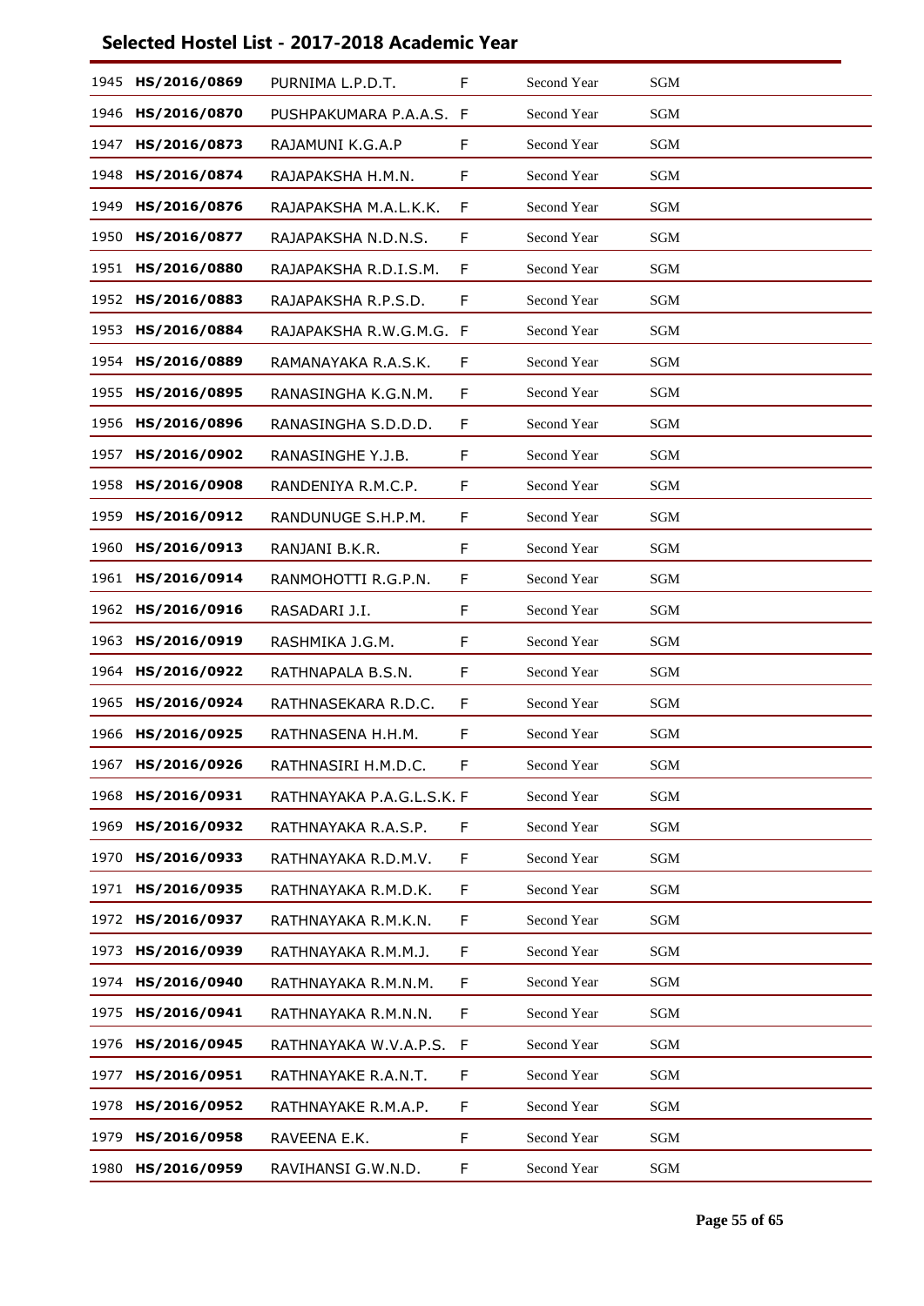## Selected Hostel List - 2017-2018 Academic Year

| | | | | | |
|---|---|---|---|---|---|
| 1945 | **HS/2016/0869** | PURNIMA L.P.D.T. | F | Second Year | SGM |
| 1946 | **HS/2016/0870** | PUSHPAKUMARA P.A.A.S. | F | Second Year | SGM |
| 1947 | **HS/2016/0873** | RAJAMUNI K.G.A.P | F | Second Year | SGM |
| 1948 | **HS/2016/0874** | RAJAPAKSHA H.M.N. | F | Second Year | SGM |
| 1949 | **HS/2016/0876** | RAJAPAKSHA M.A.L.K.K. | F | Second Year | SGM |
| 1950 | **HS/2016/0877** | RAJAPAKSHA N.D.N.S. | F | Second Year | SGM |
| 1951 | **HS/2016/0880** | RAJAPAKSHA R.D.I.S.M. | F | Second Year | SGM |
| 1952 | **HS/2016/0883** | RAJAPAKSHA R.P.S.D. | F | Second Year | SGM |
| 1953 | **HS/2016/0884** | RAJAPAKSHA R.W.G.M.G. | F | Second Year | SGM |
| 1954 | **HS/2016/0889** | RAMANAYAKA R.A.S.K. | F | Second Year | SGM |
| 1955 | **HS/2016/0895** | RANASINGHA K.G.N.M. | F | Second Year | SGM |
| 1956 | **HS/2016/0896** | RANASINGHA S.D.D.D. | F | Second Year | SGM |
| 1957 | **HS/2016/0902** | RANASINGHE Y.J.B. | F | Second Year | SGM |
| 1958 | **HS/2016/0908** | RANDENIYA R.M.C.P. | F | Second Year | SGM |
| 1959 | **HS/2016/0912** | RANDUNUGE S.H.P.M. | F | Second Year | SGM |
| 1960 | **HS/2016/0913** | RANJANI B.K.R. | F | Second Year | SGM |
| 1961 | **HS/2016/0914** | RANMOHOTTI R.G.P.N. | F | Second Year | SGM |
| 1962 | **HS/2016/0916** | RASADARI J.I. | F | Second Year | SGM |
| 1963 | **HS/2016/0919** | RASHMIKA J.G.M. | F | Second Year | SGM |
| 1964 | **HS/2016/0922** | RATHNAPALA B.S.N. | F | Second Year | SGM |
| 1965 | **HS/2016/0924** | RATHNASEKARA R.D.C. | F | Second Year | SGM |
| 1966 | **HS/2016/0925** | RATHNASENA H.H.M. | F | Second Year | SGM |
| 1967 | **HS/2016/0926** | RATHNASIRI H.M.D.C. | F | Second Year | SGM |
| 1968 | **HS/2016/0931** | RATHNAYAKA P.A.G.L.S.K. | F | Second Year | SGM |
| 1969 | **HS/2016/0932** | RATHNAYAKA R.A.S.P. | F | Second Year | SGM |
| 1970 | **HS/2016/0933** | RATHNAYAKA R.D.M.V. | F | Second Year | SGM |
| 1971 | **HS/2016/0935** | RATHNAYAKA R.M.D.K. | F | Second Year | SGM |
| 1972 | **HS/2016/0937** | RATHNAYAKA R.M.K.N. | F | Second Year | SGM |
| 1973 | **HS/2016/0939** | RATHNAYAKA R.M.M.J. | F | Second Year | SGM |
| 1974 | **HS/2016/0940** | RATHNAYAKA R.M.N.M. | F | Second Year | SGM |
| 1975 | **HS/2016/0941** | RATHNAYAKA R.M.N.N. | F | Second Year | SGM |
| 1976 | **HS/2016/0945** | RATHNAYAKA W.V.A.P.S. | F | Second Year | SGM |
| 1977 | **HS/2016/0951** | RATHNAYAKE R.A.N.T. | F | Second Year | SGM |
| 1978 | **HS/2016/0952** | RATHNAYAKE R.M.A.P. | F | Second Year | SGM |
| 1979 | **HS/2016/0958** | RAVEENA E.K. | F | Second Year | SGM |
| 1980 | **HS/2016/0959** | RAVIHANSI G.W.N.D. | F | Second Year | SGM |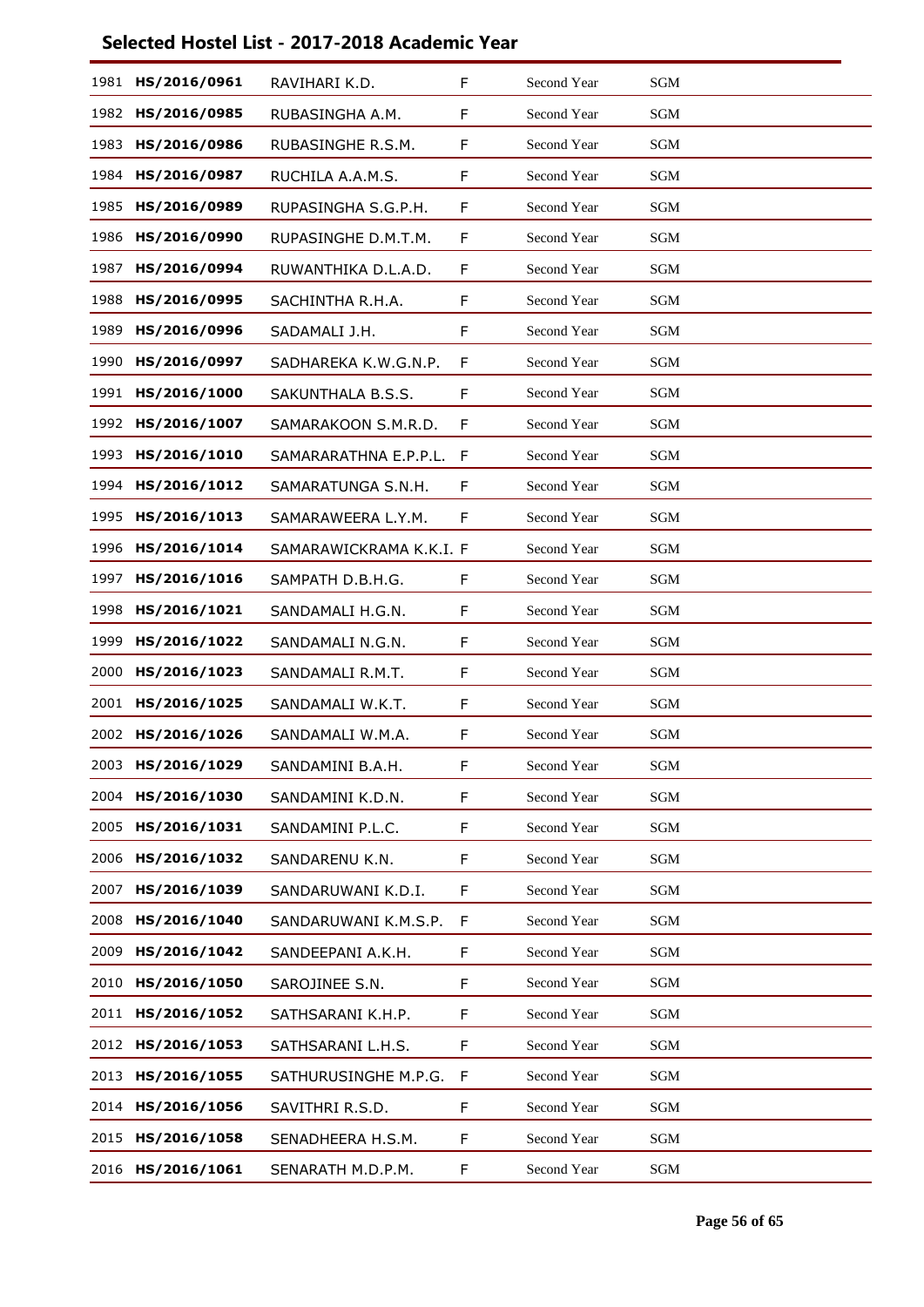## Selected Hostel List - 2017-2018 Academic Year

| | | | | | |
|---|---|---|---|---|---|
| 1981 | **HS/2016/0961** | RAVIHARI K.D. | F | Second Year | SGM |
| 1982 | **HS/2016/0985** | RUBASINGHA A.M. | F | Second Year | SGM |
| 1983 | **HS/2016/0986** | RUBASINGHE R.S.M. | F | Second Year | SGM |
| 1984 | **HS/2016/0987** | RUCHILA A.A.M.S. | F | Second Year | SGM |
| 1985 | **HS/2016/0989** | RUPASINGHA S.G.P.H. | F | Second Year | SGM |
| 1986 | **HS/2016/0990** | RUPASINGHE D.M.T.M. | F | Second Year | SGM |
| 1987 | **HS/2016/0994** | RUWANTHIKA D.L.A.D. | F | Second Year | SGM |
| 1988 | **HS/2016/0995** | SACHINTHA R.H.A. | F | Second Year | SGM |
| 1989 | **HS/2016/0996** | SADAMALI J.H. | F | Second Year | SGM |
| 1990 | **HS/2016/0997** | SADHAREKA K.W.G.N.P. | F | Second Year | SGM |
| 1991 | **HS/2016/1000** | SAKUNTHALA B.S.S. | F | Second Year | SGM |
| 1992 | **HS/2016/1007** | SAMARAKOON S.M.R.D. | F | Second Year | SGM |
| 1993 | **HS/2016/1010** | SAMARARATHNA E.P.P.L. | F | Second Year | SGM |
| 1994 | **HS/2016/1012** | SAMARATUNGA S.N.H. | F | Second Year | SGM |
| 1995 | **HS/2016/1013** | SAMARAWEERA L.Y.M. | F | Second Year | SGM |
| 1996 | **HS/2016/1014** | SAMARAWICKRAMA K.K.I. | F | Second Year | SGM |
| 1997 | **HS/2016/1016** | SAMPATH D.B.H.G. | F | Second Year | SGM |
| 1998 | **HS/2016/1021** | SANDAMALI H.G.N. | F | Second Year | SGM |
| 1999 | **HS/2016/1022** | SANDAMALI N.G.N. | F | Second Year | SGM |
| 2000 | **HS/2016/1023** | SANDAMALI R.M.T. | F | Second Year | SGM |
| 2001 | **HS/2016/1025** | SANDAMALI W.K.T. | F | Second Year | SGM |
| 2002 | **HS/2016/1026** | SANDAMALI W.M.A. | F | Second Year | SGM |
| 2003 | **HS/2016/1029** | SANDAMINI B.A.H. | F | Second Year | SGM |
| 2004 | **HS/2016/1030** | SANDAMINI K.D.N. | F | Second Year | SGM |
| 2005 | **HS/2016/1031** | SANDAMINI P.L.C. | F | Second Year | SGM |
| 2006 | **HS/2016/1032** | SANDARENU K.N. | F | Second Year | SGM |
| 2007 | **HS/2016/1039** | SANDARUWANI K.D.I. | F | Second Year | SGM |
| 2008 | **HS/2016/1040** | SANDARUWANI K.M.S.P. | F | Second Year | SGM |
| 2009 | **HS/2016/1042** | SANDEEPANI A.K.H. | F | Second Year | SGM |
| 2010 | **HS/2016/1050** | SAROJINEE S.N. | F | Second Year | SGM |
| 2011 | **HS/2016/1052** | SATHSARANI K.H.P. | F | Second Year | SGM |
| 2012 | **HS/2016/1053** | SATHSARANI L.H.S. | F | Second Year | SGM |
| 2013 | **HS/2016/1055** | SATHURUSINGHE M.P.G. | F | Second Year | SGM |
| 2014 | **HS/2016/1056** | SAVITHRI R.S.D. | F | Second Year | SGM |
| 2015 | **HS/2016/1058** | SENADHEERA H.S.M. | F | Second Year | SGM |
| 2016 | **HS/2016/1061** | SENARATH M.D.P.M. | F | Second Year | SGM |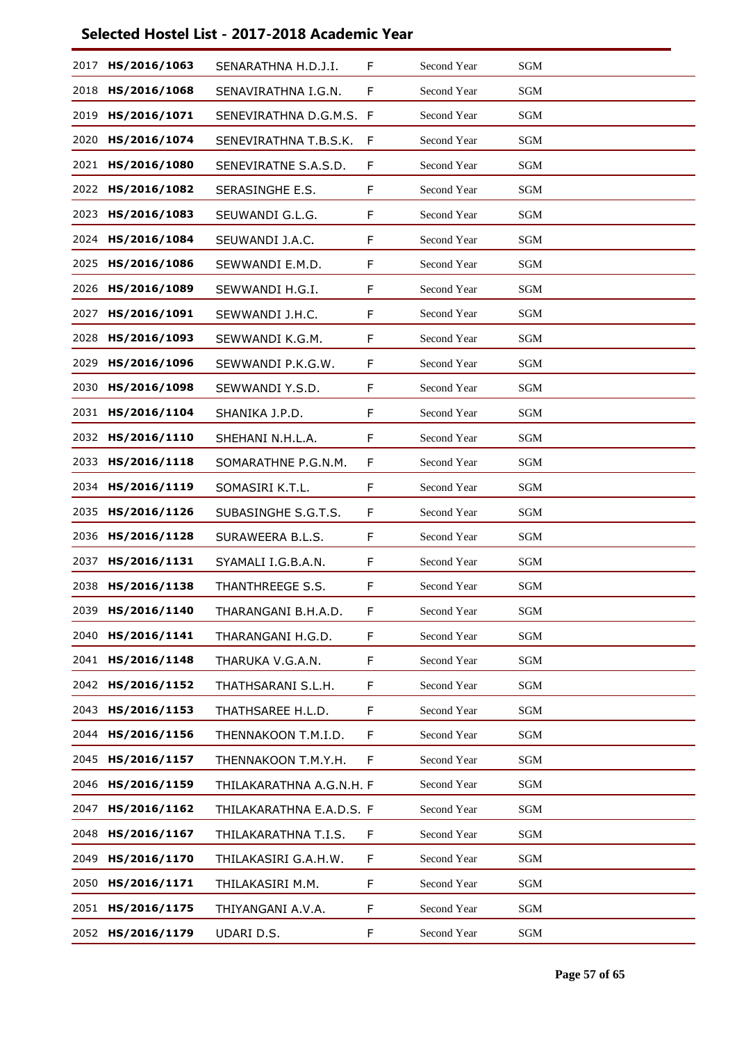## Selected Hostel List - 2017-2018 Academic Year

| | | | | | |
|---|---|---|---|---|---|
| 2017 | **HS/2016/1063** | SENARATHNA H.D.J.I. | F | Second Year | SGM |
| 2018 | **HS/2016/1068** | SENAVIRATHNA I.G.N. | F | Second Year | SGM |
| 2019 | **HS/2016/1071** | SENEVIRATHNA D.G.M.S. | F | Second Year | SGM |
| 2020 | **HS/2016/1074** | SENEVIRATHNA T.B.S.K. | F | Second Year | SGM |
| 2021 | **HS/2016/1080** | SENEVIRATNE S.A.S.D. | F | Second Year | SGM |
| 2022 | **HS/2016/1082** | SERASINGHE E.S. | F | Second Year | SGM |
| 2023 | **HS/2016/1083** | SEUWANDI G.L.G. | F | Second Year | SGM |
| 2024 | **HS/2016/1084** | SEUWANDI J.A.C. | F | Second Year | SGM |
| 2025 | **HS/2016/1086** | SEWWANDI E.M.D. | F | Second Year | SGM |
| 2026 | **HS/2016/1089** | SEWWANDI H.G.I. | F | Second Year | SGM |
| 2027 | **HS/2016/1091** | SEWWANDI J.H.C. | F | Second Year | SGM |
| 2028 | **HS/2016/1093** | SEWWANDI K.G.M. | F | Second Year | SGM |
| 2029 | **HS/2016/1096** | SEWWANDI P.K.G.W. | F | Second Year | SGM |
| 2030 | **HS/2016/1098** | SEWWANDI Y.S.D. | F | Second Year | SGM |
| 2031 | **HS/2016/1104** | SHANIKA J.P.D. | F | Second Year | SGM |
| 2032 | **HS/2016/1110** | SHEHANI N.H.L.A. | F | Second Year | SGM |
| 2033 | **HS/2016/1118** | SOMARATHNE P.G.N.M. | F | Second Year | SGM |
| 2034 | **HS/2016/1119** | SOMASIRI K.T.L. | F | Second Year | SGM |
| 2035 | **HS/2016/1126** | SUBASINGHE S.G.T.S. | F | Second Year | SGM |
| 2036 | **HS/2016/1128** | SURAWEERA B.L.S. | F | Second Year | SGM |
| 2037 | **HS/2016/1131** | SYAMALI I.G.B.A.N. | F | Second Year | SGM |
| 2038 | **HS/2016/1138** | THANTHREEGE S.S. | F | Second Year | SGM |
| 2039 | **HS/2016/1140** | THARANGANI B.H.A.D. | F | Second Year | SGM |
| 2040 | **HS/2016/1141** | THARANGANI H.G.D. | F | Second Year | SGM |
| 2041 | **HS/2016/1148** | THARUKA V.G.A.N. | F | Second Year | SGM |
| 2042 | **HS/2016/1152** | THATHSARANI S.L.H. | F | Second Year | SGM |
| 2043 | **HS/2016/1153** | THATHSAREE H.L.D. | F | Second Year | SGM |
| 2044 | **HS/2016/1156** | THENNAKOON T.M.I.D. | F | Second Year | SGM |
| 2045 | **HS/2016/1157** | THENNAKOON T.M.Y.H. | F | Second Year | SGM |
| 2046 | **HS/2016/1159** | THILAKARATHNA A.G.N.H. | F | Second Year | SGM |
| 2047 | **HS/2016/1162** | THILAKARATHNA E.A.D.S. | F | Second Year | SGM |
| 2048 | **HS/2016/1167** | THILAKARATHNA T.I.S. | F | Second Year | SGM |
| 2049 | **HS/2016/1170** | THILAKASIRI G.A.H.W. | F | Second Year | SGM |
| 2050 | **HS/2016/1171** | THILAKASIRI M.M. | F | Second Year | SGM |
| 2051 | **HS/2016/1175** | THIYANGANI A.V.A. | F | Second Year | SGM |
| 2052 | **HS/2016/1179** | UDARI D.S. | F | Second Year | SGM |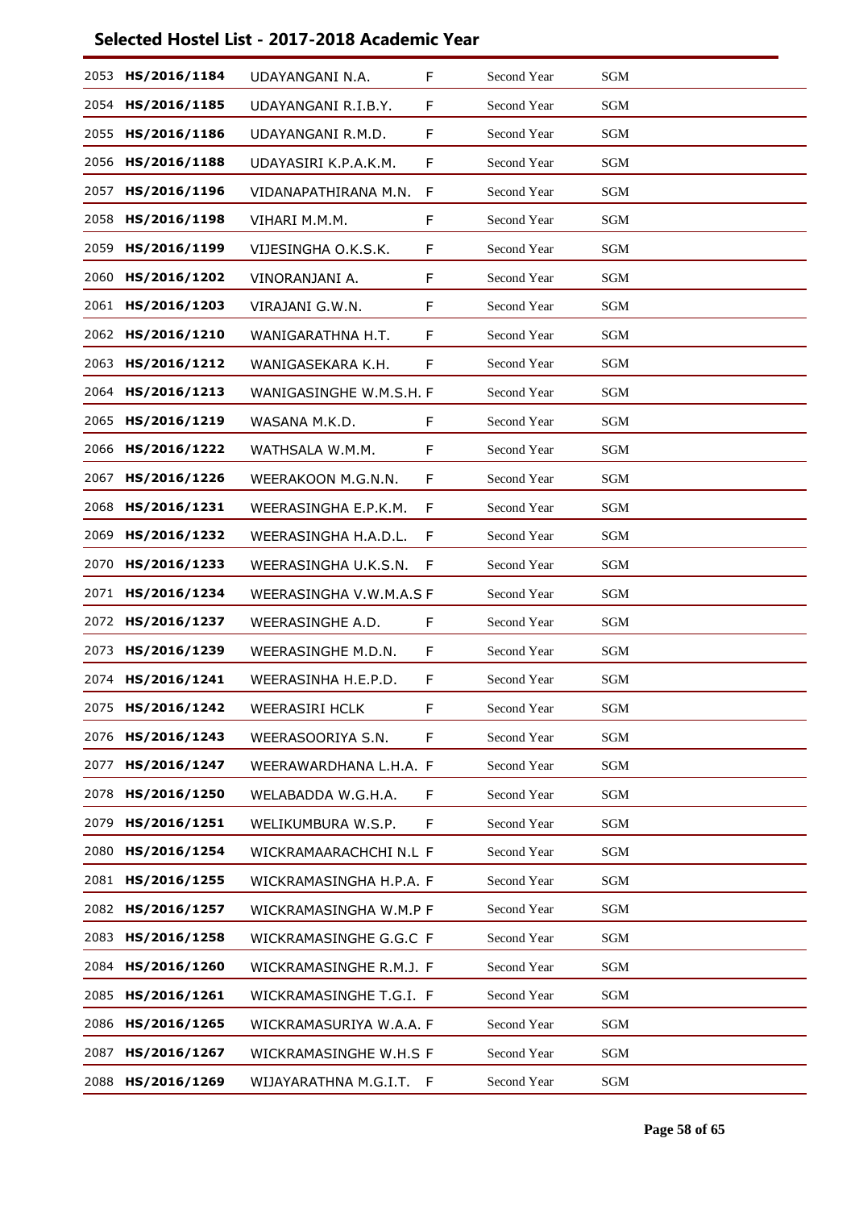# Selected Hostel List - 2017-2018 Academic Year

| | | | | | |
|---|---|---|---|---|---|
| 2053 | **HS/2016/1184** | UDAYANGANI N.A. | F | Second Year | SGM |
| 2054 | **HS/2016/1185** | UDAYANGANI R.I.B.Y. | F | Second Year | SGM |
| 2055 | **HS/2016/1186** | UDAYANGANI R.M.D. | F | Second Year | SGM |
| 2056 | **HS/2016/1188** | UDAYASIRI K.P.A.K.M. | F | Second Year | SGM |
| 2057 | **HS/2016/1196** | VIDANAPATHIRANA M.N. | F | Second Year | SGM |
| 2058 | **HS/2016/1198** | VIHARI M.M.M. | F | Second Year | SGM |
| 2059 | **HS/2016/1199** | VIJESINGHA O.K.S.K. | F | Second Year | SGM |
| 2060 | **HS/2016/1202** | VINORANJANI A. | F | Second Year | SGM |
| 2061 | **HS/2016/1203** | VIRAJANI G.W.N. | F | Second Year | SGM |
| 2062 | **HS/2016/1210** | WANIGARATHNA H.T. | F | Second Year | SGM |
| 2063 | **HS/2016/1212** | WANIGASEKARA K.H. | F | Second Year | SGM |
| 2064 | **HS/2016/1213** | WANIGASINGHE W.M.S.H. | F | Second Year | SGM |
| 2065 | **HS/2016/1219** | WASANA M.K.D. | F | Second Year | SGM |
| 2066 | **HS/2016/1222** | WATHSALA W.M.M. | F | Second Year | SGM |
| 2067 | **HS/2016/1226** | WEERAKOON M.G.N.N. | F | Second Year | SGM |
| 2068 | **HS/2016/1231** | WEERASINGHA E.P.K.M. | F | Second Year | SGM |
| 2069 | **HS/2016/1232** | WEERASINGHA H.A.D.L. | F | Second Year | SGM |
| 2070 | **HS/2016/1233** | WEERASINGHA U.K.S.N. | F | Second Year | SGM |
| 2071 | **HS/2016/1234** | WEERASINGHA V.W.M.A.S | F | Second Year | SGM |
| 2072 | **HS/2016/1237** | WEERASINGHE A.D. | F | Second Year | SGM |
| 2073 | **HS/2016/1239** | WEERASINGHE M.D.N. | F | Second Year | SGM |
| 2074 | **HS/2016/1241** | WEERASINHA H.E.P.D. | F | Second Year | SGM |
| 2075 | **HS/2016/1242** | WEERASIRI HCLK | F | Second Year | SGM |
| 2076 | **HS/2016/1243** | WEERASOORIYA S.N. | F | Second Year | SGM |
| 2077 | **HS/2016/1247** | WEERAWARDHANA L.H.A. | F | Second Year | SGM |
| 2078 | **HS/2016/1250** | WELABADDA W.G.H.A. | F | Second Year | SGM |
| 2079 | **HS/2016/1251** | WELIKUMBURA W.S.P. | F | Second Year | SGM |
| 2080 | **HS/2016/1254** | WICKRAMAARACHCHI N.L | F | Second Year | SGM |
| 2081 | **HS/2016/1255** | WICKRAMASINGHA H.P.A. | F | Second Year | SGM |
| 2082 | **HS/2016/1257** | WICKRAMASINGHA W.M.P | F | Second Year | SGM |
| 2083 | **HS/2016/1258** | WICKRAMASINGHE G.G.C | F | Second Year | SGM |
| 2084 | **HS/2016/1260** | WICKRAMASINGHE R.M.J. | F | Second Year | SGM |
| 2085 | **HS/2016/1261** | WICKRAMASINGHE T.G.I. | F | Second Year | SGM |
| 2086 | **HS/2016/1265** | WICKRAMASURIYA W.A.A. | F | Second Year | SGM |
| 2087 | **HS/2016/1267** | WICKRAMASINGHE W.H.S | F | Second Year | SGM |
| 2088 | **HS/2016/1269** | WIJAYARATHNA M.G.I.T. | F | Second Year | SGM |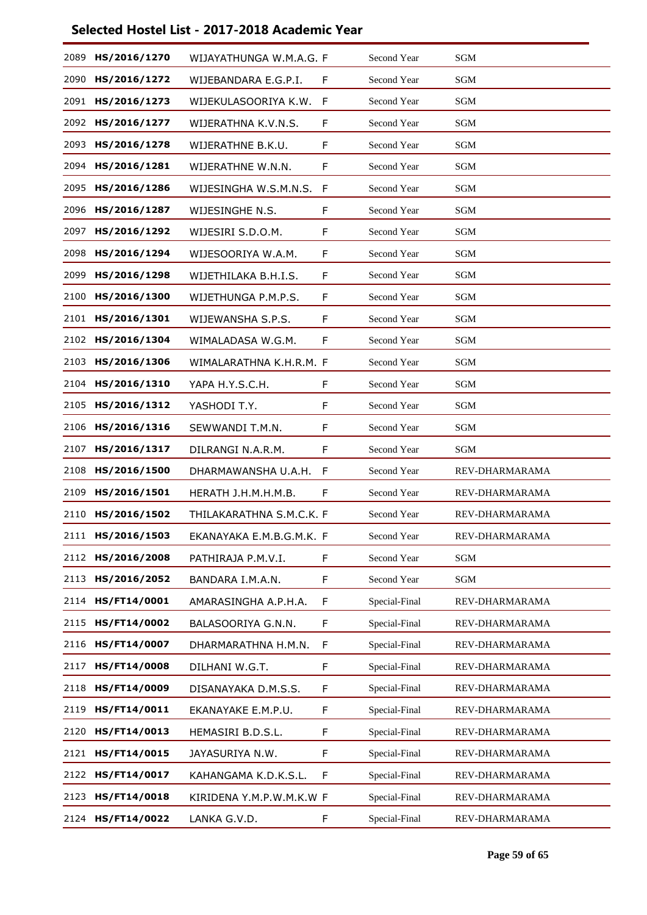## Selected Hostel List - 2017-2018 Academic Year

| | | | | | |
|---|---|---|---|---|---|
| 2089 | **HS/2016/1270** | WIJAYATHUNGA W.M.A.G. | F | Second Year | SGM |
| 2090 | **HS/2016/1272** | WIJEBANDARA E.G.P.I. | F | Second Year | SGM |
| 2091 | **HS/2016/1273** | WIJEKULASOORIYA K.W. | F | Second Year | SGM |
| 2092 | **HS/2016/1277** | WIJERATHNA K.V.N.S. | F | Second Year | SGM |
| 2093 | **HS/2016/1278** | WIJERATHNE B.K.U. | F | Second Year | SGM |
| 2094 | **HS/2016/1281** | WIJERATHNE W.N.N. | F | Second Year | SGM |
| 2095 | **HS/2016/1286** | WIJESINGHA W.S.M.N.S. | F | Second Year | SGM |
| 2096 | **HS/2016/1287** | WIJESINGHE N.S. | F | Second Year | SGM |
| 2097 | **HS/2016/1292** | WIJESIRI S.D.O.M. | F | Second Year | SGM |
| 2098 | **HS/2016/1294** | WIJESOORIYA W.A.M. | F | Second Year | SGM |
| 2099 | **HS/2016/1298** | WIJETHILAKA B.H.I.S. | F | Second Year | SGM |
| 2100 | **HS/2016/1300** | WIJETHUNGA P.M.P.S. | F | Second Year | SGM |
| 2101 | **HS/2016/1301** | WIJEWANSHA S.P.S. | F | Second Year | SGM |
| 2102 | **HS/2016/1304** | WIMALADASA W.G.M. | F | Second Year | SGM |
| 2103 | **HS/2016/1306** | WIMALARATHNA K.H.R.M. | F | Second Year | SGM |
| 2104 | **HS/2016/1310** | YAPA H.Y.S.C.H. | F | Second Year | SGM |
| 2105 | **HS/2016/1312** | YASHODI T.Y. | F | Second Year | SGM |
| 2106 | **HS/2016/1316** | SEWWANDI T.M.N. | F | Second Year | SGM |
| 2107 | **HS/2016/1317** | DILRANGI N.A.R.M. | F | Second Year | SGM |
| 2108 | **HS/2016/1500** | DHARMAWANSHA U.A.H. | F | Second Year | REV-DHARMARAMA |
| 2109 | **HS/2016/1501** | HERATH J.H.M.H.M.B. | F | Second Year | REV-DHARMARAMA |
| 2110 | **HS/2016/1502** | THILAKARATHNA S.M.C.K. | F | Second Year | REV-DHARMARAMA |
| 2111 | **HS/2016/1503** | EKANAYAKA E.M.B.G.M.K. | F | Second Year | REV-DHARMARAMA |
| 2112 | **HS/2016/2008** | PATHIRAJA P.M.V.I. | F | Second Year | SGM |
| 2113 | **HS/2016/2052** | BANDARA I.M.A.N. | F | Second Year | SGM |
| 2114 | **HS/FT14/0001** | AMARASINGHA A.P.H.A. | F | Special-Final | REV-DHARMARAMA |
| 2115 | **HS/FT14/0002** | BALASOORIYA G.N.N. | F | Special-Final | REV-DHARMARAMA |
| 2116 | **HS/FT14/0007** | DHARMARATHNA H.M.N. | F | Special-Final | REV-DHARMARAMA |
| 2117 | **HS/FT14/0008** | DILHANI W.G.T. | F | Special-Final | REV-DHARMARAMA |
| 2118 | **HS/FT14/0009** | DISANAYAKA D.M.S.S. | F | Special-Final | REV-DHARMARAMA |
| 2119 | **HS/FT14/0011** | EKANAYAKE E.M.P.U. | F | Special-Final | REV-DHARMARAMA |
| 2120 | **HS/FT14/0013** | HEMASIRI B.D.S.L. | F | Special-Final | REV-DHARMARAMA |
| 2121 | **HS/FT14/0015** | JAYASURIYA N.W. | F | Special-Final | REV-DHARMARAMA |
| 2122 | **HS/FT14/0017** | KAHANGAMA K.D.K.S.L. | F | Special-Final | REV-DHARMARAMA |
| 2123 | **HS/FT14/0018** | KIRIDENA Y.M.P.W.M.K.W | F | Special-Final | REV-DHARMARAMA |
| 2124 | **HS/FT14/0022** | LANKA G.V.D. | F | Special-Final | REV-DHARMARAMA |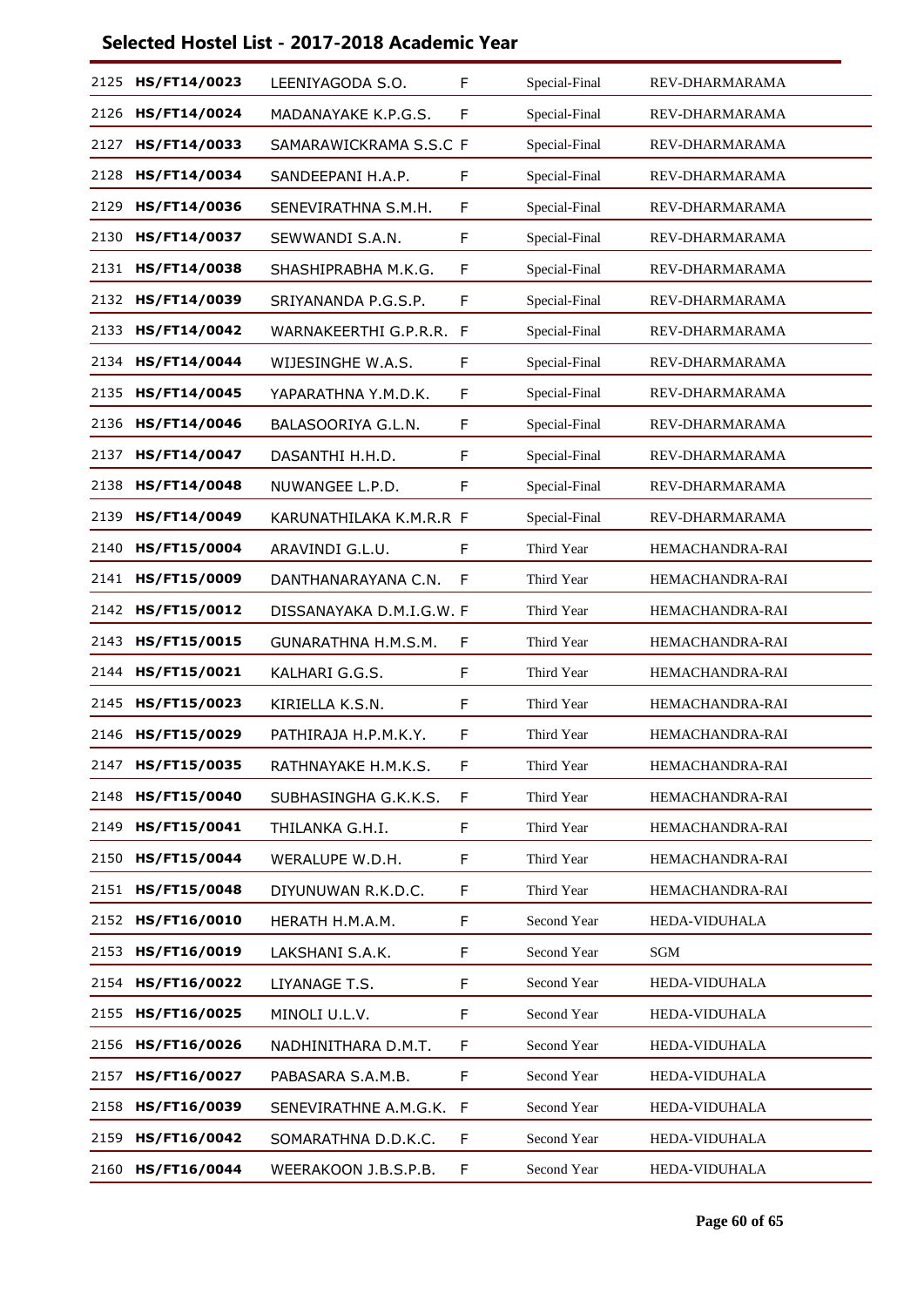## Selected Hostel List - 2017-2018 Academic Year

| | | | | | |
|---|---|---|---|---|---|
| 2125 | **HS/FT14/0023** | LEENIYAGODA S.O. | F | Special-Final | REV-DHARMARAMA |
| 2126 | **HS/FT14/0024** | MADANAYAKE K.P.G.S. | F | Special-Final | REV-DHARMARAMA |
| 2127 | **HS/FT14/0033** | SAMARAWICKRAMA S.S.C | F | Special-Final | REV-DHARMARAMA |
| 2128 | **HS/FT14/0034** | SANDEEPANI H.A.P. | F | Special-Final | REV-DHARMARAMA |
| 2129 | **HS/FT14/0036** | SENEVIRATHNA S.M.H. | F | Special-Final | REV-DHARMARAMA |
| 2130 | **HS/FT14/0037** | SEWWANDI S.A.N. | F | Special-Final | REV-DHARMARAMA |
| 2131 | **HS/FT14/0038** | SHASHIPRABHA M.K.G. | F | Special-Final | REV-DHARMARAMA |
| 2132 | **HS/FT14/0039** | SRIYANANDA P.G.S.P. | F | Special-Final | REV-DHARMARAMA |
| 2133 | **HS/FT14/0042** | WARNAKEERTHI G.P.R.R. | F | Special-Final | REV-DHARMARAMA |
| 2134 | **HS/FT14/0044** | WIJESINGHE W.A.S. | F | Special-Final | REV-DHARMARAMA |
| 2135 | **HS/FT14/0045** | YAPARATHNA Y.M.D.K. | F | Special-Final | REV-DHARMARAMA |
| 2136 | **HS/FT14/0046** | BALASOORIYA G.L.N. | F | Special-Final | REV-DHARMARAMA |
| 2137 | **HS/FT14/0047** | DASANTHI H.H.D. | F | Special-Final | REV-DHARMARAMA |
| 2138 | **HS/FT14/0048** | NUWANGEE L.P.D. | F | Special-Final | REV-DHARMARAMA |
| 2139 | **HS/FT14/0049** | KARUNATHILAKA K.M.R.R | F | Special-Final | REV-DHARMARAMA |
| 2140 | **HS/FT15/0004** | ARAVINDI G.L.U. | F | Third Year | HEMACHANDRA-RAI |
| 2141 | **HS/FT15/0009** | DANTHANARAYANA C.N. | F | Third Year | HEMACHANDRA-RAI |
| 2142 | **HS/FT15/0012** | DISSANAYAKA D.M.I.G.W. | F | Third Year | HEMACHANDRA-RAI |
| 2143 | **HS/FT15/0015** | GUNARATHNA H.M.S.M. | F | Third Year | HEMACHANDRA-RAI |
| 2144 | **HS/FT15/0021** | KALHARI G.G.S. | F | Third Year | HEMACHANDRA-RAI |
| 2145 | **HS/FT15/0023** | KIRIELLA K.S.N. | F | Third Year | HEMACHANDRA-RAI |
| 2146 | **HS/FT15/0029** | PATHIRAJA H.P.M.K.Y. | F | Third Year | HEMACHANDRA-RAI |
| 2147 | **HS/FT15/0035** | RATHNAYAKE H.M.K.S. | F | Third Year | HEMACHANDRA-RAI |
| 2148 | **HS/FT15/0040** | SUBHASINGHA G.K.K.S. | F | Third Year | HEMACHANDRA-RAI |
| 2149 | **HS/FT15/0041** | THILANKA G.H.I. | F | Third Year | HEMACHANDRA-RAI |
| 2150 | **HS/FT15/0044** | WERALUPE W.D.H. | F | Third Year | HEMACHANDRA-RAI |
| 2151 | **HS/FT15/0048** | DIYUNUWAN R.K.D.C. | F | Third Year | HEMACHANDRA-RAI |
| 2152 | **HS/FT16/0010** | HERATH H.M.A.M. | F | Second Year | HEDA-VIDUHALA |
| 2153 | **HS/FT16/0019** | LAKSHANI S.A.K. | F | Second Year | SGM |
| 2154 | **HS/FT16/0022** | LIYANAGE T.S. | F | Second Year | HEDA-VIDUHALA |
| 2155 | **HS/FT16/0025** | MINOLI U.L.V. | F | Second Year | HEDA-VIDUHALA |
| 2156 | **HS/FT16/0026** | NADHINITHARA D.M.T. | F | Second Year | HEDA-VIDUHALA |
| 2157 | **HS/FT16/0027** | PABASARA S.A.M.B. | F | Second Year | HEDA-VIDUHALA |
| 2158 | **HS/FT16/0039** | SENEVIRATHNE A.M.G.K. | F | Second Year | HEDA-VIDUHALA |
| 2159 | **HS/FT16/0042** | SOMARATHNA D.D.K.C. | F | Second Year | HEDA-VIDUHALA |
| 2160 | **HS/FT16/0044** | WEERAKOON J.B.S.P.B. | F | Second Year | HEDA-VIDUHALA |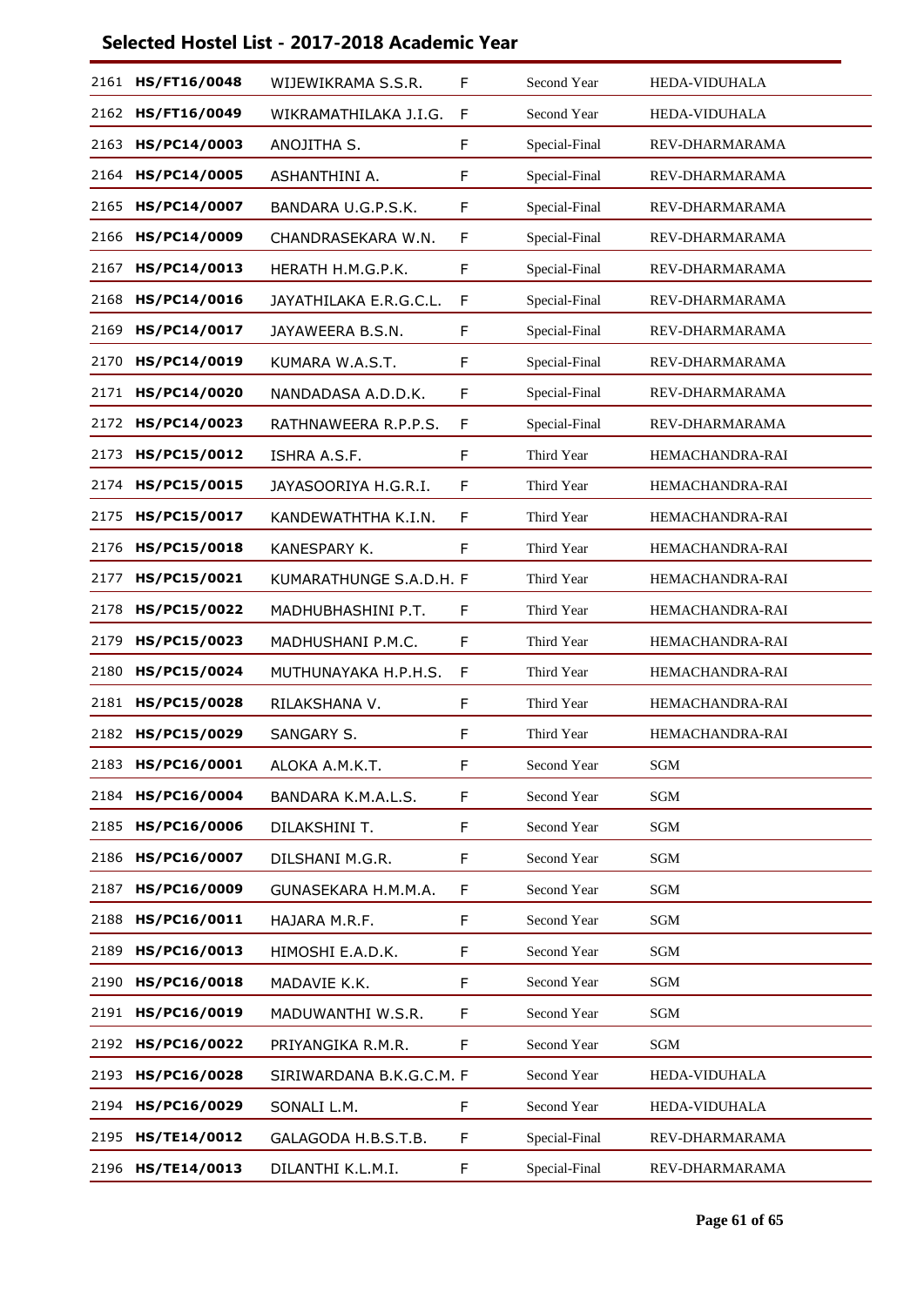## Selected Hostel List - 2017-2018 Academic Year

| | | | | | |
|---|---|---|---|---|---|
| 2161 | **HS/FT16/0048** | WIJEWIKRAMA S.S.R. | F | Second Year | HEDA-VIDUHALA |
| 2162 | **HS/FT16/0049** | WIKRAMATHILAKA J.I.G. | F | Second Year | HEDA-VIDUHALA |
| 2163 | **HS/PC14/0003** | ANOJITHA S. | F | Special-Final | REV-DHARMARAMA |
| 2164 | **HS/PC14/0005** | ASHANTHINI A. | F | Special-Final | REV-DHARMARAMA |
| 2165 | **HS/PC14/0007** | BANDARA U.G.P.S.K. | F | Special-Final | REV-DHARMARAMA |
| 2166 | **HS/PC14/0009** | CHANDRASEKARA W.N. | F | Special-Final | REV-DHARMARAMA |
| 2167 | **HS/PC14/0013** | HERATH H.M.G.P.K. | F | Special-Final | REV-DHARMARAMA |
| 2168 | **HS/PC14/0016** | JAYATHILAKA E.R.G.C.L. | F | Special-Final | REV-DHARMARAMA |
| 2169 | **HS/PC14/0017** | JAYAWEERA B.S.N. | F | Special-Final | REV-DHARMARAMA |
| 2170 | **HS/PC14/0019** | KUMARA W.A.S.T. | F | Special-Final | REV-DHARMARAMA |
| 2171 | **HS/PC14/0020** | NANDADASA A.D.D.K. | F | Special-Final | REV-DHARMARAMA |
| 2172 | **HS/PC14/0023** | RATHNAWEERA R.P.P.S. | F | Special-Final | REV-DHARMARAMA |
| 2173 | **HS/PC15/0012** | ISHRA A.S.F. | F | Third Year | HEMACHANDRA-RAI |
| 2174 | **HS/PC15/0015** | JAYASOORIYA H.G.R.I. | F | Third Year | HEMACHANDRA-RAI |
| 2175 | **HS/PC15/0017** | KANDEWATHTHA K.I.N. | F | Third Year | HEMACHANDRA-RAI |
| 2176 | **HS/PC15/0018** | KANESPARY K. | F | Third Year | HEMACHANDRA-RAI |
| 2177 | **HS/PC15/0021** | KUMARATHUNGE S.A.D.H. | F | Third Year | HEMACHANDRA-RAI |
| 2178 | **HS/PC15/0022** | MADHUBHASHINI P.T. | F | Third Year | HEMACHANDRA-RAI |
| 2179 | **HS/PC15/0023** | MADHUSHANI P.M.C. | F | Third Year | HEMACHANDRA-RAI |
| 2180 | **HS/PC15/0024** | MUTHUNAYAKA H.P.H.S. | F | Third Year | HEMACHANDRA-RAI |
| 2181 | **HS/PC15/0028** | RILAKSHANA V. | F | Third Year | HEMACHANDRA-RAI |
| 2182 | **HS/PC15/0029** | SANGARY S. | F | Third Year | HEMACHANDRA-RAI |
| 2183 | **HS/PC16/0001** | ALOKA A.M.K.T. | F | Second Year | SGM |
| 2184 | **HS/PC16/0004** | BANDARA K.M.A.L.S. | F | Second Year | SGM |
| 2185 | **HS/PC16/0006** | DILAKSHINI T. | F | Second Year | SGM |
| 2186 | **HS/PC16/0007** | DILSHANI M.G.R. | F | Second Year | SGM |
| 2187 | **HS/PC16/0009** | GUNASEKARA H.M.M.A. | F | Second Year | SGM |
| 2188 | **HS/PC16/0011** | HAJARA M.R.F. | F | Second Year | SGM |
| 2189 | **HS/PC16/0013** | HIMOSHI E.A.D.K. | F | Second Year | SGM |
| 2190 | **HS/PC16/0018** | MADAVIE K.K. | F | Second Year | SGM |
| 2191 | **HS/PC16/0019** | MADUWANTHI W.S.R. | F | Second Year | SGM |
| 2192 | **HS/PC16/0022** | PRIYANGIKA R.M.R. | F | Second Year | SGM |
| 2193 | **HS/PC16/0028** | SIRIWARDANA B.K.G.C.M. | F | Second Year | HEDA-VIDUHALA |
| 2194 | **HS/PC16/0029** | SONALI L.M. | F | Second Year | HEDA-VIDUHALA |
| 2195 | **HS/TE14/0012** | GALAGODA H.B.S.T.B. | F | Special-Final | REV-DHARMARAMA |
| 2196 | **HS/TE14/0013** | DILANTHI K.L.M.I. | F | Special-Final | REV-DHARMARAMA |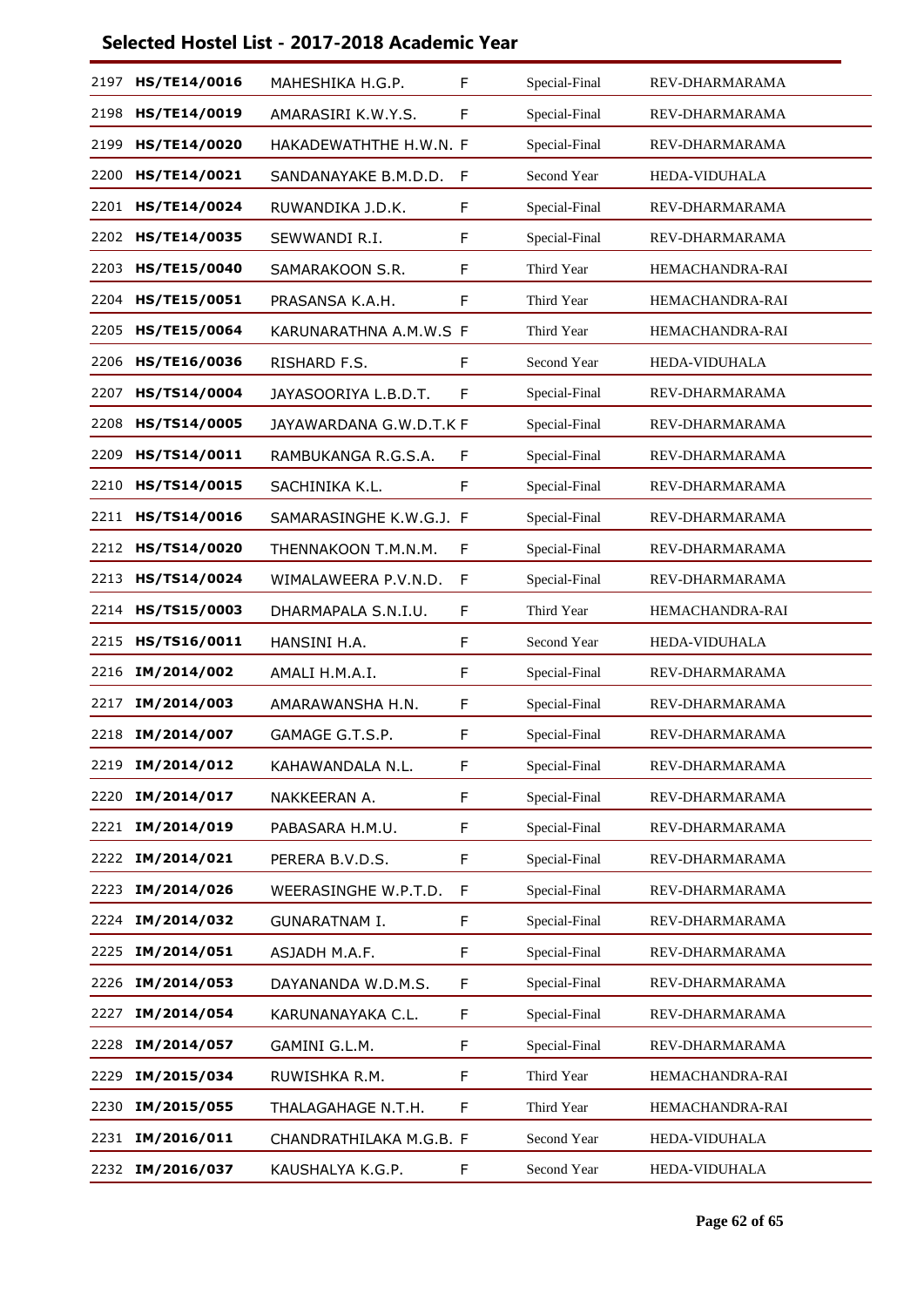## Selected Hostel List - 2017-2018 Academic Year

| | | | | | |
|---|---|---|---|---|---|
| 2197 | **HS/TE14/0016** | MAHESHIKA H.G.P. | F | Special-Final | REV-DHARMARAMA |
| 2198 | **HS/TE14/0019** | AMARASIRI K.W.Y.S. | F | Special-Final | REV-DHARMARAMA |
| 2199 | **HS/TE14/0020** | HAKADEWATHTHE H.W.N. | F | Special-Final | REV-DHARMARAMA |
| 2200 | **HS/TE14/0021** | SANDANAYAKE B.M.D.D. | F | Second Year | HEDA-VIDUHALA |
| 2201 | **HS/TE14/0024** | RUWANDIKA J.D.K. | F | Special-Final | REV-DHARMARAMA |
| 2202 | **HS/TE14/0035** | SEWWANDI R.I. | F | Special-Final | REV-DHARMARAMA |
| 2203 | **HS/TE15/0040** | SAMARAKOON S.R. | F | Third Year | HEMACHANDRA-RAI |
| 2204 | **HS/TE15/0051** | PRASANSA K.A.H. | F | Third Year | HEMACHANDRA-RAI |
| 2205 | **HS/TE15/0064** | KARUNARATHNA A.M.W.S | F | Third Year | HEMACHANDRA-RAI |
| 2206 | **HS/TE16/0036** | RISHARD F.S. | F | Second Year | HEDA-VIDUHALA |
| 2207 | **HS/TS14/0004** | JAYASOORIYA L.B.D.T. | F | Special-Final | REV-DHARMARAMA |
| 2208 | **HS/TS14/0005** | JAYAWARDANA G.W.D.T.K | F | Special-Final | REV-DHARMARAMA |
| 2209 | **HS/TS14/0011** | RAMBUKANGA R.G.S.A. | F | Special-Final | REV-DHARMARAMA |
| 2210 | **HS/TS14/0015** | SACHINIKA K.L. | F | Special-Final | REV-DHARMARAMA |
| 2211 | **HS/TS14/0016** | SAMARASINGHE K.W.G.J. | F | Special-Final | REV-DHARMARAMA |
| 2212 | **HS/TS14/0020** | THENNAKOON T.M.N.M. | F | Special-Final | REV-DHARMARAMA |
| 2213 | **HS/TS14/0024** | WIMALAWEERA P.V.N.D. | F | Special-Final | REV-DHARMARAMA |
| 2214 | **HS/TS15/0003** | DHARMAPALA S.N.I.U. | F | Third Year | HEMACHANDRA-RAI |
| 2215 | **HS/TS16/0011** | HANSINI H.A. | F | Second Year | HEDA-VIDUHALA |
| 2216 | **IM/2014/002** | AMALI H.M.A.I. | F | Special-Final | REV-DHARMARAMA |
| 2217 | **IM/2014/003** | AMARAWANSHA H.N. | F | Special-Final | REV-DHARMARAMA |
| 2218 | **IM/2014/007** | GAMAGE G.T.S.P. | F | Special-Final | REV-DHARMARAMA |
| 2219 | **IM/2014/012** | KAHAWANDALA N.L. | F | Special-Final | REV-DHARMARAMA |
| 2220 | **IM/2014/017** | NAKKEERAN A. | F | Special-Final | REV-DHARMARAMA |
| 2221 | **IM/2014/019** | PABASARA H.M.U. | F | Special-Final | REV-DHARMARAMA |
| 2222 | **IM/2014/021** | PERERA B.V.D.S. | F | Special-Final | REV-DHARMARAMA |
| 2223 | **IM/2014/026** | WEERASINGHE W.P.T.D. | F | Special-Final | REV-DHARMARAMA |
| 2224 | **IM/2014/032** | GUNARATNAM I. | F | Special-Final | REV-DHARMARAMA |
| 2225 | **IM/2014/051** | ASJADH M.A.F. | F | Special-Final | REV-DHARMARAMA |
| 2226 | **IM/2014/053** | DAYANANDA W.D.M.S. | F | Special-Final | REV-DHARMARAMA |
| 2227 | **IM/2014/054** | KARUNANAYAKA C.L. | F | Special-Final | REV-DHARMARAMA |
| 2228 | **IM/2014/057** | GAMINI G.L.M. | F | Special-Final | REV-DHARMARAMA |
| 2229 | **IM/2015/034** | RUWISHKA R.M. | F | Third Year | HEMACHANDRA-RAI |
| 2230 | **IM/2015/055** | THALAGAHAGE N.T.H. | F | Third Year | HEMACHANDRA-RAI |
| 2231 | **IM/2016/011** | CHANDRATHILAKA M.G.B. | F | Second Year | HEDA-VIDUHALA |
| 2232 | **IM/2016/037** | KAUSHALYA K.G.P. | F | Second Year | HEDA-VIDUHALA |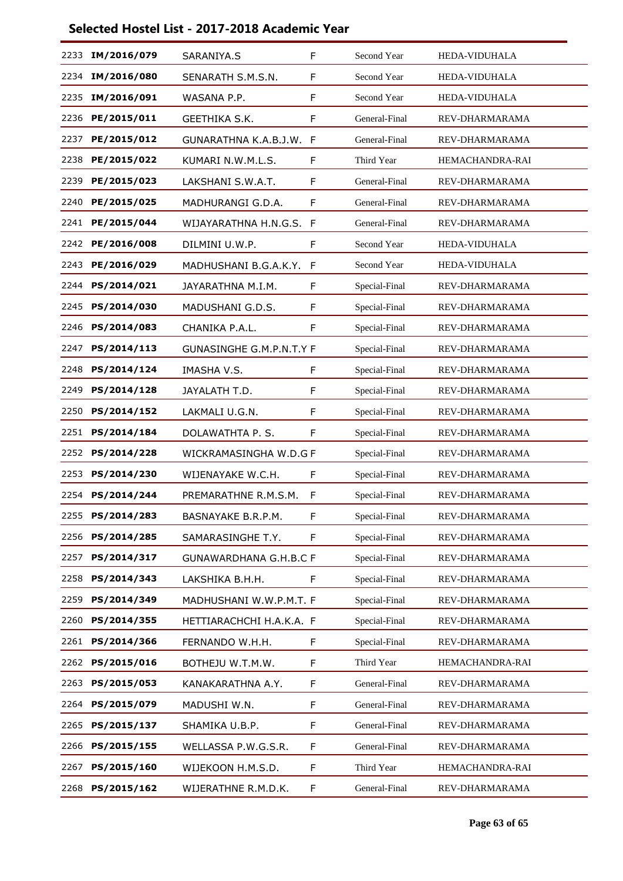## Selected Hostel List - 2017-2018 Academic Year

| | | | | | |
|---|---|---|---|---|---|
| 2233 | IM/2016/079 | SARANIYA.S | F | Second Year | HEDA-VIDUHALA |
| 2234 | IM/2016/080 | SENARATH S.M.S.N. | F | Second Year | HEDA-VIDUHALA |
| 2235 | IM/2016/091 | WASANA P.P. | F | Second Year | HEDA-VIDUHALA |
| 2236 | PE/2015/011 | GEETHIKA S.K. | F | General-Final | REV-DHARMARAMA |
| 2237 | PE/2015/012 | GUNARATHNA K.A.B.J.W. | F | General-Final | REV-DHARMARAMA |
| 2238 | PE/2015/022 | KUMARI N.W.M.L.S. | F | Third Year | HEMACHANDRA-RAI |
| 2239 | PE/2015/023 | LAKSHANI S.W.A.T. | F | General-Final | REV-DHARMARAMA |
| 2240 | PE/2015/025 | MADHURANGI G.D.A. | F | General-Final | REV-DHARMARAMA |
| 2241 | PE/2015/044 | WIJAYARATHNA H.N.G.S. | F | General-Final | REV-DHARMARAMA |
| 2242 | PE/2016/008 | DILMINI U.W.P. | F | Second Year | HEDA-VIDUHALA |
| 2243 | PE/2016/029 | MADHUSHANI B.G.A.K.Y. | F | Second Year | HEDA-VIDUHALA |
| 2244 | PS/2014/021 | JAYARATHNA M.I.M. | F | Special-Final | REV-DHARMARAMA |
| 2245 | PS/2014/030 | MADUSHANI G.D.S. | F | Special-Final | REV-DHARMARAMA |
| 2246 | PS/2014/083 | CHANIKA P.A.L. | F | Special-Final | REV-DHARMARAMA |
| 2247 | PS/2014/113 | GUNASINGHE G.M.P.N.T.Y | F | Special-Final | REV-DHARMARAMA |
| 2248 | PS/2014/124 | IMASHA V.S. | F | Special-Final | REV-DHARMARAMA |
| 2249 | PS/2014/128 | JAYALATH T.D. | F | Special-Final | REV-DHARMARAMA |
| 2250 | PS/2014/152 | LAKMALI U.G.N. | F | Special-Final | REV-DHARMARAMA |
| 2251 | PS/2014/184 | DOLAWATHTA P. S. | F | Special-Final | REV-DHARMARAMA |
| 2252 | PS/2014/228 | WICKRAMASINGHA W.D.G | F | Special-Final | REV-DHARMARAMA |
| 2253 | PS/2014/230 | WIJENAYAKE W.C.H. | F | Special-Final | REV-DHARMARAMA |
| 2254 | PS/2014/244 | PREMARATHNE R.M.S.M. | F | Special-Final | REV-DHARMARAMA |
| 2255 | PS/2014/283 | BASNAYAKE B.R.P.M. | F | Special-Final | REV-DHARMARAMA |
| 2256 | PS/2014/285 | SAMARASINGHE T.Y. | F | Special-Final | REV-DHARMARAMA |
| 2257 | PS/2014/317 | GUNAWARDHANA G.H.B.C | F | Special-Final | REV-DHARMARAMA |
| 2258 | PS/2014/343 | LAKSHIKA B.H.H. | F | Special-Final | REV-DHARMARAMA |
| 2259 | PS/2014/349 | MADHUSHANI W.W.P.M.T. | F | Special-Final | REV-DHARMARAMA |
| 2260 | PS/2014/355 | HETTIARACHCHI H.A.K.A. | F | Special-Final | REV-DHARMARAMA |
| 2261 | PS/2014/366 | FERNANDO W.H.H. | F | Special-Final | REV-DHARMARAMA |
| 2262 | PS/2015/016 | BOTHEJU W.T.M.W. | F | Third Year | HEMACHANDRA-RAI |
| 2263 | PS/2015/053 | KANAKARATHNA A.Y. | F | General-Final | REV-DHARMARAMA |
| 2264 | PS/2015/079 | MADUSHI W.N. | F | General-Final | REV-DHARMARAMA |
| 2265 | PS/2015/137 | SHAMIKA U.B.P. | F | General-Final | REV-DHARMARAMA |
| 2266 | PS/2015/155 | WELLASSA P.W.G.S.R. | F | General-Final | REV-DHARMARAMA |
| 2267 | PS/2015/160 | WIJEKOON H.M.S.D. | F | Third Year | HEMACHANDRA-RAI |
| 2268 | PS/2015/162 | WIJERATHNE R.M.D.K. | F | General-Final | REV-DHARMARAMA |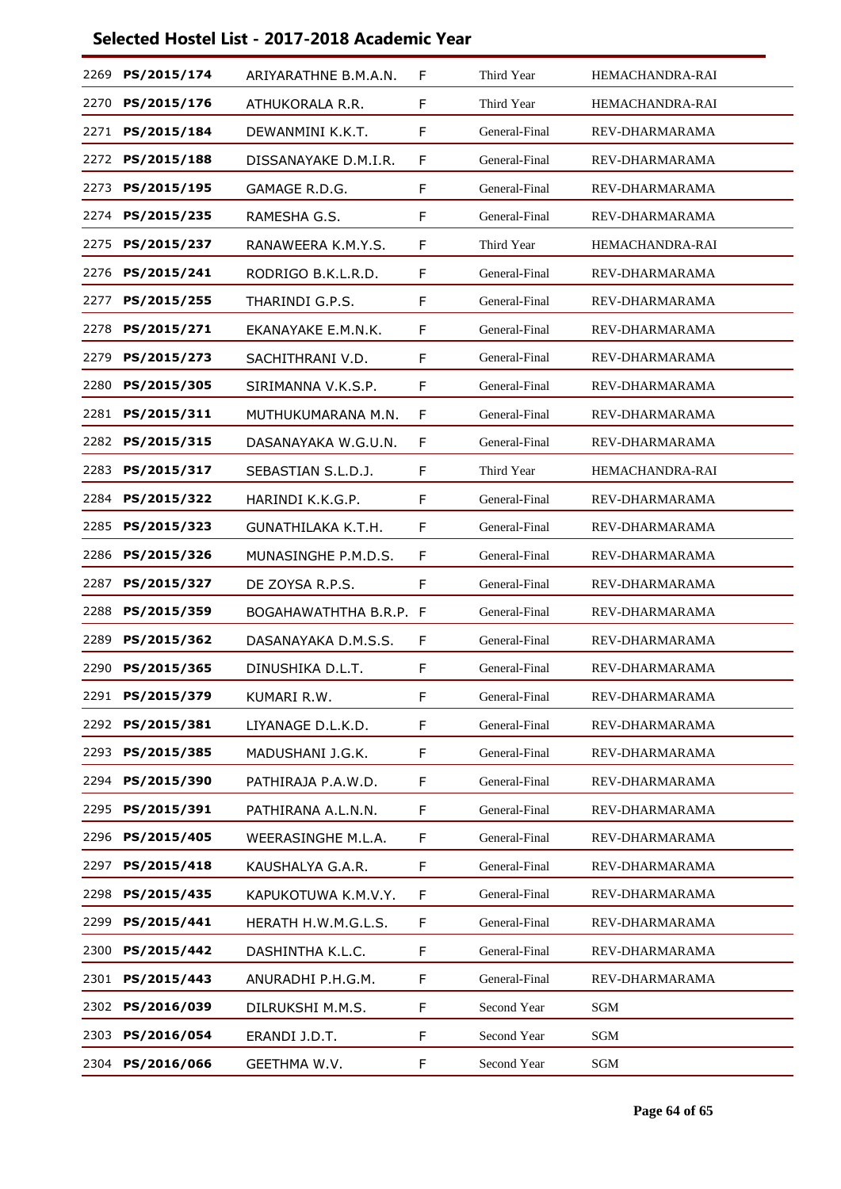## Selected Hostel List - 2017-2018 Academic Year

| | | | | | |
|---|---|---|---|---|---|
| 2269 | **PS/2015/174** | ARIYARATHNE B.M.A.N. | F | Third Year | HEMACHANDRA-RAI |
| 2270 | **PS/2015/176** | ATHUKORALA R.R. | F | Third Year | HEMACHANDRA-RAI |
| 2271 | **PS/2015/184** | DEWANMINI K.K.T. | F | General-Final | REV-DHARMARAMA |
| 2272 | **PS/2015/188** | DISSANAYAKE D.M.I.R. | F | General-Final | REV-DHARMARAMA |
| 2273 | **PS/2015/195** | GAMAGE R.D.G. | F | General-Final | REV-DHARMARAMA |
| 2274 | **PS/2015/235** | RAMESHA G.S. | F | General-Final | REV-DHARMARAMA |
| 2275 | **PS/2015/237** | RANAWEERA K.M.Y.S. | F | Third Year | HEMACHANDRA-RAI |
| 2276 | **PS/2015/241** | RODRIGO B.K.L.R.D. | F | General-Final | REV-DHARMARAMA |
| 2277 | **PS/2015/255** | THARINDI G.P.S. | F | General-Final | REV-DHARMARAMA |
| 2278 | **PS/2015/271** | EKANAYAKE E.M.N.K. | F | General-Final | REV-DHARMARAMA |
| 2279 | **PS/2015/273** | SACHITHRANI V.D. | F | General-Final | REV-DHARMARAMA |
| 2280 | **PS/2015/305** | SIRIMANNA V.K.S.P. | F | General-Final | REV-DHARMARAMA |
| 2281 | **PS/2015/311** | MUTHUKUMARANA M.N. | F | General-Final | REV-DHARMARAMA |
| 2282 | **PS/2015/315** | DASANAYAKA W.G.U.N. | F | General-Final | REV-DHARMARAMA |
| 2283 | **PS/2015/317** | SEBASTIAN S.L.D.J. | F | Third Year | HEMACHANDRA-RAI |
| 2284 | **PS/2015/322** | HARINDI K.K.G.P. | F | General-Final | REV-DHARMARAMA |
| 2285 | **PS/2015/323** | GUNATHILAKA K.T.H. | F | General-Final | REV-DHARMARAMA |
| 2286 | **PS/2015/326** | MUNASINGHE P.M.D.S. | F | General-Final | REV-DHARMARAMA |
| 2287 | **PS/2015/327** | DE ZOYSA R.P.S. | F | General-Final | REV-DHARMARAMA |
| 2288 | **PS/2015/359** | BOGAHAWATHTHA B.R.P. | F | General-Final | REV-DHARMARAMA |
| 2289 | **PS/2015/362** | DASANAYAKA D.M.S.S. | F | General-Final | REV-DHARMARAMA |
| 2290 | **PS/2015/365** | DINUSHIKA D.L.T. | F | General-Final | REV-DHARMARAMA |
| 2291 | **PS/2015/379** | KUMARI R.W. | F | General-Final | REV-DHARMARAMA |
| 2292 | **PS/2015/381** | LIYANAGE D.L.K.D. | F | General-Final | REV-DHARMARAMA |
| 2293 | **PS/2015/385** | MADUSHANI J.G.K. | F | General-Final | REV-DHARMARAMA |
| 2294 | **PS/2015/390** | PATHIRAJA P.A.W.D. | F | General-Final | REV-DHARMARAMA |
| 2295 | **PS/2015/391** | PATHIRANA A.L.N.N. | F | General-Final | REV-DHARMARAMA |
| 2296 | **PS/2015/405** | WEERASINGHE M.L.A. | F | General-Final | REV-DHARMARAMA |
| 2297 | **PS/2015/418** | KAUSHALYA G.A.R. | F | General-Final | REV-DHARMARAMA |
| 2298 | **PS/2015/435** | KAPUKOTUWA K.M.V.Y. | F | General-Final | REV-DHARMARAMA |
| 2299 | **PS/2015/441** | HERATH H.W.M.G.L.S. | F | General-Final | REV-DHARMARAMA |
| 2300 | **PS/2015/442** | DASHINTHA K.L.C. | F | General-Final | REV-DHARMARAMA |
| 2301 | **PS/2015/443** | ANURADHI P.H.G.M. | F | General-Final | REV-DHARMARAMA |
| 2302 | **PS/2016/039** | DILRUKSHI M.M.S. | F | Second Year | SGM |
| 2303 | **PS/2016/054** | ERANDI J.D.T. | F | Second Year | SGM |
| 2304 | **PS/2016/066** | GEETHMA W.V. | F | Second Year | SGM |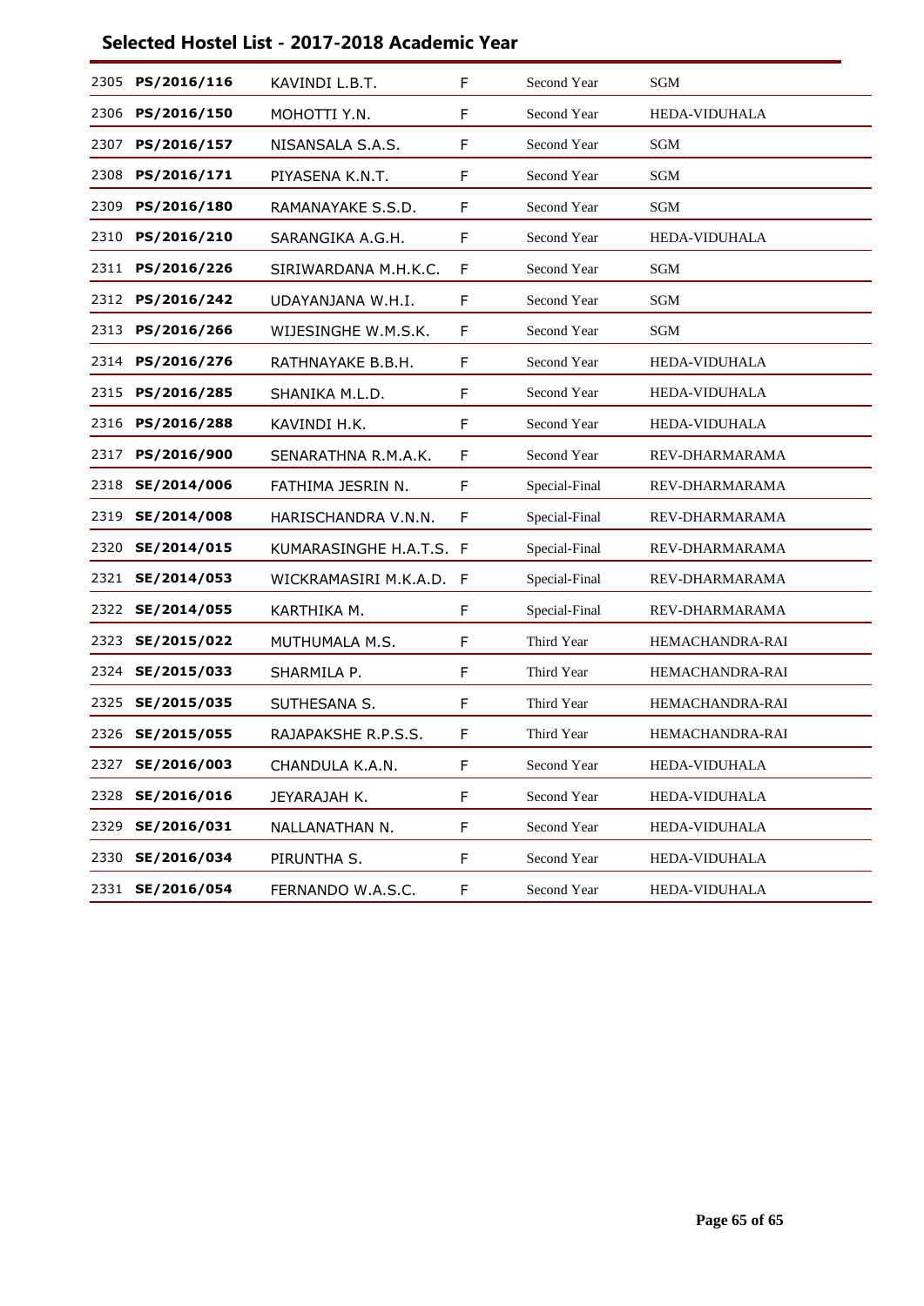## Selected Hostel List - 2017-2018 Academic Year

| | | | | | |
|---|---|---|---|---|---|
| 2305 | **PS/2016/116** | KAVINDI L.B.T. | F | Second Year | SGM |
| 2306 | **PS/2016/150** | MOHOTTI Y.N. | F | Second Year | HEDA-VIDUHALA |
| 2307 | **PS/2016/157** | NISANSALA S.A.S. | F | Second Year | SGM |
| 2308 | **PS/2016/171** | PIYASENA K.N.T. | F | Second Year | SGM |
| 2309 | **PS/2016/180** | RAMANAYAKE S.S.D. | F | Second Year | SGM |
| 2310 | **PS/2016/210** | SARANGIKA A.G.H. | F | Second Year | HEDA-VIDUHALA |
| 2311 | **PS/2016/226** | SIRIWARDANA M.H.K.C. | F | Second Year | SGM |
| 2312 | **PS/2016/242** | UDAYANJANA W.H.I. | F | Second Year | SGM |
| 2313 | **PS/2016/266** | WIJESINGHE W.M.S.K. | F | Second Year | SGM |
| 2314 | **PS/2016/276** | RATHNAYAKE B.B.H. | F | Second Year | HEDA-VIDUHALA |
| 2315 | **PS/2016/285** | SHANIKA M.L.D. | F | Second Year | HEDA-VIDUHALA |
| 2316 | **PS/2016/288** | KAVINDI H.K. | F | Second Year | HEDA-VIDUHALA |
| 2317 | **PS/2016/900** | SENARATHNA R.M.A.K. | F | Second Year | REV-DHARMARAMA |
| 2318 | **SE/2014/006** | FATHIMA JESRIN N. | F | Special-Final | REV-DHARMARAMA |
| 2319 | **SE/2014/008** | HARISCHANDRA V.N.N. | F | Special-Final | REV-DHARMARAMA |
| 2320 | **SE/2014/015** | KUMARASINGHE H.A.T.S. | F | Special-Final | REV-DHARMARAMA |
| 2321 | **SE/2014/053** | WICKRAMASIRI M.K.A.D. | F | Special-Final | REV-DHARMARAMA |
| 2322 | **SE/2014/055** | KARTHIKA M. | F | Special-Final | REV-DHARMARAMA |
| 2323 | **SE/2015/022** | MUTHUMALA M.S. | F | Third Year | HEMACHANDRA-RAI |
| 2324 | **SE/2015/033** | SHARMILA P. | F | Third Year | HEMACHANDRA-RAI |
| 2325 | **SE/2015/035** | SUTHESANA S. | F | Third Year | HEMACHANDRA-RAI |
| 2326 | **SE/2015/055** | RAJAPAKSHE R.P.S.S. | F | Third Year | HEMACHANDRA-RAI |
| 2327 | **SE/2016/003** | CHANDULA K.A.N. | F | Second Year | HEDA-VIDUHALA |
| 2328 | **SE/2016/016** | JEYARAJAH K. | F | Second Year | HEDA-VIDUHALA |
| 2329 | **SE/2016/031** | NALLANATHAN N. | F | Second Year | HEDA-VIDUHALA |
| 2330 | **SE/2016/034** | PIRUNTHA S. | F | Second Year | HEDA-VIDUHALA |
| 2331 | **SE/2016/054** | FERNANDO W.A.S.C. | F | Second Year | HEDA-VIDUHALA |